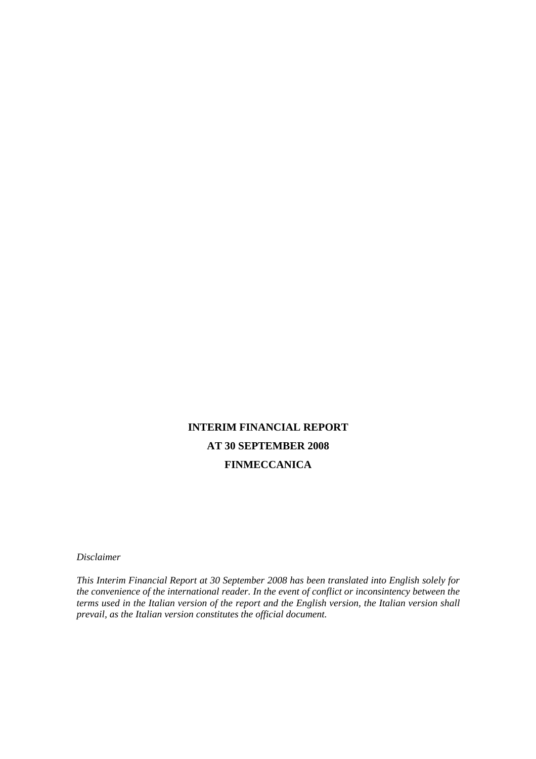# INTERIM FINANCIAL REPORT
# AT 30 SEPTEMBER 2008
# FINMECCANICA

*Disclaimer*

*This Interim Financial Report at 30 September 2008 has been translated into English solely for the convenience of the international reader. In the event of conflict or inconsintency between the terms used in the Italian version of the report and the English version, the Italian version shall prevail, as the Italian version constitutes the official document.*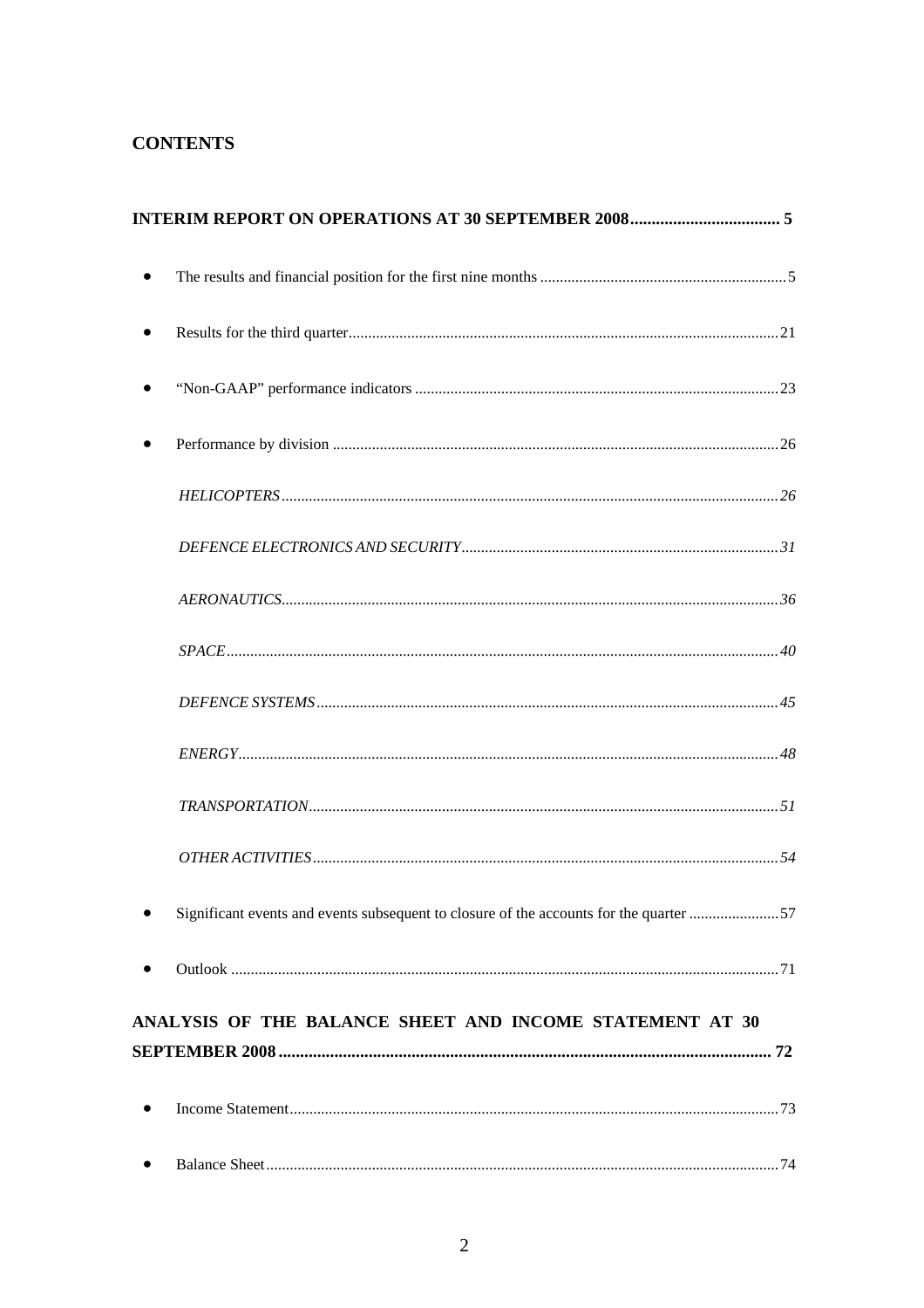# CONTENTS

**INTERIM REPORT ON OPERATIONS AT 30 SEPTEMBER 2008 .................................. 5**

- The results and financial position for the first nine months .............................................................. 5
- Results for the third quarter ............................................................................................................ 21
- "Non-GAAP" performance indicators ............................................................................................ 23
- Performance by division ................................................................................................................. 26
  - *HELICOPTERS* ........................................................................................................................ 26
  - *DEFENCE ELECTRONICS AND SECURITY* ........................................................................ 31
  - *AERONAUTICS* ....................................................................................................................... 36
  - *SPACE* ..................................................................................................................................... 40
  - *DEFENCE SYSTEMS* .............................................................................................................. 45
  - *ENERGY* .................................................................................................................................. 48
  - *TRANSPORTATION* ............................................................................................................... 51
  - *OTHER ACTIVITIES* .............................................................................................................. 54
- Significant events and events subsequent to closure of the accounts for the quarter ....................... 57
- Outlook ........................................................................................................................................... 71

**ANALYSIS OF THE BALANCE SHEET AND INCOME STATEMENT AT 30 SEPTEMBER 2008 ................................................................................................................... 72**

- Income Statement ............................................................................................................................ 73
- Balance Sheet .................................................................................................................................. 74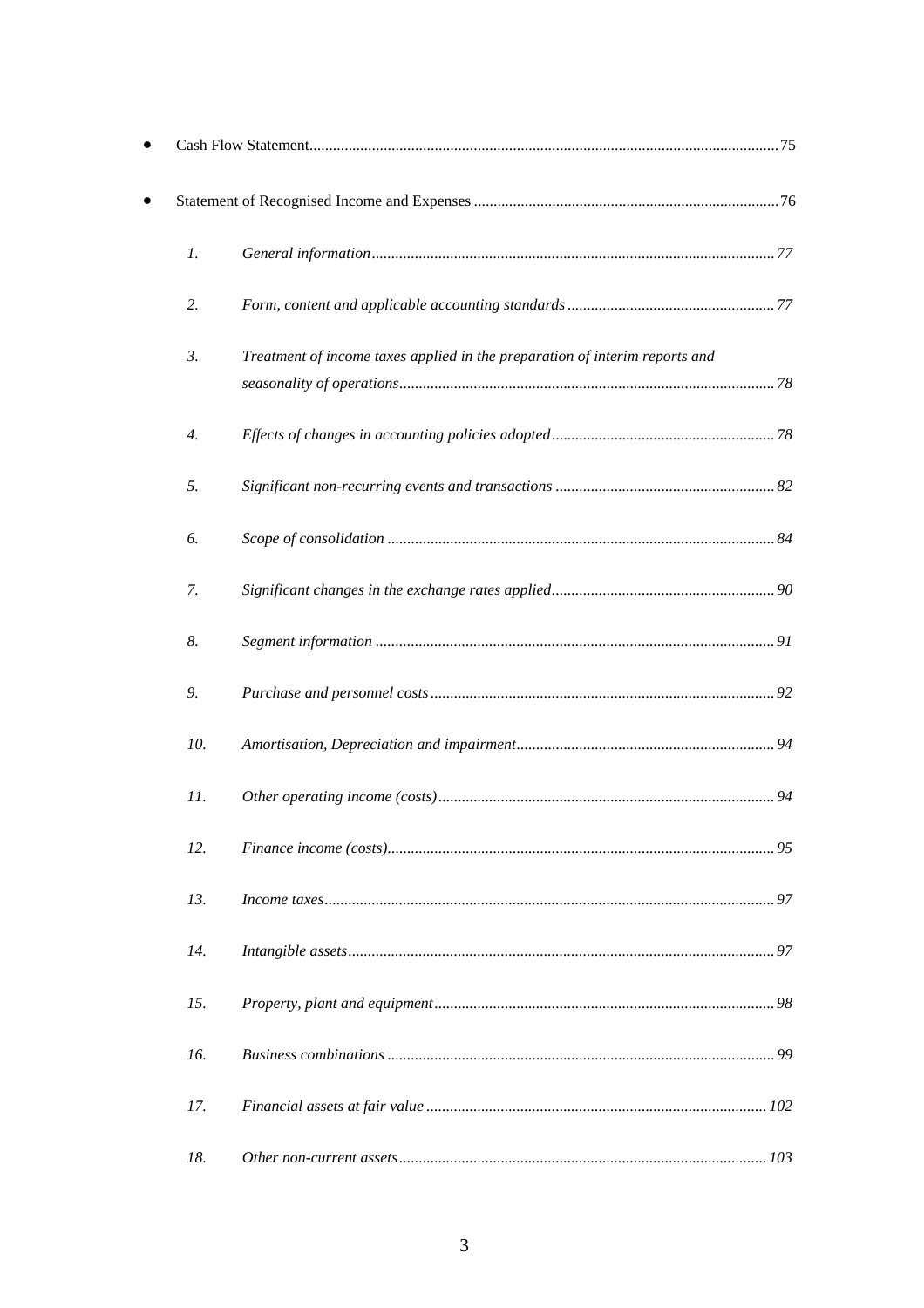- Cash Flow Statement......................................................................................................................75
- Statement of Recognised Income and Expenses .............................................................................76

    1. *General information......................................................................................................77*
    2. *Form, content and applicable accounting standards ....................................................77*
    3. *Treatment of income taxes applied in the preparation of interim reports and seasonality of operations...............................................................................................78*
    4. *Effects of changes in accounting policies adopted........................................................78*
    5. *Significant non-recurring events and transactions .......................................................82*
    6. *Scope of consolidation ..................................................................................................84*
    7. *Significant changes in the exchange rates applied........................................................90*
    8. *Segment information .....................................................................................................91*
    9. *Purchase and personnel costs.......................................................................................92*
    10. *Amortisation, Depreciation and impairment.................................................................94*
    11. *Other operating income (costs).....................................................................................94*
    12. *Finance income (costs)..................................................................................................95*
    13. *Income taxes..................................................................................................................97*
    14. *Intangible assets............................................................................................................97*
    15. *Property, plant and equipment......................................................................................98*
    16. *Business combinations ..................................................................................................99*
    17. *Financial assets at fair value ......................................................................................102*
    18. *Other non-current assets.............................................................................................103*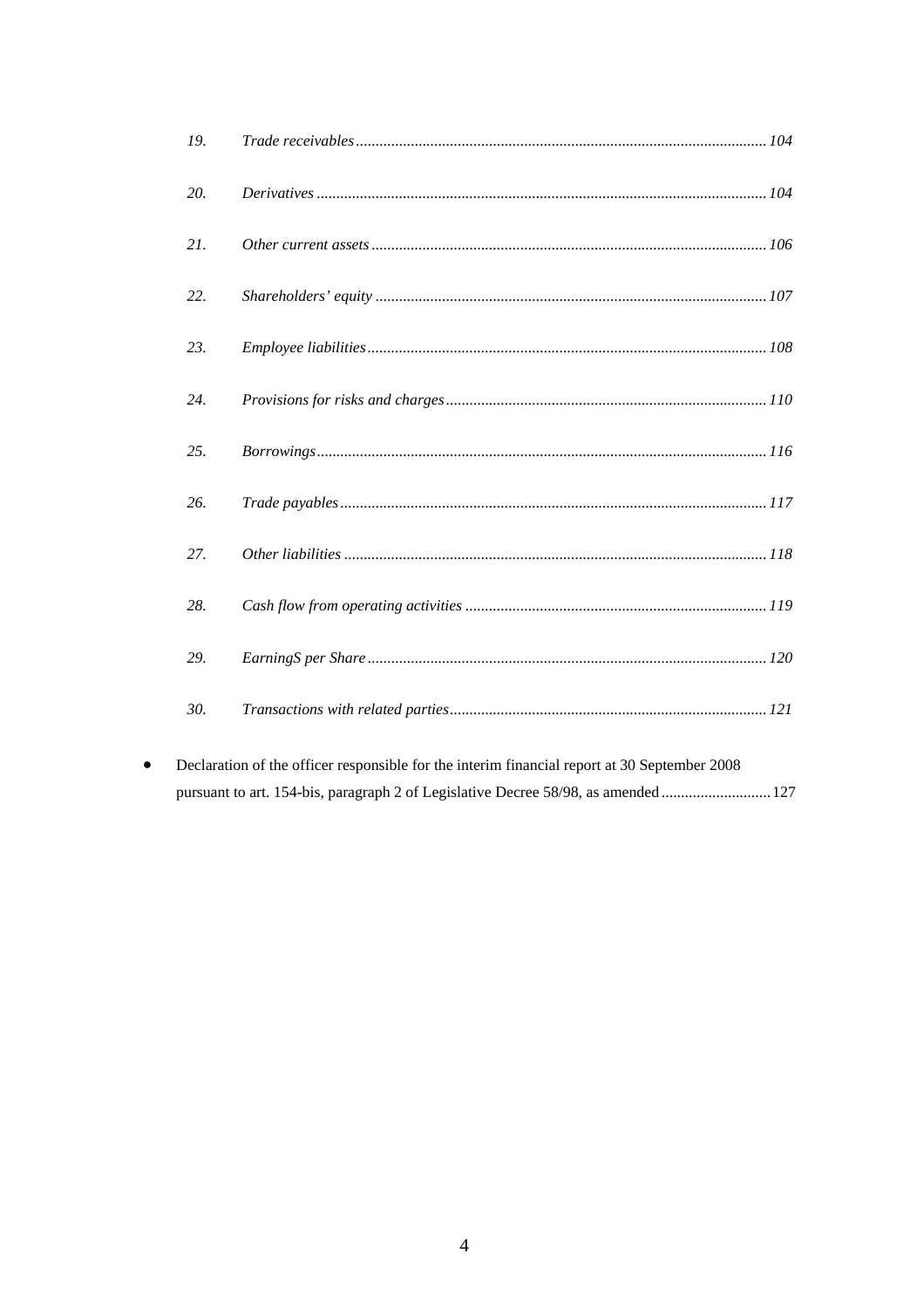19. *Trade receivables* ........................................................................................................ *104*

20. *Derivatives* ................................................................................................................. *104*

21. *Other current assets* ................................................................................................... *106*

22. *Shareholders' equity* .................................................................................................. *107*

23. *Employee liabilities* .................................................................................................... *108*

24. *Provisions for risks and charges* ................................................................................ *110*

25. *Borrowings* ................................................................................................................. *116*

26. *Trade payables* ........................................................................................................... *117*

27. *Other liabilities* .......................................................................................................... *118*

28. *Cash flow from operating activities* ............................................................................ *119*

29. *EarningS per Share* .................................................................................................... *120*

30. *Transactions with related parties* ................................................................................ *121*

- Declaration of the officer responsible for the interim financial report at 30 September 2008 pursuant to art. 154-bis, paragraph 2 of Legislative Decree 58/98, as amended ........................... 127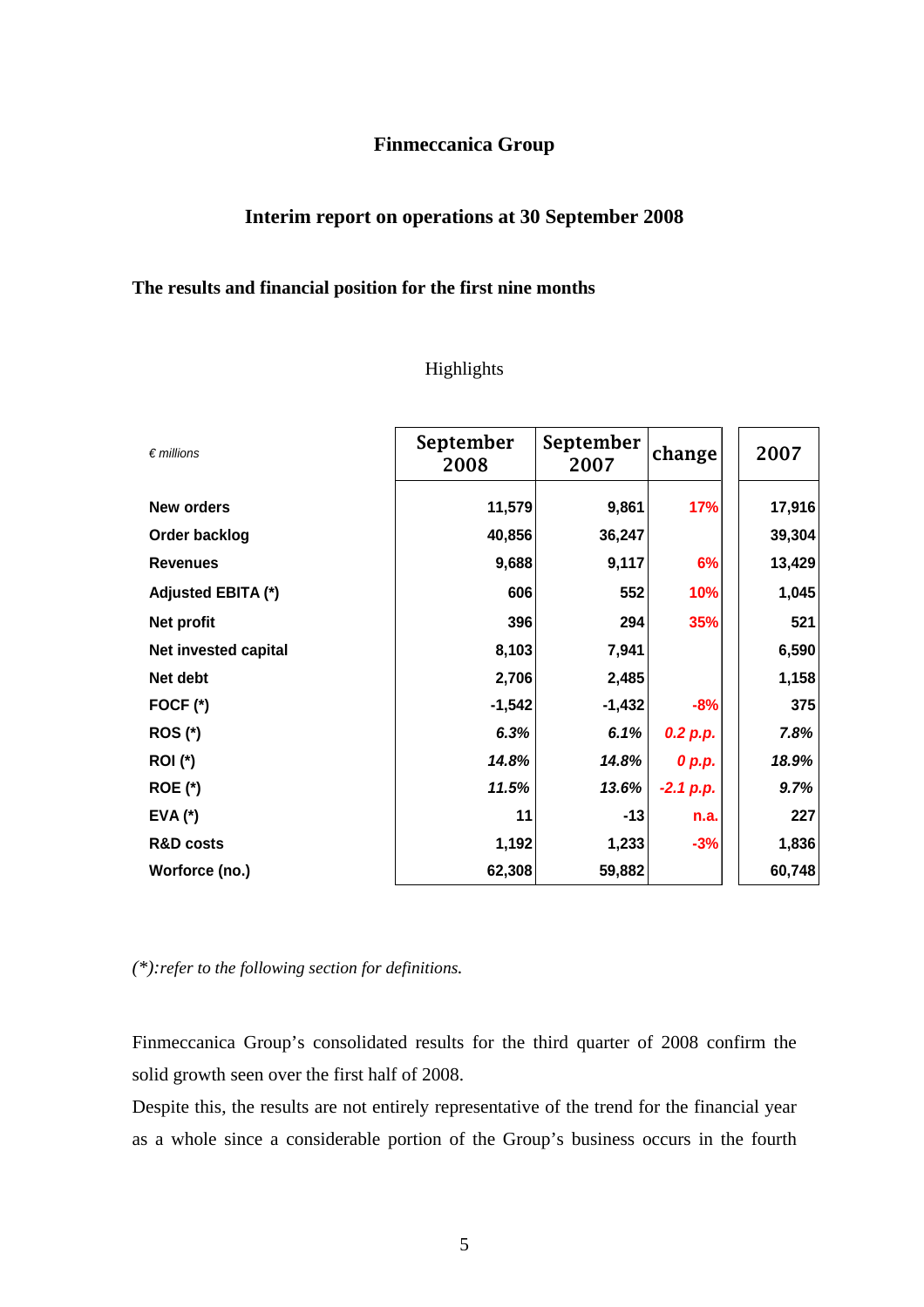# Finmeccanica Group

## Interim report on operations at 30 September 2008

### The results and financial position for the first nine months

Highlights

| *€ millions* | September 2008 | September 2007 | change | 2007 |
|---|---|---|---|---|
| **New orders** | 11,579 | 9,861 | 17% | 17,916 |
| **Order backlog** | 40,856 | 36,247 | | 39,304 |
| **Revenues** | 9,688 | 9,117 | 6% | 13,429 |
| **Adjusted EBITA (\*)** | 606 | 552 | 10% | 1,045 |
| **Net profit** | 396 | 294 | 35% | 521 |
| **Net invested capital** | 8,103 | 7,941 | | 6,590 |
| **Net debt** | 2,706 | 2,485 | | 1,158 |
| **FOCF (\*)** | -1,542 | -1,432 | -8% | 375 |
| **ROS (\*)** | *6.3%* | *6.1%* | *0.2 p.p.* | *7.8%* |
| **ROI (\*)** | *14.8%* | *14.8%* | *0 p.p.* | *18.9%* |
| **ROE (\*)** | *11.5%* | *13.6%* | *-2.1 p.p.* | *9.7%* |
| **EVA (\*)** | 11 | -13 | n.a. | 227 |
| **R&D costs** | 1,192 | 1,233 | -3% | 1,836 |
| **Worforce (no.)** | 62,308 | 59,882 | | 60,748 |

*(\*):refer to the following section for definitions.*

Finmeccanica Group's consolidated results for the third quarter of 2008 confirm the solid growth seen over the first half of 2008.

Despite this, the results are not entirely representative of the trend for the financial year as a whole since a considerable portion of the Group's business occurs in the fourth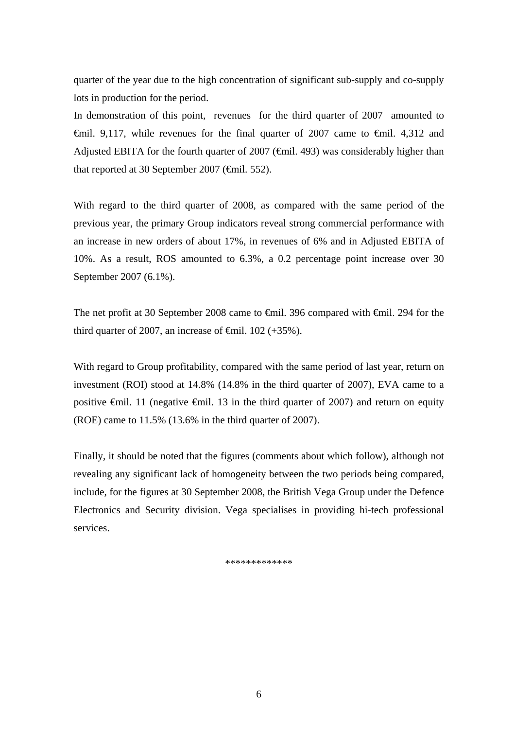quarter of the year due to the high concentration of significant sub-supply and co-supply lots in production for the period.
In demonstration of this point, revenues for the third quarter of 2007 amounted to €mil. 9,117, while revenues for the final quarter of 2007 came to €mil. 4,312 and Adjusted EBITA for the fourth quarter of 2007 (€mil. 493) was considerably higher than that reported at 30 September 2007 (€mil. 552).

With regard to the third quarter of 2008, as compared with the same period of the previous year, the primary Group indicators reveal strong commercial performance with an increase in new orders of about 17%, in revenues of 6% and in Adjusted EBITA of 10%. As a result, ROS amounted to 6.3%, a 0.2 percentage point increase over 30 September 2007 (6.1%).

The net profit at 30 September 2008 came to €mil. 396 compared with €mil. 294 for the third quarter of 2007, an increase of €mil. 102 (+35%).

With regard to Group profitability, compared with the same period of last year, return on investment (ROI) stood at 14.8% (14.8% in the third quarter of 2007), EVA came to a positive €mil. 11 (negative €mil. 13 in the third quarter of 2007) and return on equity (ROE) came to 11.5% (13.6% in the third quarter of 2007).

Finally, it should be noted that the figures (comments about which follow), although not revealing any significant lack of homogeneity between the two periods being compared, include, for the figures at 30 September 2008, the British Vega Group under the Defence Electronics and Security division. Vega specialises in providing hi-tech professional services.

*************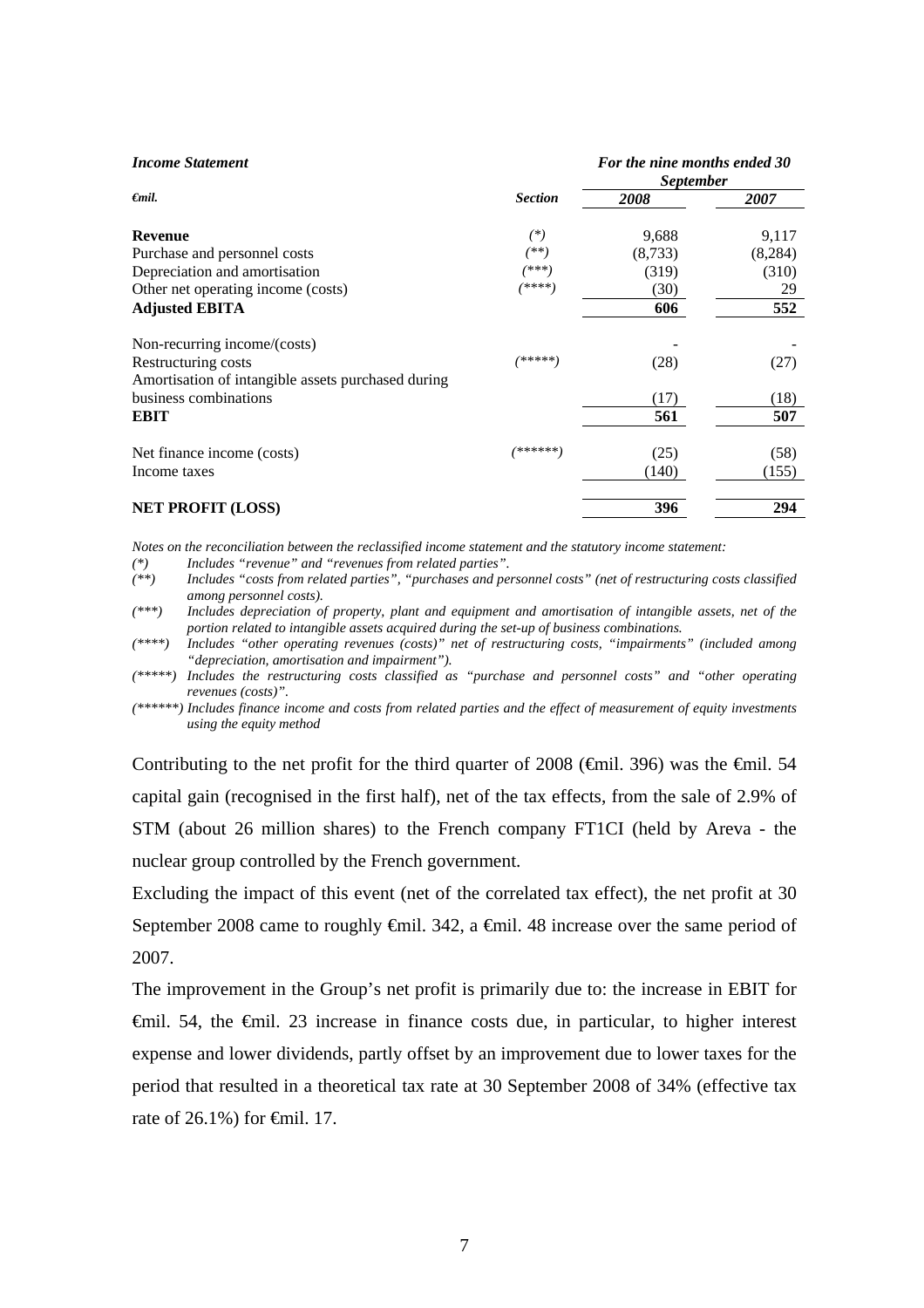| *Income Statement* | | *For the nine months ended 30 September* | |
|---|---|---|---|
| *€mil.* | ***Section*** | ***2008*** | ***2007*** |
| **Revenue** | (*) | 9,688 | 9,117 |
| Purchase and personnel costs | (**) | (8,733) | (8,284) |
| Depreciation and amortisation | (***) | (319) | (310) |
| Other net operating income (costs) | (****) | (30) | 29 |
| **Adjusted EBITA** | | **606** | **552** |
| Non-recurring income/(costs) | | - | - |
| Restructuring costs | (*****) | (28) | (27) |
| Amortisation of intangible assets purchased during business combinations | | (17) | (18) |
| **EBIT** | | **561** | **507** |
| Net finance income (costs) | (******) | (25) | (58) |
| Income taxes | | (140) | (155) |
| **NET PROFIT (LOSS)** | | **396** | **294** |

*Notes on the reconciliation between the reclassified income statement and the statutory income statement:*

*(*) Includes "revenue" and "revenues from related parties".*

*(**) Includes "costs from related parties", "purchases and personnel costs" (net of restructuring costs classified among personnel costs).*

*(***) Includes depreciation of property, plant and equipment and amortisation of intangible assets, net of the portion related to intangible assets acquired during the set-up of business combinations.*

*(****) Includes "other operating revenues (costs)" net of restructuring costs, "impairments" (included among "depreciation, amortisation and impairment").*

*(*****) Includes the restructuring costs classified as "purchase and personnel costs" and "other operating revenues (costs)".*

*(******) Includes finance income and costs from related parties and the effect of measurement of equity investments using the equity method*

Contributing to the net profit for the third quarter of 2008 (€mil. 396) was the €mil. 54 capital gain (recognised in the first half), net of the tax effects, from the sale of 2.9% of STM (about 26 million shares) to the French company FT1CI (held by Areva - the nuclear group controlled by the French government.

Excluding the impact of this event (net of the correlated tax effect), the net profit at 30 September 2008 came to roughly €mil. 342, a €mil. 48 increase over the same period of 2007.

The improvement in the Group's net profit is primarily due to: the increase in EBIT for €mil. 54, the €mil. 23 increase in finance costs due, in particular, to higher interest expense and lower dividends, partly offset by an improvement due to lower taxes for the period that resulted in a theoretical tax rate at 30 September 2008 of 34% (effective tax rate of 26.1%) for €mil. 17.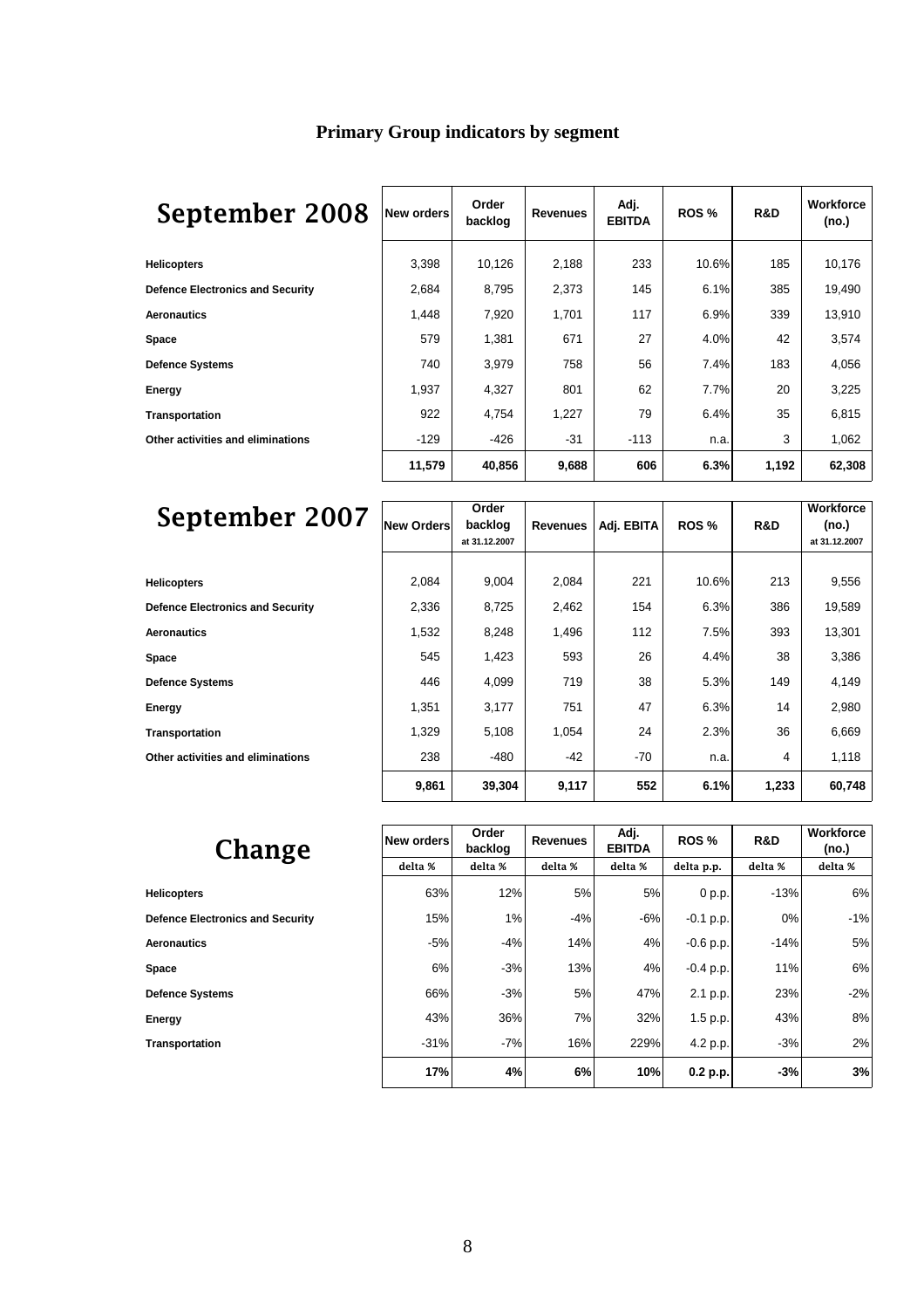## Primary Group indicators by segment

### September 2008

| | New orders | Order backlog | Revenues | Adj. EBITDA | ROS % | R&D | Workforce (no.) |
|---|---|---|---|---|---|---|---|
| Helicopters | 3,398 | 10,126 | 2,188 | 233 | 10.6% | 185 | 10,176 |
| Defence Electronics and Security | 2,684 | 8,795 | 2,373 | 145 | 6.1% | 385 | 19,490 |
| Aeronautics | 1,448 | 7,920 | 1,701 | 117 | 6.9% | 339 | 13,910 |
| Space | 579 | 1,381 | 671 | 27 | 4.0% | 42 | 3,574 |
| Defence Systems | 740 | 3,979 | 758 | 56 | 7.4% | 183 | 4,056 |
| Energy | 1,937 | 4,327 | 801 | 62 | 7.7% | 20 | 3,225 |
| Transportation | 922 | 4,754 | 1,227 | 79 | 6.4% | 35 | 6,815 |
| Other activities and eliminations | -129 | -426 | -31 | -113 | n.a. | 3 | 1,062 |
| | **11,579** | **40,856** | **9,688** | **606** | **6.3%** | **1,192** | **62,308** |

### September 2007

| | New Orders | Order backlog at 31.12.2007 | Revenues | Adj. EBITA | ROS % | R&D | Workforce (no.) at 31.12.2007 |
|---|---|---|---|---|---|---|---|
| Helicopters | 2,084 | 9,004 | 2,084 | 221 | 10.6% | 213 | 9,556 |
| Defence Electronics and Security | 2,336 | 8,725 | 2,462 | 154 | 6.3% | 386 | 19,589 |
| Aeronautics | 1,532 | 8,248 | 1,496 | 112 | 7.5% | 393 | 13,301 |
| Space | 545 | 1,423 | 593 | 26 | 4.4% | 38 | 3,386 |
| Defence Systems | 446 | 4,099 | 719 | 38 | 5.3% | 149 | 4,149 |
| Energy | 1,351 | 3,177 | 751 | 47 | 6.3% | 14 | 2,980 |
| Transportation | 1,329 | 5,108 | 1,054 | 24 | 2.3% | 36 | 6,669 |
| Other activities and eliminations | 238 | -480 | -42 | -70 | n.a. | 4 | 1,118 |
| | **9,861** | **39,304** | **9,117** | **552** | **6.1%** | **1,233** | **60,748** |

### Change

| | New orders | Order backlog | Revenues | Adj. EBITDA | ROS % | R&D | Workforce (no.) |
|---|---|---|---|---|---|---|---|
| | delta % | delta % | delta % | delta % | delta p.p. | delta % | delta % |
| Helicopters | 63% | 12% | 5% | 5% | 0 p.p. | -13% | 6% |
| Defence Electronics and Security | 15% | 1% | -4% | -6% | -0.1 p.p. | 0% | -1% |
| Aeronautics | -5% | -4% | 14% | 4% | -0.6 p.p. | -14% | 5% |
| Space | 6% | -3% | 13% | 4% | -0.4 p.p. | 11% | 6% |
| Defence Systems | 66% | -3% | 5% | 47% | 2.1 p.p. | 23% | -2% |
| Energy | 43% | 36% | 7% | 32% | 1.5 p.p. | 43% | 8% |
| Transportation | -31% | -7% | 16% | 229% | 4.2 p.p. | -3% | 2% |
| | **17%** | **4%** | **6%** | **10%** | **0.2 p.p.** | **-3%** | **3%** |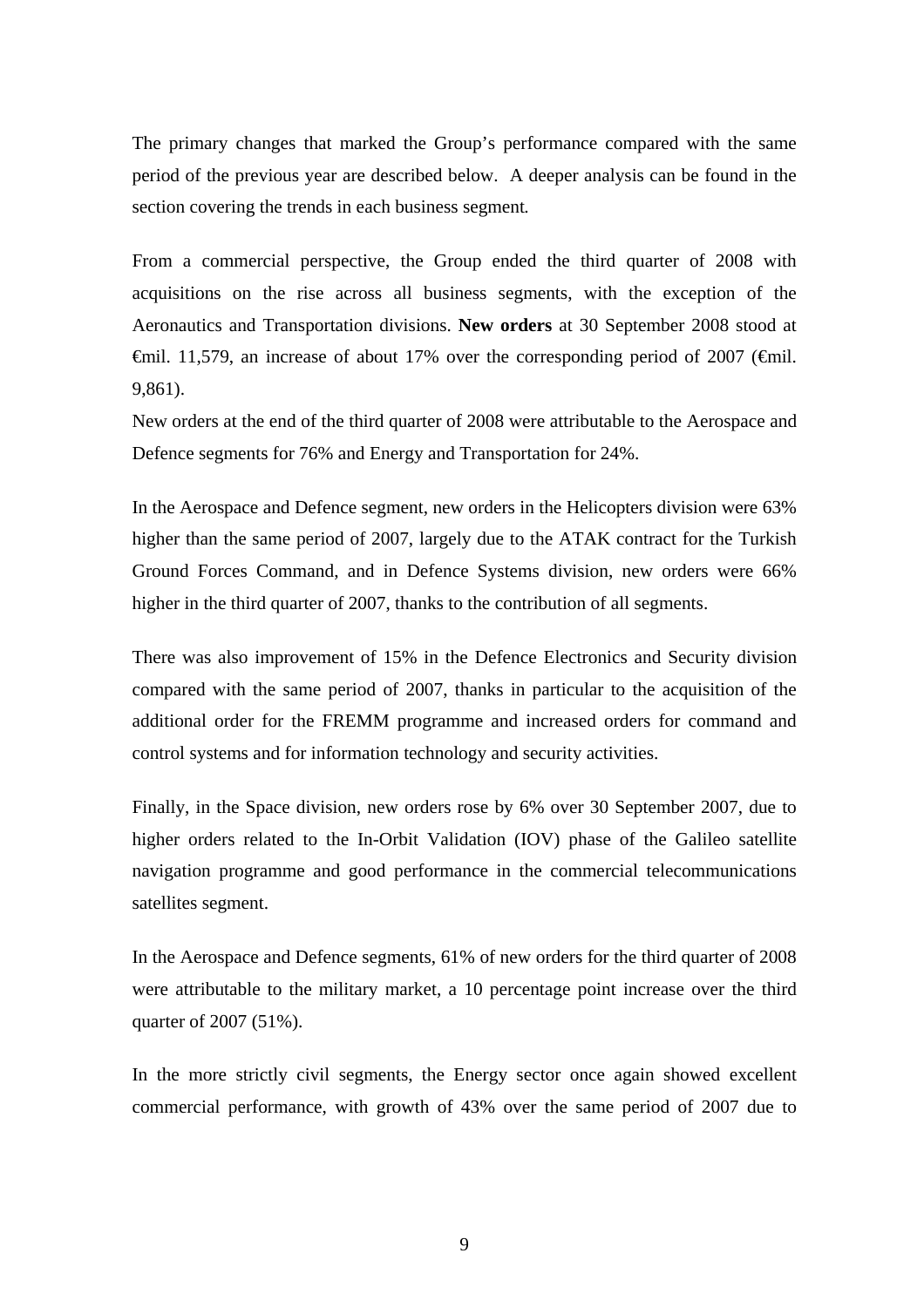The primary changes that marked the Group's performance compared with the same period of the previous year are described below. A deeper analysis can be found in the section covering the trends in each business segment.

From a commercial perspective, the Group ended the third quarter of 2008 with acquisitions on the rise across all business segments, with the exception of the Aeronautics and Transportation divisions. **New orders** at 30 September 2008 stood at €mil. 11,579, an increase of about 17% over the corresponding period of 2007 (€mil. 9,861).

New orders at the end of the third quarter of 2008 were attributable to the Aerospace and Defence segments for 76% and Energy and Transportation for 24%.

In the Aerospace and Defence segment, new orders in the Helicopters division were 63% higher than the same period of 2007, largely due to the ATAK contract for the Turkish Ground Forces Command, and in Defence Systems division, new orders were 66% higher in the third quarter of 2007, thanks to the contribution of all segments.

There was also improvement of 15% in the Defence Electronics and Security division compared with the same period of 2007, thanks in particular to the acquisition of the additional order for the FREMM programme and increased orders for command and control systems and for information technology and security activities.

Finally, in the Space division, new orders rose by 6% over 30 September 2007, due to higher orders related to the In-Orbit Validation (IOV) phase of the Galileo satellite navigation programme and good performance in the commercial telecommunications satellites segment.

In the Aerospace and Defence segments, 61% of new orders for the third quarter of 2008 were attributable to the military market, a 10 percentage point increase over the third quarter of 2007 (51%).

In the more strictly civil segments, the Energy sector once again showed excellent commercial performance, with growth of 43% over the same period of 2007 due to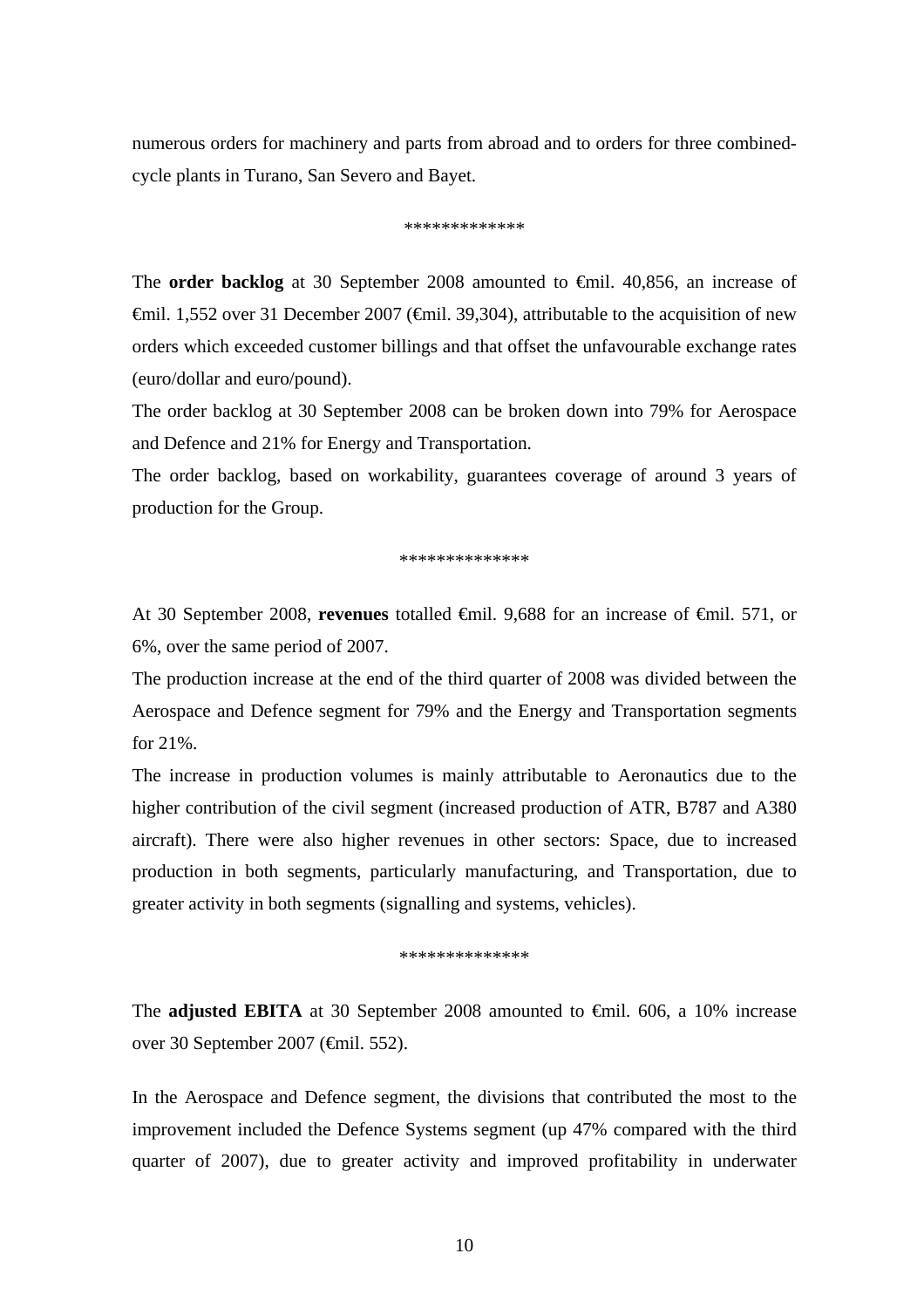numerous orders for machinery and parts from abroad and to orders for three combined-cycle plants in Turano, San Severo and Bayet.

*************

The **order backlog** at 30 September 2008 amounted to €mil. 40,856, an increase of €mil. 1,552 over 31 December 2007 (€mil. 39,304), attributable to the acquisition of new orders which exceeded customer billings and that offset the unfavourable exchange rates (euro/dollar and euro/pound).

The order backlog at 30 September 2008 can be broken down into 79% for Aerospace and Defence and 21% for Energy and Transportation.

The order backlog, based on workability, guarantees coverage of around 3 years of production for the Group.

**************

At 30 September 2008, **revenues** totalled €mil. 9,688 for an increase of €mil. 571, or 6%, over the same period of 2007.

The production increase at the end of the third quarter of 2008 was divided between the Aerospace and Defence segment for 79% and the Energy and Transportation segments for 21%.

The increase in production volumes is mainly attributable to Aeronautics due to the higher contribution of the civil segment (increased production of ATR, B787 and A380 aircraft). There were also higher revenues in other sectors: Space, due to increased production in both segments, particularly manufacturing, and Transportation, due to greater activity in both segments (signalling and systems, vehicles).

**************

The **adjusted EBITA** at 30 September 2008 amounted to €mil. 606, a 10% increase over 30 September 2007 (€mil. 552).

In the Aerospace and Defence segment, the divisions that contributed the most to the improvement included the Defence Systems segment (up 47% compared with the third quarter of 2007), due to greater activity and improved profitability in underwater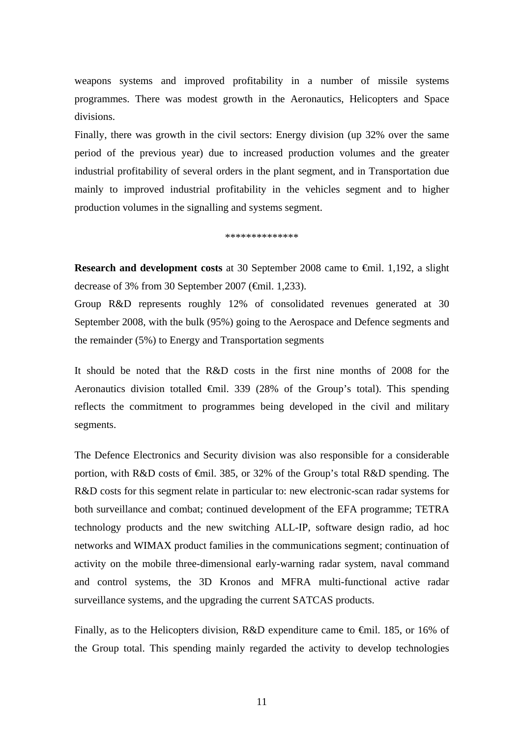weapons systems and improved profitability in a number of missile systems programmes. There was modest growth in the Aeronautics, Helicopters and Space divisions.

Finally, there was growth in the civil sectors: Energy division (up 32% over the same period of the previous year) due to increased production volumes and the greater industrial profitability of several orders in the plant segment, and in Transportation due mainly to improved industrial profitability in the vehicles segment and to higher production volumes in the signalling and systems segment.

**************

**Research and development costs** at 30 September 2008 came to €mil. 1,192, a slight decrease of 3% from 30 September 2007 (€mil. 1,233).

Group R&D represents roughly 12% of consolidated revenues generated at 30 September 2008, with the bulk (95%) going to the Aerospace and Defence segments and the remainder (5%) to Energy and Transportation segments

It should be noted that the R&D costs in the first nine months of 2008 for the Aeronautics division totalled €mil. 339 (28% of the Group's total). This spending reflects the commitment to programmes being developed in the civil and military segments.

The Defence Electronics and Security division was also responsible for a considerable portion, with R&D costs of €mil. 385, or 32% of the Group's total R&D spending. The R&D costs for this segment relate in particular to: new electronic-scan radar systems for both surveillance and combat; continued development of the EFA programme; TETRA technology products and the new switching ALL-IP, software design radio, ad hoc networks and WIMAX product families in the communications segment; continuation of activity on the mobile three-dimensional early-warning radar system, naval command and control systems, the 3D Kronos and MFRA multi-functional active radar surveillance systems, and the upgrading the current SATCAS products.

Finally, as to the Helicopters division, R&D expenditure came to €mil. 185, or 16% of the Group total. This spending mainly regarded the activity to develop technologies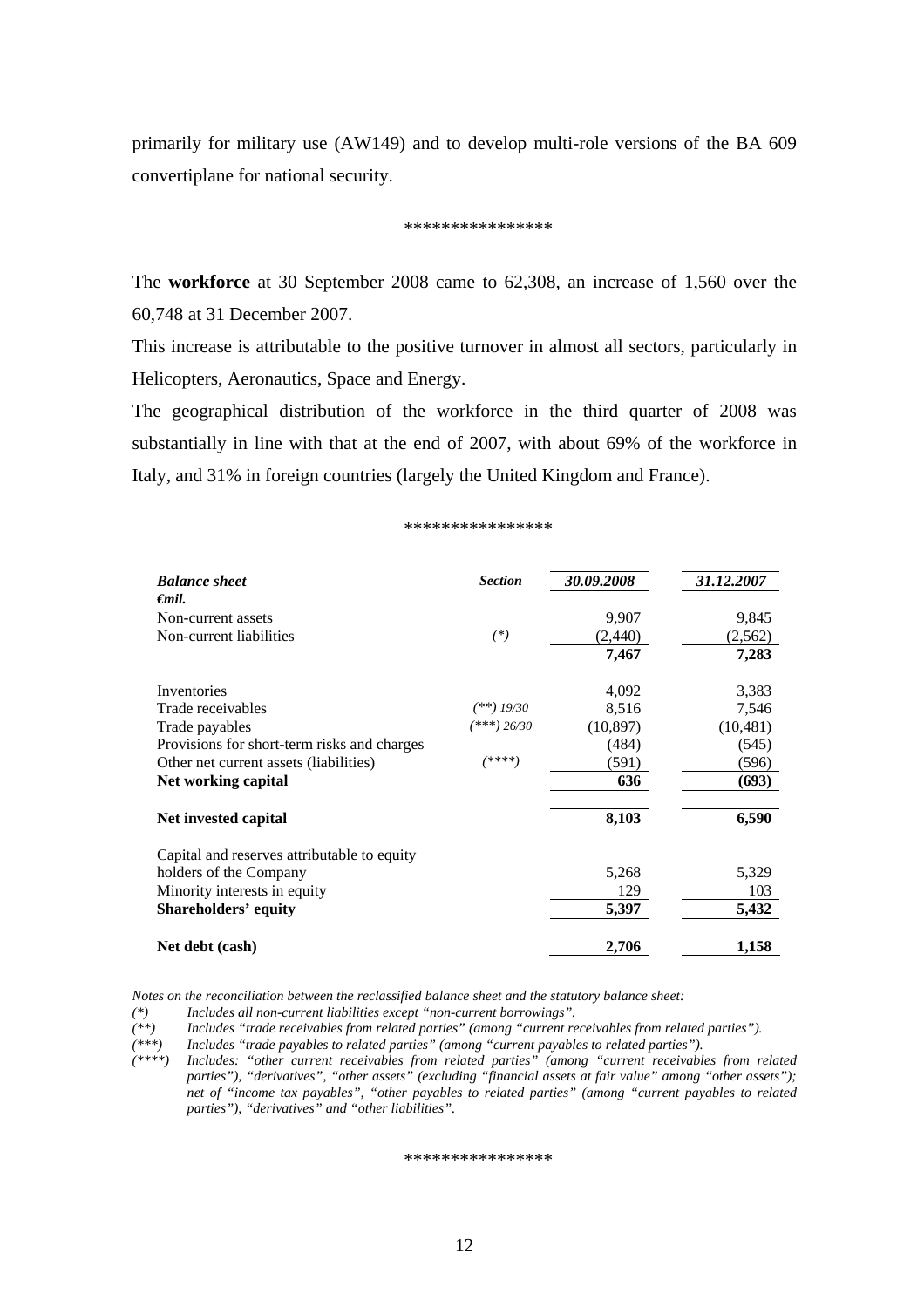primarily for military use (AW149) and to develop multi-role versions of the BA 609 convertiplane for national security.

****************

The **workforce** at 30 September 2008 came to 62,308, an increase of 1,560 over the 60,748 at 31 December 2007.

This increase is attributable to the positive turnover in almost all sectors, particularly in Helicopters, Aeronautics, Space and Energy.

The geographical distribution of the workforce in the third quarter of 2008 was substantially in line with that at the end of 2007, with about 69% of the workforce in Italy, and 31% in foreign countries (largely the United Kingdom and France).

****************

| ***Balance sheet*** *€mil.* | ***Section*** | ***30.09.2008*** | ***31.12.2007*** |
|---|---|---|---|
| Non-current assets | | 9,907 | 9,845 |
| Non-current liabilities | *(*)* | (2,440) | (2,562) |
| | | **7,467** | **7,283** |
| | | | |
| Inventories | | 4,092 | 3,383 |
| Trade receivables | *(**) 19/30* | 8,516 | 7,546 |
| Trade payables | *(***) 26/30* | (10,897) | (10,481) |
| Provisions for short-term risks and charges | | (484) | (545) |
| Other net current assets (liabilities) | *(****)* | (591) | (596) |
| **Net working capital** | | **636** | **(693)** |
| | | | |
| **Net invested capital** | | **8,103** | **6,590** |
| | | | |
| Capital and reserves attributable to equity holders of the Company | | 5,268 | 5,329 |
| Minority interests in equity | | 129 | 103 |
| **Shareholders' equity** | | **5,397** | **5,432** |
| | | | |
| **Net debt (cash)** | | **2,706** | **1,158** |

*Notes on the reconciliation between the reclassified balance sheet and the statutory balance sheet:*

*(*) Includes all non-current liabilities except "non-current borrowings".*

*(**) Includes "trade receivables from related parties" (among "current receivables from related parties").*

*(***) Includes "trade payables to related parties" (among "current payables to related parties").*

*(****) Includes: "other current receivables from related parties" (among "current receivables from related parties"), "derivatives", "other assets" (excluding "financial assets at fair value" among "other assets"); net of "income tax payables", "other payables to related parties" (among "current payables to related parties"), "derivatives" and "other liabilities".*

****************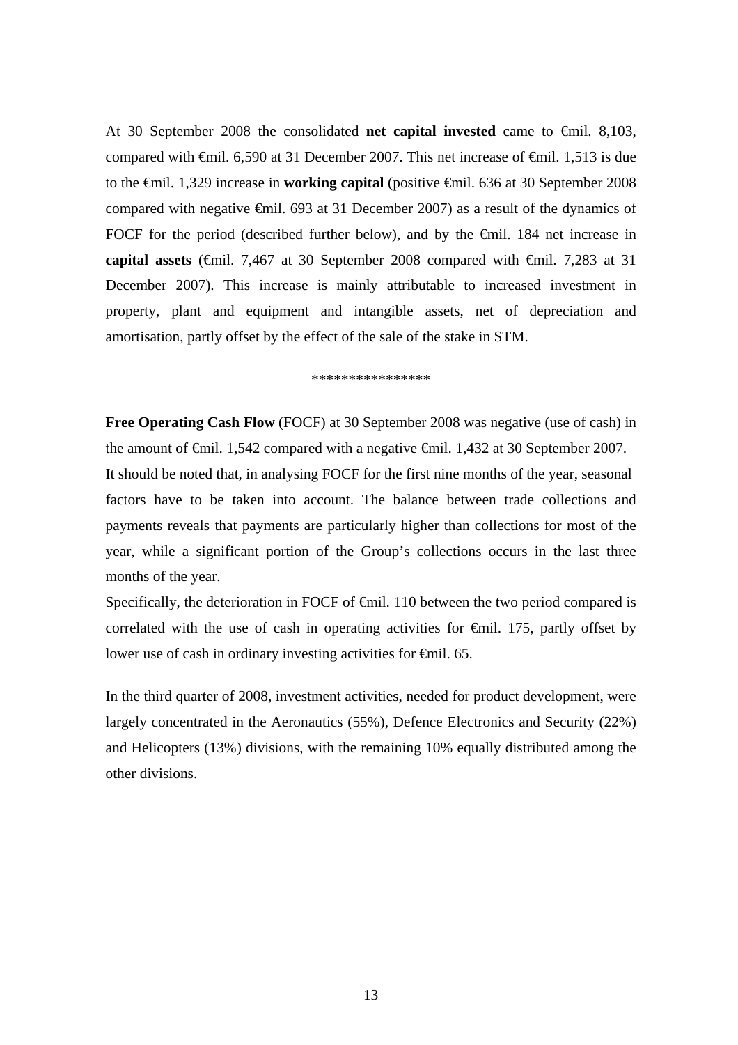At 30 September 2008 the consolidated **net capital invested** came to €mil. 8,103, compared with €mil. 6,590 at 31 December 2007. This net increase of €mil. 1,513 is due to the €mil. 1,329 increase in **working capital** (positive €mil. 636 at 30 September 2008 compared with negative €mil. 693 at 31 December 2007) as a result of the dynamics of FOCF for the period (described further below), and by the €mil. 184 net increase in **capital assets** (€mil. 7,467 at 30 September 2008 compared with €mil. 7,283 at 31 December 2007). This increase is mainly attributable to increased investment in property, plant and equipment and intangible assets, net of depreciation and amortisation, partly offset by the effect of the sale of the stake in STM.

\*\*\*\*\*\*\*\*\*\*\*\*\*\*\*\*

**Free Operating Cash Flow** (FOCF) at 30 September 2008 was negative (use of cash) in the amount of €mil. 1,542 compared with a negative €mil. 1,432 at 30 September 2007.
It should be noted that, in analysing FOCF for the first nine months of the year, seasonal factors have to be taken into account. The balance between trade collections and payments reveals that payments are particularly higher than collections for most of the year, while a significant portion of the Group's collections occurs in the last three months of the year.
Specifically, the deterioration in FOCF of €mil. 110 between the two period compared is correlated with the use of cash in operating activities for €mil. 175, partly offset by lower use of cash in ordinary investing activities for €mil. 65.

In the third quarter of 2008, investment activities, needed for product development, were largely concentrated in the Aeronautics (55%), Defence Electronics and Security (22%) and Helicopters (13%) divisions, with the remaining 10% equally distributed among the other divisions.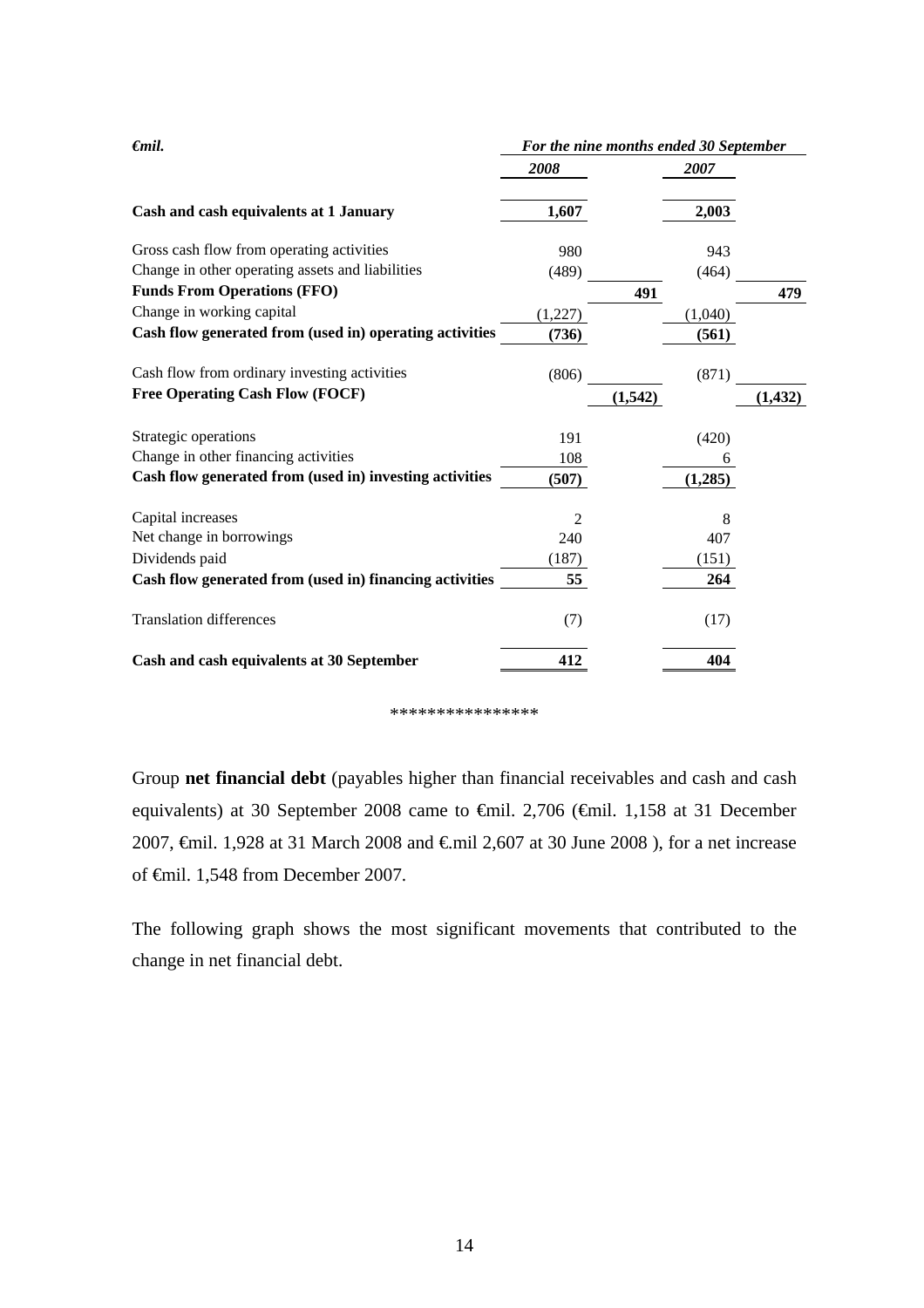| *€mil.* | *For the nine months ended 30 September* | | | |
|---|---|---|---|---|
| | ***2008*** | | ***2007*** | |
| **Cash and cash equivalents at 1 January** | **1,607** | | **2,003** | |
| Gross cash flow from operating activities | 980 | | 943 | |
| Change in other operating assets and liabilities | (489) | | (464) | |
| **Funds From Operations (FFO)** | | **491** | | **479** |
| Change in working capital | (1,227) | | (1,040) | |
| **Cash flow generated from (used in) operating activities** | **(736)** | | **(561)** | |
| Cash flow from ordinary investing activities | (806) | | (871) | |
| **Free Operating Cash Flow (FOCF)** | | **(1,542)** | | **(1,432)** |
| Strategic operations | 191 | | (420) | |
| Change in other financing activities | 108 | | 6 | |
| **Cash flow generated from (used in) investing activities** | **(507)** | | **(1,285)** | |
| Capital increases | 2 | | 8 | |
| Net change in borrowings | 240 | | 407 | |
| Dividends paid | (187) | | (151) | |
| **Cash flow generated from (used in) financing activities** | **55** | | **264** | |
| Translation differences | (7) | | (17) | |
| **Cash and cash equivalents at 30 September** | **412** | | **404** | |

****************

Group **net financial debt** (payables higher than financial receivables and cash and cash equivalents) at 30 September 2008 came to €mil. 2,706 (€mil. 1,158 at 31 December 2007, €mil. 1,928 at 31 March 2008 and €.mil 2,607 at 30 June 2008 ), for a net increase of €mil. 1,548 from December 2007.

The following graph shows the most significant movements that contributed to the change in net financial debt.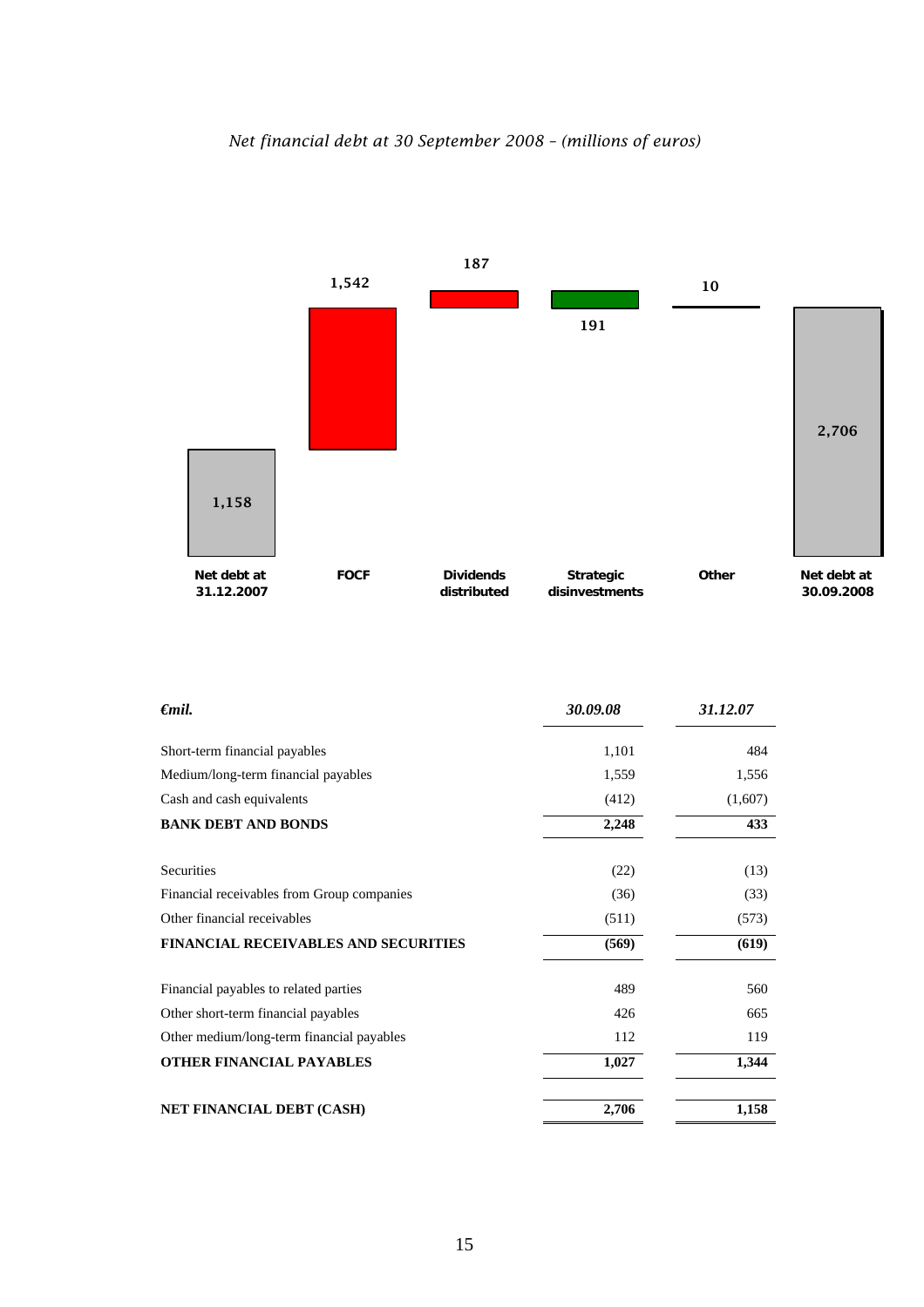*Net financial debt at 30 September 2008 – (millions of euros)*

| | Net debt at 31.12.2007 | FOCF | Dividends distributed | Strategic disinvestments | Other | Net debt at 30.09.2008 |
|---|---|---|---|---|---|---|
| | 1,158 | 1,542 | 187 | 191 | 10 | 2,706 |

| *€mil.* | *30.09.08* | *31.12.07* |
|---|---|---|
| Short-term financial payables | 1,101 | 484 |
| Medium/long-term financial payables | 1,559 | 1,556 |
| Cash and cash equivalents | (412) | (1,607) |
| **BANK DEBT AND BONDS** | **2,248** | **433** |
| Securities | (22) | (13) |
| Financial receivables from Group companies | (36) | (33) |
| Other financial receivables | (511) | (573) |
| **FINANCIAL RECEIVABLES AND SECURITIES** | **(569)** | **(619)** |
| Financial payables to related parties | 489 | 560 |
| Other short-term financial payables | 426 | 665 |
| Other medium/long-term financial payables | 112 | 119 |
| **OTHER FINANCIAL PAYABLES** | **1,027** | **1,344** |
| **NET FINANCIAL DEBT (CASH)** | **2,706** | **1,158** |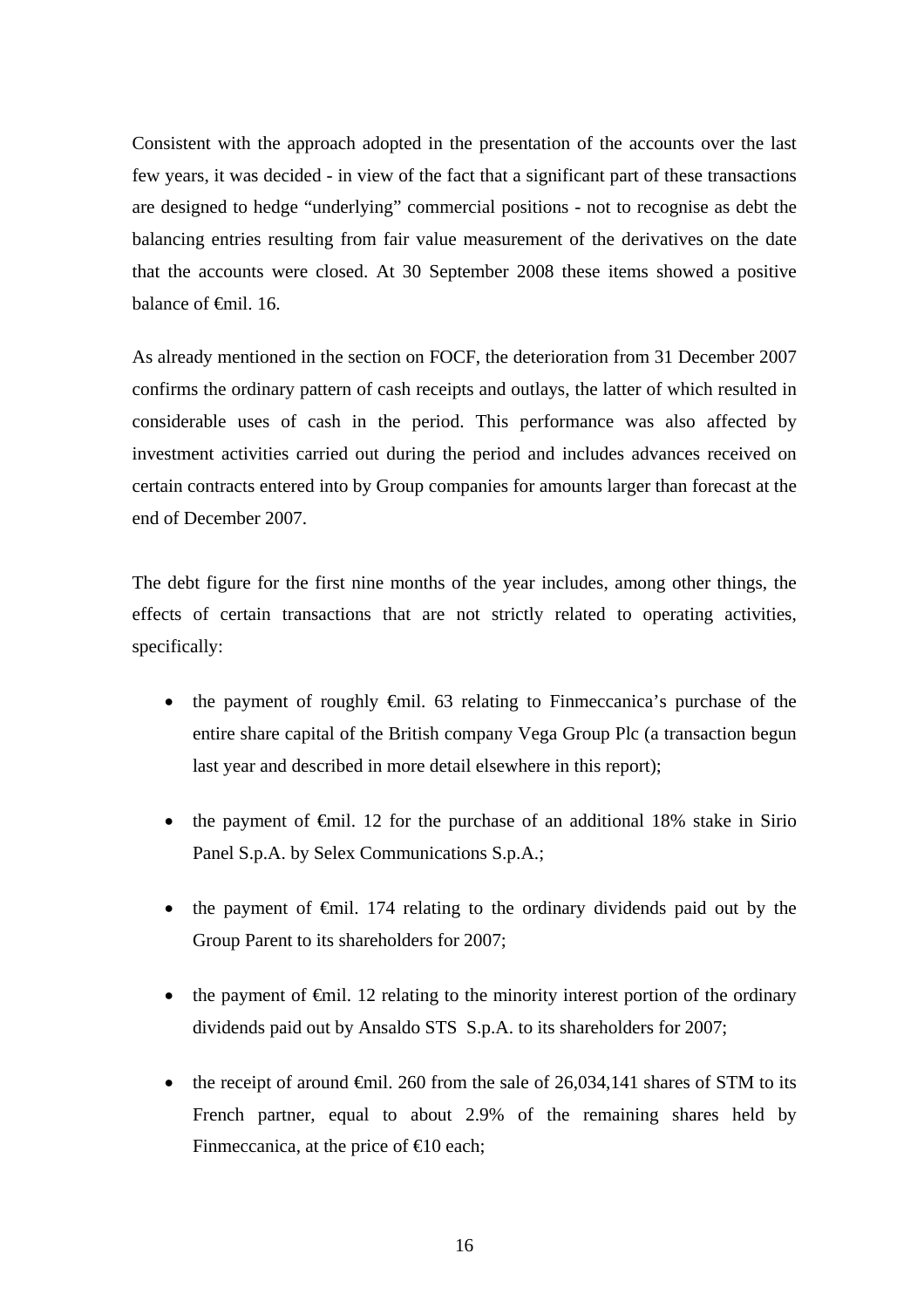Consistent with the approach adopted in the presentation of the accounts over the last few years, it was decided - in view of the fact that a significant part of these transactions are designed to hedge "underlying" commercial positions - not to recognise as debt the balancing entries resulting from fair value measurement of the derivatives on the date that the accounts were closed. At 30 September 2008 these items showed a positive balance of €mil. 16.

As already mentioned in the section on FOCF, the deterioration from 31 December 2007 confirms the ordinary pattern of cash receipts and outlays, the latter of which resulted in considerable uses of cash in the period. This performance was also affected by investment activities carried out during the period and includes advances received on certain contracts entered into by Group companies for amounts larger than forecast at the end of December 2007.

The debt figure for the first nine months of the year includes, among other things, the effects of certain transactions that are not strictly related to operating activities, specifically:

- the payment of roughly €mil. 63 relating to Finmeccanica's purchase of the entire share capital of the British company Vega Group Plc (a transaction begun last year and described in more detail elsewhere in this report);
- the payment of €mil. 12 for the purchase of an additional 18% stake in Sirio Panel S.p.A. by Selex Communications S.p.A.;
- the payment of €mil. 174 relating to the ordinary dividends paid out by the Group Parent to its shareholders for 2007;
- the payment of €mil. 12 relating to the minority interest portion of the ordinary dividends paid out by Ansaldo STS S.p.A. to its shareholders for 2007;
- the receipt of around €mil. 260 from the sale of 26,034,141 shares of STM to its French partner, equal to about 2.9% of the remaining shares held by Finmeccanica, at the price of €10 each;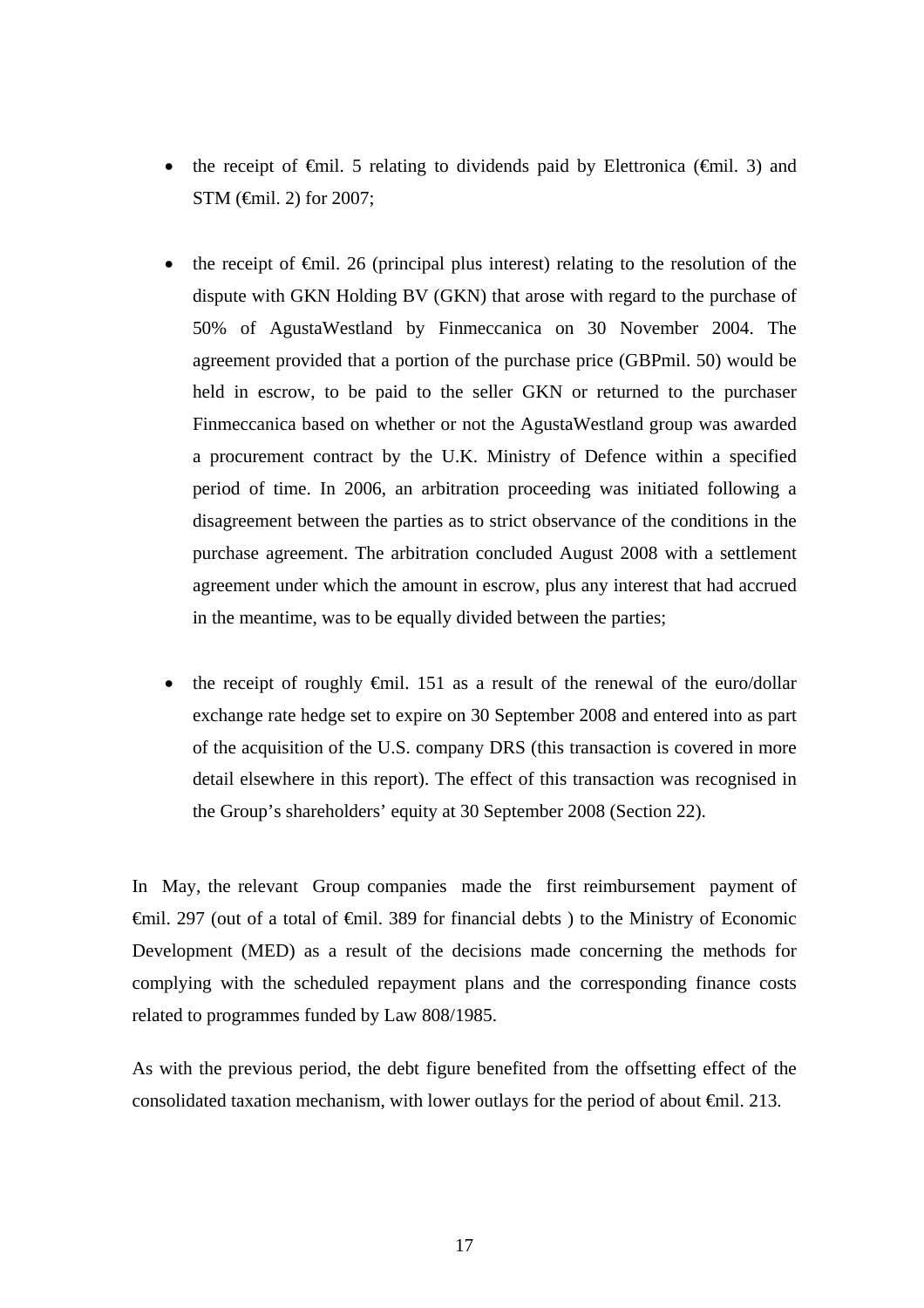- the receipt of €mil. 5 relating to dividends paid by Elettronica (€mil. 3) and STM (€mil. 2) for 2007;

- the receipt of €mil. 26 (principal plus interest) relating to the resolution of the dispute with GKN Holding BV (GKN) that arose with regard to the purchase of 50% of AgustaWestland by Finmeccanica on 30 November 2004. The agreement provided that a portion of the purchase price (GBPmil. 50) would be held in escrow, to be paid to the seller GKN or returned to the purchaser Finmeccanica based on whether or not the AgustaWestland group was awarded a procurement contract by the U.K. Ministry of Defence within a specified period of time. In 2006, an arbitration proceeding was initiated following a disagreement between the parties as to strict observance of the conditions in the purchase agreement. The arbitration concluded August 2008 with a settlement agreement under which the amount in escrow, plus any interest that had accrued in the meantime, was to be equally divided between the parties;

- the receipt of roughly €mil. 151 as a result of the renewal of the euro/dollar exchange rate hedge set to expire on 30 September 2008 and entered into as part of the acquisition of the U.S. company DRS (this transaction is covered in more detail elsewhere in this report). The effect of this transaction was recognised in the Group's shareholders' equity at 30 September 2008 (Section 22).

In May, the relevant Group companies made the first reimbursement payment of €mil. 297 (out of a total of €mil. 389 for financial debts ) to the Ministry of Economic Development (MED) as a result of the decisions made concerning the methods for complying with the scheduled repayment plans and the corresponding finance costs related to programmes funded by Law 808/1985.

As with the previous period, the debt figure benefited from the offsetting effect of the consolidated taxation mechanism, with lower outlays for the period of about €mil. 213.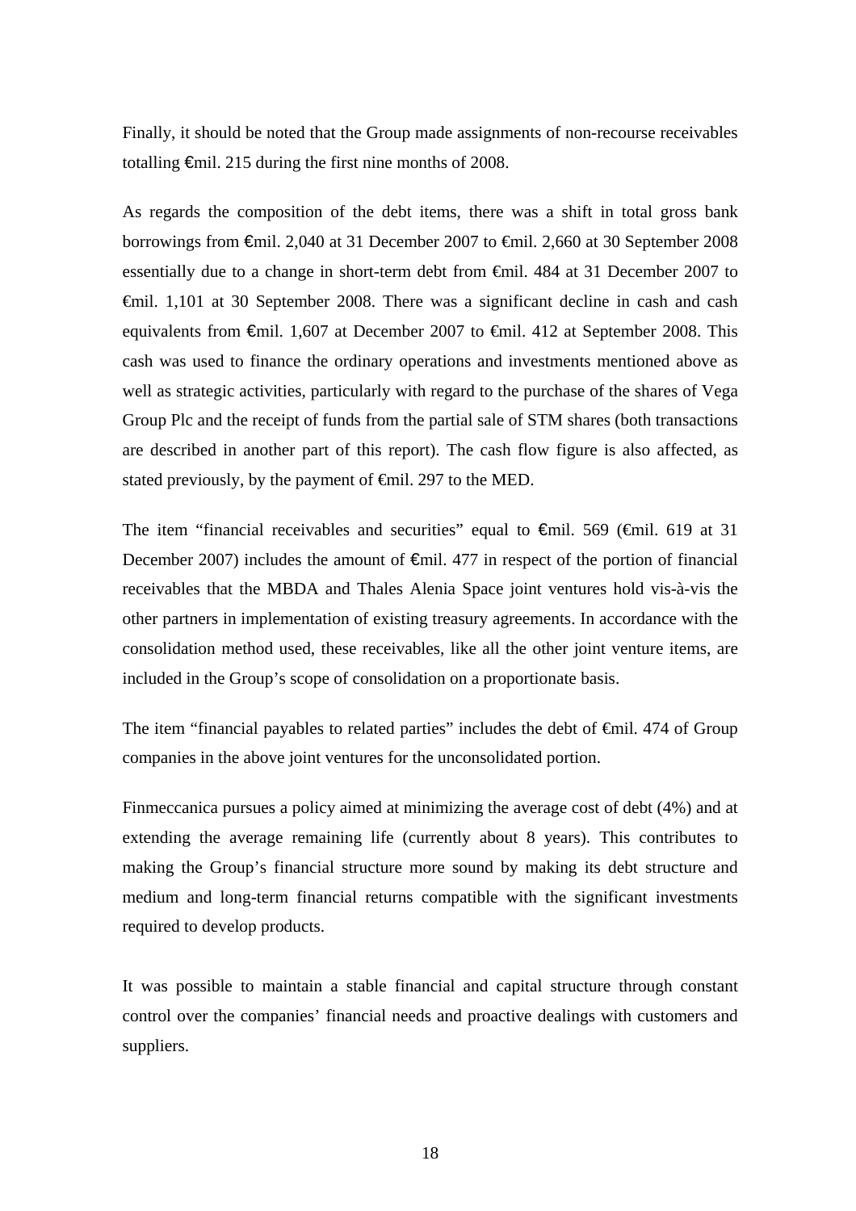Finally, it should be noted that the Group made assignments of non-recourse receivables totalling €mil. 215 during the first nine months of 2008.

As regards the composition of the debt items, there was a shift in total gross bank borrowings from €mil. 2,040 at 31 December 2007 to €mil. 2,660 at 30 September 2008 essentially due to a change in short-term debt from €mil. 484 at 31 December 2007 to €mil. 1,101 at 30 September 2008. There was a significant decline in cash and cash equivalents from €mil. 1,607 at December 2007 to €mil. 412 at September 2008. This cash was used to finance the ordinary operations and investments mentioned above as well as strategic activities, particularly with regard to the purchase of the shares of Vega Group Plc and the receipt of funds from the partial sale of STM shares (both transactions are described in another part of this report). The cash flow figure is also affected, as stated previously, by the payment of €mil. 297 to the MED.

The item "financial receivables and securities" equal to €mil. 569 (€mil. 619 at 31 December 2007) includes the amount of €mil. 477 in respect of the portion of financial receivables that the MBDA and Thales Alenia Space joint ventures hold vis-à-vis the other partners in implementation of existing treasury agreements. In accordance with the consolidation method used, these receivables, like all the other joint venture items, are included in the Group's scope of consolidation on a proportionate basis.

The item "financial payables to related parties" includes the debt of €mil. 474 of Group companies in the above joint ventures for the unconsolidated portion.

Finmeccanica pursues a policy aimed at minimizing the average cost of debt (4%) and at extending the average remaining life (currently about 8 years). This contributes to making the Group's financial structure more sound by making its debt structure and medium and long-term financial returns compatible with the significant investments required to develop products.

It was possible to maintain a stable financial and capital structure through constant control over the companies' financial needs and proactive dealings with customers and suppliers.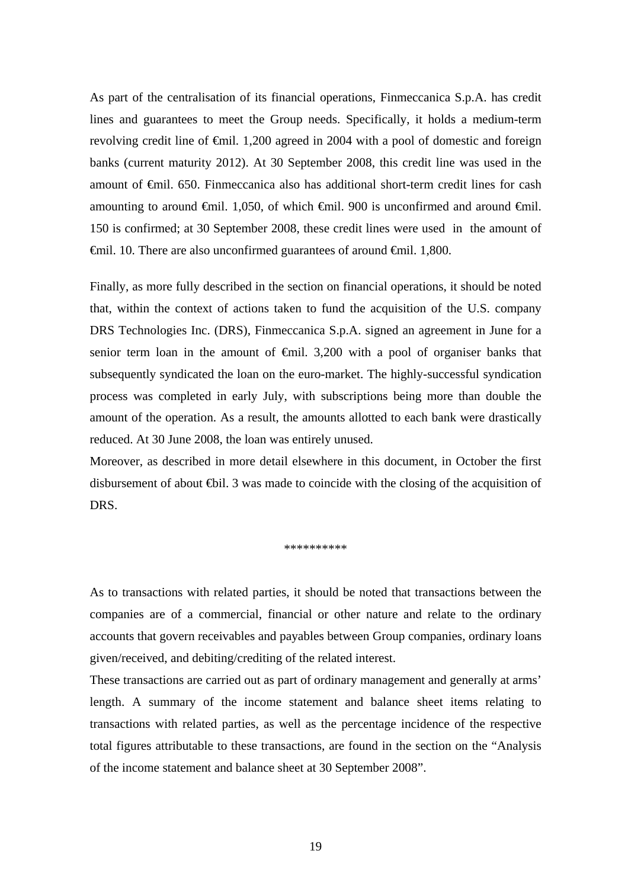As part of the centralisation of its financial operations, Finmeccanica S.p.A. has credit lines and guarantees to meet the Group needs. Specifically, it holds a medium-term revolving credit line of €mil. 1,200 agreed in 2004 with a pool of domestic and foreign banks (current maturity 2012). At 30 September 2008, this credit line was used in the amount of €mil. 650. Finmeccanica also has additional short-term credit lines for cash amounting to around €mil. 1,050, of which €mil. 900 is unconfirmed and around €mil. 150 is confirmed; at 30 September 2008, these credit lines were used in the amount of €mil. 10. There are also unconfirmed guarantees of around €mil. 1,800.

Finally, as more fully described in the section on financial operations, it should be noted that, within the context of actions taken to fund the acquisition of the U.S. company DRS Technologies Inc. (DRS), Finmeccanica S.p.A. signed an agreement in June for a senior term loan in the amount of €mil. 3,200 with a pool of organiser banks that subsequently syndicated the loan on the euro-market. The highly-successful syndication process was completed in early July, with subscriptions being more than double the amount of the operation. As a result, the amounts allotted to each bank were drastically reduced. At 30 June 2008, the loan was entirely unused.
Moreover, as described in more detail elsewhere in this document, in October the first disbursement of about €bil. 3 was made to coincide with the closing of the acquisition of DRS.

\*\*\*\*\*\*\*\*\*\*

As to transactions with related parties, it should be noted that transactions between the companies are of a commercial, financial or other nature and relate to the ordinary accounts that govern receivables and payables between Group companies, ordinary loans given/received, and debiting/crediting of the related interest.
These transactions are carried out as part of ordinary management and generally at arms' length. A summary of the income statement and balance sheet items relating to transactions with related parties, as well as the percentage incidence of the respective total figures attributable to these transactions, are found in the section on the "Analysis of the income statement and balance sheet at 30 September 2008".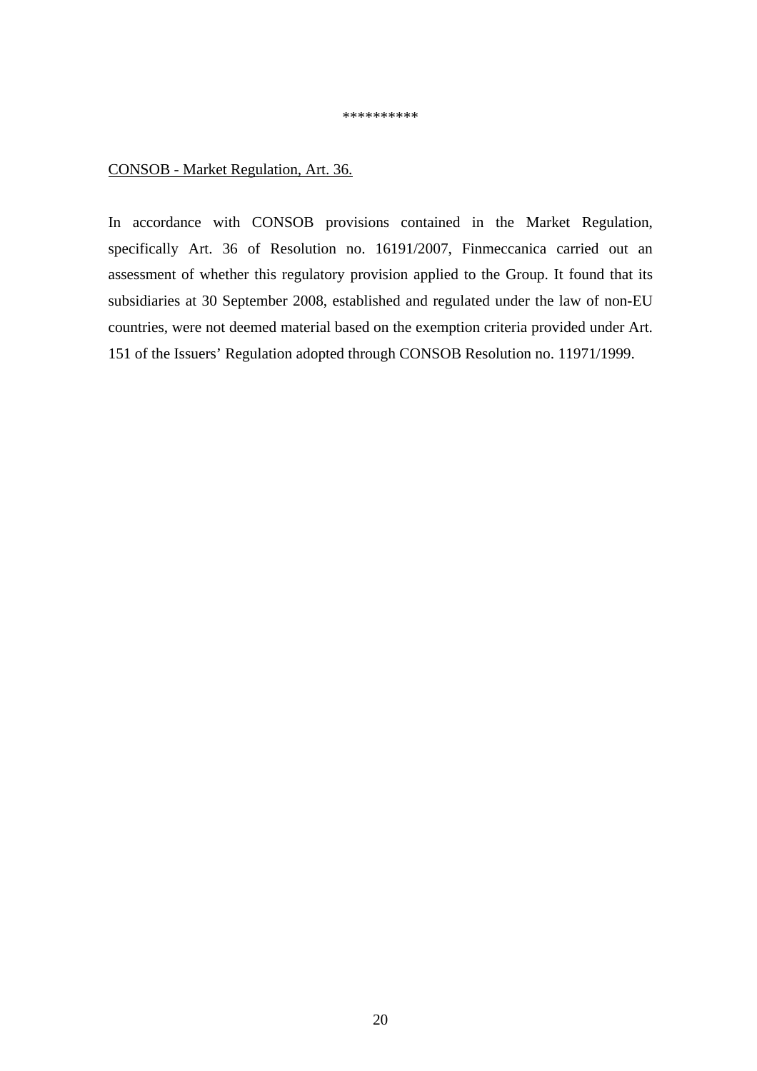\*\*\*\*\*\*\*\*\*\*

CONSOB - Market Regulation, Art. 36.

In accordance with CONSOB provisions contained in the Market Regulation, specifically Art. 36 of Resolution no. 16191/2007, Finmeccanica carried out an assessment of whether this regulatory provision applied to the Group. It found that its subsidiaries at 30 September 2008, established and regulated under the law of non-EU countries, were not deemed material based on the exemption criteria provided under Art. 151 of the Issuers’ Regulation adopted through CONSOB Resolution no. 11971/1999.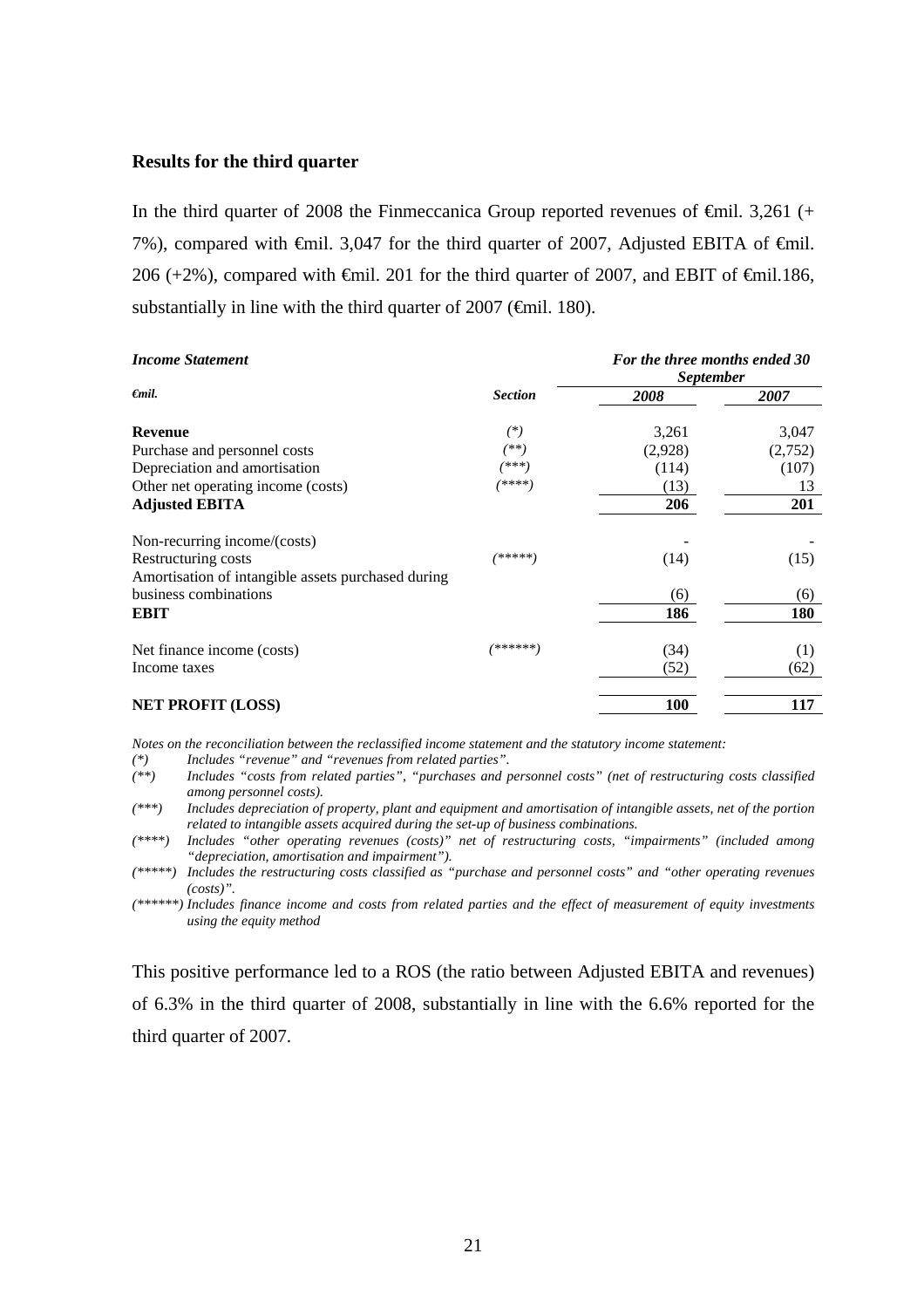**Results for the third quarter**

In the third quarter of 2008 the Finmeccanica Group reported revenues of €mil. 3,261 (+ 7%), compared with €mil. 3,047 for the third quarter of 2007, Adjusted EBITA of €mil. 206 (+2%), compared with €mil. 201 for the third quarter of 2007, and EBIT of €mil.186, substantially in line with the third quarter of 2007 (€mil. 180).

| *Income Statement* | | *For the three months ended 30 September* | |
|---|---|---|---|
| *€mil.* | *Section* | *2008* | *2007* |
| **Revenue** | *(\*)* | 3,261 | 3,047 |
| Purchase and personnel costs | *(\*\*)* | (2,928) | (2,752) |
| Depreciation and amortisation | *(\*\*\*)* | (114) | (107) |
| Other net operating income (costs) | *(\*\*\*\*)* | (13) | 13 |
| **Adjusted EBITA** | | **206** | **201** |
| Non-recurring income/(costs) | | - | - |
| Restructuring costs | *(\*\*\*\*\*)* | (14) | (15) |
| Amortisation of intangible assets purchased during business combinations | | (6) | (6) |
| **EBIT** | | **186** | **180** |
| Net finance income (costs) | *(\*\*\*\*\*\*)* | (34) | (1) |
| Income taxes | | (52) | (62) |
| **NET PROFIT (LOSS)** | | **100** | **117** |

*Notes on the reconciliation between the reclassified income statement and the statutory income statement:*

*(\*) Includes "revenue" and "revenues from related parties".*

*(\*\*) Includes "costs from related parties", "purchases and personnel costs" (net of restructuring costs classified among personnel costs).*

*(\*\*\*) Includes depreciation of property, plant and equipment and amortisation of intangible assets, net of the portion related to intangible assets acquired during the set-up of business combinations.*

*(\*\*\*\*) Includes "other operating revenues (costs)" net of restructuring costs, "impairments" (included among "depreciation, amortisation and impairment").*

*(\*\*\*\*\*) Includes the restructuring costs classified as "purchase and personnel costs" and "other operating revenues (costs)".*

*(\*\*\*\*\*\*) Includes finance income and costs from related parties and the effect of measurement of equity investments using the equity method*

This positive performance led to a ROS (the ratio between Adjusted EBITA and revenues) of 6.3% in the third quarter of 2008, substantially in line with the 6.6% reported for the third quarter of 2007.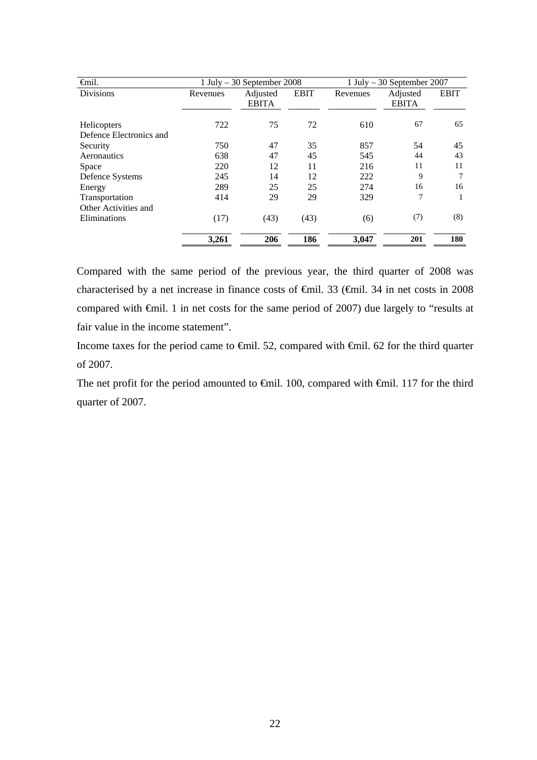| €mil. | 1 July – 30 September 2008 | | | 1 July – 30 September 2007 | | |
|---|---|---|---|---|---|---|
| Divisions | Revenues | Adjusted EBITA | EBIT | Revenues | Adjusted EBITA | EBIT |
| Helicopters | 722 | 75 | 72 | 610 | 67 | 65 |
| Defence Electronics and Security | 750 | 47 | 35 | 857 | 54 | 45 |
| Aeronautics | 638 | 47 | 45 | 545 | 44 | 43 |
| Space | 220 | 12 | 11 | 216 | 11 | 11 |
| Defence Systems | 245 | 14 | 12 | 222 | 9 | 7 |
| Energy | 289 | 25 | 25 | 274 | 16 | 16 |
| Transportation | 414 | 29 | 29 | 329 | 7 | 1 |
| Other Activities and Eliminations | (17) | (43) | (43) | (6) | (7) | (8) |
| | **3,261** | **206** | **186** | **3,047** | **201** | **180** |

Compared with the same period of the previous year, the third quarter of 2008 was characterised by a net increase in finance costs of €mil. 33 (€mil. 34 in net costs in 2008 compared with €mil. 1 in net costs for the same period of 2007) due largely to "results at fair value in the income statement".

Income taxes for the period came to €mil. 52, compared with €mil. 62 for the third quarter of 2007.

The net profit for the period amounted to €mil. 100, compared with €mil. 117 for the third quarter of 2007.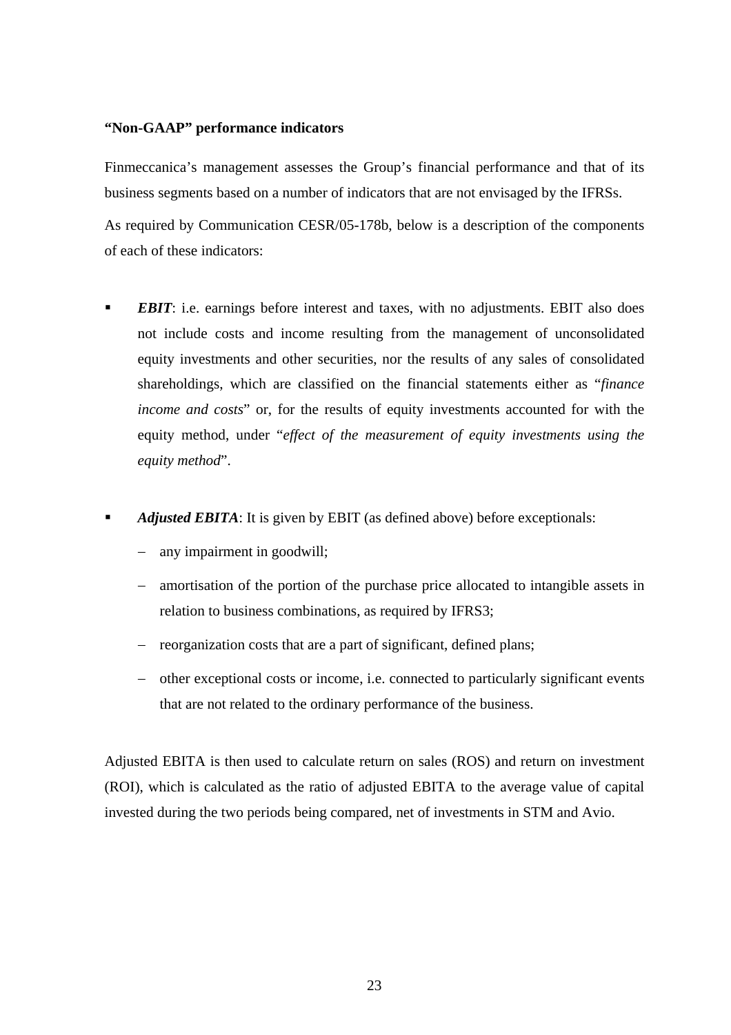**“Non-GAAP” performance indicators**

Finmeccanica’s management assesses the Group’s financial performance and that of its business segments based on a number of indicators that are not envisaged by the IFRSs.

As required by Communication CESR/05-178b, below is a description of the components of each of these indicators:

- ***EBIT***: i.e. earnings before interest and taxes, with no adjustments. EBIT also does not include costs and income resulting from the management of unconsolidated equity investments and other securities, nor the results of any sales of consolidated shareholdings, which are classified on the financial statements either as “*finance income and costs*” or, for the results of equity investments accounted for with the equity method, under “*effect of the measurement of equity investments using the equity method*”.

- ***Adjusted EBITA***: It is given by EBIT (as defined above) before exceptionals:
  - any impairment in goodwill;
  - amortisation of the portion of the purchase price allocated to intangible assets in relation to business combinations, as required by IFRS3;
  - reorganization costs that are a part of significant, defined plans;
  - other exceptional costs or income, i.e. connected to particularly significant events that are not related to the ordinary performance of the business.

Adjusted EBITA is then used to calculate return on sales (ROS) and return on investment (ROI), which is calculated as the ratio of adjusted EBITA to the average value of capital invested during the two periods being compared, net of investments in STM and Avio.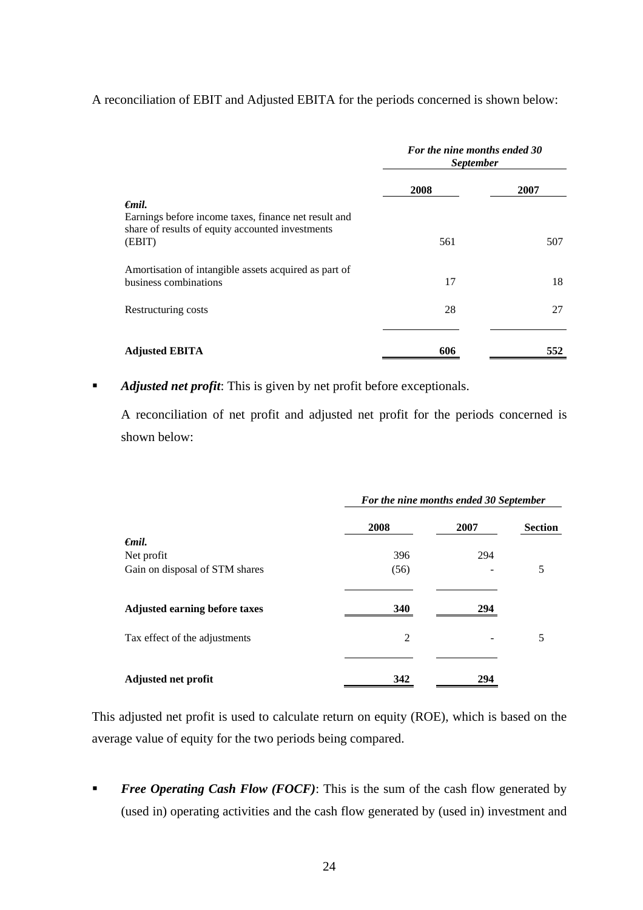A reconciliation of EBIT and Adjusted EBITA for the periods concerned is shown below:

| | For the nine months ended 30 September | |
|---|---|---|
| | **2008** | **2007** |
| ***€mil.*** | | |
| Earnings before income taxes, finance net result and share of results of equity accounted investments (EBIT) | 561 | 507 |
| Amortisation of intangible assets acquired as part of business combinations | 17 | 18 |
| Restructuring costs | 28 | 27 |
| **Adjusted EBITA** | **606** | **552** |

- ***Adjusted net profit***: This is given by net profit before exceptionals.

  A reconciliation of net profit and adjusted net profit for the periods concerned is shown below:

| | For the nine months ended 30 September | | |
|---|---|---|---|
| | **2008** | **2007** | **Section** |
| ***€mil.*** | | | |
| Net profit | 396 | 294 | |
| Gain on disposal of STM shares | (56) | - | 5 |
| **Adjusted earning before taxes** | **340** | **294** | |
| Tax effect of the adjustments | 2 | - | 5 |
| **Adjusted net profit** | **342** | **294** | |

This adjusted net profit is used to calculate return on equity (ROE), which is based on the average value of equity for the two periods being compared.

- ***Free Operating Cash Flow (FOCF)***: This is the sum of the cash flow generated by (used in) operating activities and the cash flow generated by (used in) investment and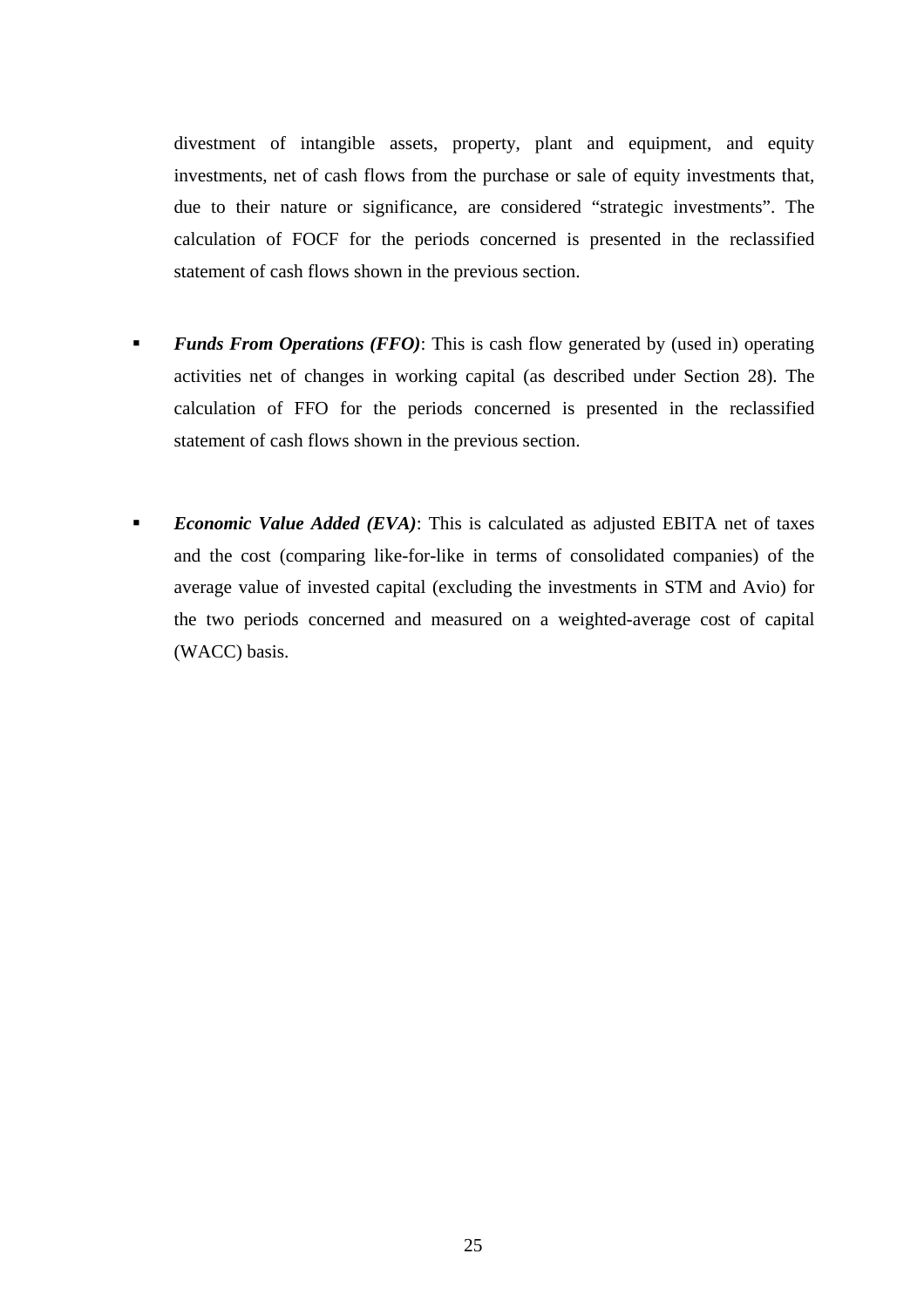divestment of intangible assets, property, plant and equipment, and equity investments, net of cash flows from the purchase or sale of equity investments that, due to their nature or significance, are considered "strategic investments". The calculation of FOCF for the periods concerned is presented in the reclassified statement of cash flows shown in the previous section.

- ***Funds From Operations (FFO)***: This is cash flow generated by (used in) operating activities net of changes in working capital (as described under Section 28). The calculation of FFO for the periods concerned is presented in the reclassified statement of cash flows shown in the previous section.

- ***Economic Value Added (EVA)***: This is calculated as adjusted EBITA net of taxes and the cost (comparing like-for-like in terms of consolidated companies) of the average value of invested capital (excluding the investments in STM and Avio) for the two periods concerned and measured on a weighted-average cost of capital (WACC) basis.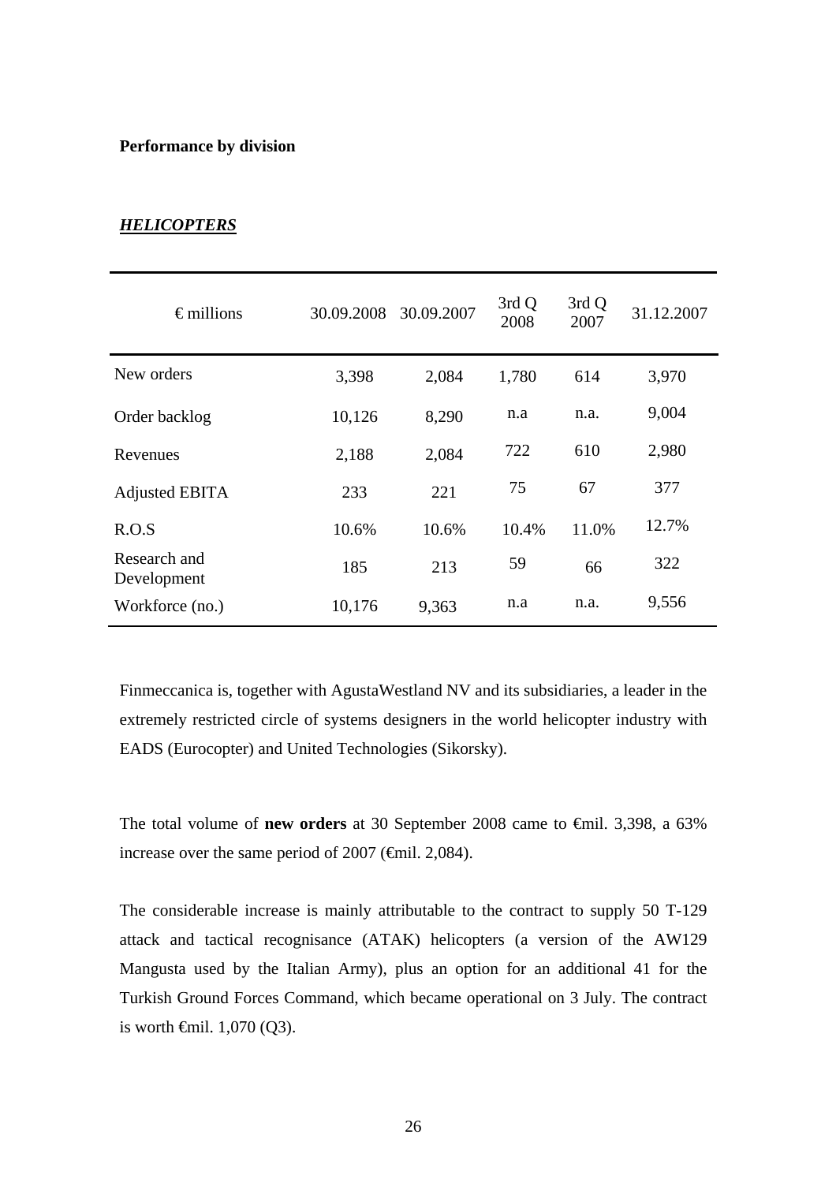**Performance by division**

***HELICOPTERS***

| € millions | 30.09.2008 | 30.09.2007 | 3rd Q 2008 | 3rd Q 2007 | 31.12.2007 |
|---|---|---|---|---|---|
| New orders | 3,398 | 2,084 | 1,780 | 614 | 3,970 |
| Order backlog | 10,126 | 8,290 | n.a | n.a. | 9,004 |
| Revenues | 2,188 | 2,084 | 722 | 610 | 2,980 |
| Adjusted EBITA | 233 | 221 | 75 | 67 | 377 |
| R.O.S | 10.6% | 10.6% | 10.4% | 11.0% | 12.7% |
| Research and Development | 185 | 213 | 59 | 66 | 322 |
| Workforce (no.) | 10,176 | 9,363 | n.a | n.a. | 9,556 |

Finmeccanica is, together with AgustaWestland NV and its subsidiaries, a leader in the extremely restricted circle of systems designers in the world helicopter industry with EADS (Eurocopter) and United Technologies (Sikorsky).

The total volume of **new orders** at 30 September 2008 came to €mil. 3,398, a 63% increase over the same period of 2007 (€mil. 2,084).

The considerable increase is mainly attributable to the contract to supply 50 T-129 attack and tactical recognisance (ATAK) helicopters (a version of the AW129 Mangusta used by the Italian Army), plus an option for an additional 41 for the Turkish Ground Forces Command, which became operational on 3 July. The contract is worth €mil. 1,070 (Q3).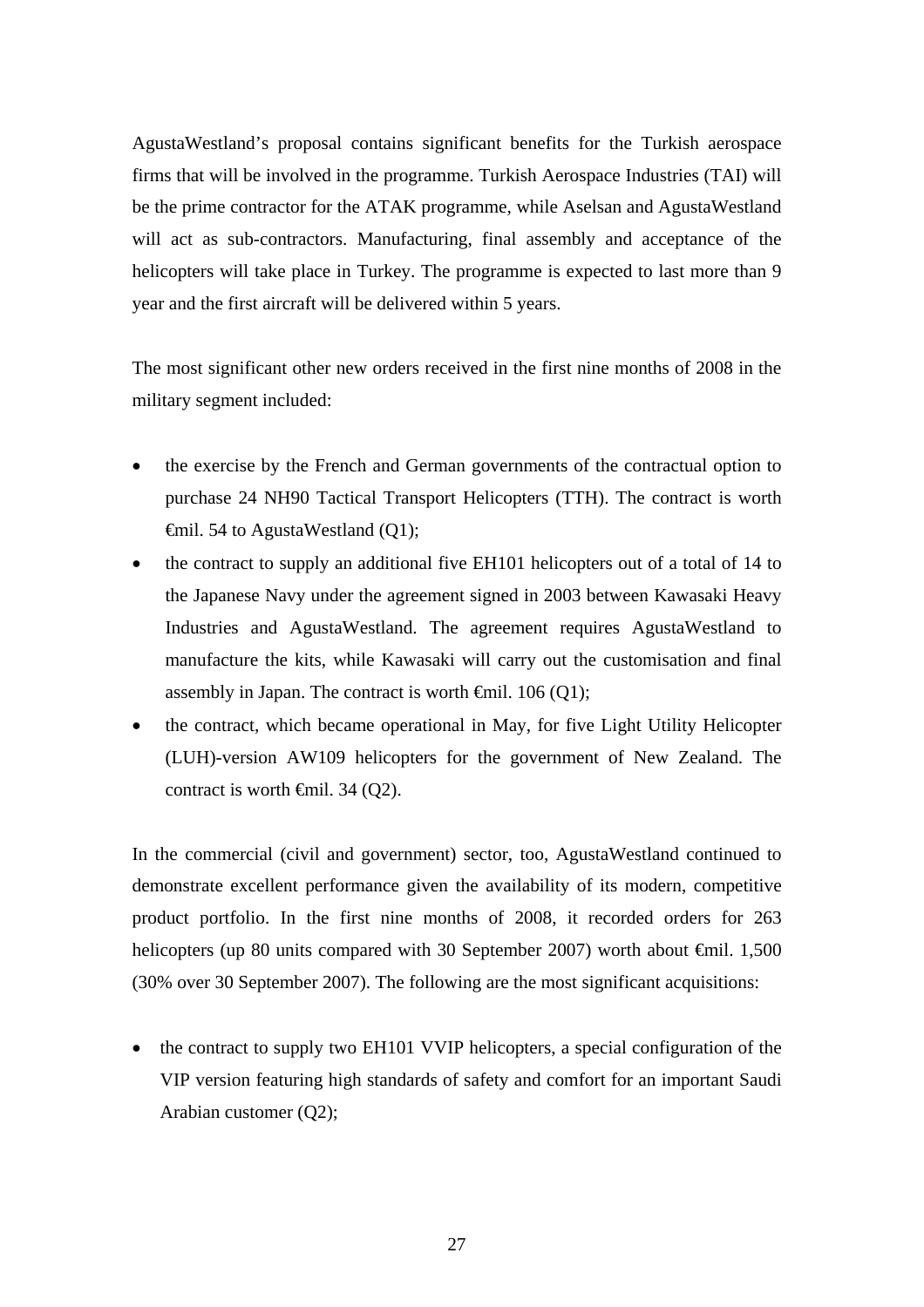AgustaWestland's proposal contains significant benefits for the Turkish aerospace firms that will be involved in the programme. Turkish Aerospace Industries (TAI) will be the prime contractor for the ATAK programme, while Aselsan and AgustaWestland will act as sub-contractors. Manufacturing, final assembly and acceptance of the helicopters will take place in Turkey. The programme is expected to last more than 9 year and the first aircraft will be delivered within 5 years.

The most significant other new orders received in the first nine months of 2008 in the military segment included:

- the exercise by the French and German governments of the contractual option to purchase 24 NH90 Tactical Transport Helicopters (TTH). The contract is worth €mil. 54 to AgustaWestland (Q1);
- the contract to supply an additional five EH101 helicopters out of a total of 14 to the Japanese Navy under the agreement signed in 2003 between Kawasaki Heavy Industries and AgustaWestland. The agreement requires AgustaWestland to manufacture the kits, while Kawasaki will carry out the customisation and final assembly in Japan. The contract is worth €mil. 106 (Q1);
- the contract, which became operational in May, for five Light Utility Helicopter (LUH)-version AW109 helicopters for the government of New Zealand. The contract is worth €mil. 34 (Q2).

In the commercial (civil and government) sector, too, AgustaWestland continued to demonstrate excellent performance given the availability of its modern, competitive product portfolio. In the first nine months of 2008, it recorded orders for 263 helicopters (up 80 units compared with 30 September 2007) worth about €mil. 1,500 (30% over 30 September 2007). The following are the most significant acquisitions:

- the contract to supply two EH101 VVIP helicopters, a special configuration of the VIP version featuring high standards of safety and comfort for an important Saudi Arabian customer (Q2);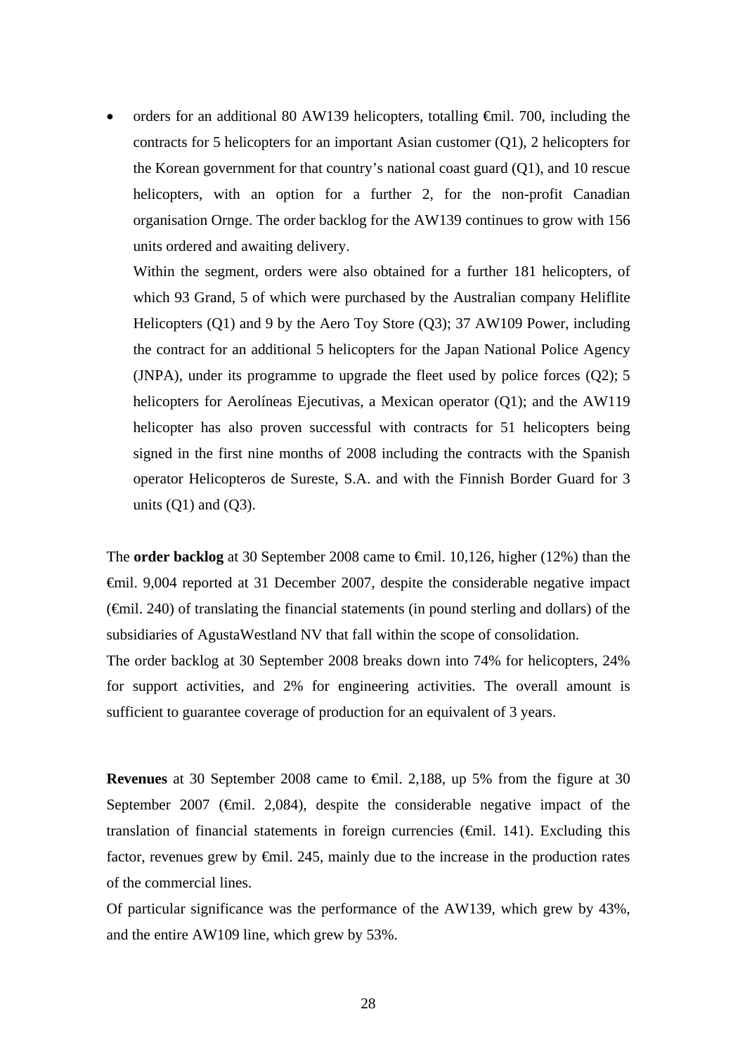- orders for an additional 80 AW139 helicopters, totalling €mil. 700, including the contracts for 5 helicopters for an important Asian customer (Q1), 2 helicopters for the Korean government for that country's national coast guard (Q1), and 10 rescue helicopters, with an option for a further 2, for the non-profit Canadian organisation Ornge. The order backlog for the AW139 continues to grow with 156 units ordered and awaiting delivery.

  Within the segment, orders were also obtained for a further 181 helicopters, of which 93 Grand, 5 of which were purchased by the Australian company Heliflite Helicopters (Q1) and 9 by the Aero Toy Store (Q3); 37 AW109 Power, including the contract for an additional 5 helicopters for the Japan National Police Agency (JNPA), under its programme to upgrade the fleet used by police forces (Q2); 5 helicopters for Aerolíneas Ejecutivas, a Mexican operator (Q1); and the AW119 helicopter has also proven successful with contracts for 51 helicopters being signed in the first nine months of 2008 including the contracts with the Spanish operator Helicopteros de Sureste, S.A. and with the Finnish Border Guard for 3 units (Q1) and (Q3).

The **order backlog** at 30 September 2008 came to €mil. 10,126, higher (12%) than the €mil. 9,004 reported at 31 December 2007, despite the considerable negative impact (€mil. 240) of translating the financial statements (in pound sterling and dollars) of the subsidiaries of AgustaWestland NV that fall within the scope of consolidation.

The order backlog at 30 September 2008 breaks down into 74% for helicopters, 24% for support activities, and 2% for engineering activities. The overall amount is sufficient to guarantee coverage of production for an equivalent of 3 years.

**Revenues** at 30 September 2008 came to €mil. 2,188, up 5% from the figure at 30 September 2007 (€mil. 2,084), despite the considerable negative impact of the translation of financial statements in foreign currencies (€mil. 141). Excluding this factor, revenues grew by €mil. 245, mainly due to the increase in the production rates of the commercial lines.

Of particular significance was the performance of the AW139, which grew by 43%, and the entire AW109 line, which grew by 53%.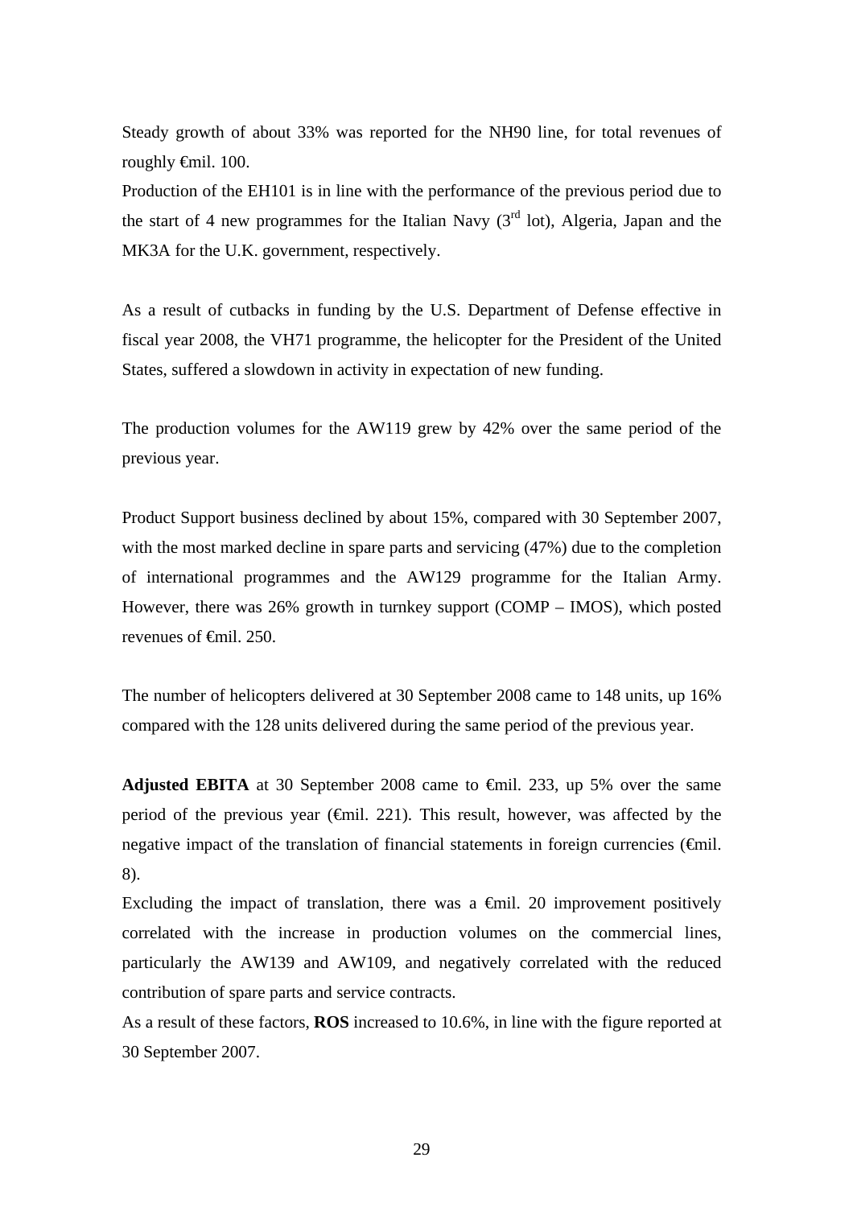Steady growth of about 33% was reported for the NH90 line, for total revenues of roughly €mil. 100.

Production of the EH101 is in line with the performance of the previous period due to the start of 4 new programmes for the Italian Navy (3rd lot), Algeria, Japan and the MK3A for the U.K. government, respectively.

As a result of cutbacks in funding by the U.S. Department of Defense effective in fiscal year 2008, the VH71 programme, the helicopter for the President of the United States, suffered a slowdown in activity in expectation of new funding.

The production volumes for the AW119 grew by 42% over the same period of the previous year.

Product Support business declined by about 15%, compared with 30 September 2007, with the most marked decline in spare parts and servicing (47%) due to the completion of international programmes and the AW129 programme for the Italian Army. However, there was 26% growth in turnkey support (COMP – IMOS), which posted revenues of €mil. 250.

The number of helicopters delivered at 30 September 2008 came to 148 units, up 16% compared with the 128 units delivered during the same period of the previous year.

**Adjusted EBITA** at 30 September 2008 came to €mil. 233, up 5% over the same period of the previous year (€mil. 221). This result, however, was affected by the negative impact of the translation of financial statements in foreign currencies (€mil. 8).

Excluding the impact of translation, there was a €mil. 20 improvement positively correlated with the increase in production volumes on the commercial lines, particularly the AW139 and AW109, and negatively correlated with the reduced contribution of spare parts and service contracts.

As a result of these factors, **ROS** increased to 10.6%, in line with the figure reported at 30 September 2007.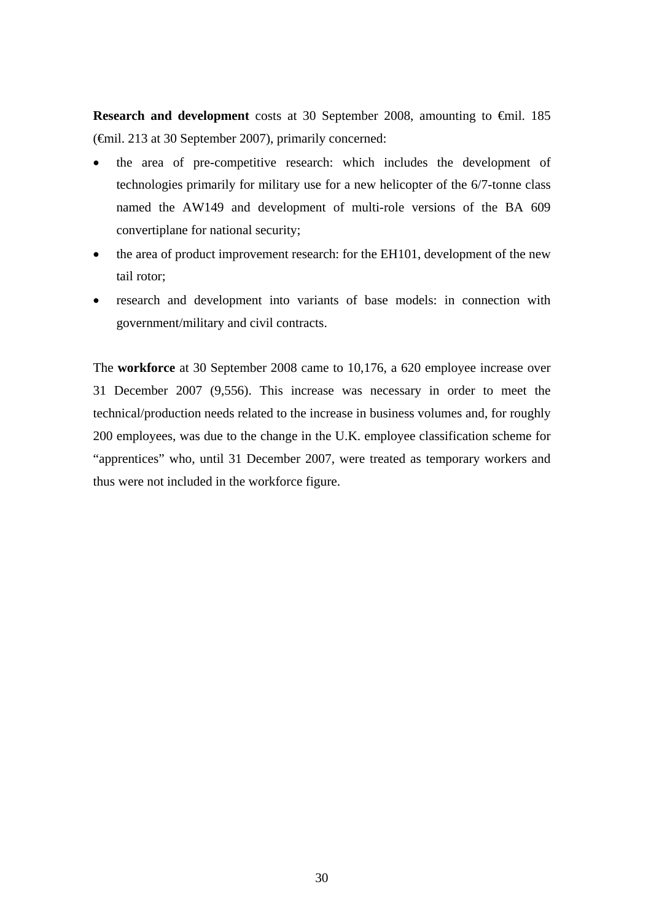**Research and development** costs at 30 September 2008, amounting to €mil. 185 (€mil. 213 at 30 September 2007), primarily concerned:

- the area of pre-competitive research: which includes the development of technologies primarily for military use for a new helicopter of the 6/7-tonne class named the AW149 and development of multi-role versions of the BA 609 convertiplane for national security;
- the area of product improvement research: for the EH101, development of the new tail rotor;
- research and development into variants of base models: in connection with government/military and civil contracts.

The **workforce** at 30 September 2008 came to 10,176, a 620 employee increase over 31 December 2007 (9,556). This increase was necessary in order to meet the technical/production needs related to the increase in business volumes and, for roughly 200 employees, was due to the change in the U.K. employee classification scheme for "apprentices" who, until 31 December 2007, were treated as temporary workers and thus were not included in the workforce figure.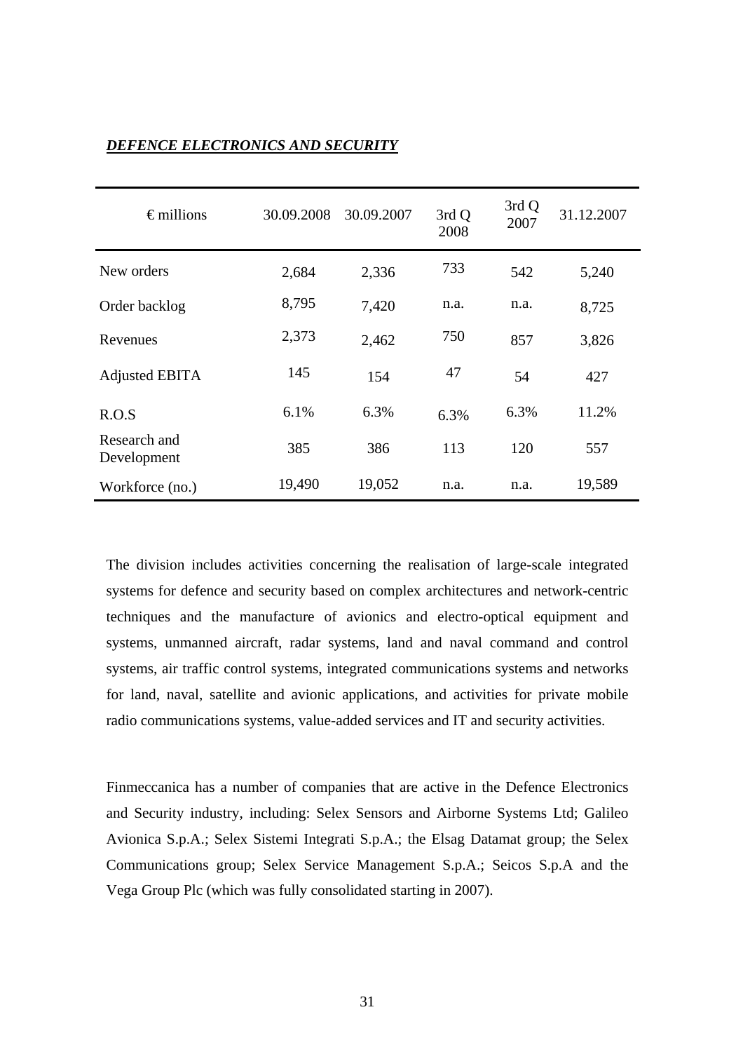***DEFENCE ELECTRONICS AND SECURITY***

| € millions | 30.09.2008 | 30.09.2007 | 3rd Q 2008 | 3rd Q 2007 | 31.12.2007 |
|---|---|---|---|---|---|
| New orders | 2,684 | 2,336 | 733 | 542 | 5,240 |
| Order backlog | 8,795 | 7,420 | n.a. | n.a. | 8,725 |
| Revenues | 2,373 | 2,462 | 750 | 857 | 3,826 |
| Adjusted EBITA | 145 | 154 | 47 | 54 | 427 |
| R.O.S | 6.1% | 6.3% | 6.3% | 6.3% | 11.2% |
| Research and Development | 385 | 386 | 113 | 120 | 557 |
| Workforce (no.) | 19,490 | 19,052 | n.a. | n.a. | 19,589 |

The division includes activities concerning the realisation of large-scale integrated systems for defence and security based on complex architectures and network-centric techniques and the manufacture of avionics and electro-optical equipment and systems, unmanned aircraft, radar systems, land and naval command and control systems, air traffic control systems, integrated communications systems and networks for land, naval, satellite and avionic applications, and activities for private mobile radio communications systems, value-added services and IT and security activities.

Finmeccanica has a number of companies that are active in the Defence Electronics and Security industry, including: Selex Sensors and Airborne Systems Ltd; Galileo Avionica S.p.A.; Selex Sistemi Integrati S.p.A.; the Elsag Datamat group; the Selex Communications group; Selex Service Management S.p.A.; Seicos S.p.A and the Vega Group Plc (which was fully consolidated starting in 2007).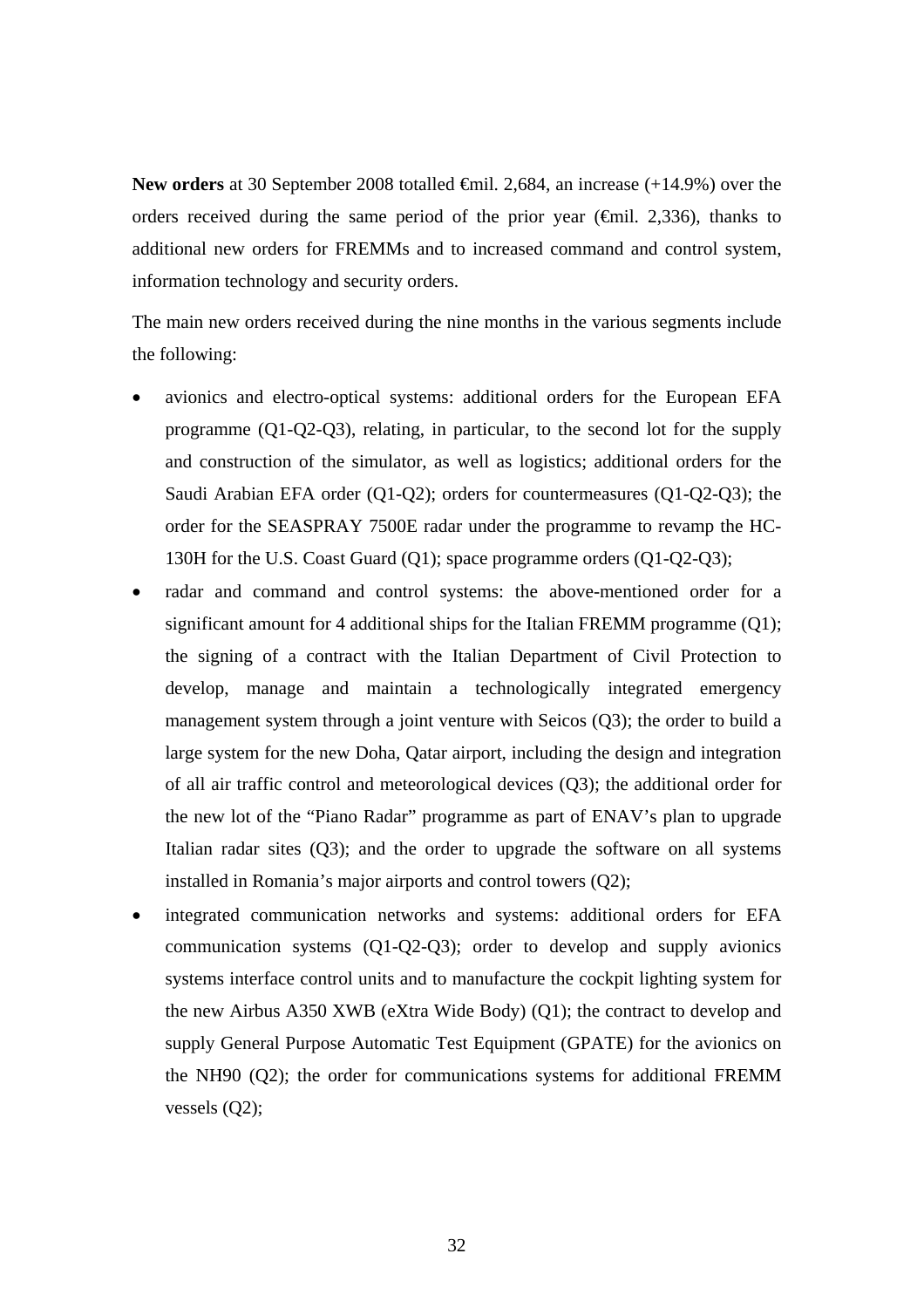**New orders** at 30 September 2008 totalled €mil. 2,684, an increase (+14.9%) over the orders received during the same period of the prior year (€mil. 2,336), thanks to additional new orders for FREMMs and to increased command and control system, information technology and security orders.

The main new orders received during the nine months in the various segments include the following:

- avionics and electro-optical systems: additional orders for the European EFA programme (Q1-Q2-Q3), relating, in particular, to the second lot for the supply and construction of the simulator, as well as logistics; additional orders for the Saudi Arabian EFA order (Q1-Q2); orders for countermeasures (Q1-Q2-Q3); the order for the SEASPRAY 7500E radar under the programme to revamp the HC-130H for the U.S. Coast Guard (Q1); space programme orders (Q1-Q2-Q3);
- radar and command and control systems: the above-mentioned order for a significant amount for 4 additional ships for the Italian FREMM programme (Q1); the signing of a contract with the Italian Department of Civil Protection to develop, manage and maintain a technologically integrated emergency management system through a joint venture with Seicos (Q3); the order to build a large system for the new Doha, Qatar airport, including the design and integration of all air traffic control and meteorological devices (Q3); the additional order for the new lot of the "Piano Radar" programme as part of ENAV's plan to upgrade Italian radar sites (Q3); and the order to upgrade the software on all systems installed in Romania's major airports and control towers (Q2);
- integrated communication networks and systems: additional orders for EFA communication systems (Q1-Q2-Q3); order to develop and supply avionics systems interface control units and to manufacture the cockpit lighting system for the new Airbus A350 XWB (eXtra Wide Body) (Q1); the contract to develop and supply General Purpose Automatic Test Equipment (GPATE) for the avionics on the NH90 (Q2); the order for communications systems for additional FREMM vessels (Q2);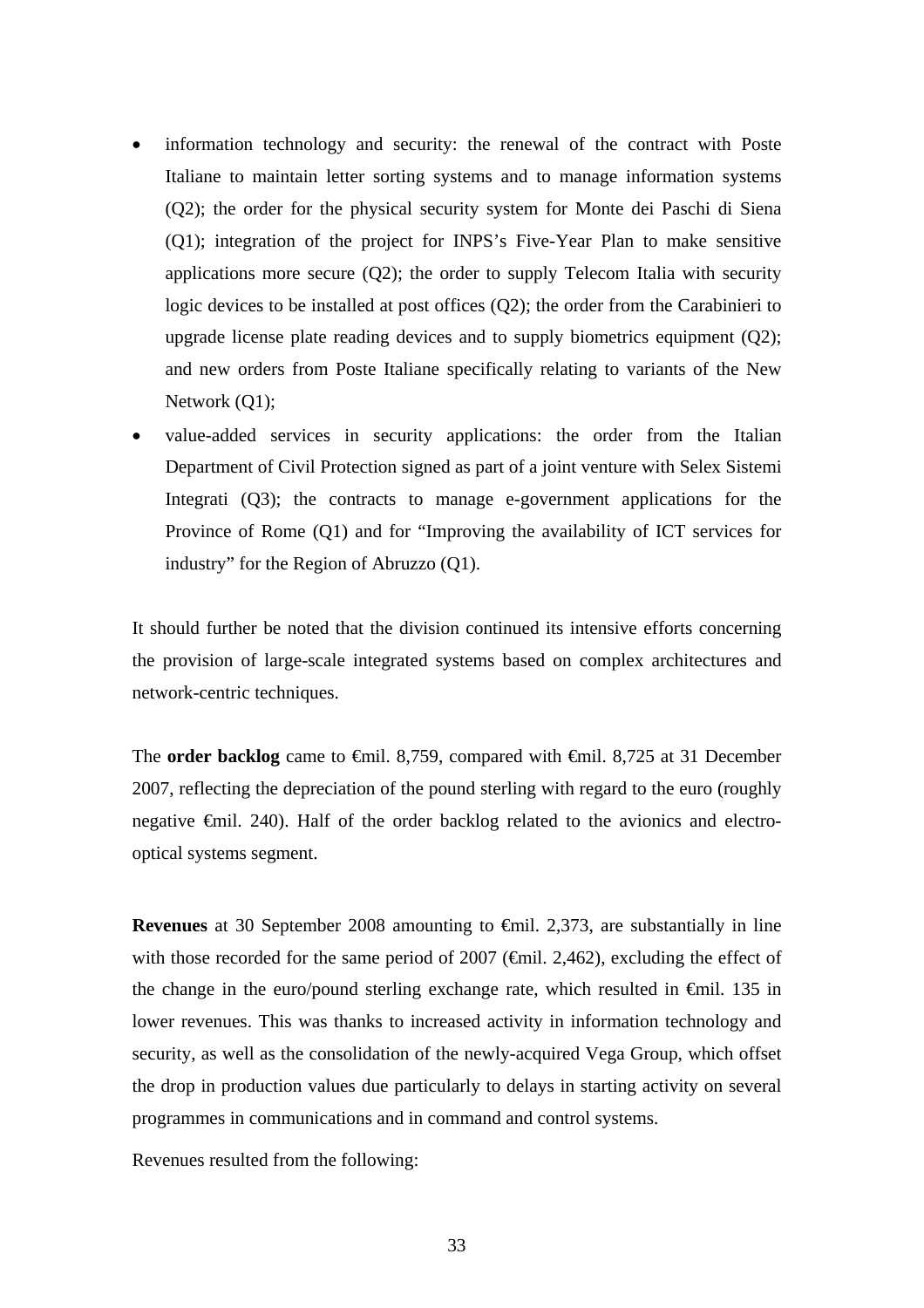- information technology and security: the renewal of the contract with Poste Italiane to maintain letter sorting systems and to manage information systems (Q2); the order for the physical security system for Monte dei Paschi di Siena (Q1); integration of the project for INPS's Five-Year Plan to make sensitive applications more secure (Q2); the order to supply Telecom Italia with security logic devices to be installed at post offices (Q2); the order from the Carabinieri to upgrade license plate reading devices and to supply biometrics equipment (Q2); and new orders from Poste Italiane specifically relating to variants of the New Network (Q1);
- value-added services in security applications: the order from the Italian Department of Civil Protection signed as part of a joint venture with Selex Sistemi Integrati (Q3); the contracts to manage e-government applications for the Province of Rome (Q1) and for "Improving the availability of ICT services for industry" for the Region of Abruzzo (Q1).

It should further be noted that the division continued its intensive efforts concerning the provision of large-scale integrated systems based on complex architectures and network-centric techniques.

The **order backlog** came to €mil. 8,759, compared with €mil. 8,725 at 31 December 2007, reflecting the depreciation of the pound sterling with regard to the euro (roughly negative €mil. 240). Half of the order backlog related to the avionics and electro-optical systems segment.

**Revenues** at 30 September 2008 amounting to €mil. 2,373, are substantially in line with those recorded for the same period of 2007 (€mil. 2,462), excluding the effect of the change in the euro/pound sterling exchange rate, which resulted in €mil. 135 in lower revenues. This was thanks to increased activity in information technology and security, as well as the consolidation of the newly-acquired Vega Group, which offset the drop in production values due particularly to delays in starting activity on several programmes in communications and in command and control systems.

Revenues resulted from the following: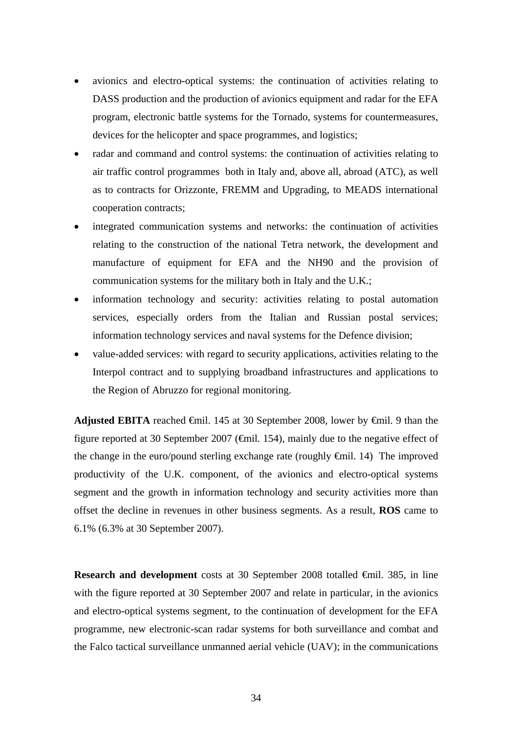- avionics and electro-optical systems: the continuation of activities relating to DASS production and the production of avionics equipment and radar for the EFA program, electronic battle systems for the Tornado, systems for countermeasures, devices for the helicopter and space programmes, and logistics;
- radar and command and control systems: the continuation of activities relating to air traffic control programmes both in Italy and, above all, abroad (ATC), as well as to contracts for Orizzonte, FREMM and Upgrading, to MEADS international cooperation contracts;
- integrated communication systems and networks: the continuation of activities relating to the construction of the national Tetra network, the development and manufacture of equipment for EFA and the NH90 and the provision of communication systems for the military both in Italy and the U.K.;
- information technology and security: activities relating to postal automation services, especially orders from the Italian and Russian postal services; information technology services and naval systems for the Defence division;
- value-added services: with regard to security applications, activities relating to the Interpol contract and to supplying broadband infrastructures and applications to the Region of Abruzzo for regional monitoring.

**Adjusted EBITA** reached €mil. 145 at 30 September 2008, lower by €mil. 9 than the figure reported at 30 September 2007 (€mil. 154), mainly due to the negative effect of the change in the euro/pound sterling exchange rate (roughly €mil. 14) The improved productivity of the U.K. component, of the avionics and electro-optical systems segment and the growth in information technology and security activities more than offset the decline in revenues in other business segments. As a result, **ROS** came to 6.1% (6.3% at 30 September 2007).

**Research and development** costs at 30 September 2008 totalled €mil. 385, in line with the figure reported at 30 September 2007 and relate in particular, in the avionics and electro-optical systems segment, to the continuation of development for the EFA programme, new electronic-scan radar systems for both surveillance and combat and the Falco tactical surveillance unmanned aerial vehicle (UAV); in the communications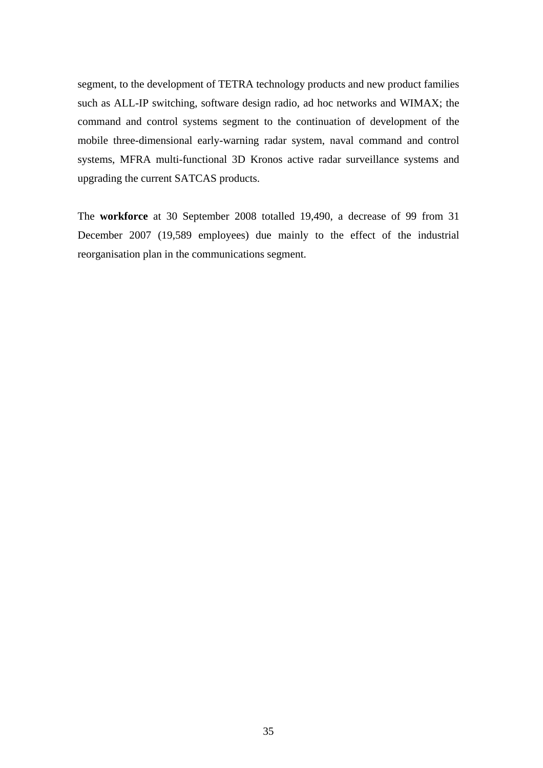segment, to the development of TETRA technology products and new product families such as ALL-IP switching, software design radio, ad hoc networks and WIMAX; the command and control systems segment to the continuation of development of the mobile three-dimensional early-warning radar system, naval command and control systems, MFRA multi-functional 3D Kronos active radar surveillance systems and upgrading the current SATCAS products.

The **workforce** at 30 September 2008 totalled 19,490, a decrease of 99 from 31 December 2007 (19,589 employees) due mainly to the effect of the industrial reorganisation plan in the communications segment.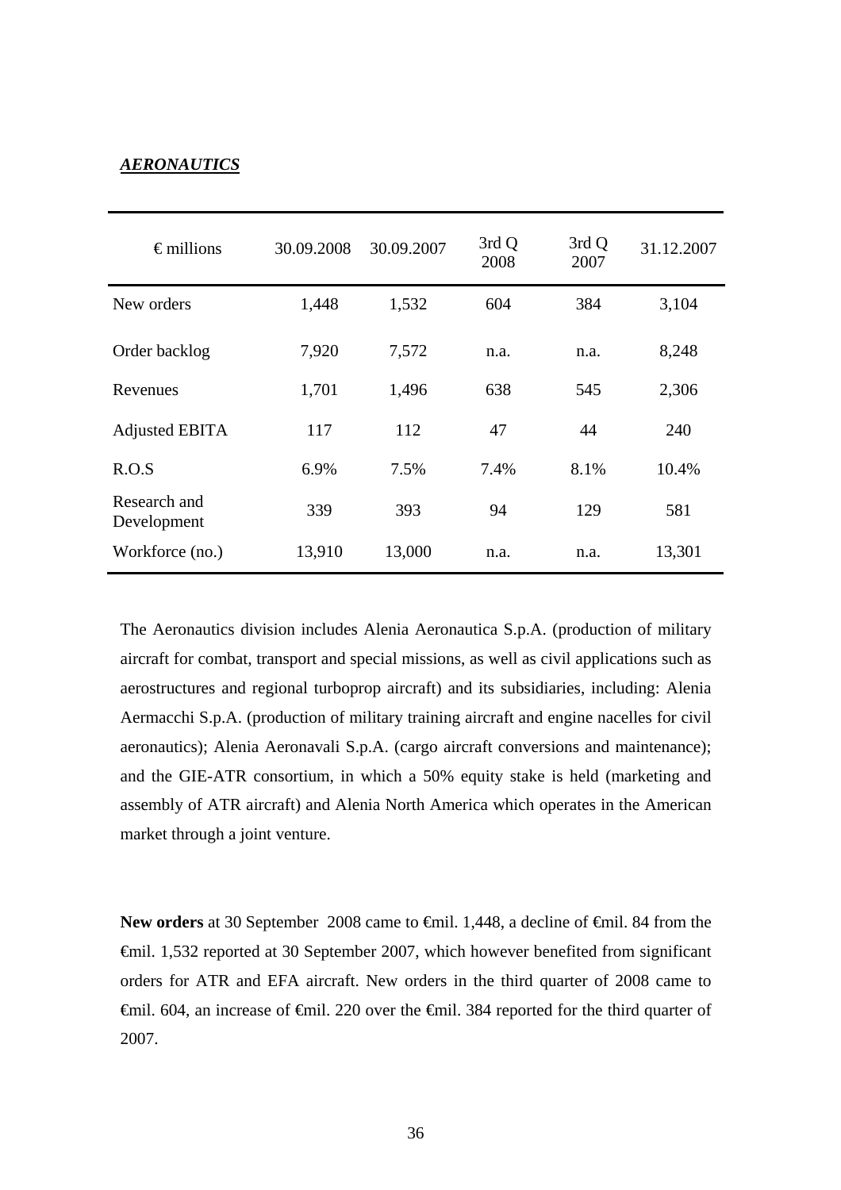***AERONAUTICS***

| € millions | 30.09.2008 | 30.09.2007 | 3rd Q 2008 | 3rd Q 2007 | 31.12.2007 |
|---|---|---|---|---|---|
| New orders | 1,448 | 1,532 | 604 | 384 | 3,104 |
| Order backlog | 7,920 | 7,572 | n.a. | n.a. | 8,248 |
| Revenues | 1,701 | 1,496 | 638 | 545 | 2,306 |
| Adjusted EBITA | 117 | 112 | 47 | 44 | 240 |
| R.O.S | 6.9% | 7.5% | 7.4% | 8.1% | 10.4% |
| Research and Development | 339 | 393 | 94 | 129 | 581 |
| Workforce (no.) | 13,910 | 13,000 | n.a. | n.a. | 13,301 |

The Aeronautics division includes Alenia Aeronautica S.p.A. (production of military aircraft for combat, transport and special missions, as well as civil applications such as aerostructures and regional turboprop aircraft) and its subsidiaries, including: Alenia Aermacchi S.p.A. (production of military training aircraft and engine nacelles for civil aeronautics); Alenia Aeronavali S.p.A. (cargo aircraft conversions and maintenance); and the GIE-ATR consortium, in which a 50% equity stake is held (marketing and assembly of ATR aircraft) and Alenia North America which operates in the American market through a joint venture.

**New orders** at 30 September 2008 came to €mil. 1,448, a decline of €mil. 84 from the €mil. 1,532 reported at 30 September 2007, which however benefited from significant orders for ATR and EFA aircraft. New orders in the third quarter of 2008 came to €mil. 604, an increase of €mil. 220 over the €mil. 384 reported for the third quarter of 2007.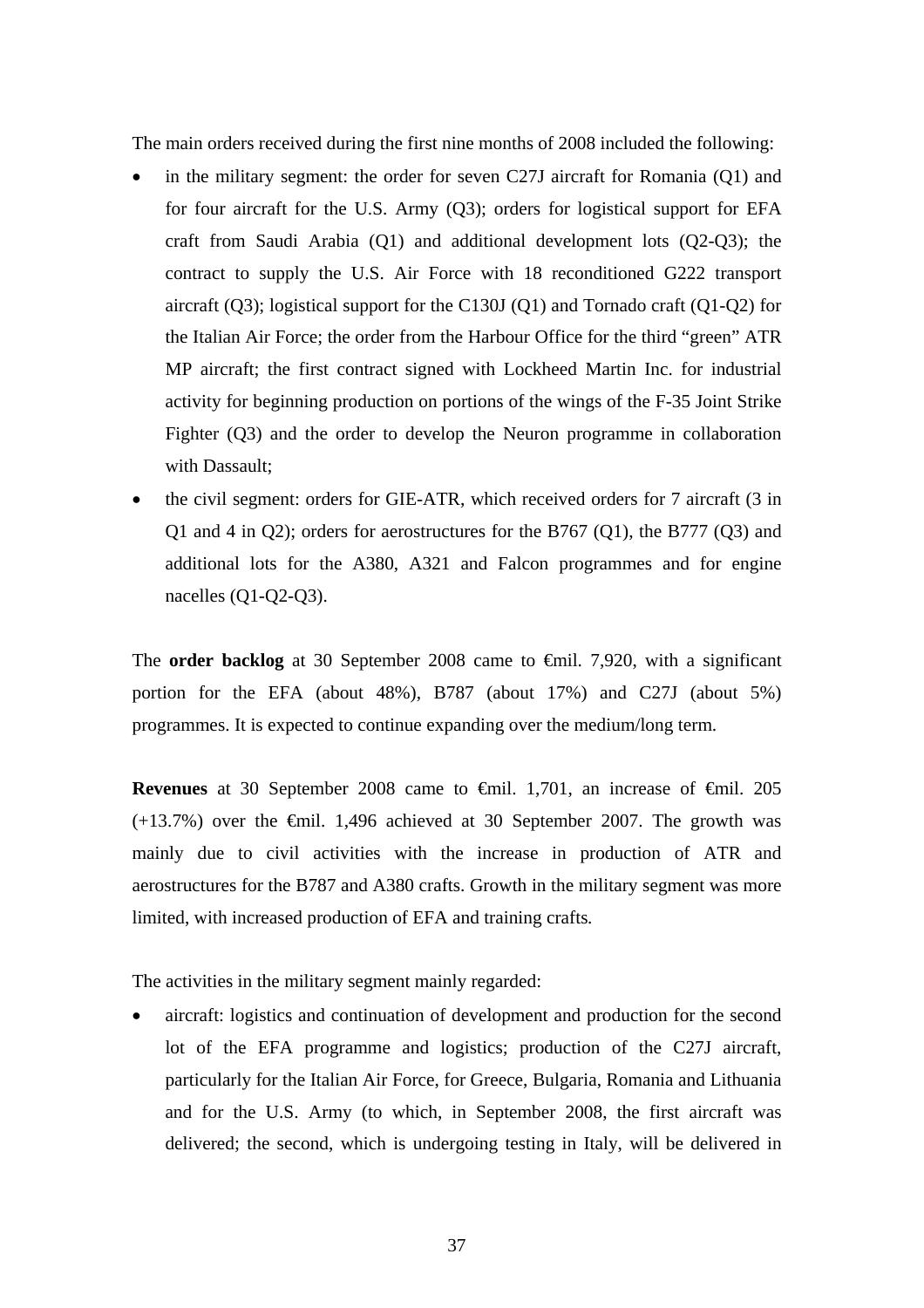The main orders received during the first nine months of 2008 included the following:

- in the military segment: the order for seven C27J aircraft for Romania (Q1) and for four aircraft for the U.S. Army (Q3); orders for logistical support for EFA craft from Saudi Arabia (Q1) and additional development lots (Q2-Q3); the contract to supply the U.S. Air Force with 18 reconditioned G222 transport aircraft (Q3); logistical support for the C130J (Q1) and Tornado craft (Q1-Q2) for the Italian Air Force; the order from the Harbour Office for the third "green" ATR MP aircraft; the first contract signed with Lockheed Martin Inc. for industrial activity for beginning production on portions of the wings of the F-35 Joint Strike Fighter (Q3) and the order to develop the Neuron programme in collaboration with Dassault;
- the civil segment: orders for GIE-ATR, which received orders for 7 aircraft (3 in Q1 and 4 in Q2); orders for aerostructures for the B767 (Q1), the B777 (Q3) and additional lots for the A380, A321 and Falcon programmes and for engine nacelles (Q1-Q2-Q3).

The **order backlog** at 30 September 2008 came to €mil. 7,920, with a significant portion for the EFA (about 48%), B787 (about 17%) and C27J (about 5%) programmes. It is expected to continue expanding over the medium/long term.

**Revenues** at 30 September 2008 came to €mil. 1,701, an increase of €mil. 205 (+13.7%) over the €mil. 1,496 achieved at 30 September 2007. The growth was mainly due to civil activities with the increase in production of ATR and aerostructures for the B787 and A380 crafts. Growth in the military segment was more limited, with increased production of EFA and training crafts.

The activities in the military segment mainly regarded:

- aircraft: logistics and continuation of development and production for the second lot of the EFA programme and logistics; production of the C27J aircraft, particularly for the Italian Air Force, for Greece, Bulgaria, Romania and Lithuania and for the U.S. Army (to which, in September 2008, the first aircraft was delivered; the second, which is undergoing testing in Italy, will be delivered in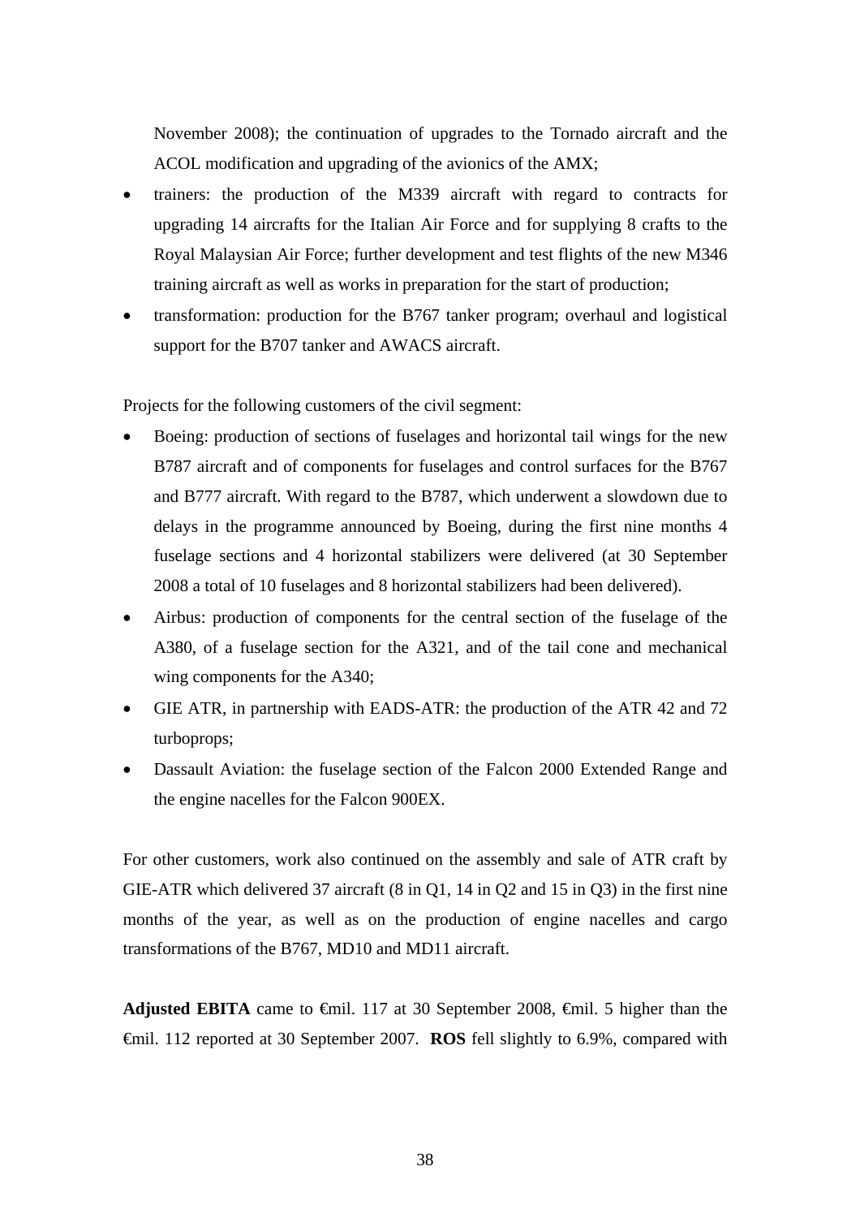November 2008); the continuation of upgrades to the Tornado aircraft and the ACOL modification and upgrading of the avionics of the AMX;

- trainers: the production of the M339 aircraft with regard to contracts for upgrading 14 aircrafts for the Italian Air Force and for supplying 8 crafts to the Royal Malaysian Air Force; further development and test flights of the new M346 training aircraft as well as works in preparation for the start of production;
- transformation: production for the B767 tanker program; overhaul and logistical support for the B707 tanker and AWACS aircraft.

Projects for the following customers of the civil segment:

- Boeing: production of sections of fuselages and horizontal tail wings for the new B787 aircraft and of components for fuselages and control surfaces for the B767 and B777 aircraft. With regard to the B787, which underwent a slowdown due to delays in the programme announced by Boeing, during the first nine months 4 fuselage sections and 4 horizontal stabilizers were delivered (at 30 September 2008 a total of 10 fuselages and 8 horizontal stabilizers had been delivered).
- Airbus: production of components for the central section of the fuselage of the A380, of a fuselage section for the A321, and of the tail cone and mechanical wing components for the A340;
- GIE ATR, in partnership with EADS-ATR: the production of the ATR 42 and 72 turboprops;
- Dassault Aviation: the fuselage section of the Falcon 2000 Extended Range and the engine nacelles for the Falcon 900EX.

For other customers, work also continued on the assembly and sale of ATR craft by GIE-ATR which delivered 37 aircraft (8 in Q1, 14 in Q2 and 15 in Q3) in the first nine months of the year, as well as on the production of engine nacelles and cargo transformations of the B767, MD10 and MD11 aircraft.

**Adjusted EBITA** came to €mil. 117 at 30 September 2008, €mil. 5 higher than the €mil. 112 reported at 30 September 2007. **ROS** fell slightly to 6.9%, compared with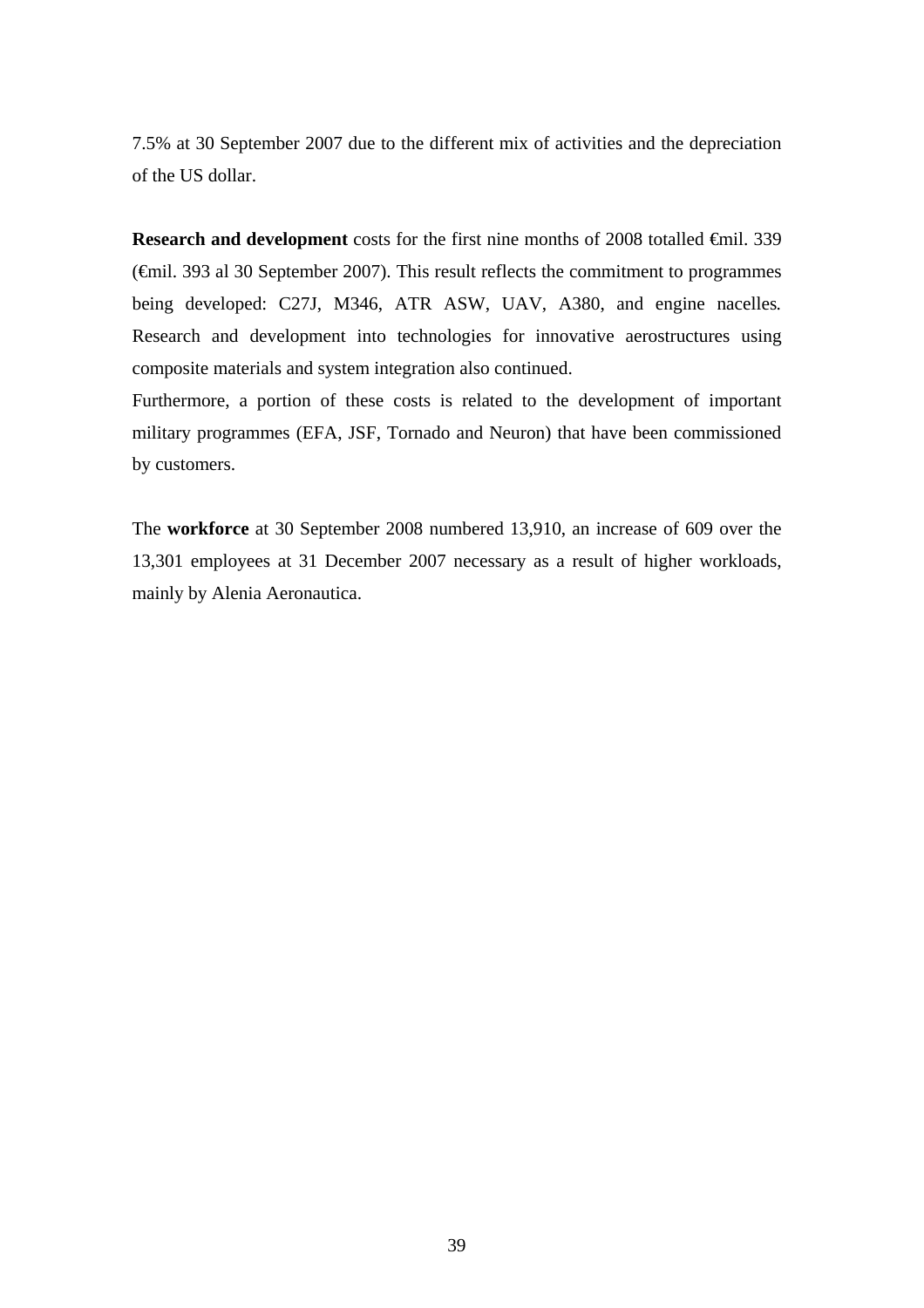7.5% at 30 September 2007 due to the different mix of activities and the depreciation of the US dollar.

**Research and development** costs for the first nine months of 2008 totalled €mil. 339 (€mil. 393 al 30 September 2007). This result reflects the commitment to programmes being developed: C27J, M346, ATR ASW, UAV, A380, and engine nacelles. Research and development into technologies for innovative aerostructures using composite materials and system integration also continued.

Furthermore, a portion of these costs is related to the development of important military programmes (EFA, JSF, Tornado and Neuron) that have been commissioned by customers.

The **workforce** at 30 September 2008 numbered 13,910, an increase of 609 over the 13,301 employees at 31 December 2007 necessary as a result of higher workloads, mainly by Alenia Aeronautica.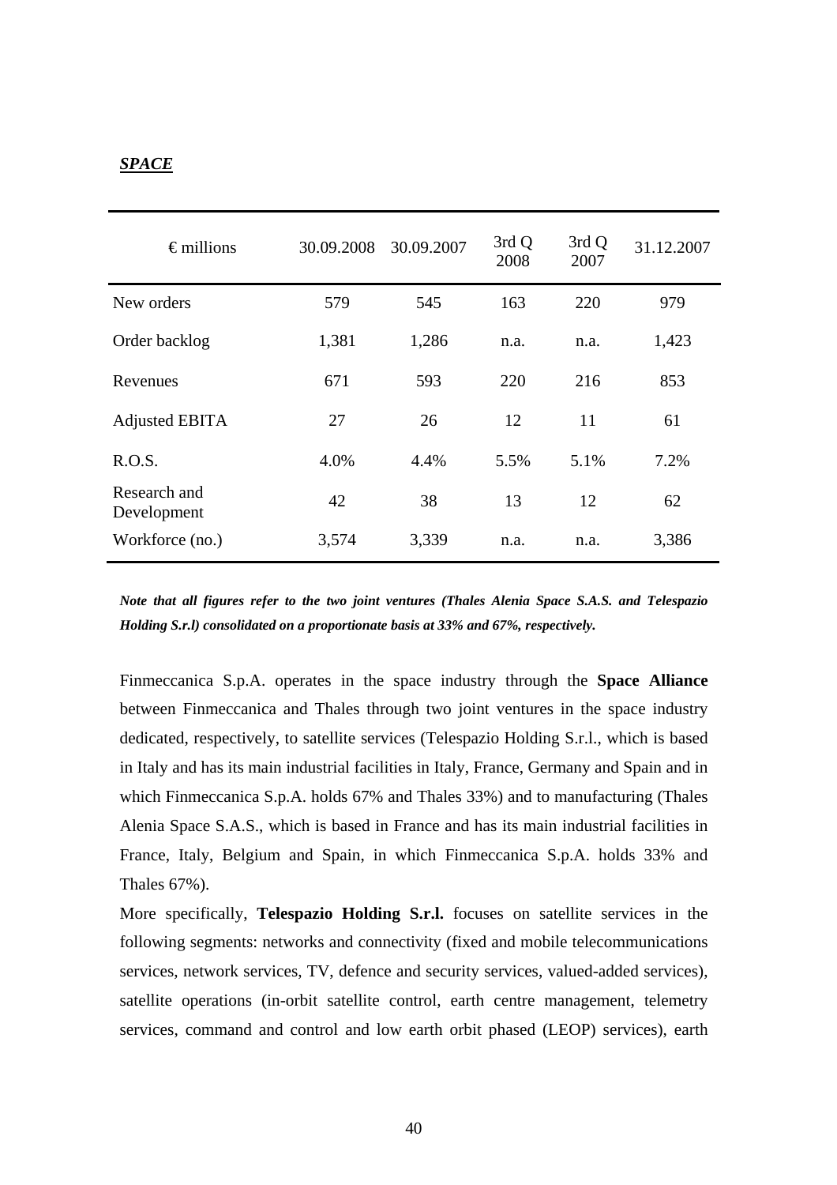***SPACE***

| € millions | 30.09.2008 | 30.09.2007 | 3rd Q 2008 | 3rd Q 2007 | 31.12.2007 |
|---|---|---|---|---|---|
| New orders | 579 | 545 | 163 | 220 | 979 |
| Order backlog | 1,381 | 1,286 | n.a. | n.a. | 1,423 |
| Revenues | 671 | 593 | 220 | 216 | 853 |
| Adjusted EBITA | 27 | 26 | 12 | 11 | 61 |
| R.O.S. | 4.0% | 4.4% | 5.5% | 5.1% | 7.2% |
| Research and Development | 42 | 38 | 13 | 12 | 62 |
| Workforce (no.) | 3,574 | 3,339 | n.a. | n.a. | 3,386 |

***Note that all figures refer to the two joint ventures (Thales Alenia Space S.A.S. and Telespazio Holding S.r.l) consolidated on a proportionate basis at 33% and 67%, respectively.***

Finmeccanica S.p.A. operates in the space industry through the **Space Alliance** between Finmeccanica and Thales through two joint ventures in the space industry dedicated, respectively, to satellite services (Telespazio Holding S.r.l., which is based in Italy and has its main industrial facilities in Italy, France, Germany and Spain and in which Finmeccanica S.p.A. holds 67% and Thales 33%) and to manufacturing (Thales Alenia Space S.A.S., which is based in France and has its main industrial facilities in France, Italy, Belgium and Spain, in which Finmeccanica S.p.A. holds 33% and Thales 67%).

More specifically, **Telespazio Holding S.r.l.** focuses on satellite services in the following segments: networks and connectivity (fixed and mobile telecommunications services, network services, TV, defence and security services, valued-added services), satellite operations (in-orbit satellite control, earth centre management, telemetry services, command and control and low earth orbit phased (LEOP) services), earth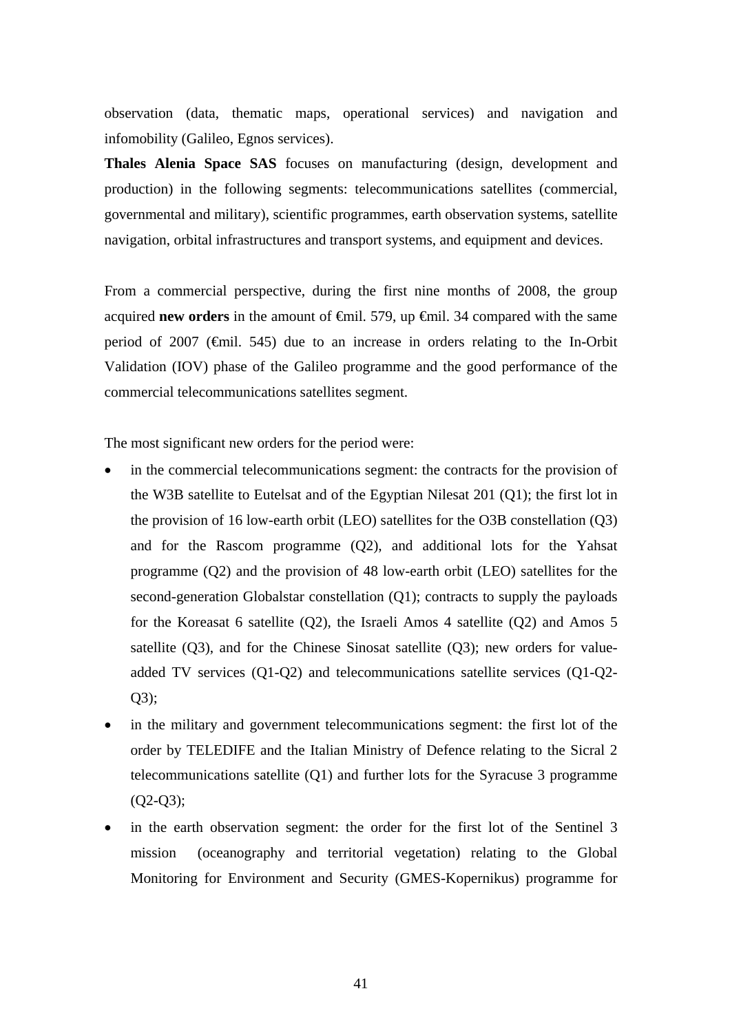observation (data, thematic maps, operational services) and navigation and infomobility (Galileo, Egnos services).

**Thales Alenia Space SAS** focuses on manufacturing (design, development and production) in the following segments: telecommunications satellites (commercial, governmental and military), scientific programmes, earth observation systems, satellite navigation, orbital infrastructures and transport systems, and equipment and devices.

From a commercial perspective, during the first nine months of 2008, the group acquired **new orders** in the amount of €mil. 579, up €mil. 34 compared with the same period of 2007 (€mil. 545) due to an increase in orders relating to the In-Orbit Validation (IOV) phase of the Galileo programme and the good performance of the commercial telecommunications satellites segment.

The most significant new orders for the period were:

- in the commercial telecommunications segment: the contracts for the provision of the W3B satellite to Eutelsat and of the Egyptian Nilesat 201 (Q1); the first lot in the provision of 16 low-earth orbit (LEO) satellites for the O3B constellation (Q3) and for the Rascom programme (Q2), and additional lots for the Yahsat programme (Q2) and the provision of 48 low-earth orbit (LEO) satellites for the second-generation Globalstar constellation (Q1); contracts to supply the payloads for the Koreasat 6 satellite (Q2), the Israeli Amos 4 satellite (Q2) and Amos 5 satellite (Q3), and for the Chinese Sinosat satellite (Q3); new orders for value-added TV services (Q1-Q2) and telecommunications satellite services (Q1-Q2-Q3);
- in the military and government telecommunications segment: the first lot of the order by TELEDIFE and the Italian Ministry of Defence relating to the Sicral 2 telecommunications satellite (Q1) and further lots for the Syracuse 3 programme (Q2-Q3);
- in the earth observation segment: the order for the first lot of the Sentinel 3 mission (oceanography and territorial vegetation) relating to the Global Monitoring for Environment and Security (GMES-Kopernikus) programme for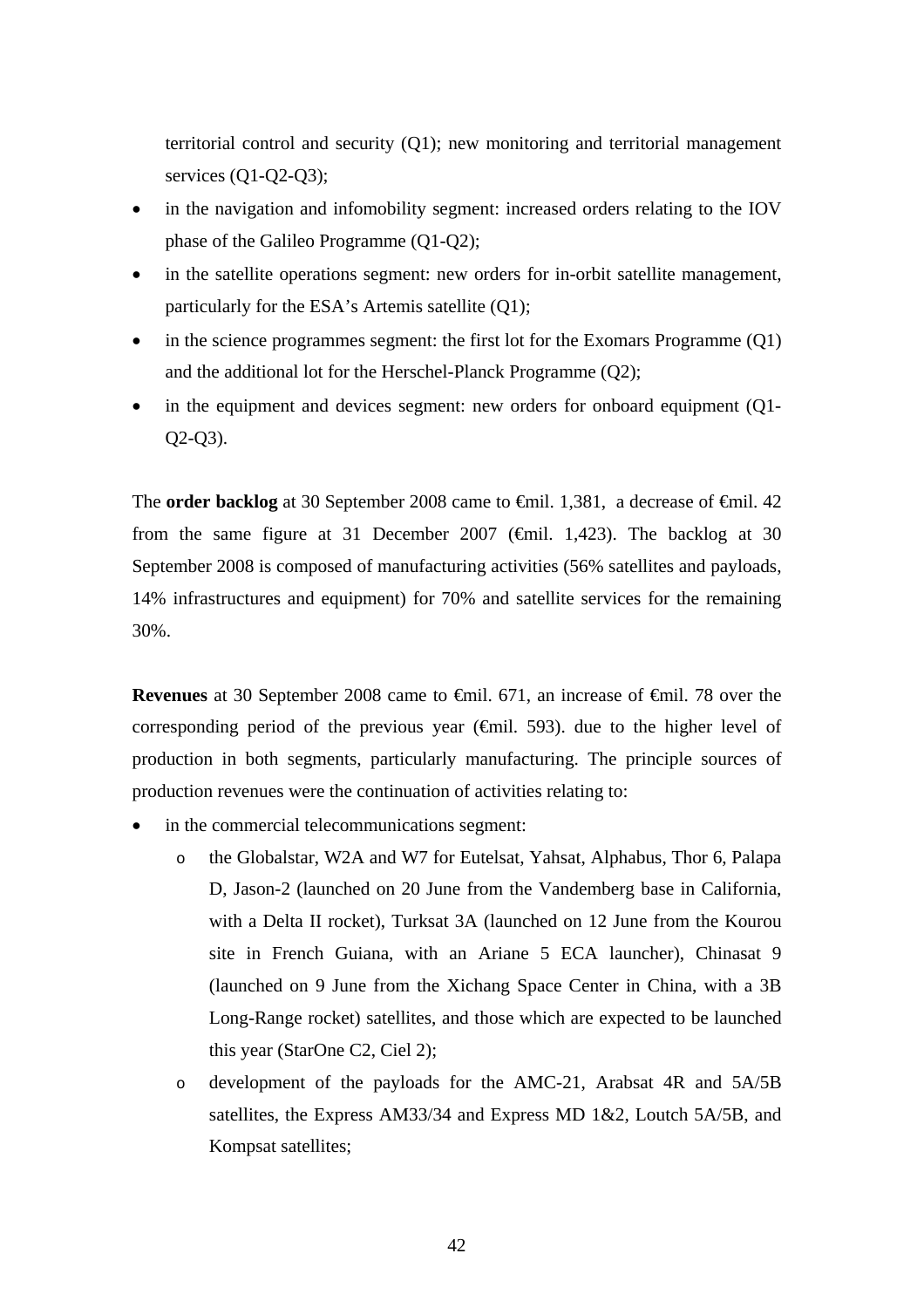territorial control and security (Q1); new monitoring and territorial management services (Q1-Q2-Q3);

- in the navigation and infomobility segment: increased orders relating to the IOV phase of the Galileo Programme (Q1-Q2);
- in the satellite operations segment: new orders for in-orbit satellite management, particularly for the ESA's Artemis satellite (Q1);
- in the science programmes segment: the first lot for the Exomars Programme (Q1) and the additional lot for the Herschel-Planck Programme (Q2);
- in the equipment and devices segment: new orders for onboard equipment (Q1-Q2-Q3).

The **order backlog** at 30 September 2008 came to €mil. 1,381, a decrease of €mil. 42 from the same figure at 31 December 2007 (€mil. 1,423). The backlog at 30 September 2008 is composed of manufacturing activities (56% satellites and payloads, 14% infrastructures and equipment) for 70% and satellite services for the remaining 30%.

**Revenues** at 30 September 2008 came to €mil. 671, an increase of €mil. 78 over the corresponding period of the previous year (€mil. 593). due to the higher level of production in both segments, particularly manufacturing. The principle sources of production revenues were the continuation of activities relating to:

- in the commercial telecommunications segment:
  - the Globalstar, W2A and W7 for Eutelsat, Yahsat, Alphabus, Thor 6, Palapa D, Jason-2 (launched on 20 June from the Vandemberg base in California, with a Delta II rocket), Turksat 3A (launched on 12 June from the Kourou site in French Guiana, with an Ariane 5 ECA launcher), Chinasat 9 (launched on 9 June from the Xichang Space Center in China, with a 3B Long-Range rocket) satellites, and those which are expected to be launched this year (StarOne C2, Ciel 2);
  - development of the payloads for the AMC-21, Arabsat 4R and 5A/5B satellites, the Express AM33/34 and Express MD 1&2, Loutch 5A/5B, and Kompsat satellites;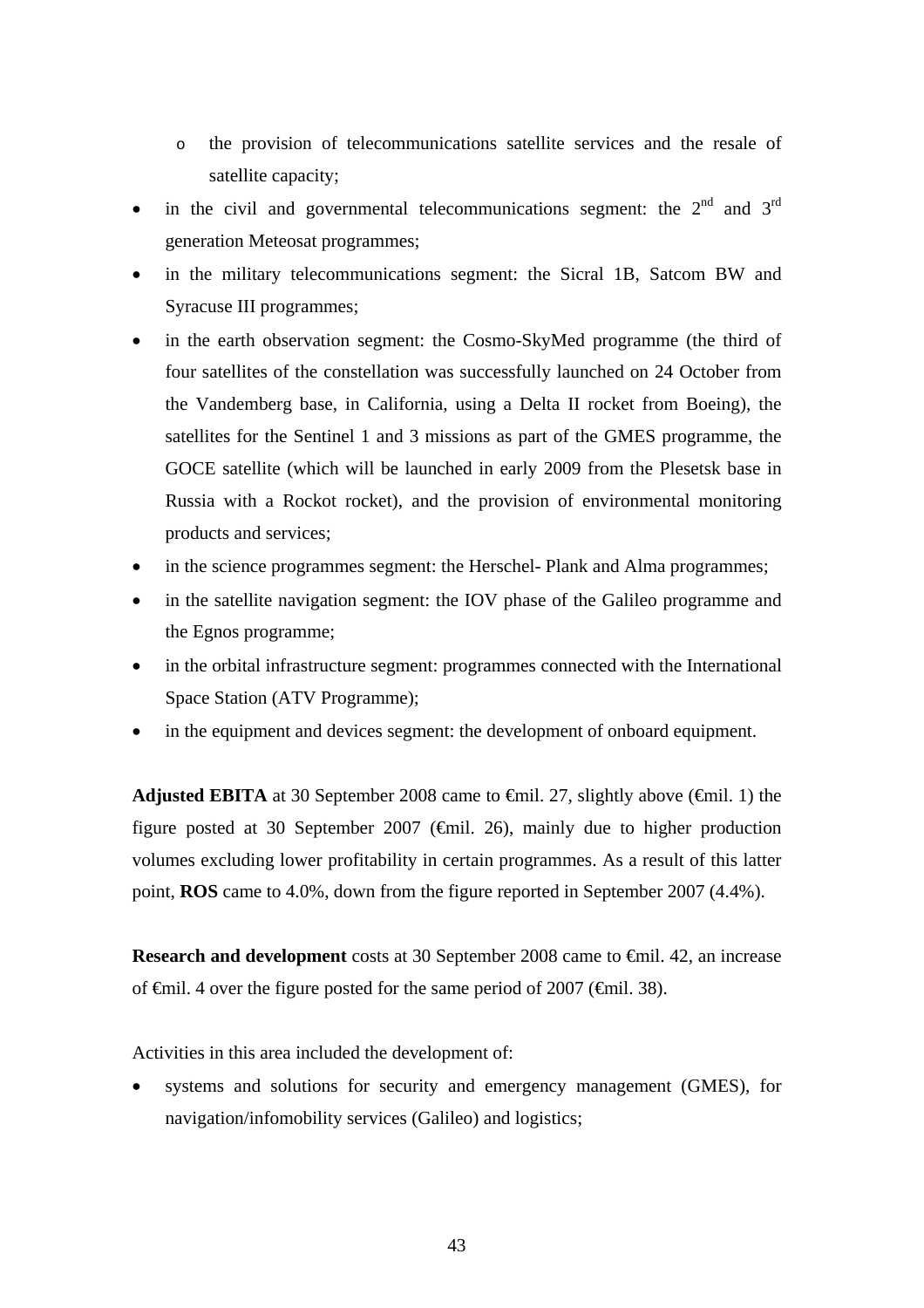- the provision of telecommunications satellite services and the resale of satellite capacity;
- in the civil and governmental telecommunications segment: the 2nd and 3rd generation Meteosat programmes;
- in the military telecommunications segment: the Sicral 1B, Satcom BW and Syracuse III programmes;
- in the earth observation segment: the Cosmo-SkyMed programme (the third of four satellites of the constellation was successfully launched on 24 October from the Vandemberg base, in California, using a Delta II rocket from Boeing), the satellites for the Sentinel 1 and 3 missions as part of the GMES programme, the GOCE satellite (which will be launched in early 2009 from the Plesetsk base in Russia with a Rockot rocket), and the provision of environmental monitoring products and services;
- in the science programmes segment: the Herschel- Plank and Alma programmes;
- in the satellite navigation segment: the IOV phase of the Galileo programme and the Egnos programme;
- in the orbital infrastructure segment: programmes connected with the International Space Station (ATV Programme);
- in the equipment and devices segment: the development of onboard equipment.

**Adjusted EBITA** at 30 September 2008 came to €mil. 27, slightly above (€mil. 1) the figure posted at 30 September 2007 (€mil. 26), mainly due to higher production volumes excluding lower profitability in certain programmes. As a result of this latter point, **ROS** came to 4.0%, down from the figure reported in September 2007 (4.4%).

**Research and development** costs at 30 September 2008 came to €mil. 42, an increase of €mil. 4 over the figure posted for the same period of 2007 (€mil. 38).

Activities in this area included the development of:

- systems and solutions for security and emergency management (GMES), for navigation/infomobility services (Galileo) and logistics;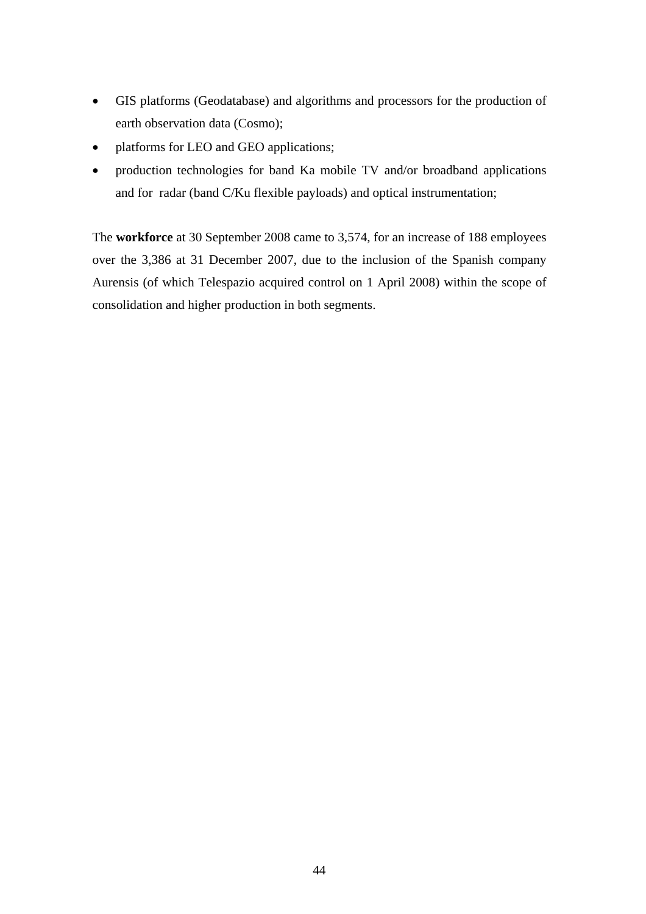- GIS platforms (Geodatabase) and algorithms and processors for the production of earth observation data (Cosmo);
- platforms for LEO and GEO applications;
- production technologies for band Ka mobile TV and/or broadband applications and for radar (band C/Ku flexible payloads) and optical instrumentation;

The **workforce** at 30 September 2008 came to 3,574, for an increase of 188 employees over the 3,386 at 31 December 2007, due to the inclusion of the Spanish company Aurensis (of which Telespazio acquired control on 1 April 2008) within the scope of consolidation and higher production in both segments.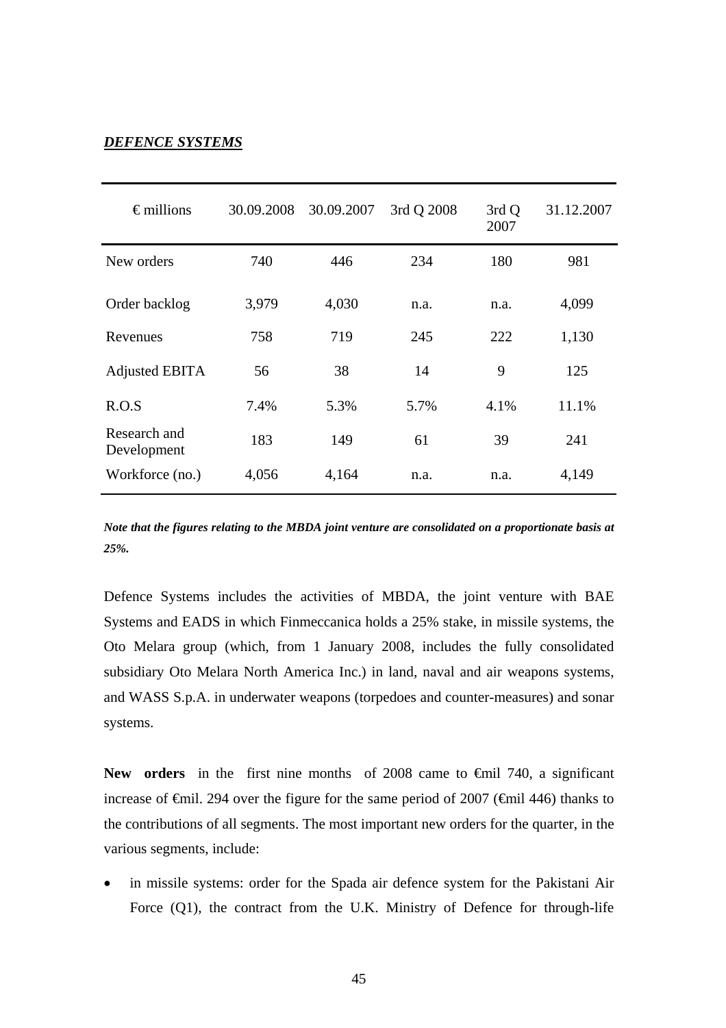***DEFENCE SYSTEMS***

| € millions | 30.09.2008 | 30.09.2007 | 3rd Q 2008 | 3rd Q 2007 | 31.12.2007 |
|---|---|---|---|---|---|
| New orders | 740 | 446 | 234 | 180 | 981 |
| Order backlog | 3,979 | 4,030 | n.a. | n.a. | 4,099 |
| Revenues | 758 | 719 | 245 | 222 | 1,130 |
| Adjusted EBITA | 56 | 38 | 14 | 9 | 125 |
| R.O.S | 7.4% | 5.3% | 5.7% | 4.1% | 11.1% |
| Research and Development | 183 | 149 | 61 | 39 | 241 |
| Workforce (no.) | 4,056 | 4,164 | n.a. | n.a. | 4,149 |

***Note that the figures relating to the MBDA joint venture are consolidated on a proportionate basis at 25%.***

Defence Systems includes the activities of MBDA, the joint venture with BAE Systems and EADS in which Finmeccanica holds a 25% stake, in missile systems, the Oto Melara group (which, from 1 January 2008, includes the fully consolidated subsidiary Oto Melara North America Inc.) in land, naval and air weapons systems, and WASS S.p.A. in underwater weapons (torpedoes and counter-measures) and sonar systems.

**New orders** in the first nine months of 2008 came to €mil 740, a significant increase of €mil. 294 over the figure for the same period of 2007 (€mil 446) thanks to the contributions of all segments. The most important new orders for the quarter, in the various segments, include:

- in missile systems: order for the Spada air defence system for the Pakistani Air Force (Q1), the contract from the U.K. Ministry of Defence for through-life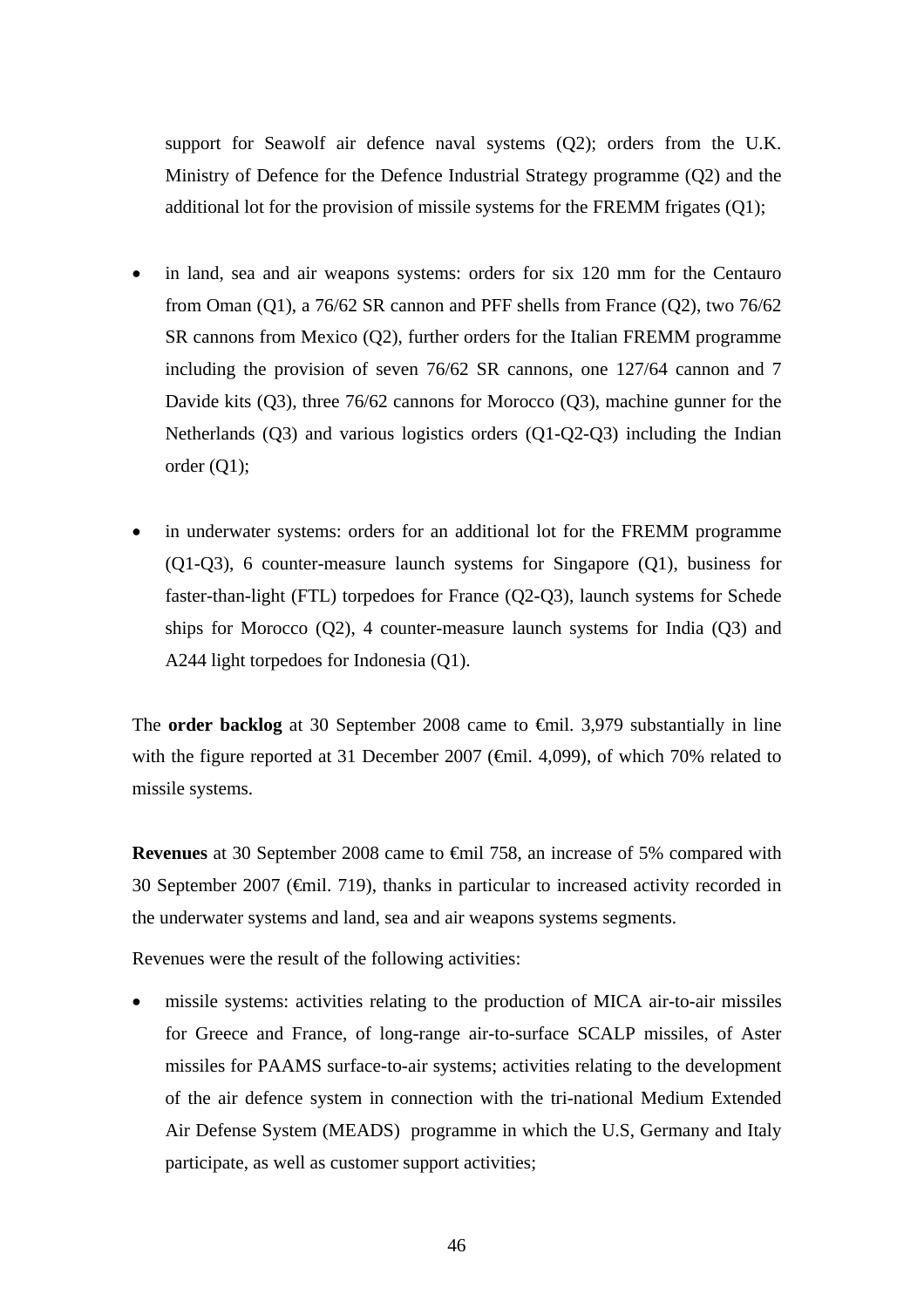support for Seawolf air defence naval systems (Q2); orders from the U.K. Ministry of Defence for the Defence Industrial Strategy programme (Q2) and the additional lot for the provision of missile systems for the FREMM frigates (Q1);

- in land, sea and air weapons systems: orders for six 120 mm for the Centauro from Oman (Q1), a 76/62 SR cannon and PFF shells from France (Q2), two 76/62 SR cannons from Mexico (Q2), further orders for the Italian FREMM programme including the provision of seven 76/62 SR cannons, one 127/64 cannon and 7 Davide kits (Q3), three 76/62 cannons for Morocco (Q3), machine gunner for the Netherlands (Q3) and various logistics orders (Q1-Q2-Q3) including the Indian order (Q1);

- in underwater systems: orders for an additional lot for the FREMM programme (Q1-Q3), 6 counter-measure launch systems for Singapore (Q1), business for faster-than-light (FTL) torpedoes for France (Q2-Q3), launch systems for Schede ships for Morocco (Q2), 4 counter-measure launch systems for India (Q3) and A244 light torpedoes for Indonesia (Q1).

The **order backlog** at 30 September 2008 came to €mil. 3,979 substantially in line with the figure reported at 31 December 2007 (€mil. 4,099), of which 70% related to missile systems.

**Revenues** at 30 September 2008 came to €mil 758, an increase of 5% compared with 30 September 2007 (€mil. 719), thanks in particular to increased activity recorded in the underwater systems and land, sea and air weapons systems segments.

Revenues were the result of the following activities:

- missile systems: activities relating to the production of MICA air-to-air missiles for Greece and France, of long-range air-to-surface SCALP missiles, of Aster missiles for PAAMS surface-to-air systems; activities relating to the development of the air defence system in connection with the tri-national Medium Extended Air Defense System (MEADS) programme in which the U.S, Germany and Italy participate, as well as customer support activities;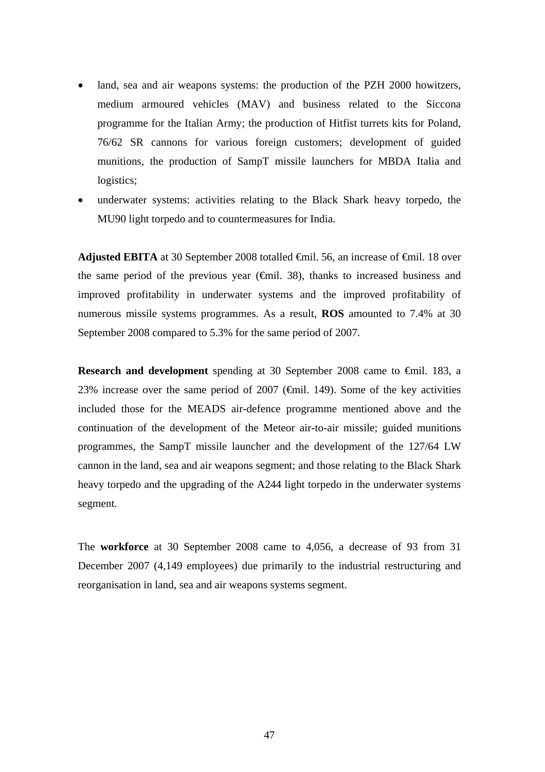- land, sea and air weapons systems: the production of the PZH 2000 howitzers, medium armoured vehicles (MAV) and business related to the Siccona programme for the Italian Army; the production of Hitfist turrets kits for Poland, 76/62 SR cannons for various foreign customers; development of guided munitions, the production of SampT missile launchers for MBDA Italia and logistics;
- underwater systems: activities relating to the Black Shark heavy torpedo, the MU90 light torpedo and to countermeasures for India.

**Adjusted EBITA** at 30 September 2008 totalled €mil. 56, an increase of €mil. 18 over the same period of the previous year (€mil. 38), thanks to increased business and improved profitability in underwater systems and the improved profitability of numerous missile systems programmes. As a result, **ROS** amounted to 7.4% at 30 September 2008 compared to 5.3% for the same period of 2007.

**Research and development** spending at 30 September 2008 came to €mil. 183, a 23% increase over the same period of 2007 (€mil. 149). Some of the key activities included those for the MEADS air-defence programme mentioned above and the continuation of the development of the Meteor air-to-air missile; guided munitions programmes, the SampT missile launcher and the development of the 127/64 LW cannon in the land, sea and air weapons segment; and those relating to the Black Shark heavy torpedo and the upgrading of the A244 light torpedo in the underwater systems segment.

The **workforce** at 30 September 2008 came to 4,056, a decrease of 93 from 31 December 2007 (4,149 employees) due primarily to the industrial restructuring and reorganisation in land, sea and air weapons systems segment.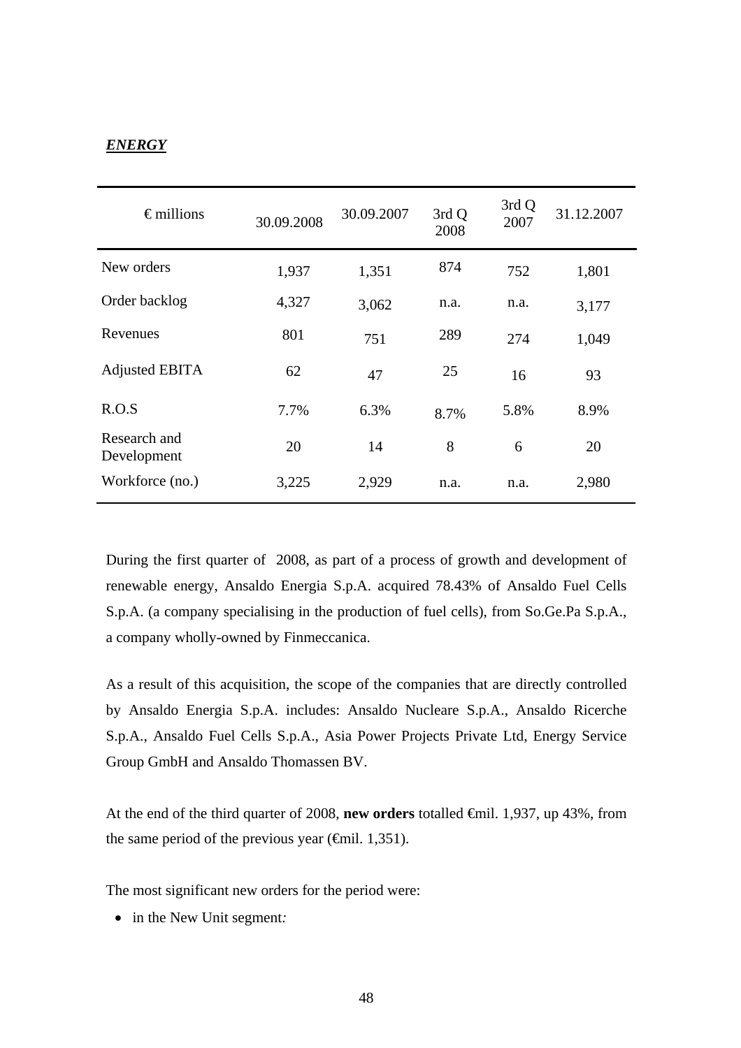***ENERGY***

| € millions | 30.09.2008 | 30.09.2007 | 3rd Q 2008 | 3rd Q 2007 | 31.12.2007 |
|---|---|---|---|---|---|
| New orders | 1,937 | 1,351 | 874 | 752 | 1,801 |
| Order backlog | 4,327 | 3,062 | n.a. | n.a. | 3,177 |
| Revenues | 801 | 751 | 289 | 274 | 1,049 |
| Adjusted EBITA | 62 | 47 | 25 | 16 | 93 |
| R.O.S | 7.7% | 6.3% | 8.7% | 5.8% | 8.9% |
| Research and Development | 20 | 14 | 8 | 6 | 20 |
| Workforce (no.) | 3,225 | 2,929 | n.a. | n.a. | 2,980 |

During the first quarter of 2008, as part of a process of growth and development of renewable energy, Ansaldo Energia S.p.A. acquired 78.43% of Ansaldo Fuel Cells S.p.A. (a company specialising in the production of fuel cells), from So.Ge.Pa S.p.A., a company wholly-owned by Finmeccanica.

As a result of this acquisition, the scope of the companies that are directly controlled by Ansaldo Energia S.p.A. includes: Ansaldo Nucleare S.p.A., Ansaldo Ricerche S.p.A., Ansaldo Fuel Cells S.p.A., Asia Power Projects Private Ltd, Energy Service Group GmbH and Ansaldo Thomassen BV.

At the end of the third quarter of 2008, **new orders** totalled €mil. 1,937, up 43%, from the same period of the previous year (€mil. 1,351).

The most significant new orders for the period were:

- in the New Unit segment*:*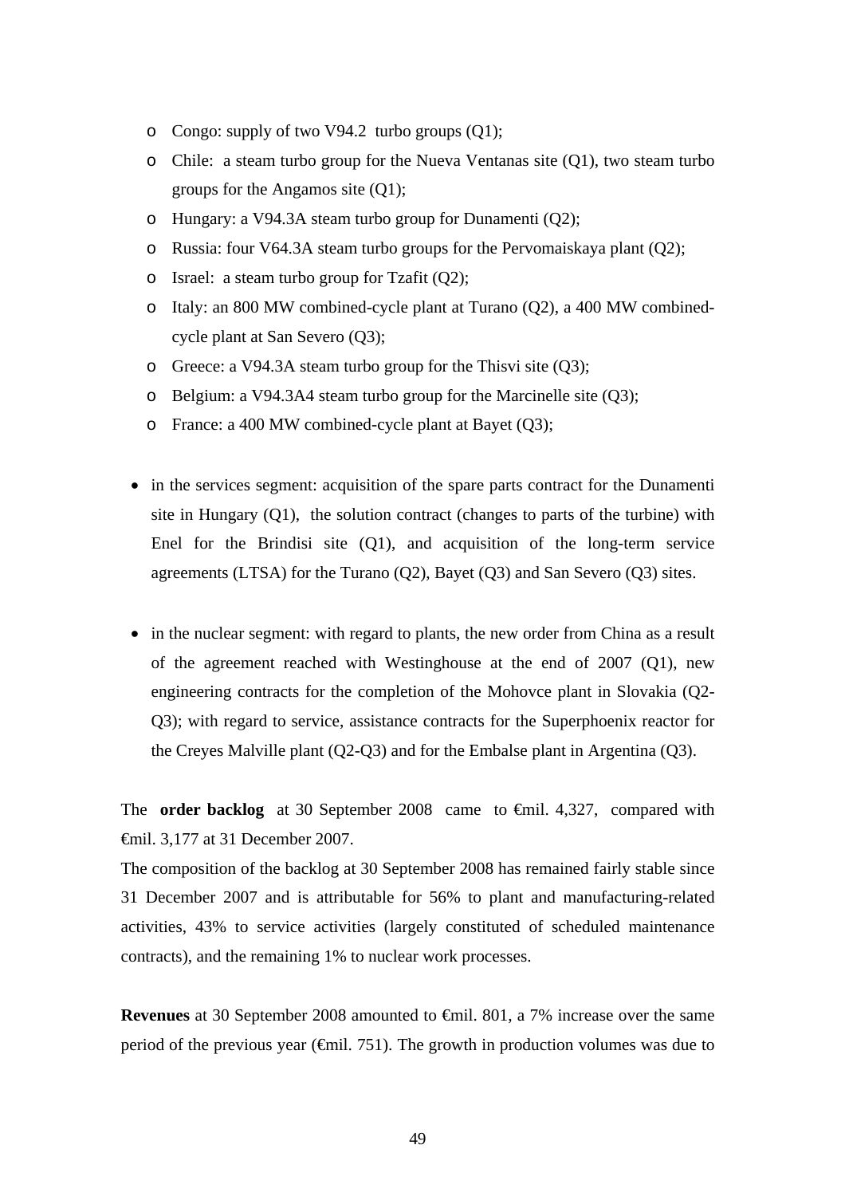- Congo: supply of two V94.2 turbo groups (Q1);
- Chile: a steam turbo group for the Nueva Ventanas site (Q1), two steam turbo groups for the Angamos site (Q1);
- Hungary: a V94.3A steam turbo group for Dunamenti (Q2);
- Russia: four V64.3A steam turbo groups for the Pervomaiskaya plant (Q2);
- Israel: a steam turbo group for Tzafit (Q2);
- Italy: an 800 MW combined-cycle plant at Turano (Q2), a 400 MW combined-cycle plant at San Severo (Q3);
- Greece: a V94.3A steam turbo group for the Thisvi site (Q3);
- Belgium: a V94.3A4 steam turbo group for the Marcinelle site (Q3);
- France: a 400 MW combined-cycle plant at Bayet (Q3);

- in the services segment: acquisition of the spare parts contract for the Dunamenti site in Hungary (Q1), the solution contract (changes to parts of the turbine) with Enel for the Brindisi site (Q1), and acquisition of the long-term service agreements (LTSA) for the Turano (Q2), Bayet (Q3) and San Severo (Q3) sites.

- in the nuclear segment: with regard to plants, the new order from China as a result of the agreement reached with Westinghouse at the end of 2007 (Q1), new engineering contracts for the completion of the Mohovce plant in Slovakia (Q2-Q3); with regard to service, assistance contracts for the Superphoenix reactor for the Creyes Malville plant (Q2-Q3) and for the Embalse plant in Argentina (Q3).

The **order backlog** at 30 September 2008 came to €mil. 4,327, compared with €mil. 3,177 at 31 December 2007.
The composition of the backlog at 30 September 2008 has remained fairly stable since 31 December 2007 and is attributable for 56% to plant and manufacturing-related activities, 43% to service activities (largely constituted of scheduled maintenance contracts), and the remaining 1% to nuclear work processes.

**Revenues** at 30 September 2008 amounted to €mil. 801, a 7% increase over the same period of the previous year (€mil. 751). The growth in production volumes was due to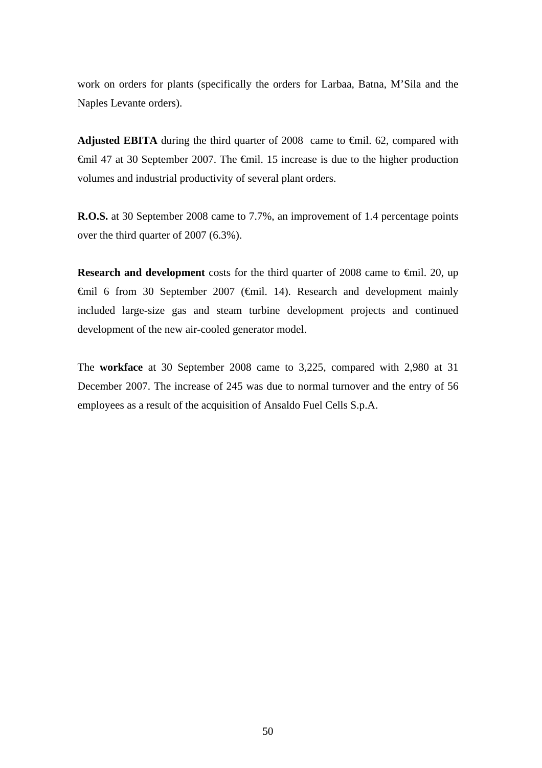work on orders for plants (specifically the orders for Larbaa, Batna, M'Sila and the Naples Levante orders).

**Adjusted EBITA** during the third quarter of 2008 came to €mil. 62, compared with €mil 47 at 30 September 2007. The €mil. 15 increase is due to the higher production volumes and industrial productivity of several plant orders.

**R.O.S.** at 30 September 2008 came to 7.7%, an improvement of 1.4 percentage points over the third quarter of 2007 (6.3%).

**Research and development** costs for the third quarter of 2008 came to €mil. 20, up €mil 6 from 30 September 2007 (€mil. 14). Research and development mainly included large-size gas and steam turbine development projects and continued development of the new air-cooled generator model.

The **workface** at 30 September 2008 came to 3,225, compared with 2,980 at 31 December 2007. The increase of 245 was due to normal turnover and the entry of 56 employees as a result of the acquisition of Ansaldo Fuel Cells S.p.A.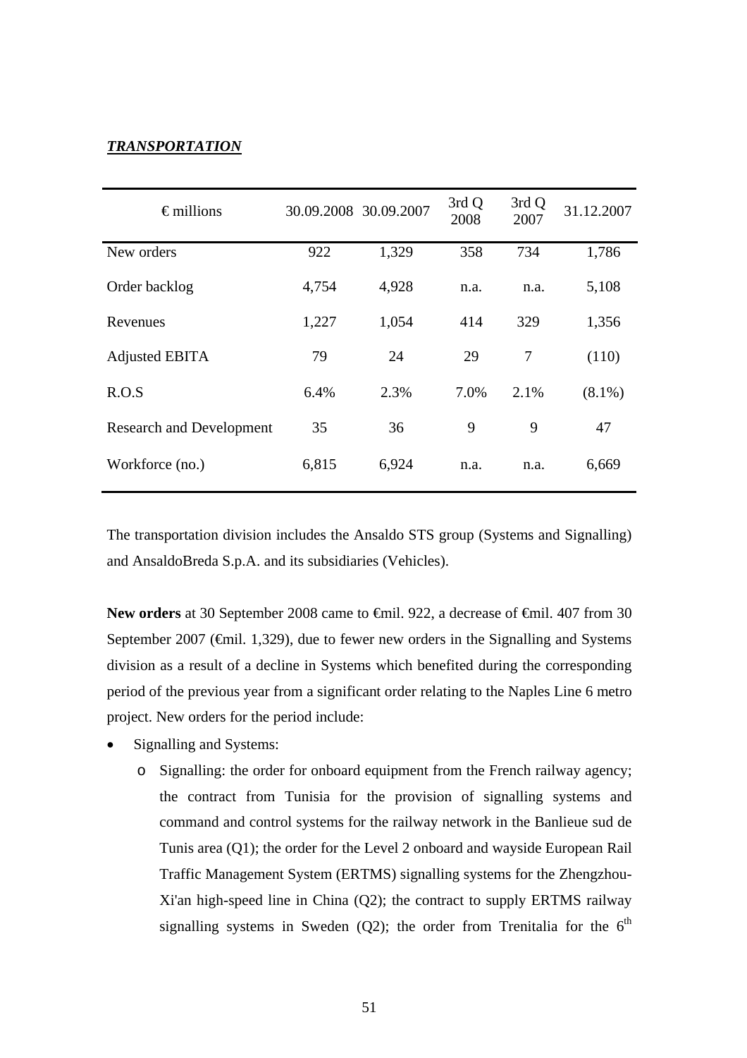***TRANSPORTATION***

| € millions | 30.09.2008 | 30.09.2007 | 3rd Q 2008 | 3rd Q 2007 | 31.12.2007 |
|---|---|---|---|---|---|
| New orders | 922 | 1,329 | 358 | 734 | 1,786 |
| Order backlog | 4,754 | 4,928 | n.a. | n.a. | 5,108 |
| Revenues | 1,227 | 1,054 | 414 | 329 | 1,356 |
| Adjusted EBITA | 79 | 24 | 29 | 7 | (110) |
| R.O.S | 6.4% | 2.3% | 7.0% | 2.1% | (8.1%) |
| Research and Development | 35 | 36 | 9 | 9 | 47 |
| Workforce (no.) | 6,815 | 6,924 | n.a. | n.a. | 6,669 |

The transportation division includes the Ansaldo STS group (Systems and Signalling) and AnsaldoBreda S.p.A. and its subsidiaries (Vehicles).

**New orders** at 30 September 2008 came to €mil. 922, a decrease of €mil. 407 from 30 September 2007 (€mil. 1,329), due to fewer new orders in the Signalling and Systems division as a result of a decline in Systems which benefited during the corresponding period of the previous year from a significant order relating to the Naples Line 6 metro project. New orders for the period include:

- Signalling and Systems:
  - Signalling: the order for onboard equipment from the French railway agency; the contract from Tunisia for the provision of signalling systems and command and control systems for the railway network in the Banlieue sud de Tunis area (Q1); the order for the Level 2 onboard and wayside European Rail Traffic Management System (ERTMS) signalling systems for the Zhengzhou-Xi'an high-speed line in China (Q2); the contract to supply ERTMS railway signalling systems in Sweden (Q2); the order from Trenitalia for the 6th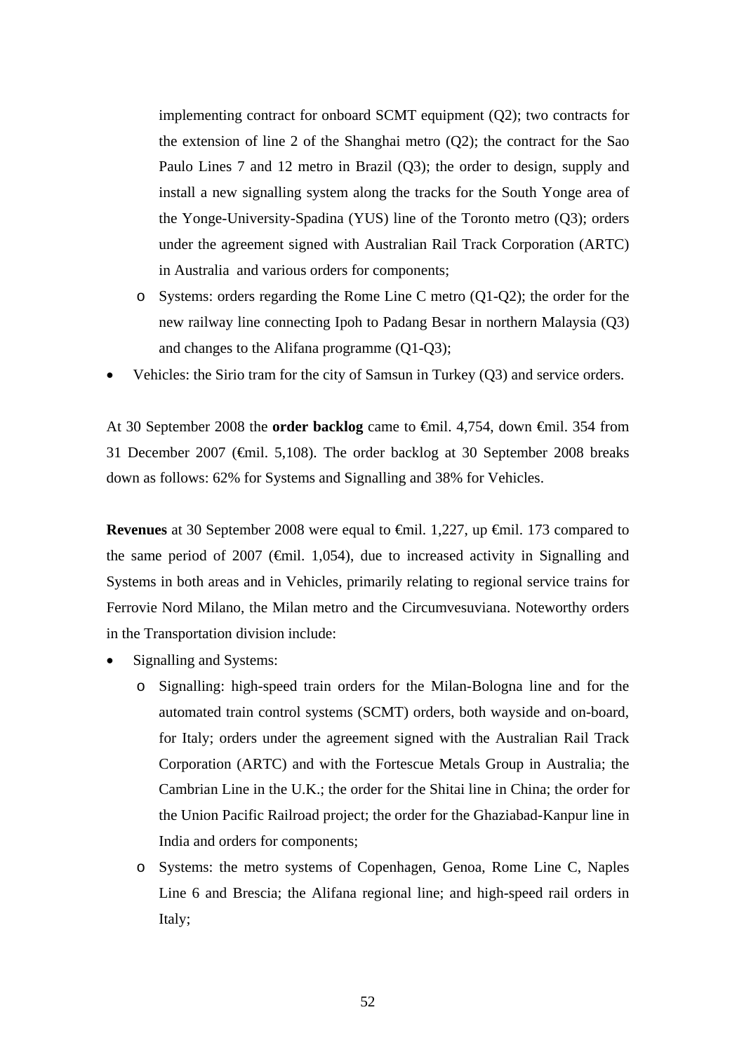implementing contract for onboard SCMT equipment (Q2); two contracts for the extension of line 2 of the Shanghai metro (Q2); the contract for the Sao Paulo Lines 7 and 12 metro in Brazil (Q3); the order to design, supply and install a new signalling system along the tracks for the South Yonge area of the Yonge-University-Spadina (YUS) line of the Toronto metro (Q3); orders under the agreement signed with Australian Rail Track Corporation (ARTC) in Australia and various orders for components;

  - Systems: orders regarding the Rome Line C metro (Q1-Q2); the order for the new railway line connecting Ipoh to Padang Besar in northern Malaysia (Q3) and changes to the Alifana programme (Q1-Q3);
- Vehicles: the Sirio tram for the city of Samsun in Turkey (Q3) and service orders.

At 30 September 2008 the **order backlog** came to €mil. 4,754, down €mil. 354 from 31 December 2007 (€mil. 5,108). The order backlog at 30 September 2008 breaks down as follows: 62% for Systems and Signalling and 38% for Vehicles.

**Revenues** at 30 September 2008 were equal to €mil. 1,227, up €mil. 173 compared to the same period of 2007 (€mil. 1,054), due to increased activity in Signalling and Systems in both areas and in Vehicles, primarily relating to regional service trains for Ferrovie Nord Milano, the Milan metro and the Circumvesuviana. Noteworthy orders in the Transportation division include:

- Signalling and Systems:
  - Signalling: high-speed train orders for the Milan-Bologna line and for the automated train control systems (SCMT) orders, both wayside and on-board, for Italy; orders under the agreement signed with the Australian Rail Track Corporation (ARTC) and with the Fortescue Metals Group in Australia; the Cambrian Line in the U.K.; the order for the Shitai line in China; the order for the Union Pacific Railroad project; the order for the Ghaziabad-Kanpur line in India and orders for components;
  - Systems: the metro systems of Copenhagen, Genoa, Rome Line C, Naples Line 6 and Brescia; the Alifana regional line; and high-speed rail orders in Italy;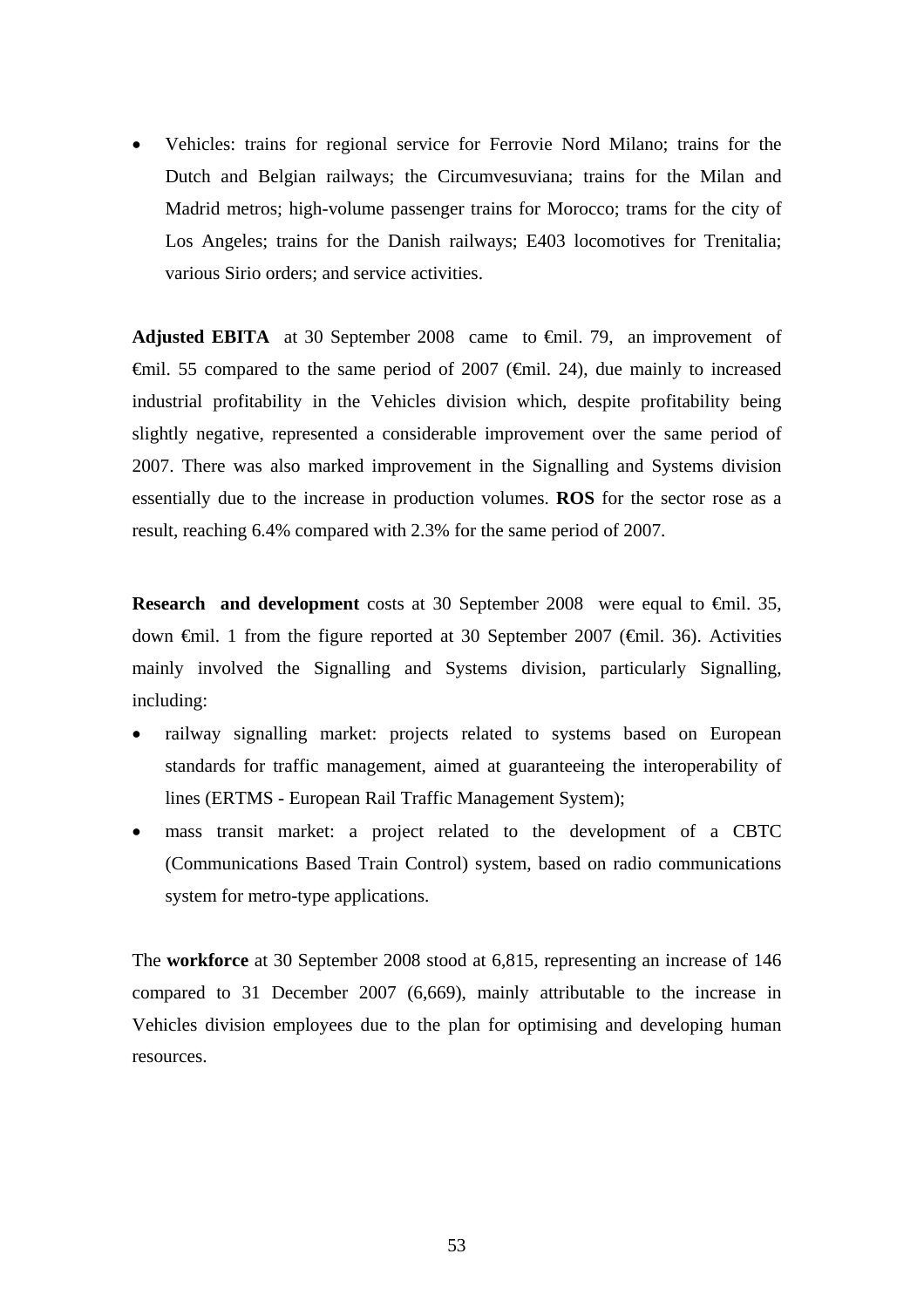- Vehicles: trains for regional service for Ferrovie Nord Milano; trains for the Dutch and Belgian railways; the Circumvesuviana; trains for the Milan and Madrid metros; high-volume passenger trains for Morocco; trams for the city of Los Angeles; trains for the Danish railways; E403 locomotives for Trenitalia; various Sirio orders; and service activities.

**Adjusted EBITA** at 30 September 2008 came to €mil. 79, an improvement of €mil. 55 compared to the same period of 2007 (€mil. 24), due mainly to increased industrial profitability in the Vehicles division which, despite profitability being slightly negative, represented a considerable improvement over the same period of 2007. There was also marked improvement in the Signalling and Systems division essentially due to the increase in production volumes. **ROS** for the sector rose as a result, reaching 6.4% compared with 2.3% for the same period of 2007.

**Research and development** costs at 30 September 2008 were equal to €mil. 35, down €mil. 1 from the figure reported at 30 September 2007 (€mil. 36). Activities mainly involved the Signalling and Systems division, particularly Signalling, including:

- railway signalling market: projects related to systems based on European standards for traffic management, aimed at guaranteeing the interoperability of lines (ERTMS - European Rail Traffic Management System);
- mass transit market: a project related to the development of a CBTC (Communications Based Train Control) system, based on radio communications system for metro-type applications.

The **workforce** at 30 September 2008 stood at 6,815, representing an increase of 146 compared to 31 December 2007 (6,669), mainly attributable to the increase in Vehicles division employees due to the plan for optimising and developing human resources.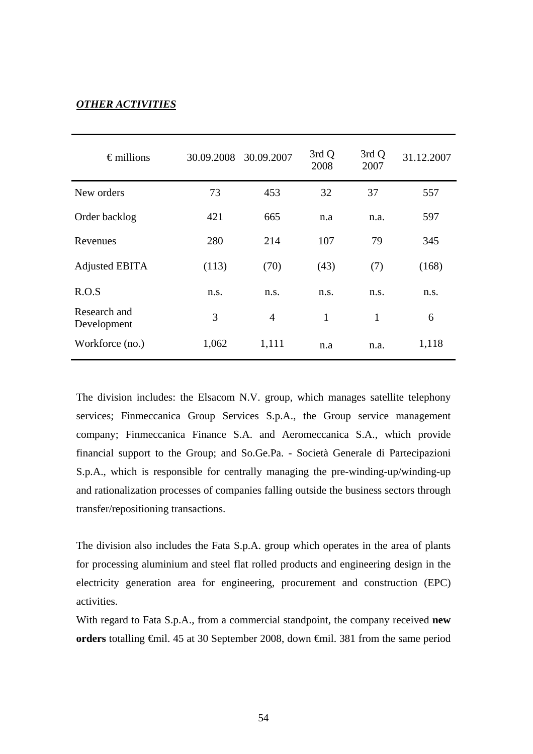***OTHER ACTIVITIES***

| € millions | 30.09.2008 | 30.09.2007 | 3rd Q 2008 | 3rd Q 2007 | 31.12.2007 |
|---|---|---|---|---|---|
| New orders | 73 | 453 | 32 | 37 | 557 |
| Order backlog | 421 | 665 | n.a | n.a. | 597 |
| Revenues | 280 | 214 | 107 | 79 | 345 |
| Adjusted EBITA | (113) | (70) | (43) | (7) | (168) |
| R.O.S | n.s. | n.s. | n.s. | n.s. | n.s. |
| Research and Development | 3 | 4 | 1 | 1 | 6 |
| Workforce (no.) | 1,062 | 1,111 | n.a | n.a. | 1,118 |

The division includes: the Elsacom N.V. group, which manages satellite telephony services; Finmeccanica Group Services S.p.A., the Group service management company; Finmeccanica Finance S.A. and Aeromeccanica S.A., which provide financial support to the Group; and So.Ge.Pa. - Società Generale di Partecipazioni S.p.A., which is responsible for centrally managing the pre-winding-up/winding-up and rationalization processes of companies falling outside the business sectors through transfer/repositioning transactions.

The division also includes the Fata S.p.A. group which operates in the area of plants for processing aluminium and steel flat rolled products and engineering design in the electricity generation area for engineering, procurement and construction (EPC) activities.

With regard to Fata S.p.A., from a commercial standpoint, the company received **new orders** totalling €mil. 45 at 30 September 2008, down €mil. 381 from the same period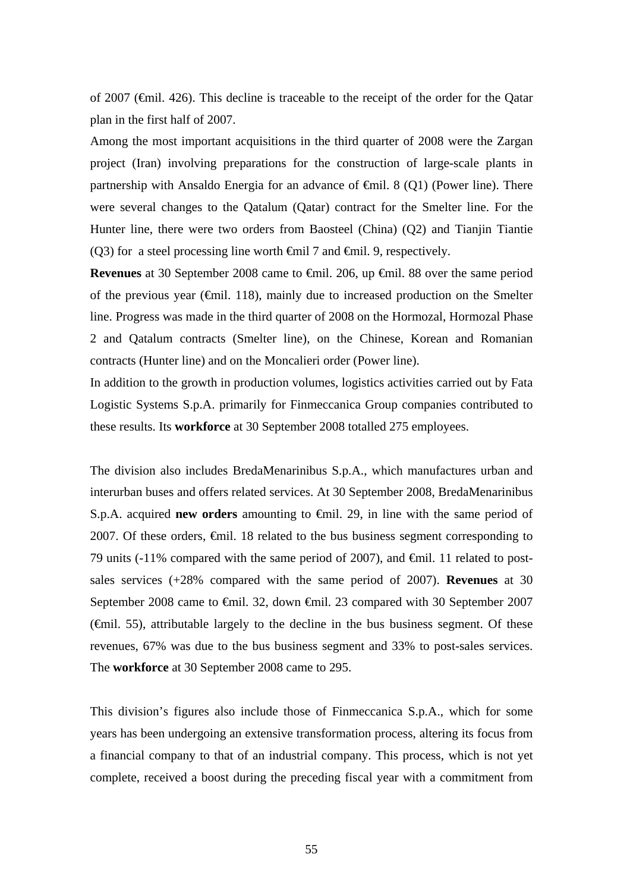of 2007 (€mil. 426). This decline is traceable to the receipt of the order for the Qatar plan in the first half of 2007.

Among the most important acquisitions in the third quarter of 2008 were the Zargan project (Iran) involving preparations for the construction of large-scale plants in partnership with Ansaldo Energia for an advance of €mil. 8 (Q1) (Power line). There were several changes to the Qatalum (Qatar) contract for the Smelter line. For the Hunter line, there were two orders from Baosteel (China) (Q2) and Tianjin Tiantie (Q3) for a steel processing line worth €mil 7 and €mil. 9, respectively.

**Revenues** at 30 September 2008 came to €mil. 206, up €mil. 88 over the same period of the previous year (€mil. 118), mainly due to increased production on the Smelter line. Progress was made in the third quarter of 2008 on the Hormozal, Hormozal Phase 2 and Qatalum contracts (Smelter line), on the Chinese, Korean and Romanian contracts (Hunter line) and on the Moncalieri order (Power line).

In addition to the growth in production volumes, logistics activities carried out by Fata Logistic Systems S.p.A. primarily for Finmeccanica Group companies contributed to these results. Its **workforce** at 30 September 2008 totalled 275 employees.

The division also includes BredaMenarinibus S.p.A., which manufactures urban and interurban buses and offers related services. At 30 September 2008, BredaMenarinibus S.p.A. acquired **new orders** amounting to €mil. 29, in line with the same period of 2007. Of these orders, €mil. 18 related to the bus business segment corresponding to 79 units (-11% compared with the same period of 2007), and €mil. 11 related to post-sales services (+28% compared with the same period of 2007). **Revenues** at 30 September 2008 came to €mil. 32, down €mil. 23 compared with 30 September 2007 (€mil. 55), attributable largely to the decline in the bus business segment. Of these revenues, 67% was due to the bus business segment and 33% to post-sales services. The **workforce** at 30 September 2008 came to 295.

This division's figures also include those of Finmeccanica S.p.A., which for some years has been undergoing an extensive transformation process, altering its focus from a financial company to that of an industrial company. This process, which is not yet complete, received a boost during the preceding fiscal year with a commitment from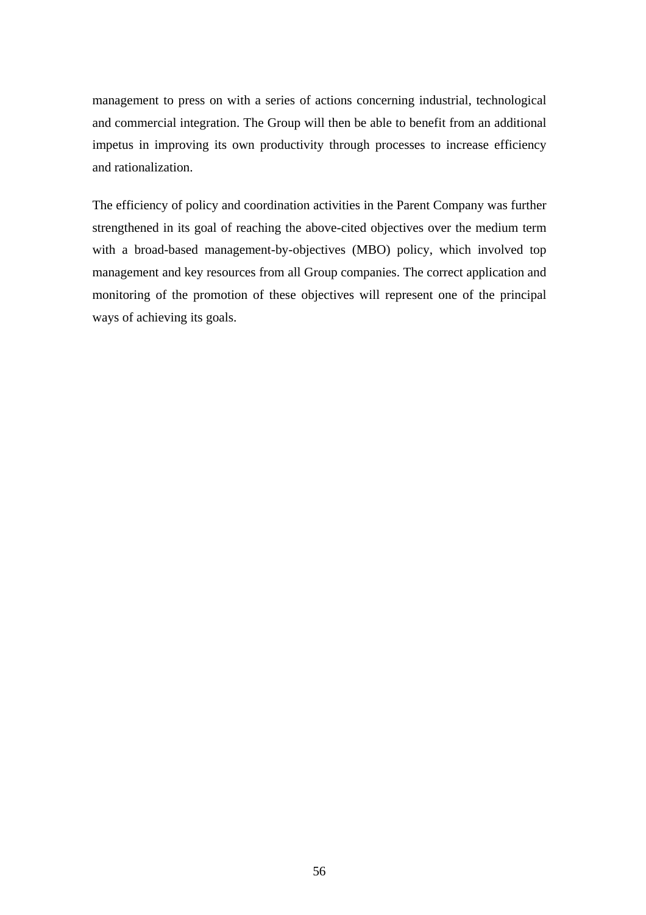management to press on with a series of actions concerning industrial, technological and commercial integration. The Group will then be able to benefit from an additional impetus in improving its own productivity through processes to increase efficiency and rationalization.

The efficiency of policy and coordination activities in the Parent Company was further strengthened in its goal of reaching the above-cited objectives over the medium term with a broad-based management-by-objectives (MBO) policy, which involved top management and key resources from all Group companies. The correct application and monitoring of the promotion of these objectives will represent one of the principal ways of achieving its goals.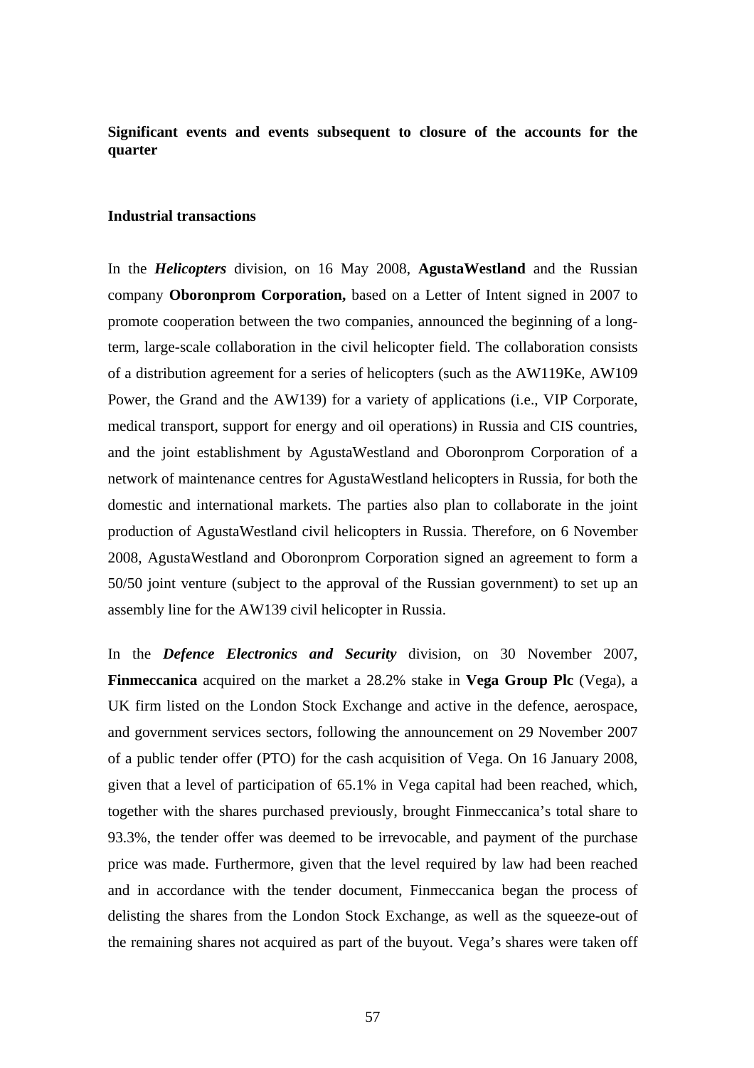**Significant events and events subsequent to closure of the accounts for the quarter**

**Industrial transactions**

In the ***Helicopters*** division, on 16 May 2008, **AgustaWestland** and the Russian company **Oboronprom Corporation,** based on a Letter of Intent signed in 2007 to promote cooperation between the two companies, announced the beginning of a long-term, large-scale collaboration in the civil helicopter field. The collaboration consists of a distribution agreement for a series of helicopters (such as the AW119Ke, AW109 Power, the Grand and the AW139) for a variety of applications (i.e., VIP Corporate, medical transport, support for energy and oil operations) in Russia and CIS countries, and the joint establishment by AgustaWestland and Oboronprom Corporation of a network of maintenance centres for AgustaWestland helicopters in Russia, for both the domestic and international markets. The parties also plan to collaborate in the joint production of AgustaWestland civil helicopters in Russia. Therefore, on 6 November 2008, AgustaWestland and Oboronprom Corporation signed an agreement to form a 50/50 joint venture (subject to the approval of the Russian government) to set up an assembly line for the AW139 civil helicopter in Russia.

In the ***Defence Electronics and Security*** division, on 30 November 2007, **Finmeccanica** acquired on the market a 28.2% stake in **Vega Group Plc** (Vega), a UK firm listed on the London Stock Exchange and active in the defence, aerospace, and government services sectors, following the announcement on 29 November 2007 of a public tender offer (PTO) for the cash acquisition of Vega. On 16 January 2008, given that a level of participation of 65.1% in Vega capital had been reached, which, together with the shares purchased previously, brought Finmeccanica's total share to 93.3%, the tender offer was deemed to be irrevocable, and payment of the purchase price was made. Furthermore, given that the level required by law had been reached and in accordance with the tender document, Finmeccanica began the process of delisting the shares from the London Stock Exchange, as well as the squeeze-out of the remaining shares not acquired as part of the buyout. Vega's shares were taken off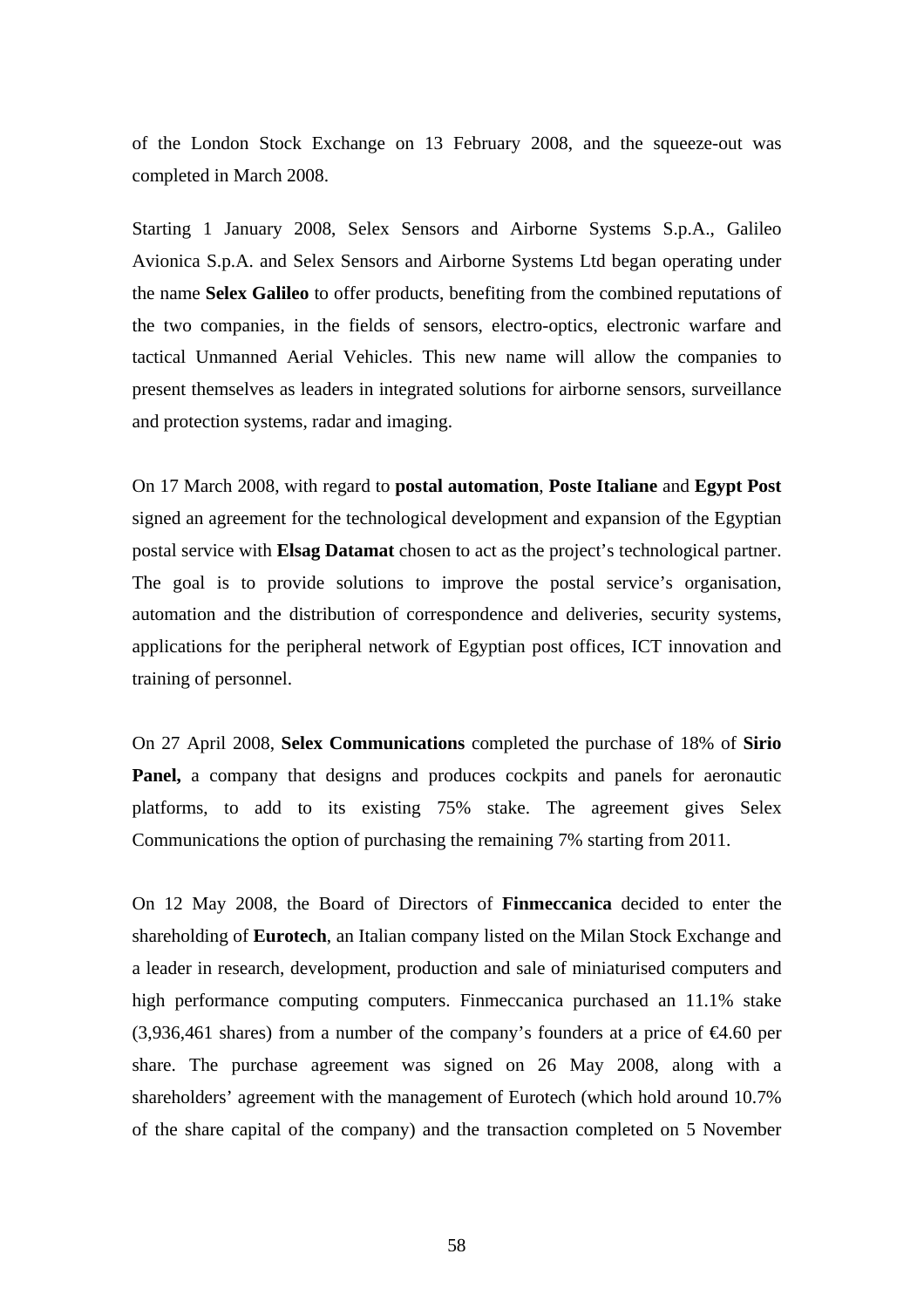of the London Stock Exchange on 13 February 2008, and the squeeze-out was completed in March 2008.

Starting 1 January 2008, Selex Sensors and Airborne Systems S.p.A., Galileo Avionica S.p.A. and Selex Sensors and Airborne Systems Ltd began operating under the name **Selex Galileo** to offer products, benefiting from the combined reputations of the two companies, in the fields of sensors, electro-optics, electronic warfare and tactical Unmanned Aerial Vehicles. This new name will allow the companies to present themselves as leaders in integrated solutions for airborne sensors, surveillance and protection systems, radar and imaging.

On 17 March 2008, with regard to **postal automation**, **Poste Italiane** and **Egypt Post** signed an agreement for the technological development and expansion of the Egyptian postal service with **Elsag Datamat** chosen to act as the project's technological partner. The goal is to provide solutions to improve the postal service's organisation, automation and the distribution of correspondence and deliveries, security systems, applications for the peripheral network of Egyptian post offices, ICT innovation and training of personnel.

On 27 April 2008, **Selex Communications** completed the purchase of 18% of **Sirio Panel,** a company that designs and produces cockpits and panels for aeronautic platforms, to add to its existing 75% stake. The agreement gives Selex Communications the option of purchasing the remaining 7% starting from 2011.

On 12 May 2008, the Board of Directors of **Finmeccanica** decided to enter the shareholding of **Eurotech**, an Italian company listed on the Milan Stock Exchange and a leader in research, development, production and sale of miniaturised computers and high performance computing computers. Finmeccanica purchased an 11.1% stake (3,936,461 shares) from a number of the company's founders at a price of €4.60 per share. The purchase agreement was signed on 26 May 2008, along with a shareholders' agreement with the management of Eurotech (which hold around 10.7% of the share capital of the company) and the transaction completed on 5 November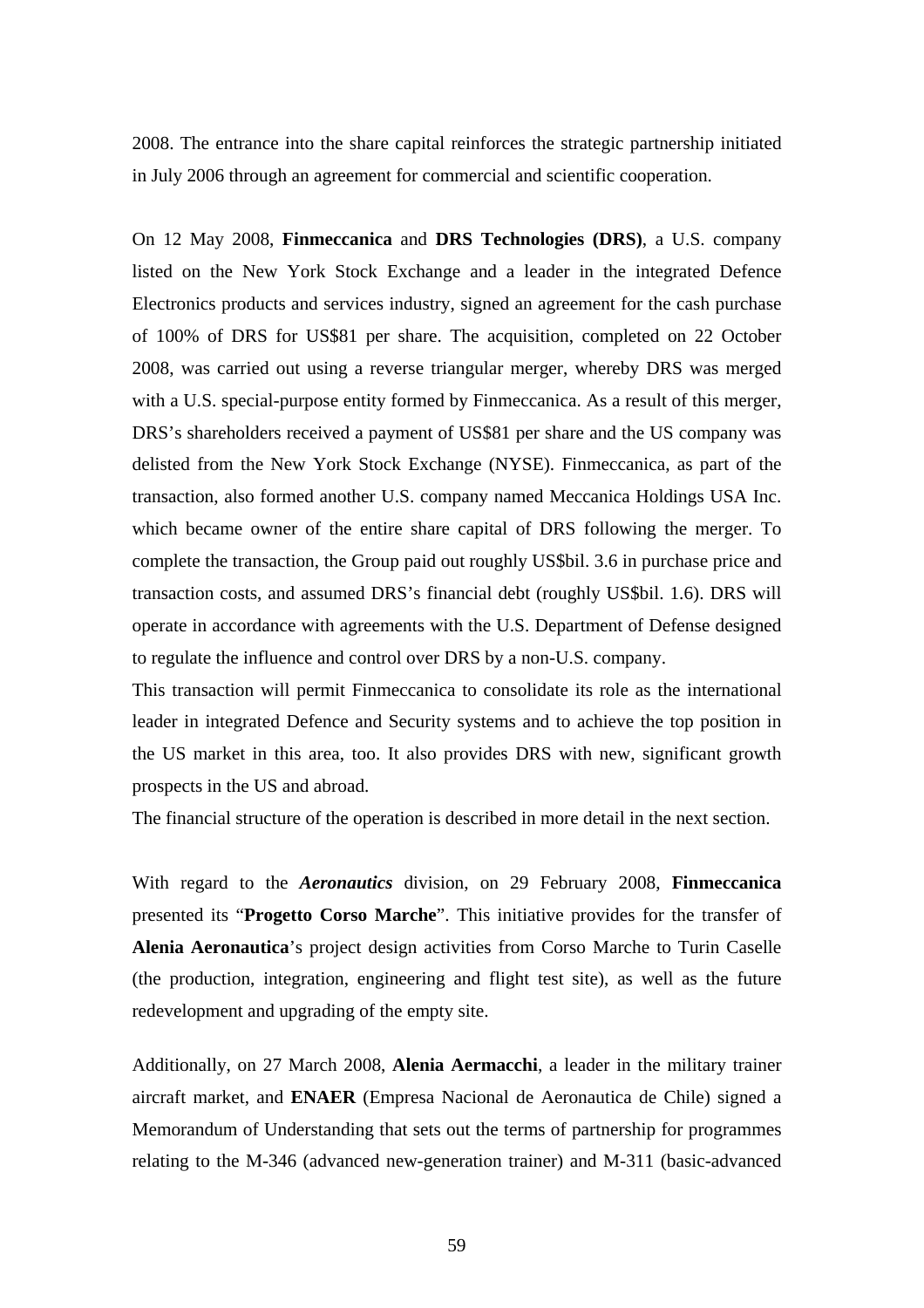2008. The entrance into the share capital reinforces the strategic partnership initiated in July 2006 through an agreement for commercial and scientific cooperation.

On 12 May 2008, **Finmeccanica** and **DRS Technologies (DRS)**, a U.S. company listed on the New York Stock Exchange and a leader in the integrated Defence Electronics products and services industry, signed an agreement for the cash purchase of 100% of DRS for US$81 per share. The acquisition, completed on 22 October 2008, was carried out using a reverse triangular merger, whereby DRS was merged with a U.S. special-purpose entity formed by Finmeccanica. As a result of this merger, DRS's shareholders received a payment of US$81 per share and the US company was delisted from the New York Stock Exchange (NYSE). Finmeccanica, as part of the transaction, also formed another U.S. company named Meccanica Holdings USA Inc. which became owner of the entire share capital of DRS following the merger. To complete the transaction, the Group paid out roughly US$bil. 3.6 in purchase price and transaction costs, and assumed DRS's financial debt (roughly US$bil. 1.6). DRS will operate in accordance with agreements with the U.S. Department of Defense designed to regulate the influence and control over DRS by a non-U.S. company.
This transaction will permit Finmeccanica to consolidate its role as the international leader in integrated Defence and Security systems and to achieve the top position in the US market in this area, too. It also provides DRS with new, significant growth prospects in the US and abroad.
The financial structure of the operation is described in more detail in the next section.

With regard to the ***Aeronautics*** division, on 29 February 2008, **Finmeccanica** presented its "**Progetto Corso Marche**". This initiative provides for the transfer of **Alenia Aeronautica**'s project design activities from Corso Marche to Turin Caselle (the production, integration, engineering and flight test site), as well as the future redevelopment and upgrading of the empty site.

Additionally, on 27 March 2008, **Alenia Aermacchi**, a leader in the military trainer aircraft market, and **ENAER** (Empresa Nacional de Aeronautica de Chile) signed a Memorandum of Understanding that sets out the terms of partnership for programmes relating to the M-346 (advanced new-generation trainer) and M-311 (basic-advanced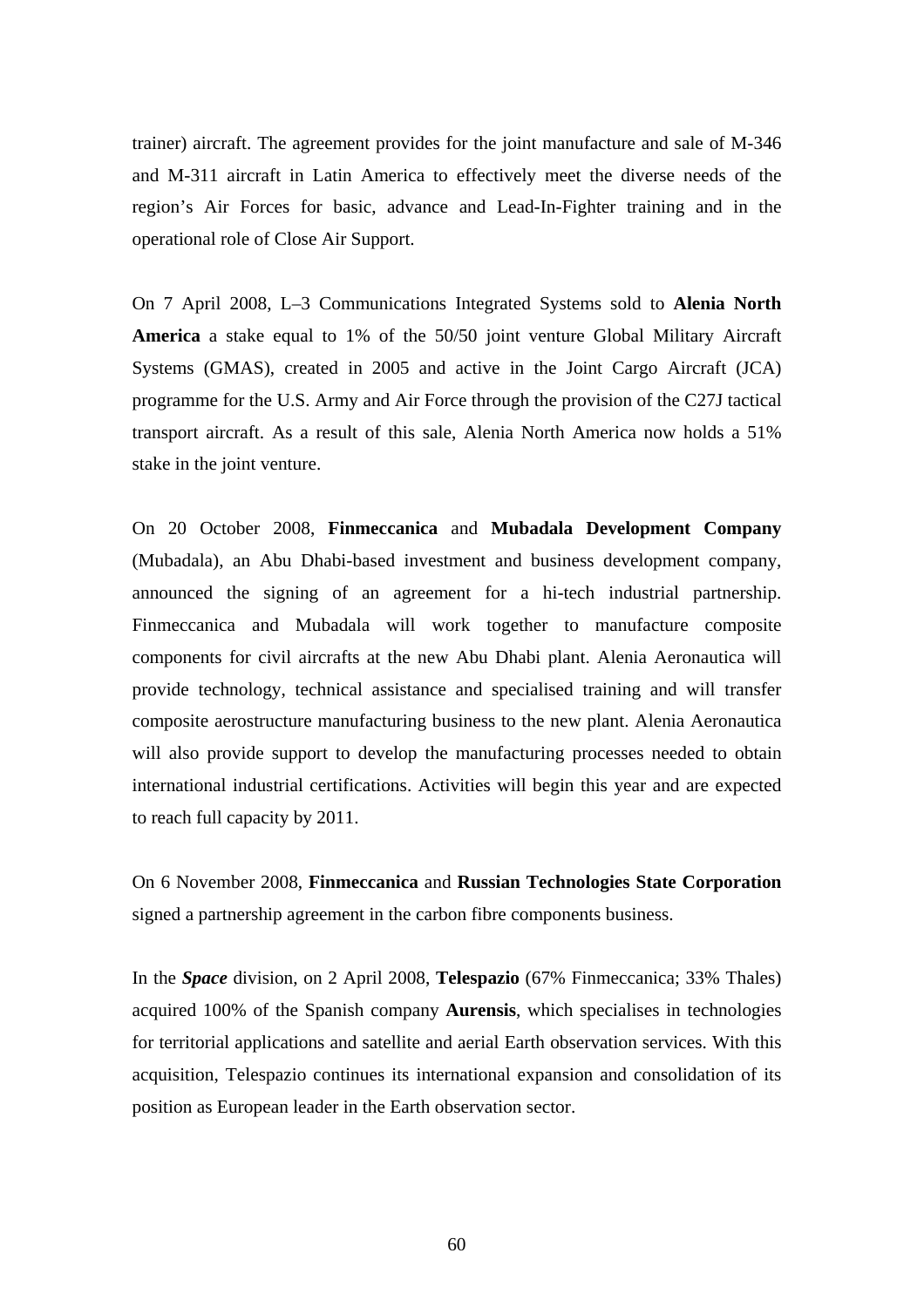trainer) aircraft. The agreement provides for the joint manufacture and sale of M-346 and M-311 aircraft in Latin America to effectively meet the diverse needs of the region's Air Forces for basic, advance and Lead-In-Fighter training and in the operational role of Close Air Support.

On 7 April 2008, L–3 Communications Integrated Systems sold to **Alenia North America** a stake equal to 1% of the 50/50 joint venture Global Military Aircraft Systems (GMAS), created in 2005 and active in the Joint Cargo Aircraft (JCA) programme for the U.S. Army and Air Force through the provision of the C27J tactical transport aircraft. As a result of this sale, Alenia North America now holds a 51% stake in the joint venture.

On 20 October 2008, **Finmeccanica** and **Mubadala Development Company** (Mubadala), an Abu Dhabi-based investment and business development company, announced the signing of an agreement for a hi-tech industrial partnership. Finmeccanica and Mubadala will work together to manufacture composite components for civil aircrafts at the new Abu Dhabi plant. Alenia Aeronautica will provide technology, technical assistance and specialised training and will transfer composite aerostructure manufacturing business to the new plant. Alenia Aeronautica will also provide support to develop the manufacturing processes needed to obtain international industrial certifications. Activities will begin this year and are expected to reach full capacity by 2011.

On 6 November 2008, **Finmeccanica** and **Russian Technologies State Corporation** signed a partnership agreement in the carbon fibre components business.

In the ***Space*** division, on 2 April 2008, **Telespazio** (67% Finmeccanica; 33% Thales) acquired 100% of the Spanish company **Aurensis**, which specialises in technologies for territorial applications and satellite and aerial Earth observation services. With this acquisition, Telespazio continues its international expansion and consolidation of its position as European leader in the Earth observation sector.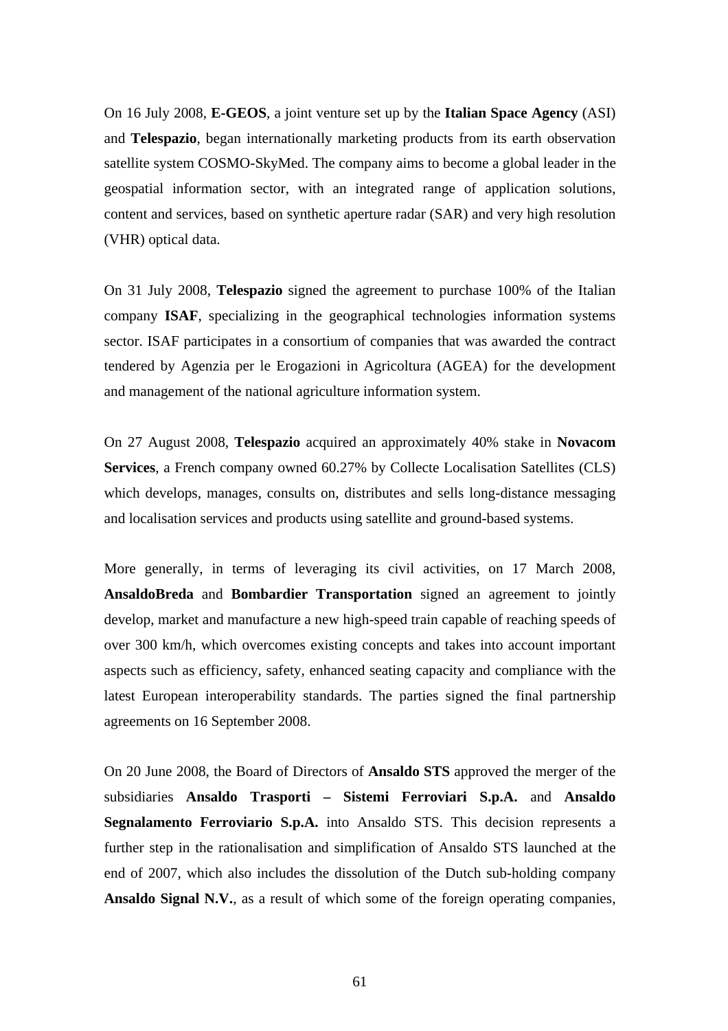On 16 July 2008, **E-GEOS**, a joint venture set up by the **Italian Space Agency** (ASI) and **Telespazio**, began internationally marketing products from its earth observation satellite system COSMO-SkyMed. The company aims to become a global leader in the geospatial information sector, with an integrated range of application solutions, content and services, based on synthetic aperture radar (SAR) and very high resolution (VHR) optical data.

On 31 July 2008, **Telespazio** signed the agreement to purchase 100% of the Italian company **ISAF**, specializing in the geographical technologies information systems sector. ISAF participates in a consortium of companies that was awarded the contract tendered by Agenzia per le Erogazioni in Agricoltura (AGEA) for the development and management of the national agriculture information system.

On 27 August 2008, **Telespazio** acquired an approximately 40% stake in **Novacom Services**, a French company owned 60.27% by Collecte Localisation Satellites (CLS) which develops, manages, consults on, distributes and sells long-distance messaging and localisation services and products using satellite and ground-based systems.

More generally, in terms of leveraging its civil activities, on 17 March 2008, **AnsaldoBreda** and **Bombardier Transportation** signed an agreement to jointly develop, market and manufacture a new high-speed train capable of reaching speeds of over 300 km/h, which overcomes existing concepts and takes into account important aspects such as efficiency, safety, enhanced seating capacity and compliance with the latest European interoperability standards. The parties signed the final partnership agreements on 16 September 2008.

On 20 June 2008, the Board of Directors of **Ansaldo STS** approved the merger of the subsidiaries **Ansaldo Trasporti – Sistemi Ferroviari S.p.A.** and **Ansaldo Segnalamento Ferroviario S.p.A.** into Ansaldo STS. This decision represents a further step in the rationalisation and simplification of Ansaldo STS launched at the end of 2007, which also includes the dissolution of the Dutch sub-holding company **Ansaldo Signal N.V.**, as a result of which some of the foreign operating companies,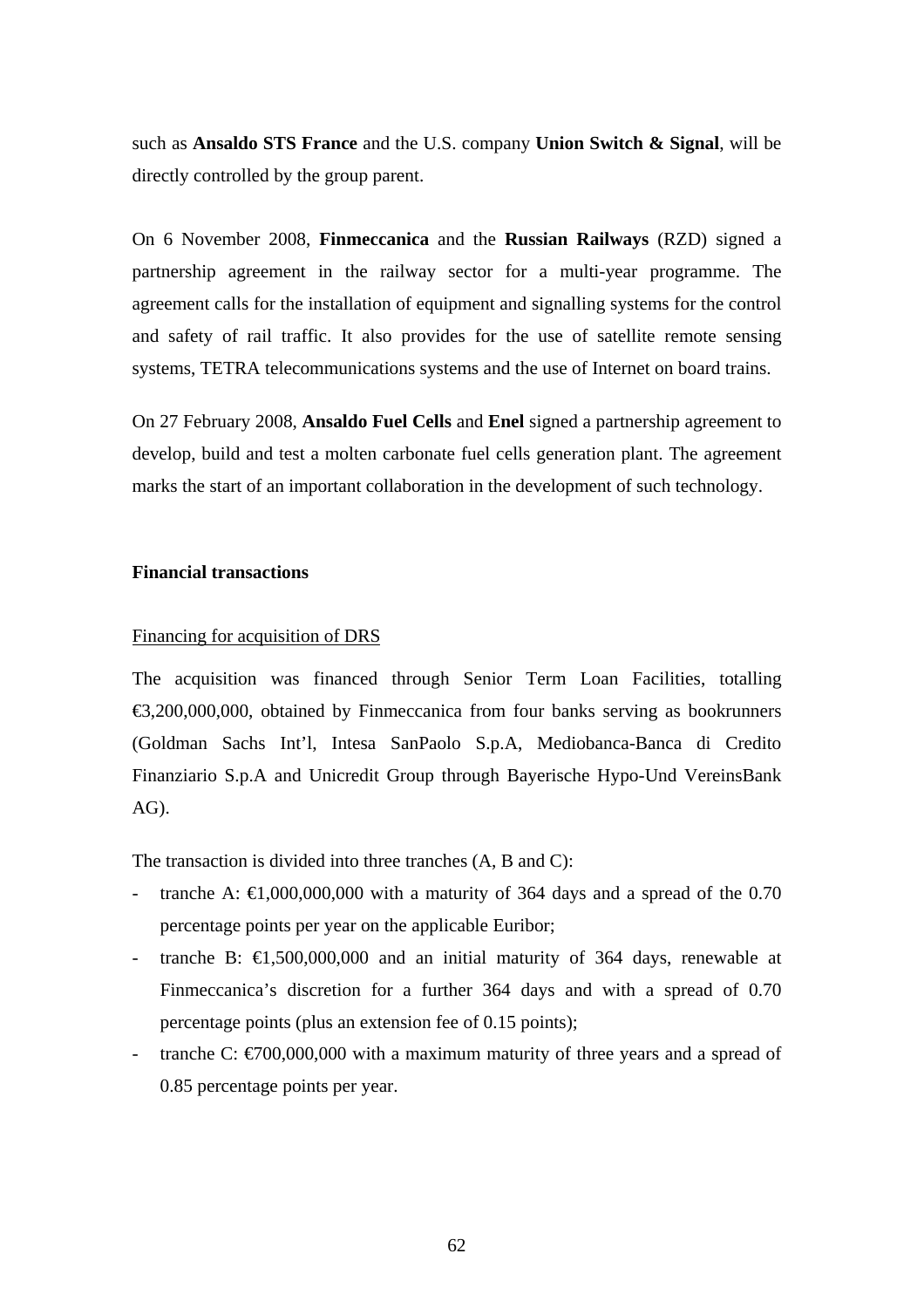such as **Ansaldo STS France** and the U.S. company **Union Switch & Signal**, will be directly controlled by the group parent.

On 6 November 2008, **Finmeccanica** and the **Russian Railways** (RZD) signed a partnership agreement in the railway sector for a multi-year programme. The agreement calls for the installation of equipment and signalling systems for the control and safety of rail traffic. It also provides for the use of satellite remote sensing systems, TETRA telecommunications systems and the use of Internet on board trains.

On 27 February 2008, **Ansaldo Fuel Cells** and **Enel** signed a partnership agreement to develop, build and test a molten carbonate fuel cells generation plant. The agreement marks the start of an important collaboration in the development of such technology.

**Financial transactions**

Financing for acquisition of DRS

The acquisition was financed through Senior Term Loan Facilities, totalling €3,200,000,000, obtained by Finmeccanica from four banks serving as bookrunners (Goldman Sachs Int'l, Intesa SanPaolo S.p.A, Mediobanca-Banca di Credito Finanziario S.p.A and Unicredit Group through Bayerische Hypo-Und VereinsBank AG).

The transaction is divided into three tranches (A, B and C):

- tranche A: €1,000,000,000 with a maturity of 364 days and a spread of the 0.70 percentage points per year on the applicable Euribor;
- tranche B: €1,500,000,000 and an initial maturity of 364 days, renewable at Finmeccanica's discretion for a further 364 days and with a spread of 0.70 percentage points (plus an extension fee of 0.15 points);
- tranche C: €700,000,000 with a maximum maturity of three years and a spread of 0.85 percentage points per year.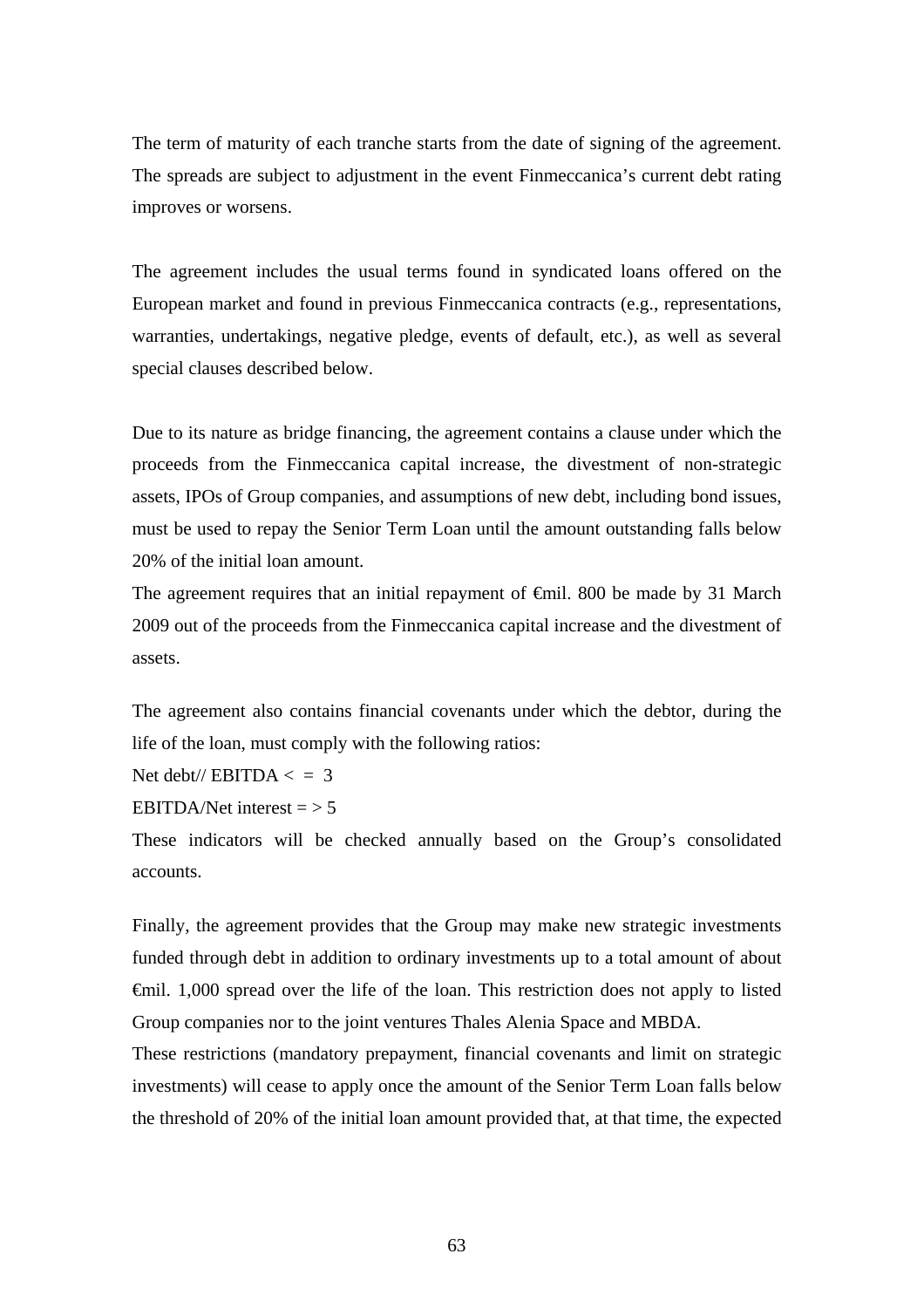The term of maturity of each tranche starts from the date of signing of the agreement. The spreads are subject to adjustment in the event Finmeccanica's current debt rating improves or worsens.

The agreement includes the usual terms found in syndicated loans offered on the European market and found in previous Finmeccanica contracts (e.g., representations, warranties, undertakings, negative pledge, events of default, etc.), as well as several special clauses described below.

Due to its nature as bridge financing, the agreement contains a clause under which the proceeds from the Finmeccanica capital increase, the divestment of non-strategic assets, IPOs of Group companies, and assumptions of new debt, including bond issues, must be used to repay the Senior Term Loan until the amount outstanding falls below 20% of the initial loan amount.

The agreement requires that an initial repayment of €mil. 800 be made by 31 March 2009 out of the proceeds from the Finmeccanica capital increase and the divestment of assets.

The agreement also contains financial covenants under which the debtor, during the life of the loan, must comply with the following ratios:

Net debt// EBITDA < = 3

EBITDA/Net interest = > 5

These indicators will be checked annually based on the Group's consolidated accounts.

Finally, the agreement provides that the Group may make new strategic investments funded through debt in addition to ordinary investments up to a total amount of about €mil. 1,000 spread over the life of the loan. This restriction does not apply to listed Group companies nor to the joint ventures Thales Alenia Space and MBDA.

These restrictions (mandatory prepayment, financial covenants and limit on strategic investments) will cease to apply once the amount of the Senior Term Loan falls below the threshold of 20% of the initial loan amount provided that, at that time, the expected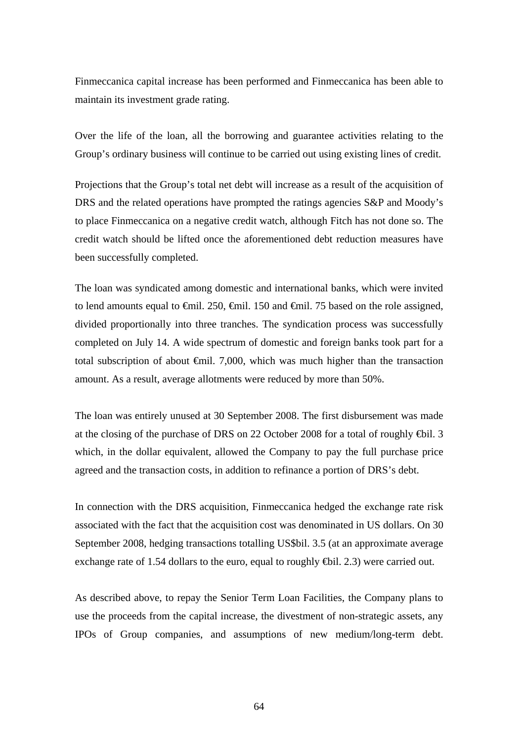Finmeccanica capital increase has been performed and Finmeccanica has been able to maintain its investment grade rating.

Over the life of the loan, all the borrowing and guarantee activities relating to the Group's ordinary business will continue to be carried out using existing lines of credit.

Projections that the Group's total net debt will increase as a result of the acquisition of DRS and the related operations have prompted the ratings agencies S&P and Moody's to place Finmeccanica on a negative credit watch, although Fitch has not done so. The credit watch should be lifted once the aforementioned debt reduction measures have been successfully completed.

The loan was syndicated among domestic and international banks, which were invited to lend amounts equal to €mil. 250, €mil. 150 and €mil. 75 based on the role assigned, divided proportionally into three tranches. The syndication process was successfully completed on July 14. A wide spectrum of domestic and foreign banks took part for a total subscription of about €mil. 7,000, which was much higher than the transaction amount. As a result, average allotments were reduced by more than 50%.

The loan was entirely unused at 30 September 2008. The first disbursement was made at the closing of the purchase of DRS on 22 October 2008 for a total of roughly €bil. 3 which, in the dollar equivalent, allowed the Company to pay the full purchase price agreed and the transaction costs, in addition to refinance a portion of DRS's debt.

In connection with the DRS acquisition, Finmeccanica hedged the exchange rate risk associated with the fact that the acquisition cost was denominated in US dollars. On 30 September 2008, hedging transactions totalling US$bil. 3.5 (at an approximate average exchange rate of 1.54 dollars to the euro, equal to roughly €bil. 2.3) were carried out.

As described above, to repay the Senior Term Loan Facilities, the Company plans to use the proceeds from the capital increase, the divestment of non-strategic assets, any IPOs of Group companies, and assumptions of new medium/long-term debt.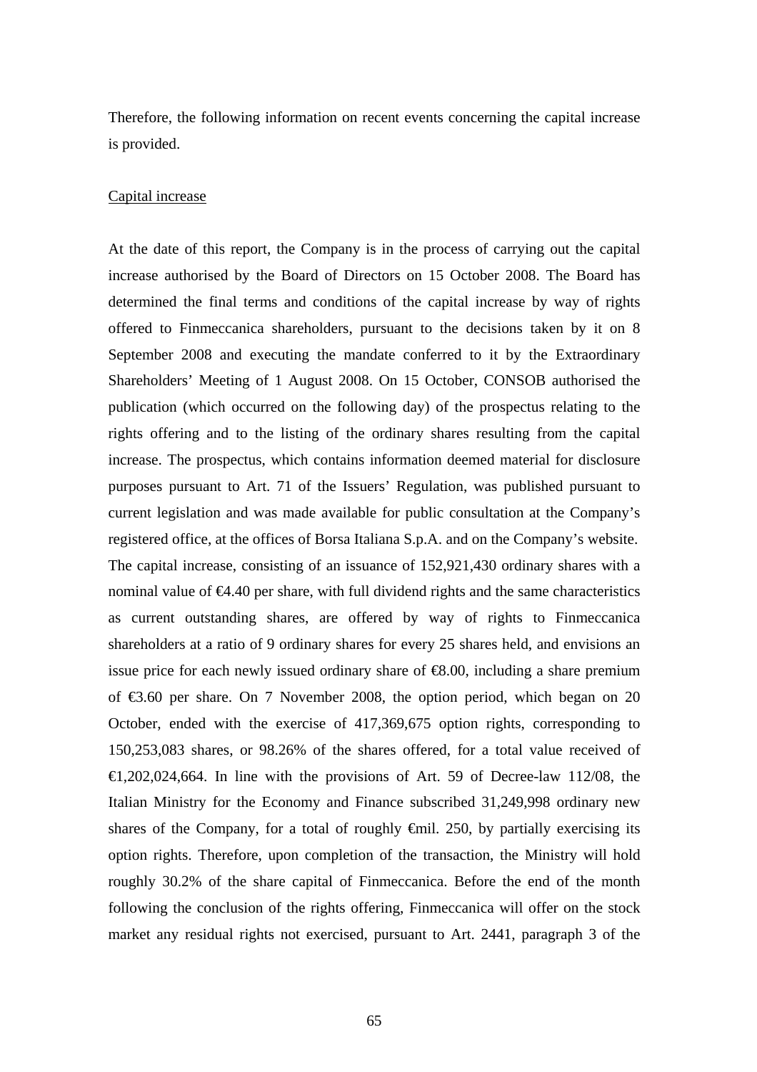Therefore, the following information on recent events concerning the capital increase is provided.

Capital increase

At the date of this report, the Company is in the process of carrying out the capital increase authorised by the Board of Directors on 15 October 2008. The Board has determined the final terms and conditions of the capital increase by way of rights offered to Finmeccanica shareholders, pursuant to the decisions taken by it on 8 September 2008 and executing the mandate conferred to it by the Extraordinary Shareholders' Meeting of 1 August 2008. On 15 October, CONSOB authorised the publication (which occurred on the following day) of the prospectus relating to the rights offering and to the listing of the ordinary shares resulting from the capital increase. The prospectus, which contains information deemed material for disclosure purposes pursuant to Art. 71 of the Issuers' Regulation, was published pursuant to current legislation and was made available for public consultation at the Company's registered office, at the offices of Borsa Italiana S.p.A. and on the Company's website. The capital increase, consisting of an issuance of 152,921,430 ordinary shares with a nominal value of €4.40 per share, with full dividend rights and the same characteristics as current outstanding shares, are offered by way of rights to Finmeccanica shareholders at a ratio of 9 ordinary shares for every 25 shares held, and envisions an issue price for each newly issued ordinary share of €8.00, including a share premium of €3.60 per share. On 7 November 2008, the option period, which began on 20 October, ended with the exercise of 417,369,675 option rights, corresponding to 150,253,083 shares, or 98.26% of the shares offered, for a total value received of €1,202,024,664. In line with the provisions of Art. 59 of Decree-law 112/08, the Italian Ministry for the Economy and Finance subscribed 31,249,998 ordinary new shares of the Company, for a total of roughly €mil. 250, by partially exercising its option rights. Therefore, upon completion of the transaction, the Ministry will hold roughly 30.2% of the share capital of Finmeccanica. Before the end of the month following the conclusion of the rights offering, Finmeccanica will offer on the stock market any residual rights not exercised, pursuant to Art. 2441, paragraph 3 of the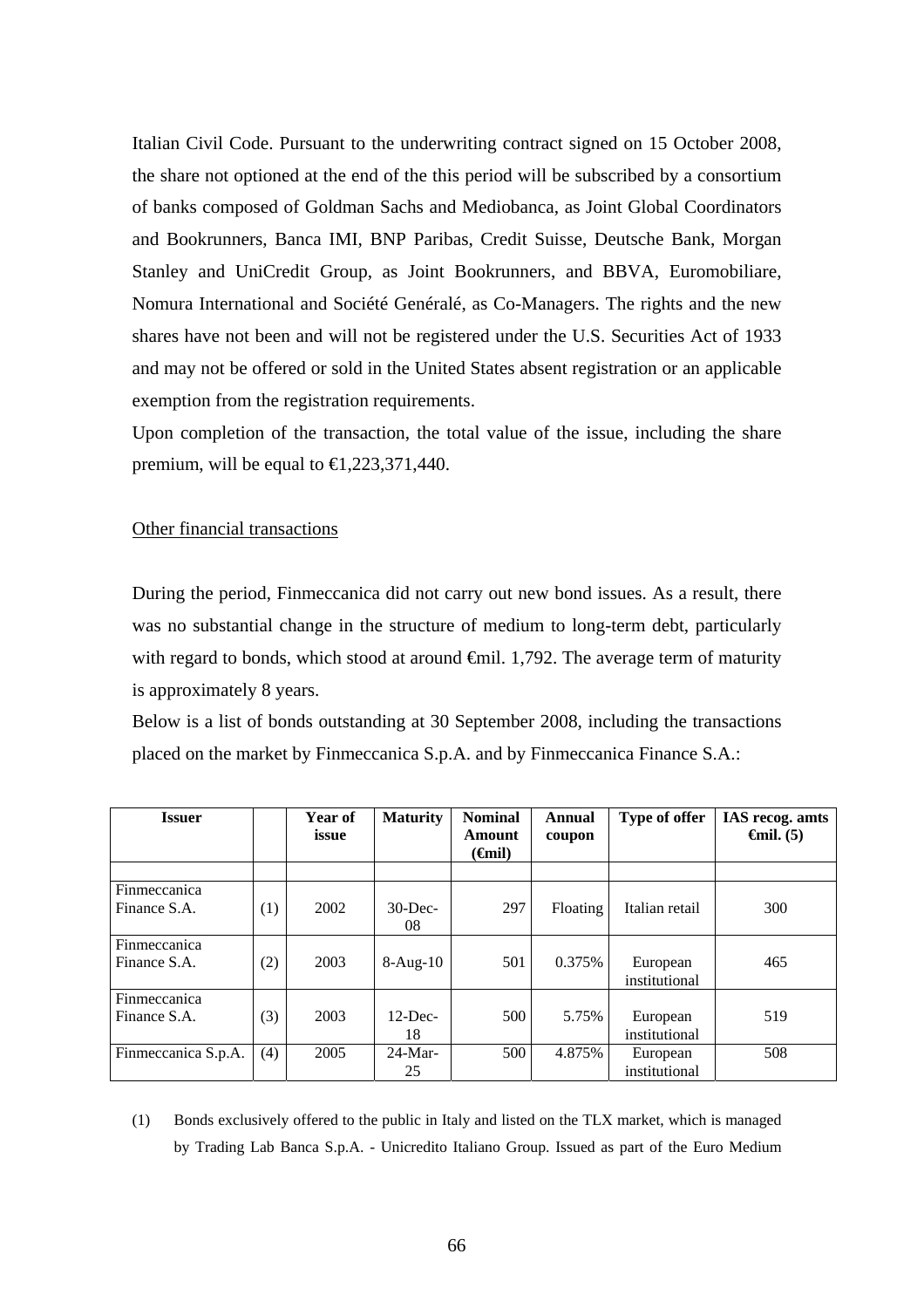Italian Civil Code. Pursuant to the underwriting contract signed on 15 October 2008, the share not optioned at the end of the this period will be subscribed by a consortium of banks composed of Goldman Sachs and Mediobanca, as Joint Global Coordinators and Bookrunners, Banca IMI, BNP Paribas, Credit Suisse, Deutsche Bank, Morgan Stanley and UniCredit Group, as Joint Bookrunners, and BBVA, Euromobiliare, Nomura International and Société Genéralé, as Co-Managers. The rights and the new shares have not been and will not be registered under the U.S. Securities Act of 1933 and may not be offered or sold in the United States absent registration or an applicable exemption from the registration requirements.

Upon completion of the transaction, the total value of the issue, including the share premium, will be equal to €1,223,371,440.

Other financial transactions

During the period, Finmeccanica did not carry out new bond issues. As a result, there was no substantial change in the structure of medium to long-term debt, particularly with regard to bonds, which stood at around €mil. 1,792. The average term of maturity is approximately 8 years.

Below is a list of bonds outstanding at 30 September 2008, including the transactions placed on the market by Finmeccanica S.p.A. and by Finmeccanica Finance S.A.:

| Issuer | | Year of issue | Maturity | Nominal Amount (€mil) | Annual coupon | Type of offer | IAS recog. amts €mil. (5) |
|---|---|---|---|---|---|---|---|
| | | | | | | | |
| Finmeccanica Finance S.A. | (1) | 2002 | 30-Dec-08 | 297 | Floating | Italian retail | 300 |
| Finmeccanica Finance S.A. | (2) | 2003 | 8-Aug-10 | 501 | 0.375% | European institutional | 465 |
| Finmeccanica Finance S.A. | (3) | 2003 | 12-Dec-18 | 500 | 5.75% | European institutional | 519 |
| Finmeccanica S.p.A. | (4) | 2005 | 24-Mar-25 | 500 | 4.875% | European institutional | 508 |

(1) Bonds exclusively offered to the public in Italy and listed on the TLX market, which is managed by Trading Lab Banca S.p.A. - Unicredito Italiano Group. Issued as part of the Euro Medium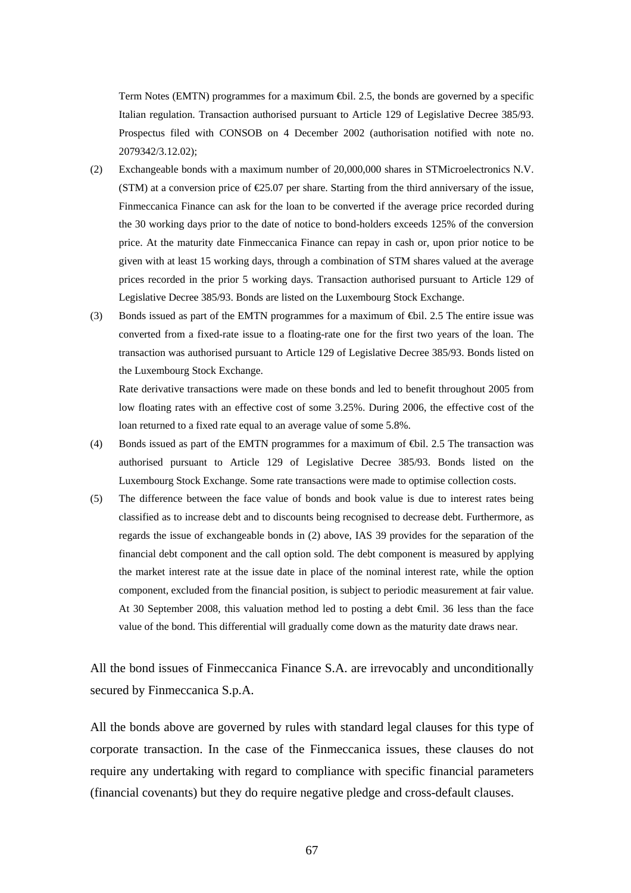Term Notes (EMTN) programmes for a maximum €bil. 2.5, the bonds are governed by a specific Italian regulation. Transaction authorised pursuant to Article 129 of Legislative Decree 385/93. Prospectus filed with CONSOB on 4 December 2002 (authorisation notified with note no. 2079342/3.12.02);

(2) Exchangeable bonds with a maximum number of 20,000,000 shares in STMicroelectronics N.V. (STM) at a conversion price of €25.07 per share. Starting from the third anniversary of the issue, Finmeccanica Finance can ask for the loan to be converted if the average price recorded during the 30 working days prior to the date of notice to bond-holders exceeds 125% of the conversion price. At the maturity date Finmeccanica Finance can repay in cash or, upon prior notice to be given with at least 15 working days, through a combination of STM shares valued at the average prices recorded in the prior 5 working days. Transaction authorised pursuant to Article 129 of Legislative Decree 385/93. Bonds are listed on the Luxembourg Stock Exchange.

(3) Bonds issued as part of the EMTN programmes for a maximum of €bil. 2.5 The entire issue was converted from a fixed-rate issue to a floating-rate one for the first two years of the loan. The transaction was authorised pursuant to Article 129 of Legislative Decree 385/93. Bonds listed on the Luxembourg Stock Exchange.

Rate derivative transactions were made on these bonds and led to benefit throughout 2005 from low floating rates with an effective cost of some 3.25%. During 2006, the effective cost of the loan returned to a fixed rate equal to an average value of some 5.8%.

(4) Bonds issued as part of the EMTN programmes for a maximum of €bil. 2.5 The transaction was authorised pursuant to Article 129 of Legislative Decree 385/93. Bonds listed on the Luxembourg Stock Exchange. Some rate transactions were made to optimise collection costs.

(5) The difference between the face value of bonds and book value is due to interest rates being classified as to increase debt and to discounts being recognised to decrease debt. Furthermore, as regards the issue of exchangeable bonds in (2) above, IAS 39 provides for the separation of the financial debt component and the call option sold. The debt component is measured by applying the market interest rate at the issue date in place of the nominal interest rate, while the option component, excluded from the financial position, is subject to periodic measurement at fair value. At 30 September 2008, this valuation method led to posting a debt €mil. 36 less than the face value of the bond. This differential will gradually come down as the maturity date draws near.

All the bond issues of Finmeccanica Finance S.A. are irrevocably and unconditionally secured by Finmeccanica S.p.A.

All the bonds above are governed by rules with standard legal clauses for this type of corporate transaction. In the case of the Finmeccanica issues, these clauses do not require any undertaking with regard to compliance with specific financial parameters (financial covenants) but they do require negative pledge and cross-default clauses.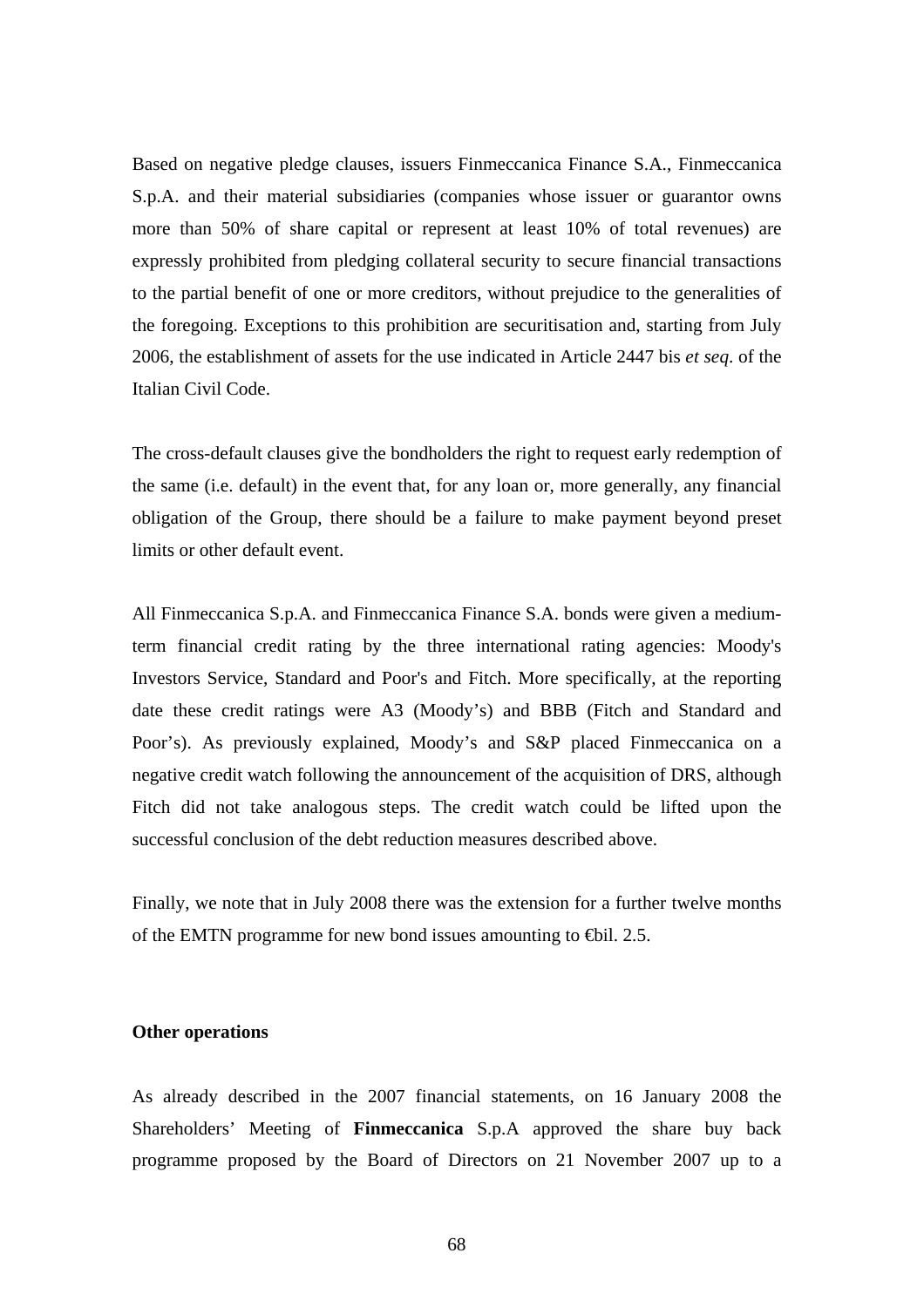Based on negative pledge clauses, issuers Finmeccanica Finance S.A., Finmeccanica S.p.A. and their material subsidiaries (companies whose issuer or guarantor owns more than 50% of share capital or represent at least 10% of total revenues) are expressly prohibited from pledging collateral security to secure financial transactions to the partial benefit of one or more creditors, without prejudice to the generalities of the foregoing. Exceptions to this prohibition are securitisation and, starting from July 2006, the establishment of assets for the use indicated in Article 2447 bis *et seq*. of the Italian Civil Code.

The cross-default clauses give the bondholders the right to request early redemption of the same (i.e. default) in the event that, for any loan or, more generally, any financial obligation of the Group, there should be a failure to make payment beyond preset limits or other default event.

All Finmeccanica S.p.A. and Finmeccanica Finance S.A. bonds were given a medium-term financial credit rating by the three international rating agencies: Moody's Investors Service, Standard and Poor's and Fitch. More specifically, at the reporting date these credit ratings were A3 (Moody's) and BBB (Fitch and Standard and Poor's). As previously explained, Moody's and S&P placed Finmeccanica on a negative credit watch following the announcement of the acquisition of DRS, although Fitch did not take analogous steps. The credit watch could be lifted upon the successful conclusion of the debt reduction measures described above.

Finally, we note that in July 2008 there was the extension for a further twelve months of the EMTN programme for new bond issues amounting to €bil. 2.5.

**Other operations**

As already described in the 2007 financial statements, on 16 January 2008 the Shareholders' Meeting of **Finmeccanica** S.p.A approved the share buy back programme proposed by the Board of Directors on 21 November 2007 up to a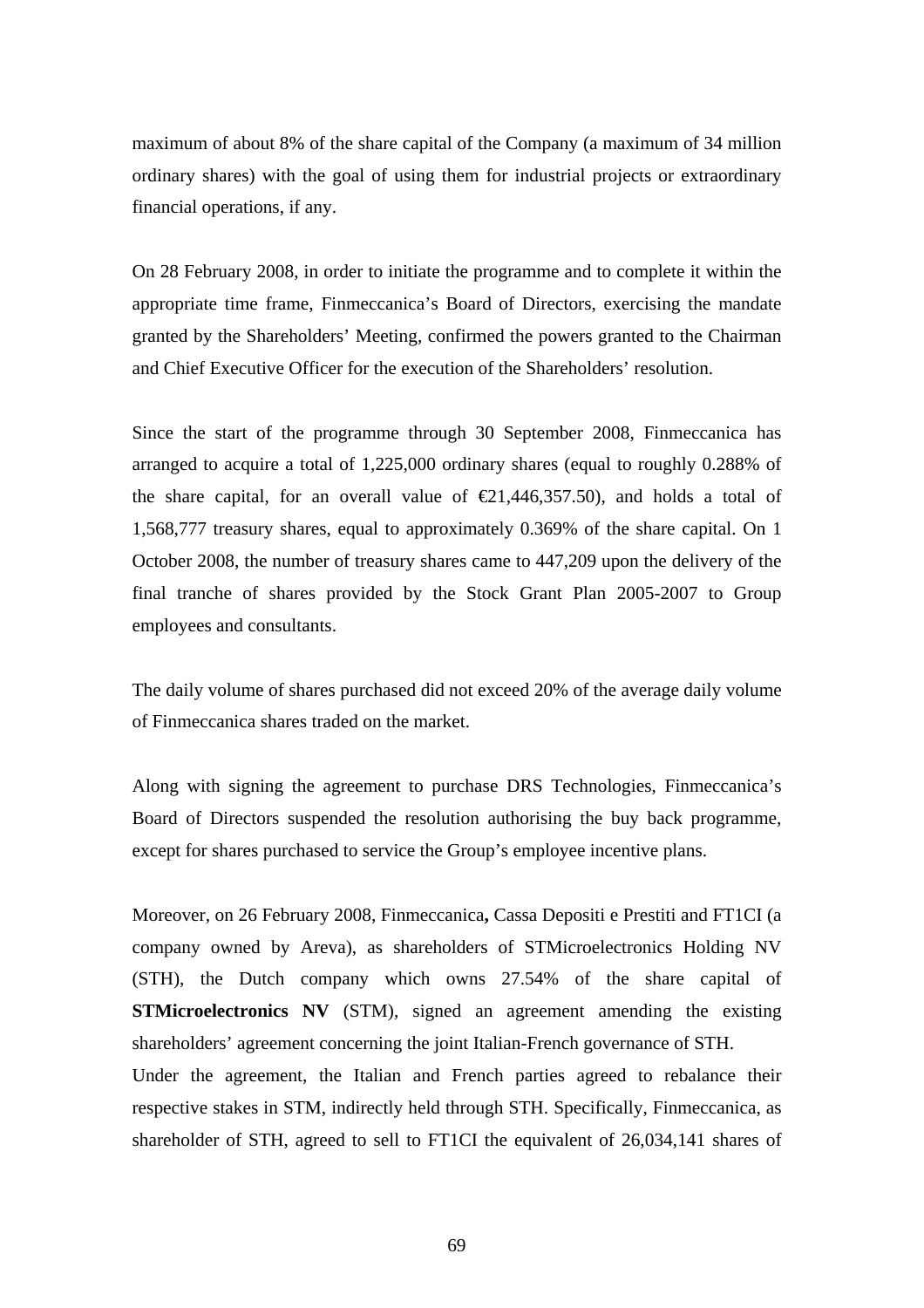maximum of about 8% of the share capital of the Company (a maximum of 34 million ordinary shares) with the goal of using them for industrial projects or extraordinary financial operations, if any.

On 28 February 2008, in order to initiate the programme and to complete it within the appropriate time frame, Finmeccanica's Board of Directors, exercising the mandate granted by the Shareholders' Meeting, confirmed the powers granted to the Chairman and Chief Executive Officer for the execution of the Shareholders' resolution.

Since the start of the programme through 30 September 2008, Finmeccanica has arranged to acquire a total of 1,225,000 ordinary shares (equal to roughly 0.288% of the share capital, for an overall value of €21,446,357.50), and holds a total of 1,568,777 treasury shares, equal to approximately 0.369% of the share capital. On 1 October 2008, the number of treasury shares came to 447,209 upon the delivery of the final tranche of shares provided by the Stock Grant Plan 2005-2007 to Group employees and consultants.

The daily volume of shares purchased did not exceed 20% of the average daily volume of Finmeccanica shares traded on the market.

Along with signing the agreement to purchase DRS Technologies, Finmeccanica's Board of Directors suspended the resolution authorising the buy back programme, except for shares purchased to service the Group's employee incentive plans.

Moreover, on 26 February 2008, Finmeccanica**,** Cassa Depositi e Prestiti and FT1CI (a company owned by Areva), as shareholders of STMicroelectronics Holding NV (STH), the Dutch company which owns 27.54% of the share capital of **STMicroelectronics NV** (STM), signed an agreement amending the existing shareholders' agreement concerning the joint Italian-French governance of STH.
Under the agreement, the Italian and French parties agreed to rebalance their respective stakes in STM, indirectly held through STH. Specifically, Finmeccanica, as shareholder of STH, agreed to sell to FT1CI the equivalent of 26,034,141 shares of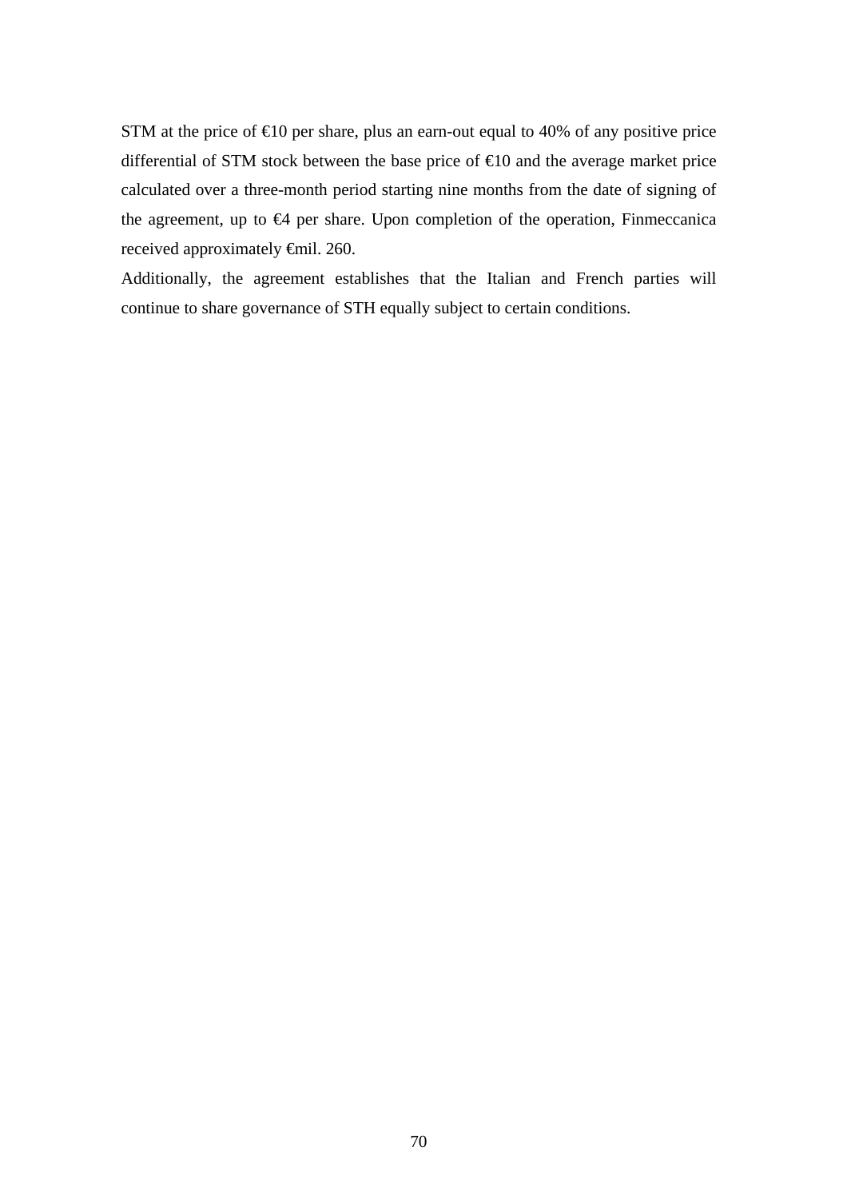STM at the price of €10 per share, plus an earn-out equal to 40% of any positive price differential of STM stock between the base price of €10 and the average market price calculated over a three-month period starting nine months from the date of signing of the agreement, up to €4 per share. Upon completion of the operation, Finmeccanica received approximately €mil. 260.

Additionally, the agreement establishes that the Italian and French parties will continue to share governance of STH equally subject to certain conditions.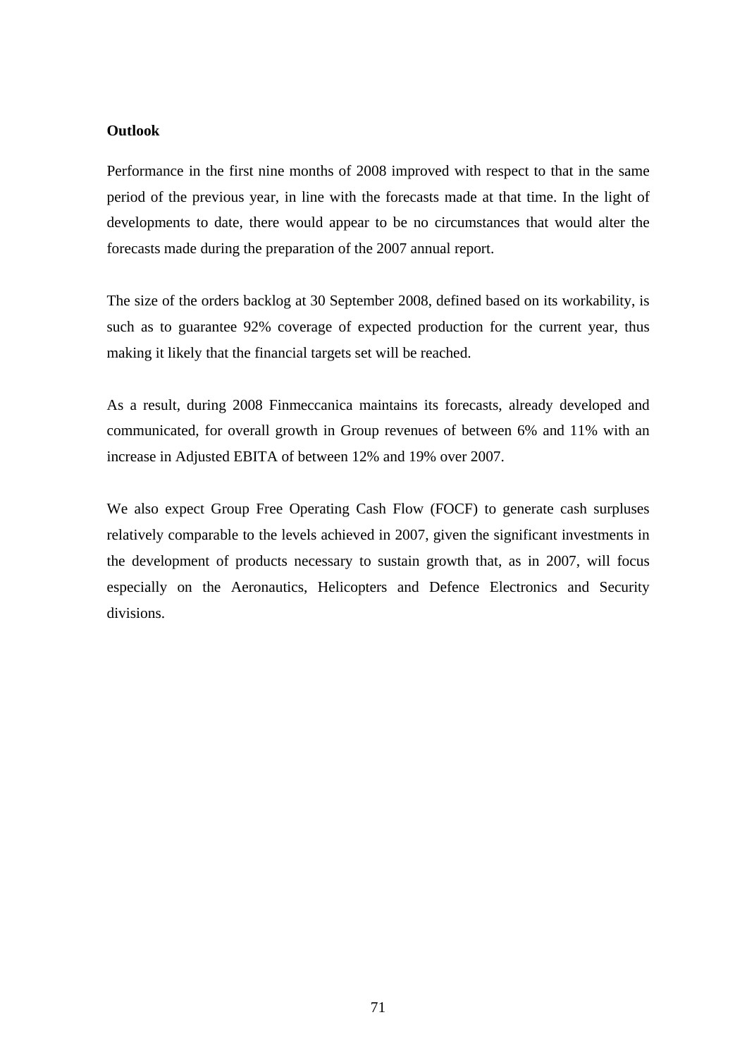**Outlook**

Performance in the first nine months of 2008 improved with respect to that in the same period of the previous year, in line with the forecasts made at that time. In the light of developments to date, there would appear to be no circumstances that would alter the forecasts made during the preparation of the 2007 annual report.

The size of the orders backlog at 30 September 2008, defined based on its workability, is such as to guarantee 92% coverage of expected production for the current year, thus making it likely that the financial targets set will be reached.

As a result, during 2008 Finmeccanica maintains its forecasts, already developed and communicated, for overall growth in Group revenues of between 6% and 11% with an increase in Adjusted EBITA of between 12% and 19% over 2007.

We also expect Group Free Operating Cash Flow (FOCF) to generate cash surpluses relatively comparable to the levels achieved in 2007, given the significant investments in the development of products necessary to sustain growth that, as in 2007, will focus especially on the Aeronautics, Helicopters and Defence Electronics and Security divisions.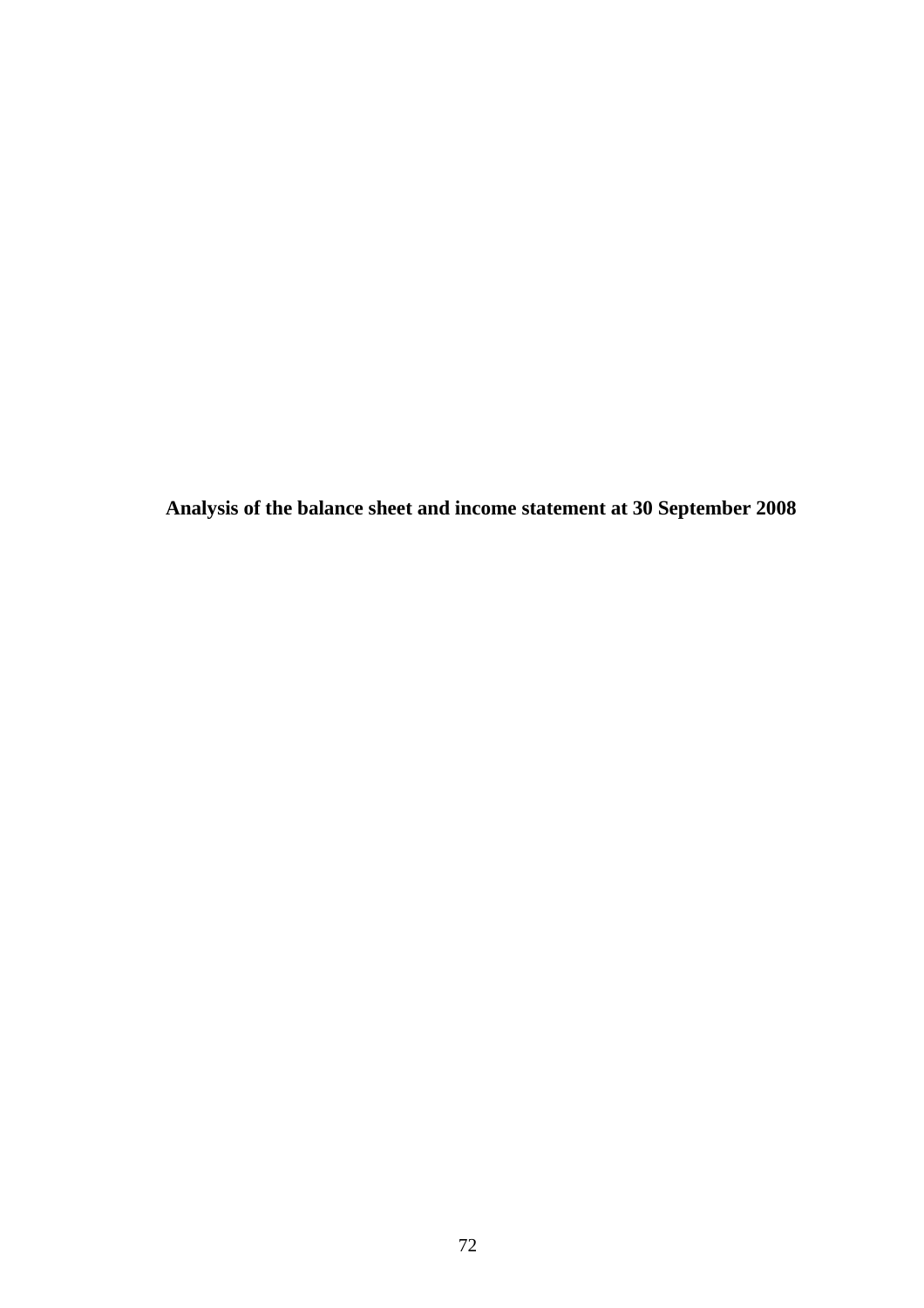# Analysis of the balance sheet and income statement at 30 September 2008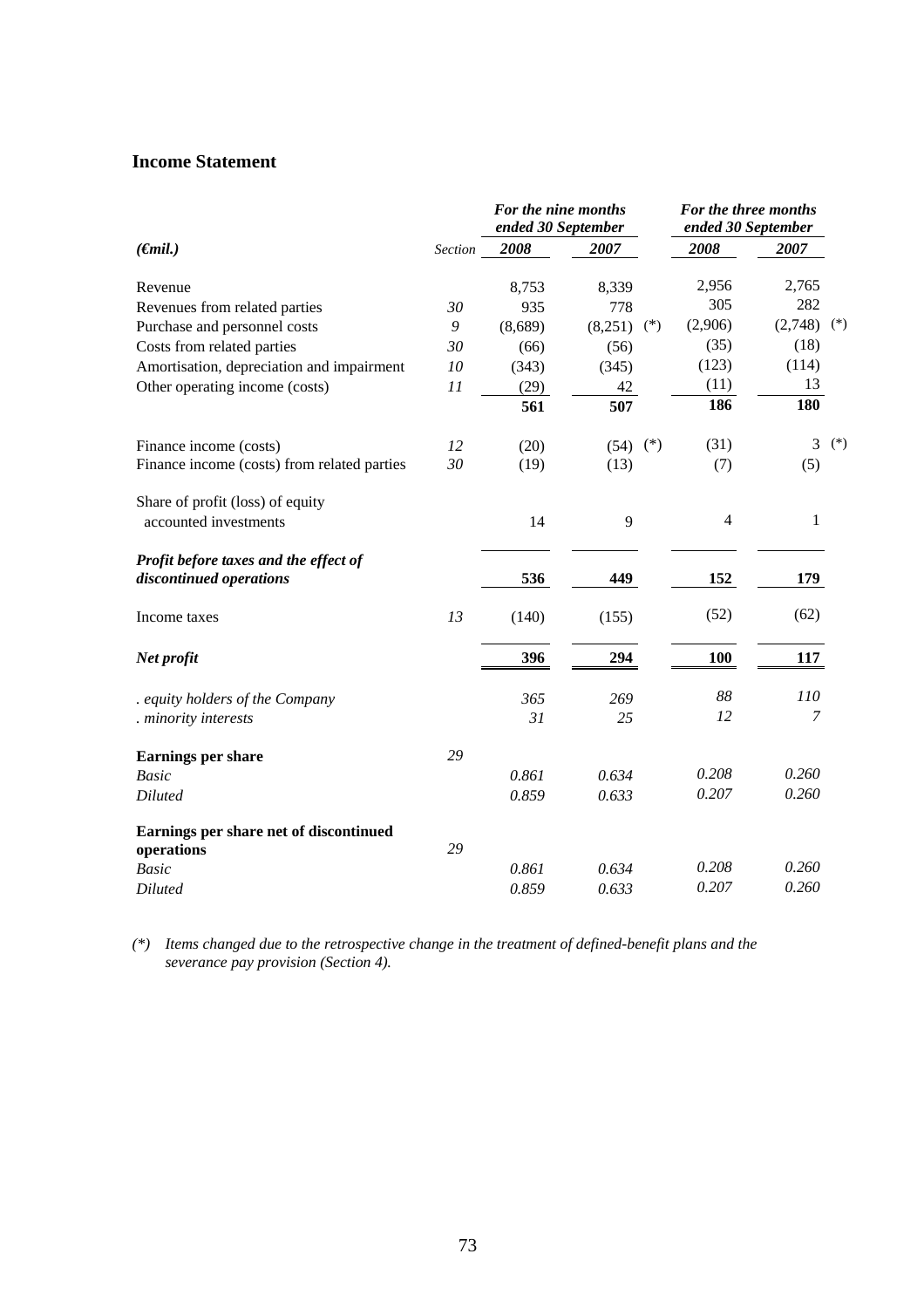## Income Statement

| *(€mil.)* | *Section* | *For the nine months ended 30 September* 2008 | 2007 | *For the three months ended 30 September* 2008 | 2007 |
|---|---|---|---|---|---|
| Revenue | | 8,753 | 8,339 | 2,956 | 2,765 |
| Revenues from related parties | *30* | 935 | 778 | 305 | 282 |
| Purchase and personnel costs | *9* | (8,689) | (8,251) (*) | (2,906) | (2,748) (*) |
| Costs from related parties | *30* | (66) | (56) | (35) | (18) |
| Amortisation, depreciation and impairment | *10* | (343) | (345) | (123) | (114) |
| Other operating income (costs) | *11* | (29) | 42 | (11) | 13 |
| | | **561** | **507** | **186** | **180** |
| Finance income (costs) | *12* | (20) | (54) (*) | (31) | 3 (*) |
| Finance income (costs) from related parties | *30* | (19) | (13) | (7) | (5) |
| Share of profit (loss) of equity accounted investments | | 14 | 9 | 4 | 1 |
| ***Profit before taxes and the effect of discontinued operations*** | | **536** | **449** | **152** | **179** |
| Income taxes | *13* | (140) | (155) | (52) | (62) |
| ***Net profit*** | | **396** | **294** | **100** | **117** |
| *. equity holders of the Company* | | *365* | *269* | *88* | *110* |
| *. minority interests* | | *31* | *25* | *12* | *7* |
| **Earnings per share** | *29* | | | | |
| *Basic* | | *0.861* | *0.634* | *0.208* | *0.260* |
| *Diluted* | | *0.859* | *0.633* | *0.207* | *0.260* |
| **Earnings per share net of discontinued operations** | *29* | | | | |
| *Basic* | | *0.861* | *0.634* | *0.208* | *0.260* |
| *Diluted* | | *0.859* | *0.633* | *0.207* | *0.260* |

*(\*) Items changed due to the retrospective change in the treatment of defined-benefit plans and the severance pay provision (Section 4).*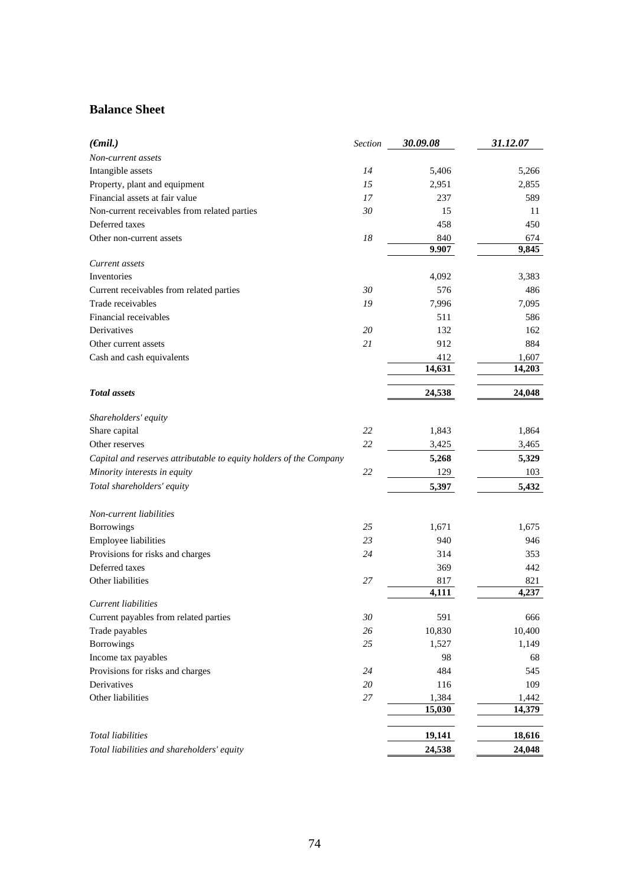## Balance Sheet

| *(€mil.)* | *Section* | *30.09.08* | *31.12.07* |
|---|---|---|---|
| *Non-current assets* | | | |
| Intangible assets | *14* | 5,406 | 5,266 |
| Property, plant and equipment | *15* | 2,951 | 2,855 |
| Financial assets at fair value | *17* | 237 | 589 |
| Non-current receivables from related parties | *30* | 15 | 11 |
| Deferred taxes | | 458 | 450 |
| Other non-current assets | *18* | 840 | 674 |
| | | **9.907** | **9,845** |
| *Current assets* | | | |
| Inventories | | 4,092 | 3,383 |
| Current receivables from related parties | *30* | 576 | 486 |
| Trade receivables | *19* | 7,996 | 7,095 |
| Financial receivables | | 511 | 586 |
| Derivatives | *20* | 132 | 162 |
| Other current assets | *21* | 912 | 884 |
| Cash and cash equivalents | | 412 | 1,607 |
| | | **14,631** | **14,203** |
| ***Total assets*** | | **24,538** | **24,048** |
| *Shareholders' equity* | | | |
| Share capital | *22* | 1,843 | 1,864 |
| Other reserves | *22* | 3,425 | 3,465 |
| *Capital and reserves attributable to equity holders of the Company* | | **5,268** | **5,329** |
| *Minority interests in equity* | *22* | 129 | 103 |
| *Total shareholders' equity* | | **5,397** | **5,432** |
| *Non-current liabilities* | | | |
| Borrowings | *25* | 1,671 | 1,675 |
| Employee liabilities | *23* | 940 | 946 |
| Provisions for risks and charges | *24* | 314 | 353 |
| Deferred taxes | | 369 | 442 |
| Other liabilities | *27* | 817 | 821 |
| | | **4,111** | **4,237** |
| *Current liabilities* | | | |
| Current payables from related parties | *30* | 591 | 666 |
| Trade payables | *26* | 10,830 | 10,400 |
| Borrowings | *25* | 1,527 | 1,149 |
| Income tax payables | | 98 | 68 |
| Provisions for risks and charges | *24* | 484 | 545 |
| Derivatives | *20* | 116 | 109 |
| Other liabilities | *27* | 1,384 | 1,442 |
| | | **15,030** | **14,379** |
| *Total liabilities* | | **19,141** | **18,616** |
| *Total liabilities and shareholders' equity* | | **24,538** | **24,048** |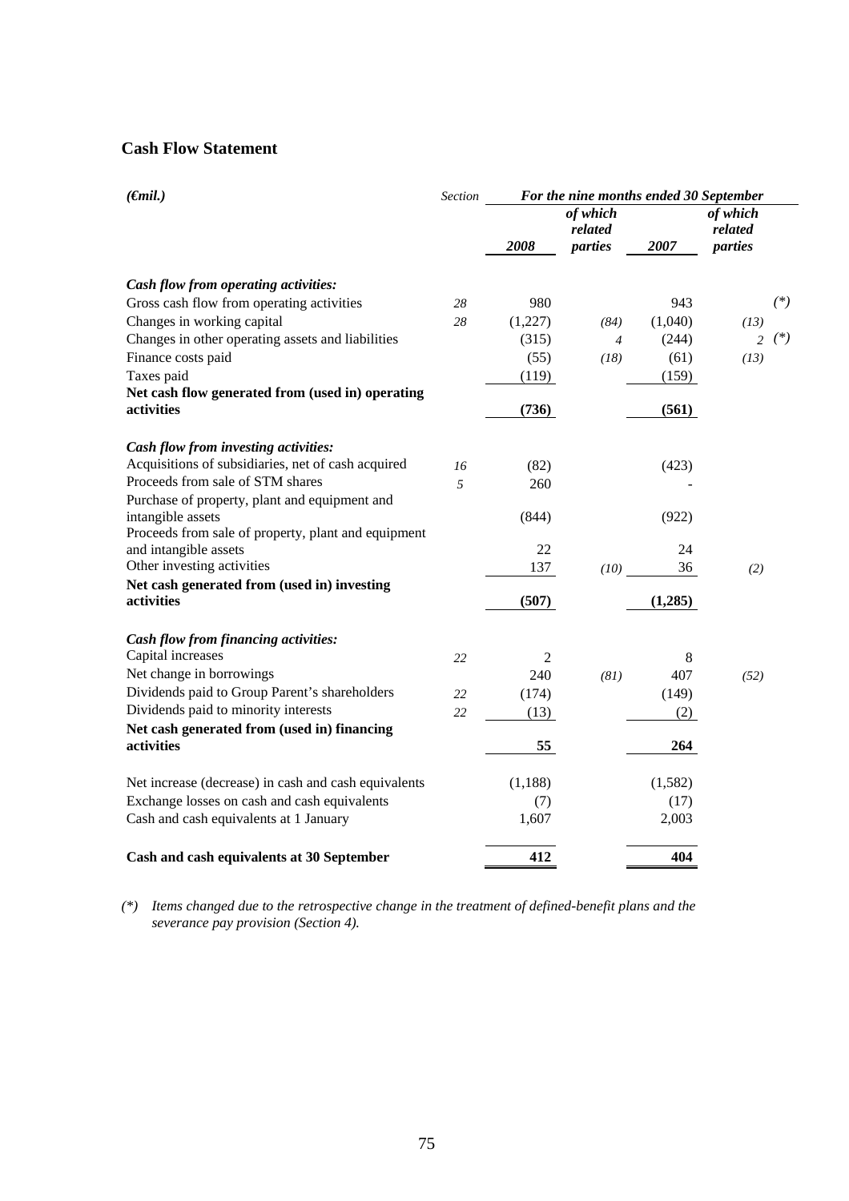## Cash Flow Statement

| *(€mil.)* | *Section* | *For the nine months ended 30 September* | | | | |
|---|---|---|---|---|---|---|
| | | *2008* | *of which related parties* | *2007* | *of which related parties* | |
| ***Cash flow from operating activities:*** | | | | | | |
| Gross cash flow from operating activities | *28* | 980 | | 943 | | *(\*)* |
| Changes in working capital | *28* | (1,227) | *(84)* | (1,040) | *(13)* | |
| Changes in other operating assets and liabilities | | (315) | *4* | (244) | *2* | *(\*)* |
| Finance costs paid | | (55) | *(18)* | (61) | *(13)* | |
| Taxes paid | | (119) | | (159) | | |
| **Net cash flow generated from (used in) operating activities** | | **(736)** | | **(561)** | | |
| ***Cash flow from investing activities:*** | | | | | | |
| Acquisitions of subsidiaries, net of cash acquired | *16* | (82) | | (423) | | |
| Proceeds from sale of STM shares | *5* | 260 | | - | | |
| Purchase of property, plant and equipment and intangible assets | | (844) | | (922) | | |
| Proceeds from sale of property, plant and equipment and intangible assets | | 22 | | 24 | | |
| Other investing activities | | 137 | *(10)* | 36 | *(2)* | |
| **Net cash generated from (used in) investing activities** | | **(507)** | | **(1,285)** | | |
| ***Cash flow from financing activities:*** | | | | | | |
| Capital increases | *22* | 2 | | 8 | | |
| Net change in borrowings | | 240 | *(81)* | 407 | *(52)* | |
| Dividends paid to Group Parent's shareholders | *22* | (174) | | (149) | | |
| Dividends paid to minority interests | *22* | (13) | | (2) | | |
| **Net cash generated from (used in) financing activities** | | **55** | | **264** | | |
| Net increase (decrease) in cash and cash equivalents | | (1,188) | | (1,582) | | |
| Exchange losses on cash and cash equivalents | | (7) | | (17) | | |
| Cash and cash equivalents at 1 January | | 1,607 | | 2,003 | | |
| **Cash and cash equivalents at 30 September** | | **412** | | **404** | | |

*(\*) Items changed due to the retrospective change in the treatment of defined-benefit plans and the severance pay provision (Section 4).*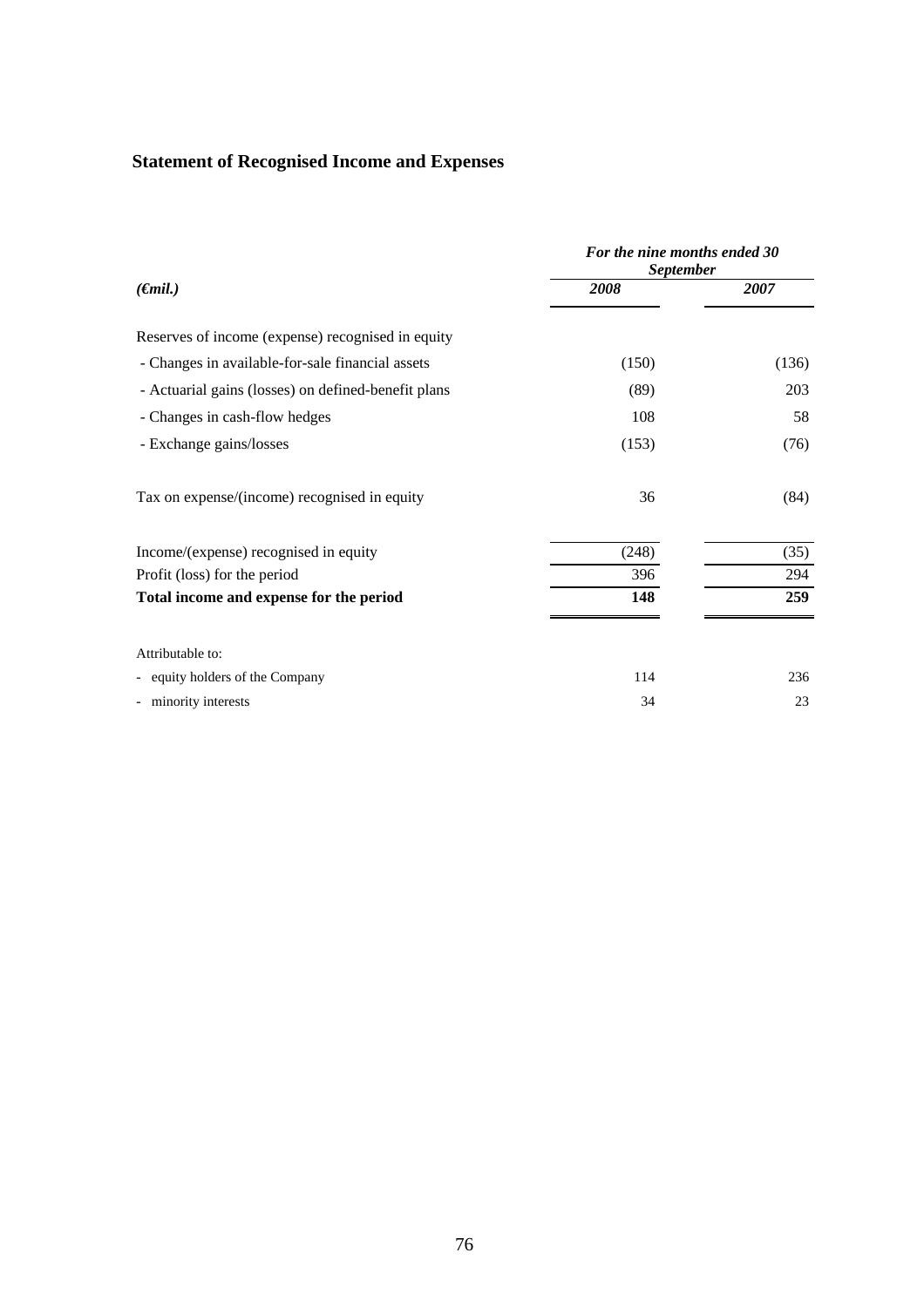## Statement of Recognised Income and Expenses

| *(€mil.)* | *For the nine months ended 30 September* | |
|---|---|---|
| | ***2008*** | ***2007*** |
| Reserves of income (expense) recognised in equity | | |
| - Changes in available-for-sale financial assets | (150) | (136) |
| - Actuarial gains (losses) on defined-benefit plans | (89) | 203 |
| - Changes in cash-flow hedges | 108 | 58 |
| - Exchange gains/losses | (153) | (76) |
| Tax on expense/(income) recognised in equity | 36 | (84) |
| Income/(expense) recognised in equity | (248) | (35) |
| Profit (loss) for the period | 396 | 294 |
| **Total income and expense for the period** | **148** | **259** |
| Attributable to: | | |
| - equity holders of the Company | 114 | 236 |
| - minority interests | 34 | 23 |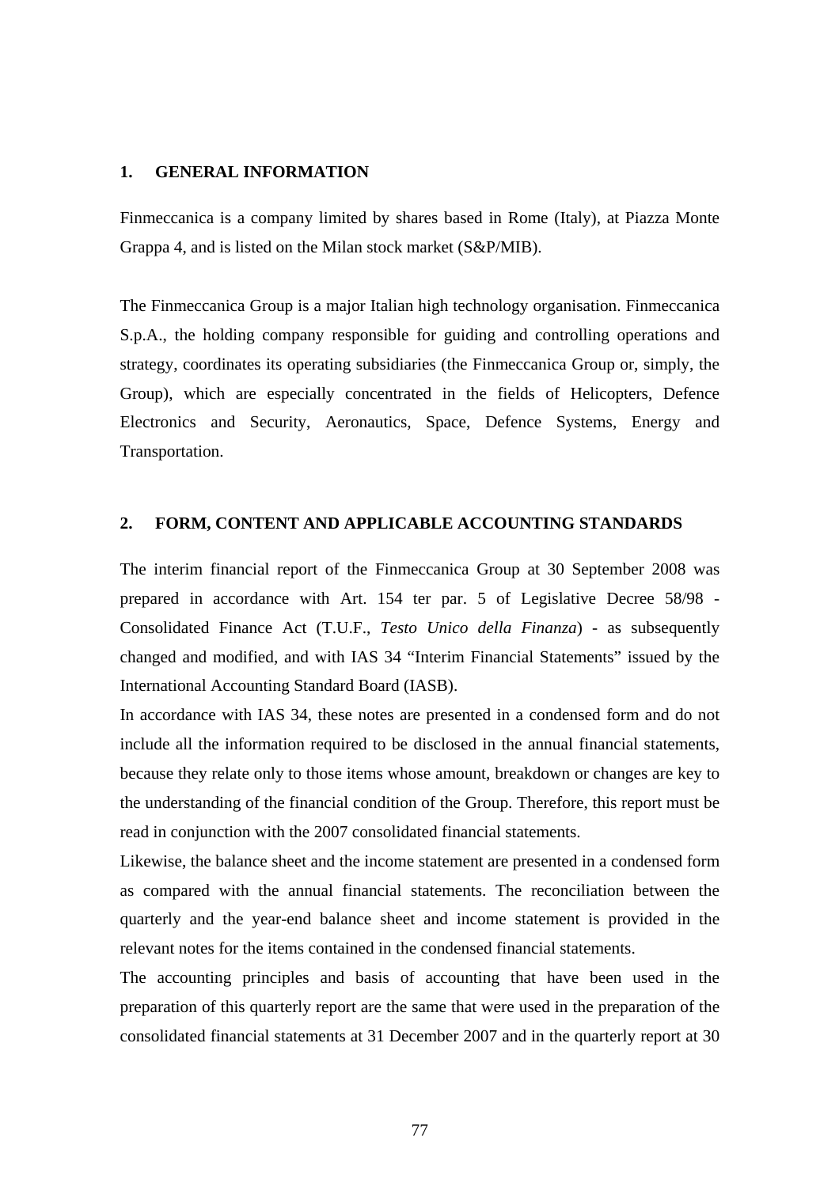## 1. GENERAL INFORMATION

Finmeccanica is a company limited by shares based in Rome (Italy), at Piazza Monte Grappa 4, and is listed on the Milan stock market (S&P/MIB).

The Finmeccanica Group is a major Italian high technology organisation. Finmeccanica S.p.A., the holding company responsible for guiding and controlling operations and strategy, coordinates its operating subsidiaries (the Finmeccanica Group or, simply, the Group), which are especially concentrated in the fields of Helicopters, Defence Electronics and Security, Aeronautics, Space, Defence Systems, Energy and Transportation.

## 2. FORM, CONTENT AND APPLICABLE ACCOUNTING STANDARDS

The interim financial report of the Finmeccanica Group at 30 September 2008 was prepared in accordance with Art. 154 ter par. 5 of Legislative Decree 58/98 - Consolidated Finance Act (T.U.F., *Testo Unico della Finanza*) - as subsequently changed and modified, and with IAS 34 "Interim Financial Statements" issued by the International Accounting Standard Board (IASB).

In accordance with IAS 34, these notes are presented in a condensed form and do not include all the information required to be disclosed in the annual financial statements, because they relate only to those items whose amount, breakdown or changes are key to the understanding of the financial condition of the Group. Therefore, this report must be read in conjunction with the 2007 consolidated financial statements.

Likewise, the balance sheet and the income statement are presented in a condensed form as compared with the annual financial statements. The reconciliation between the quarterly and the year-end balance sheet and income statement is provided in the relevant notes for the items contained in the condensed financial statements.

The accounting principles and basis of accounting that have been used in the preparation of this quarterly report are the same that were used in the preparation of the consolidated financial statements at 31 December 2007 and in the quarterly report at 30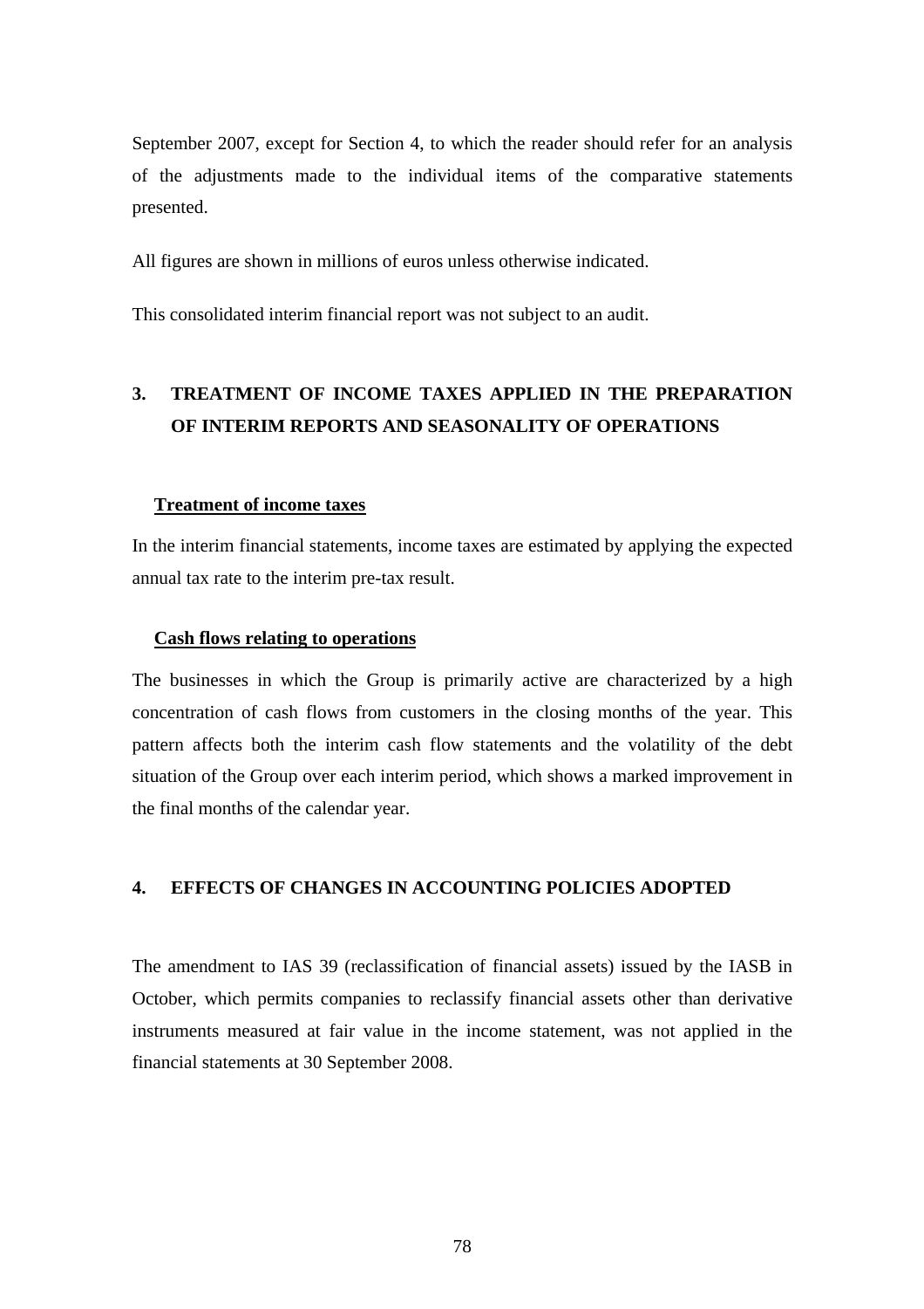September 2007, except for Section 4, to which the reader should refer for an analysis of the adjustments made to the individual items of the comparative statements presented.

All figures are shown in millions of euros unless otherwise indicated.

This consolidated interim financial report was not subject to an audit.

## 3. TREATMENT OF INCOME TAXES APPLIED IN THE PREPARATION OF INTERIM REPORTS AND SEASONALITY OF OPERATIONS

**Treatment of income taxes**

In the interim financial statements, income taxes are estimated by applying the expected annual tax rate to the interim pre-tax result.

**Cash flows relating to operations**

The businesses in which the Group is primarily active are characterized by a high concentration of cash flows from customers in the closing months of the year. This pattern affects both the interim cash flow statements and the volatility of the debt situation of the Group over each interim period, which shows a marked improvement in the final months of the calendar year.

## 4. EFFECTS OF CHANGES IN ACCOUNTING POLICIES ADOPTED

The amendment to IAS 39 (reclassification of financial assets) issued by the IASB in October, which permits companies to reclassify financial assets other than derivative instruments measured at fair value in the income statement, was not applied in the financial statements at 30 September 2008.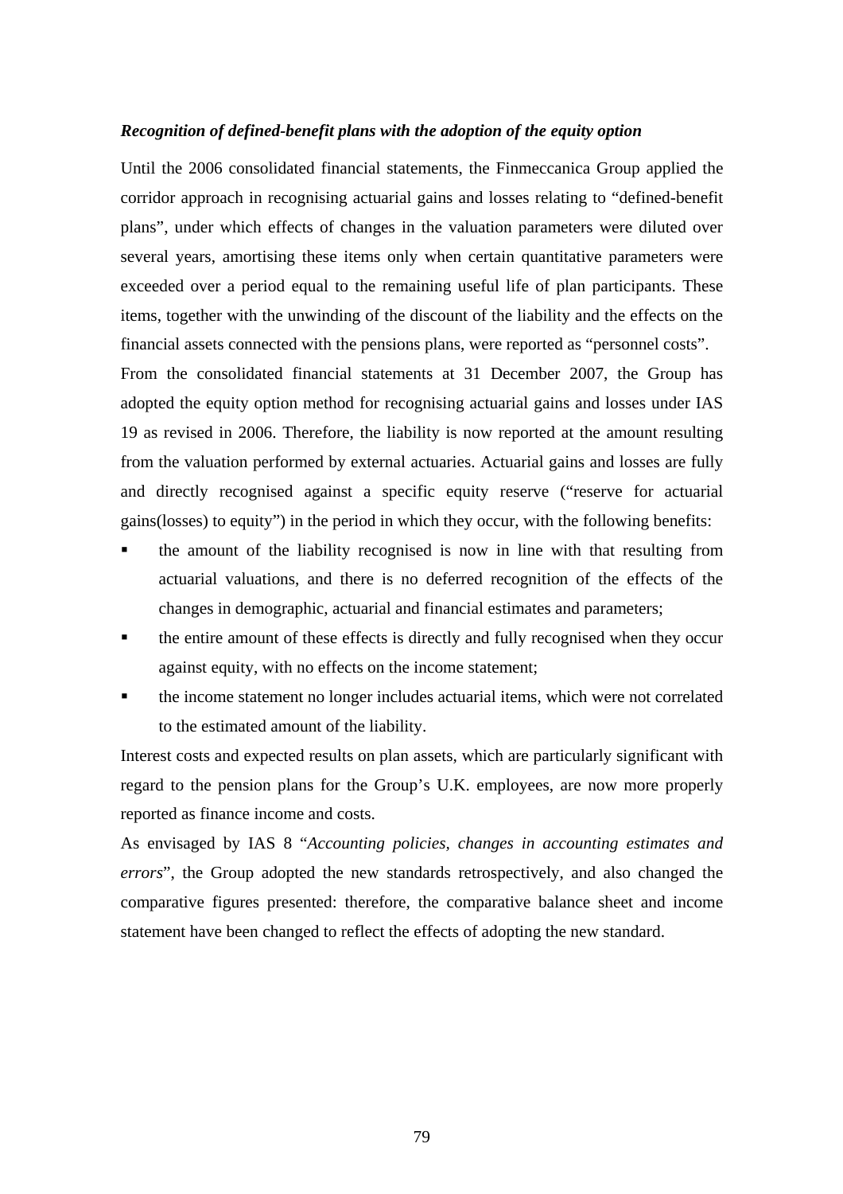***Recognition of defined-benefit plans with the adoption of the equity option***

Until the 2006 consolidated financial statements, the Finmeccanica Group applied the corridor approach in recognising actuarial gains and losses relating to "defined-benefit plans", under which effects of changes in the valuation parameters were diluted over several years, amortising these items only when certain quantitative parameters were exceeded over a period equal to the remaining useful life of plan participants. These items, together with the unwinding of the discount of the liability and the effects on the financial assets connected with the pensions plans, were reported as "personnel costs".

From the consolidated financial statements at 31 December 2007, the Group has adopted the equity option method for recognising actuarial gains and losses under IAS 19 as revised in 2006. Therefore, the liability is now reported at the amount resulting from the valuation performed by external actuaries. Actuarial gains and losses are fully and directly recognised against a specific equity reserve ("reserve for actuarial gains(losses) to equity") in the period in which they occur, with the following benefits:

- the amount of the liability recognised is now in line with that resulting from actuarial valuations, and there is no deferred recognition of the effects of the changes in demographic, actuarial and financial estimates and parameters;
- the entire amount of these effects is directly and fully recognised when they occur against equity, with no effects on the income statement;
- the income statement no longer includes actuarial items, which were not correlated to the estimated amount of the liability.

Interest costs and expected results on plan assets, which are particularly significant with regard to the pension plans for the Group's U.K. employees, are now more properly reported as finance income and costs.

As envisaged by IAS 8 "*Accounting policies, changes in accounting estimates and errors*", the Group adopted the new standards retrospectively, and also changed the comparative figures presented: therefore, the comparative balance sheet and income statement have been changed to reflect the effects of adopting the new standard.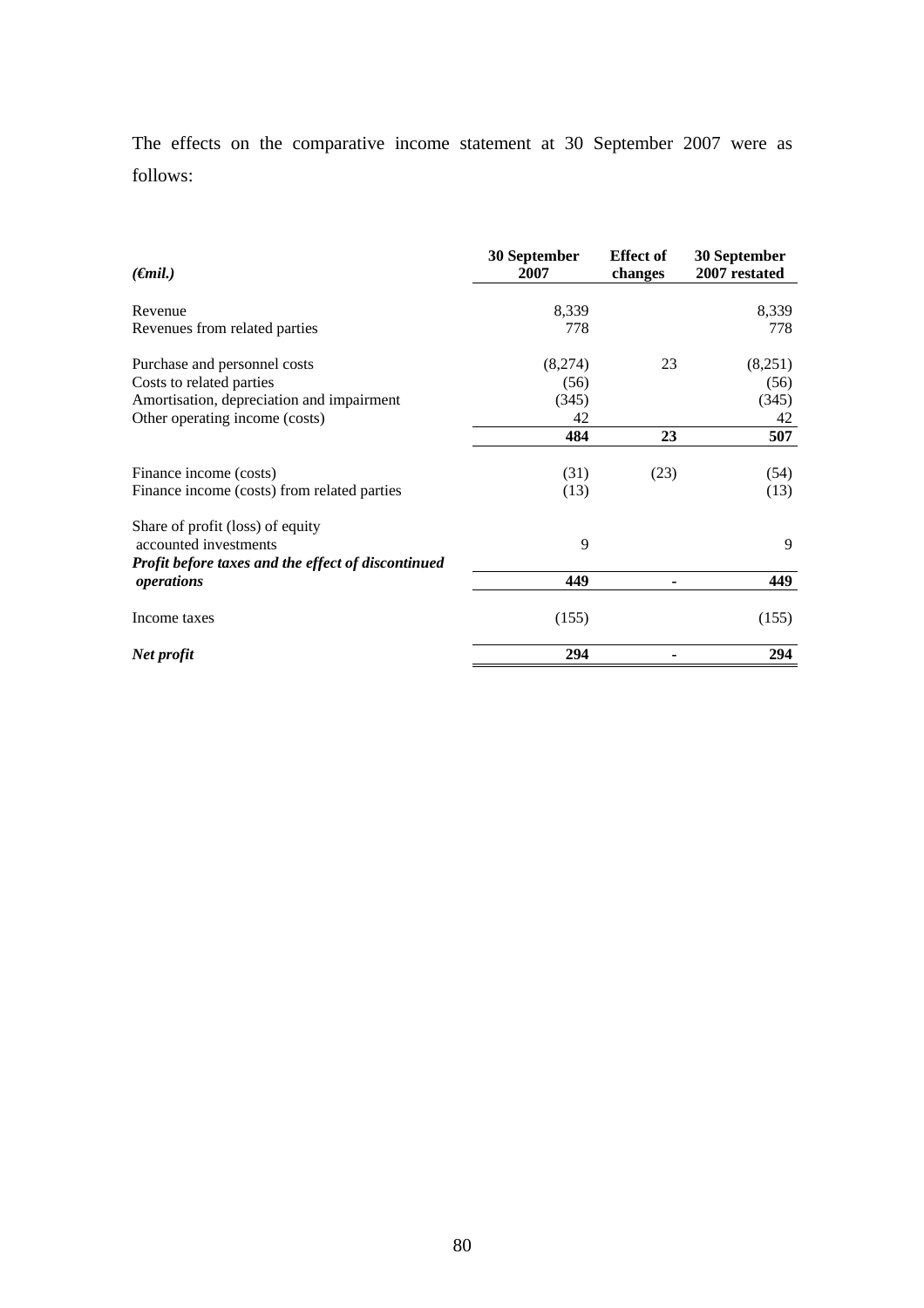The effects on the comparative income statement at 30 September 2007 were as follows:

| *(€mil.)* | **30 September 2007** | **Effect of changes** | **30 September 2007 restated** |
|---|---|---|---|
| Revenue | 8,339 | | 8,339 |
| Revenues from related parties | 778 | | 778 |
| Purchase and personnel costs | (8,274) | 23 | (8,251) |
| Costs to related parties | (56) | | (56) |
| Amortisation, depreciation and impairment | (345) | | (345) |
| Other operating income (costs) | 42 | | 42 |
| | **484** | **23** | **507** |
| Finance income (costs) | (31) | (23) | (54) |
| Finance income (costs) from related parties | (13) | | (13) |
| Share of profit (loss) of equity accounted investments | 9 | | 9 |
| ***Profit before taxes and the effect of discontinued operations*** | **449** | **-** | **449** |
| Income taxes | (155) | | (155) |
| ***Net profit*** | **294** | **-** | **294** |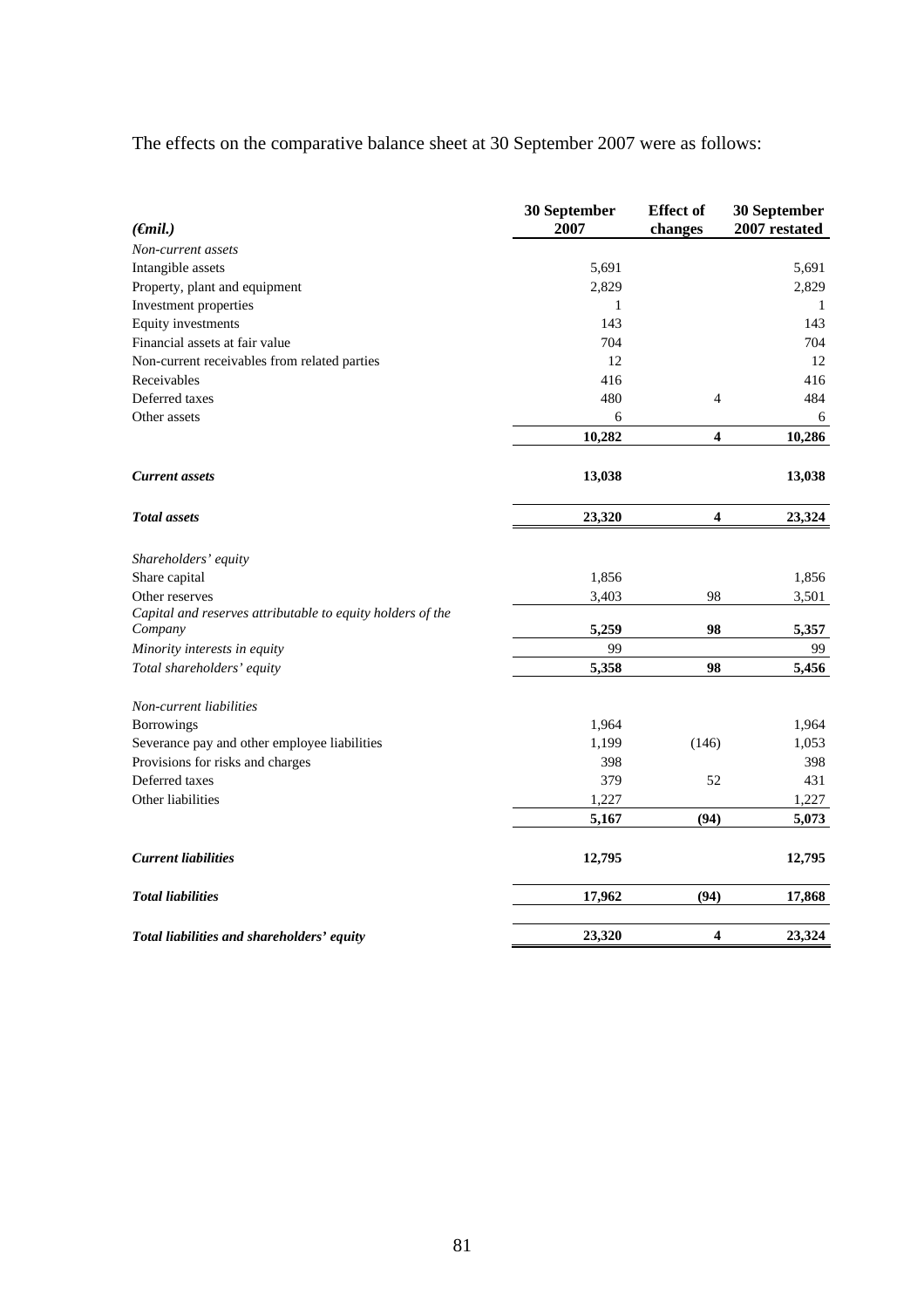The effects on the comparative balance sheet at 30 September 2007 were as follows:

| *(€mil.)* | 30 September 2007 | Effect of changes | 30 September 2007 restated |
|---|---|---|---|
| *Non-current assets* | | | |
| Intangible assets | 5,691 | | 5,691 |
| Property, plant and equipment | 2,829 | | 2,829 |
| Investment properties | 1 | | 1 |
| Equity investments | 143 | | 143 |
| Financial assets at fair value | 704 | | 704 |
| Non-current receivables from related parties | 12 | | 12 |
| Receivables | 416 | | 416 |
| Deferred taxes | 480 | 4 | 484 |
| Other assets | 6 | | 6 |
| | **10,282** | **4** | **10,286** |
| ***Current assets*** | **13,038** | | **13,038** |
| ***Total assets*** | **23,320** | **4** | **23,324** |
| *Shareholders' equity* | | | |
| Share capital | 1,856 | | 1,856 |
| Other reserves | 3,403 | 98 | 3,501 |
| *Capital and reserves attributable to equity holders of the Company* | **5,259** | **98** | **5,357** |
| *Minority interests in equity* | 99 | | 99 |
| *Total shareholders' equity* | **5,358** | **98** | **5,456** |
| *Non-current liabilities* | | | |
| Borrowings | 1,964 | | 1,964 |
| Severance pay and other employee liabilities | 1,199 | (146) | 1,053 |
| Provisions for risks and charges | 398 | | 398 |
| Deferred taxes | 379 | 52 | 431 |
| Other liabilities | 1,227 | | 1,227 |
| | **5,167** | **(94)** | **5,073** |
| ***Current liabilities*** | **12,795** | | **12,795** |
| ***Total liabilities*** | **17,962** | **(94)** | **17,868** |
| ***Total liabilities and shareholders' equity*** | **23,320** | **4** | **23,324** |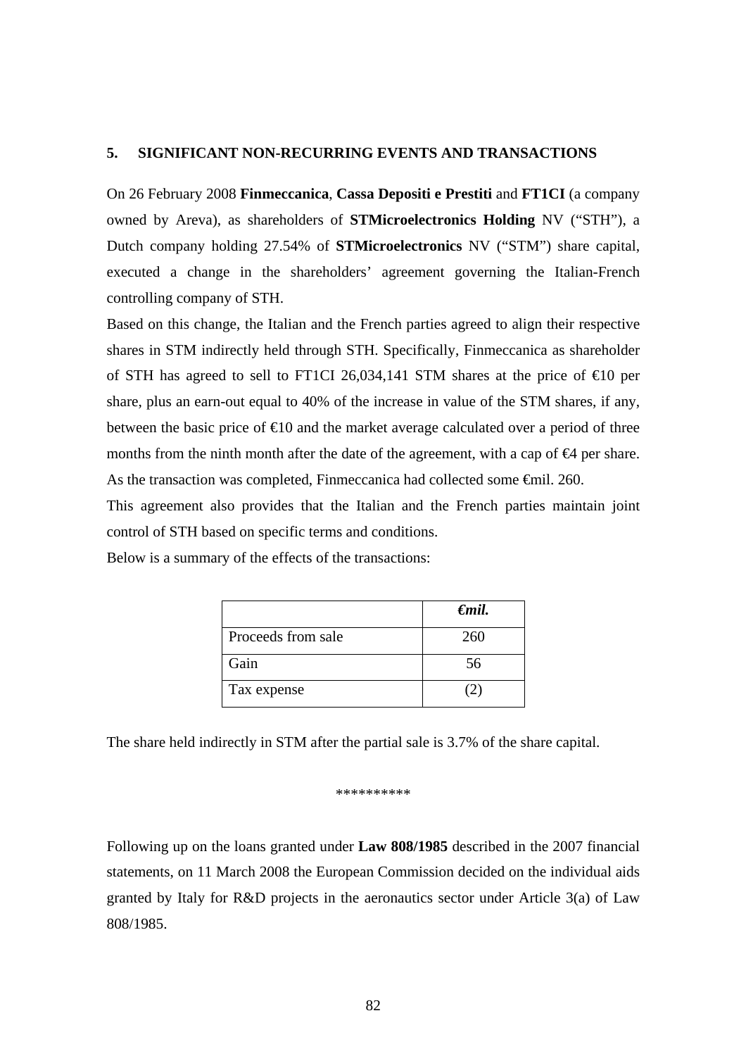## 5. SIGNIFICANT NON-RECURRING EVENTS AND TRANSACTIONS

On 26 February 2008 **Finmeccanica**, **Cassa Depositi e Prestiti** and **FT1CI** (a company owned by Areva), as shareholders of **STMicroelectronics Holding** NV ("STH"), a Dutch company holding 27.54% of **STMicroelectronics** NV ("STM") share capital, executed a change in the shareholders' agreement governing the Italian-French controlling company of STH.

Based on this change, the Italian and the French parties agreed to align their respective shares in STM indirectly held through STH. Specifically, Finmeccanica as shareholder of STH has agreed to sell to FT1CI 26,034,141 STM shares at the price of €10 per share, plus an earn-out equal to 40% of the increase in value of the STM shares, if any, between the basic price of €10 and the market average calculated over a period of three months from the ninth month after the date of the agreement, with a cap of €4 per share. As the transaction was completed, Finmeccanica had collected some €mil. 260.

This agreement also provides that the Italian and the French parties maintain joint control of STH based on specific terms and conditions.

Below is a summary of the effects of the transactions:

| | ***€mil.*** |
|---|---|
| Proceeds from sale | 260 |
| Gain | 56 |
| Tax expense | (2) |

The share held indirectly in STM after the partial sale is 3.7% of the share capital.

**********

Following up on the loans granted under **Law 808/1985** described in the 2007 financial statements, on 11 March 2008 the European Commission decided on the individual aids granted by Italy for R&D projects in the aeronautics sector under Article 3(a) of Law 808/1985.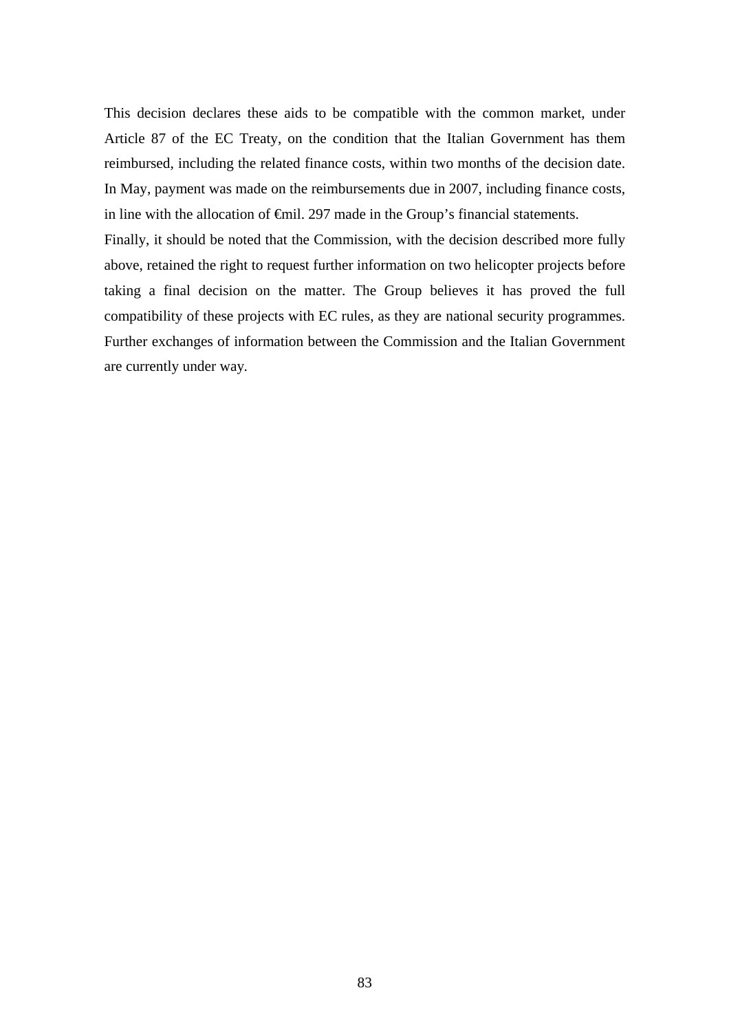This decision declares these aids to be compatible with the common market, under Article 87 of the EC Treaty, on the condition that the Italian Government has them reimbursed, including the related finance costs, within two months of the decision date. In May, payment was made on the reimbursements due in 2007, including finance costs, in line with the allocation of €mil. 297 made in the Group's financial statements.

Finally, it should be noted that the Commission, with the decision described more fully above, retained the right to request further information on two helicopter projects before taking a final decision on the matter. The Group believes it has proved the full compatibility of these projects with EC rules, as they are national security programmes. Further exchanges of information between the Commission and the Italian Government are currently under way.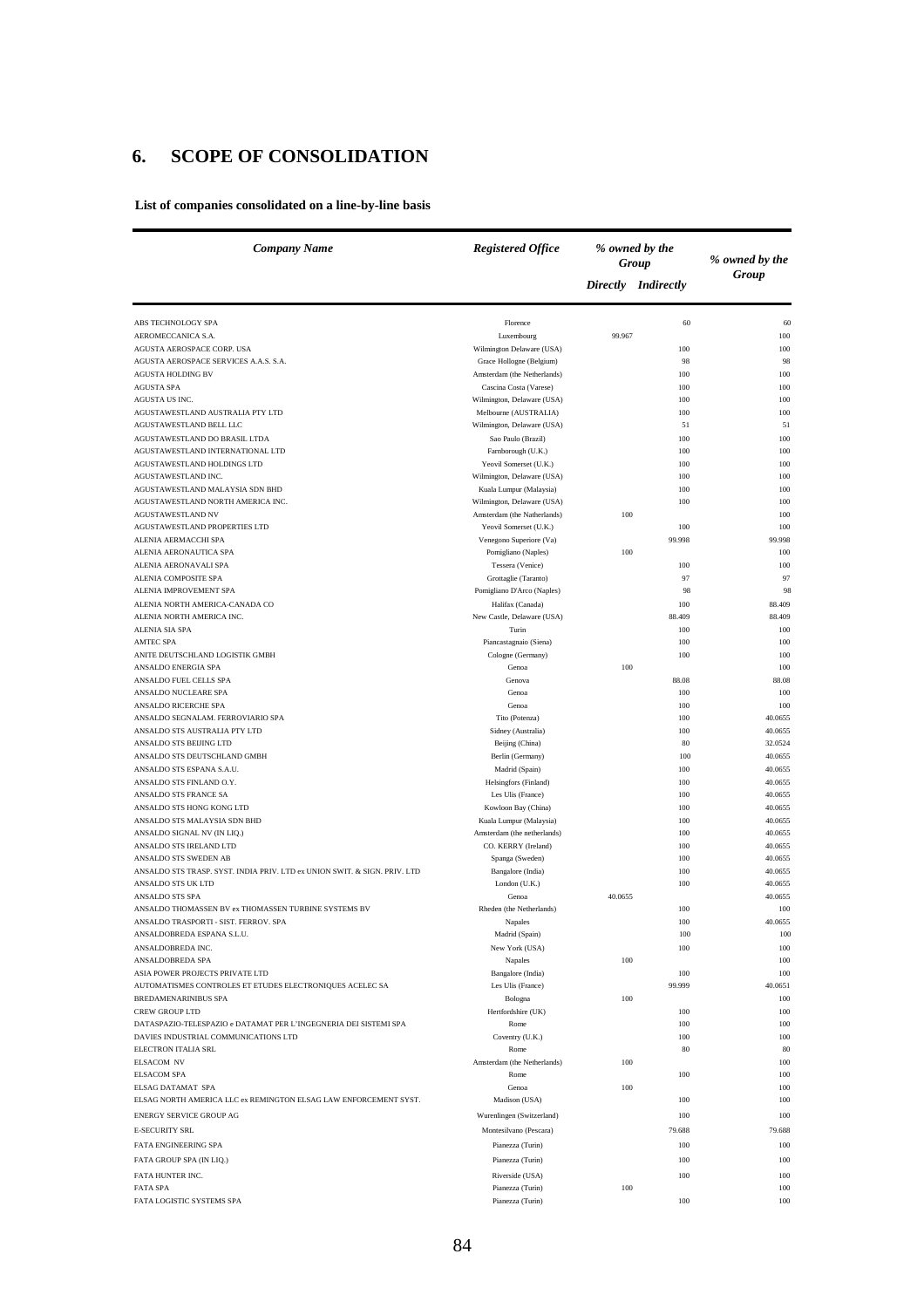# 6. SCOPE OF CONSOLIDATION

**List of companies consolidated on a line-by-line basis**

| *Company Name* | *Registered Office* | *% owned by the Group* | | *% owned by the Group* |
|---|---|---|---|---|
| | | *Directly* | *Indirectly* | |
| ABS TECHNOLOGY SPA | Florence | | 60 | 60 |
| AEROMECCANICA S.A. | Luxembourg | 99.967 | | 100 |
| AGUSTA AEROSPACE CORP. USA | Wilmington Delaware (USA) | | 100 | 100 |
| AGUSTA AEROSPACE SERVICES A.A.S. S.A. | Grace Hollogne (Belgium) | | 98 | 98 |
| AGUSTA HOLDING BV | Amsterdam (the Netherlands) | | 100 | 100 |
| AGUSTA SPA | Cascina Costa (Varese) | | 100 | 100 |
| AGUSTA US INC. | Wilmington, Delaware (USA) | | 100 | 100 |
| AGUSTAWESTLAND AUSTRALIA PTY LTD | Melbourne (AUSTRALIA) | | 100 | 100 |
| AGUSTAWESTLAND BELL LLC | Wilmington, Delaware (USA) | | 51 | 51 |
| AGUSTAWESTLAND DO BRASIL LTDA | Sao Paulo (Brazil) | | 100 | 100 |
| AGUSTAWESTLAND INTERNATIONAL LTD | Farnborough (U.K.) | | 100 | 100 |
| AGUSTAWESTLAND HOLDINGS LTD | Yeovil Somerset (U.K.) | | 100 | 100 |
| AGUSTAWESTLAND INC. | Wilmington, Delaware (USA) | | 100 | 100 |
| AGUSTAWESTLAND MALAYSIA SDN BHD | Kuala Lumpur (Malaysia) | | 100 | 100 |
| AGUSTAWESTLAND NORTH AMERICA INC. | Wilmington, Delaware (USA) | | 100 | 100 |
| AGUSTAWESTLAND NV | Amsterdam (the Netherlands) | 100 | | 100 |
| AGUSTAWESTLAND PROPERTIES LTD | Yeovil Somerset (U.K.) | | 100 | 100 |
| ALENIA AERMACCHI SPA | Venegono Superiore (Va) | | 99.998 | 99.998 |
| ALENIA AERONAUTICA SPA | Pomigliano (Naples) | 100 | | 100 |
| ALENIA AERONAVALI SPA | Tessera (Venice) | | 100 | 100 |
| ALENIA COMPOSITE SPA | Grottaglie (Taranto) | | 97 | 97 |
| ALENIA IMPROVEMENT SPA | Pomigliano D'Arco (Naples) | | 98 | 98 |
| ALENIA NORTH AMERICA-CANADA CO | Halifax (Canada) | | 100 | 88.409 |
| ALENIA NORTH AMERICA INC. | New Castle, Delaware (USA) | | 88.409 | 88.409 |
| ALENIA SIA SPA | Turin | | 100 | 100 |
| AMTEC SPA | Piancastagnaio (Siena) | | 100 | 100 |
| ANITE DEUTSCHLAND LOGISTIK GMBH | Cologne (Germany) | | 100 | 100 |
| ANSALDO ENERGIA SPA | Genoa | 100 | | 100 |
| ANSALDO FUEL CELLS SPA | Genova | | 88.08 | 88.08 |
| ANSALDO NUCLEARE SPA | Genoa | | 100 | 100 |
| ANSALDO RICERCHE SPA | Genoa | | 100 | 100 |
| ANSALDO SEGNALAM. FERROVIARIO SPA | Tito (Potenza) | | 100 | 40.0655 |
| ANSALDO STS AUSTRALIA PTY LTD | Sidney (Australia) | | 100 | 40.0655 |
| ANSALDO STS BEIJING LTD | Beijing (China) | | 80 | 32.0524 |
| ANSALDO STS DEUTSCHLAND GMBH | Berlin (Germany) | | 100 | 40.0655 |
| ANSALDO STS ESPANA S.A.U. | Madrid (Spain) | | 100 | 40.0655 |
| ANSALDO STS FINLAND O.Y. | Helsingfors (Finland) | | 100 | 40.0655 |
| ANSALDO STS FRANCE SA | Les Ulis (France) | | 100 | 40.0655 |
| ANSALDO STS HONG KONG LTD | Kowloon Bay (China) | | 100 | 40.0655 |
| ANSALDO STS MALAYSIA SDN BHD | Kuala Lumpur (Malaysia) | | 100 | 40.0655 |
| ANSALDO SIGNAL NV (IN LIQ.) | Amsterdam (the netherlands) | | 100 | 40.0655 |
| ANSALDO STS IRELAND LTD | CO. KERRY (Ireland) | | 100 | 40.0655 |
| ANSALDO STS SWEDEN AB | Spanga (Sweden) | | 100 | 40.0655 |
| ANSALDO STS TRASP. SYST. INDIA PRIV. LTD ex UNION SWIT. & SIGN. PRIV. LTD | Bangalore (India) | | 100 | 40.0655 |
| ANSALDO STS UK LTD | London (U.K.) | | 100 | 40.0655 |
| ANSALDO STS SPA | Genoa | 40.0655 | | 40.0655 |
| ANSALDO THOMASSEN BV ex THOMASSEN TURBINE SYSTEMS BV | Rheden (the Netherlands) | | 100 | 100 |
| ANSALDO TRASPORTI - SIST. FERROV. SPA | Napales | | 100 | 40.0655 |
| ANSALDOBREDA ESPANA S.L.U. | Madrid (Spain) | | 100 | 100 |
| ANSALDOBREDA INC. | New York (USA) | | 100 | 100 |
| ANSALDOBREDA SPA | Napales | 100 | | 100 |
| ASIA POWER PROJECTS PRIVATE LTD | Bangalore (India) | | 100 | 100 |
| AUTOMATISMES CONTROLES ET ETUDES ELECTRONIQUES ACELEC SA | Les Ulis (France) | | 99.999 | 40.0651 |
| BREDAMENARINIBUS SPA | Bologna | 100 | | 100 |
| CREW GROUP LTD | Hertfordshire (UK) | | 100 | 100 |
| DATASPAZIO-TELESPAZIO e DATAMAT PER L'INGEGNERIA DEI SISTEMI SPA | Rome | | 100 | 100 |
| DAVIES INDUSTRIAL COMMUNICATIONS LTD | Coventry (U.K.) | | 100 | 100 |
| ELECTRON ITALIA SRL | Rome | | 80 | 80 |
| ELSACOM NV | Amsterdam (the Netherlands) | 100 | | 100 |
| ELSACOM SPA | Rome | | 100 | 100 |
| ELSAG DATAMAT SPA | Genoa | 100 | | 100 |
| ELSAG NORTH AMERICA LLC ex REMINGTON ELSAG LAW ENFORCEMENT SYST. | Madison (USA) | | 100 | 100 |
| ENERGY SERVICE GROUP AG | Wurenlingen (Switzerland) | | 100 | 100 |
| E-SECURITY SRL | Montesilvano (Pescara) | | 79.688 | 79.688 |
| FATA ENGINEERING SPA | Pianezza (Turin) | | 100 | 100 |
| FATA GROUP SPA (IN LIQ.) | Pianezza (Turin) | | 100 | 100 |
| FATA HUNTER INC. | Riverside (USA) | | 100 | 100 |
| FATA SPA | Pianezza (Turin) | 100 | | 100 |
| FATA LOGISTIC SYSTEMS SPA | Pianezza (Turin) | | 100 | 100 |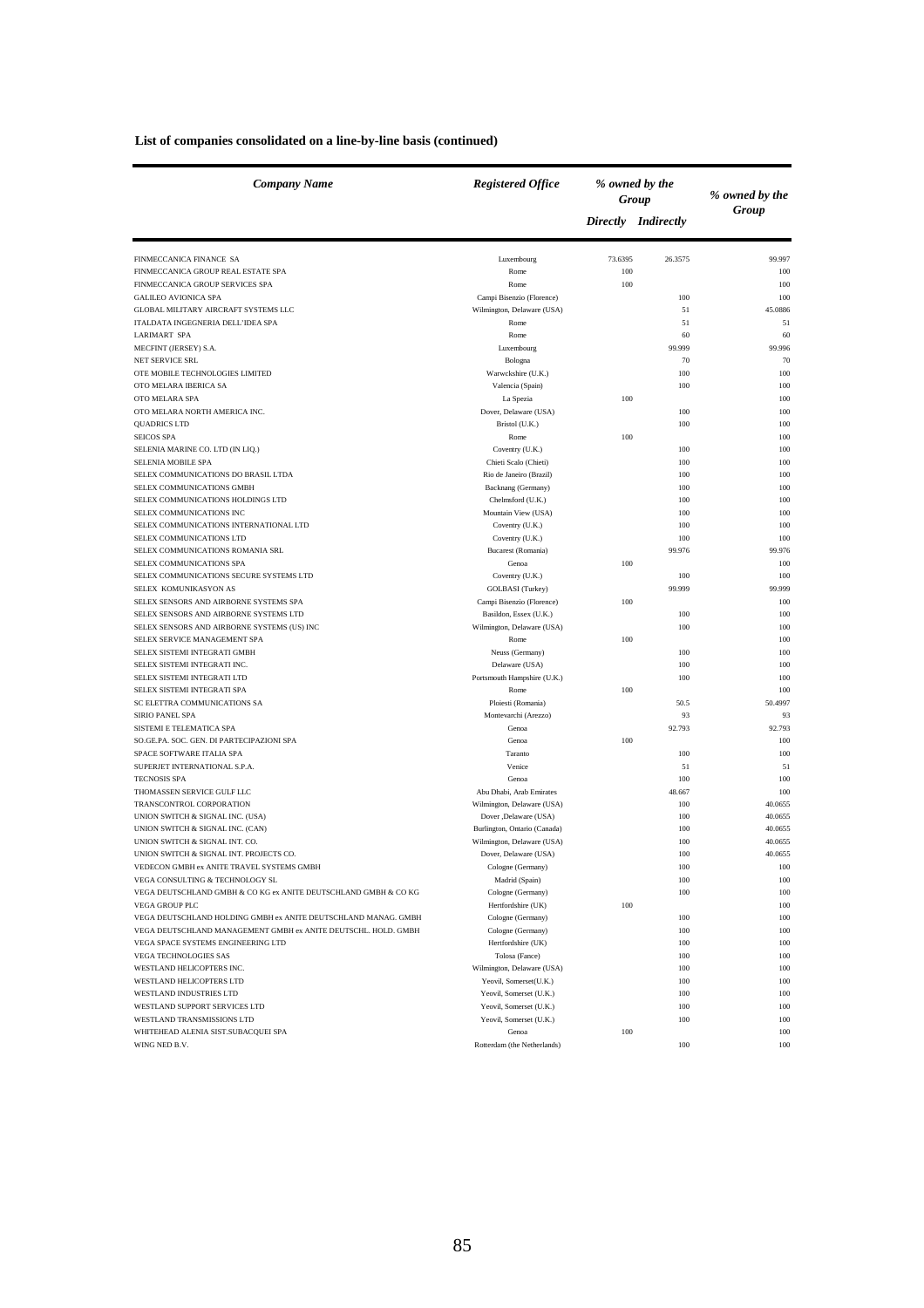**List of companies consolidated on a line-by-line basis (continued)**

| *Company Name* | *Registered Office* | *% owned by the Group* | | *% owned by the Group* |
|---|---|---|---|---|
| | | *Directly* | *Indirectly* | |
| FINMECCANICA FINANCE SA | Luxembourg | 73.6395 | 26.3575 | 99.997 |
| FINMECCANICA GROUP REAL ESTATE SPA | Rome | 100 | | 100 |
| FINMECCANICA GROUP SERVICES SPA | Rome | 100 | | 100 |
| GALILEO AVIONICA SPA | Campi Bisenzio (Florence) | | 100 | 100 |
| GLOBAL MILITARY AIRCRAFT SYSTEMS LLC | Wilmington, Delaware (USA) | | 51 | 45.0886 |
| ITALDATA INGEGNERIA DELL'IDEA SPA | Rome | | 51 | 51 |
| LARIMART SPA | Rome | | 60 | 60 |
| MECFINT (JERSEY) S.A. | Luxembourg | | 99.999 | 99.996 |
| NET SERVICE SRL | Bologna | | 70 | 70 |
| OTE MOBILE TECHNOLOGIES LIMITED | Warwckshire (U.K.) | | 100 | 100 |
| OTO MELARA IBERICA SA | Valencia (Spain) | | 100 | 100 |
| OTO MELARA SPA | La Spezia | 100 | | 100 |
| OTO MELARA NORTH AMERICA INC. | Dover, Delaware (USA) | | 100 | 100 |
| QUADRICS LTD | Bristol (U.K.) | | 100 | 100 |
| SEICOS SPA | Rome | 100 | | 100 |
| SELENIA MARINE CO. LTD (IN LIQ.) | Coventry (U.K.) | | 100 | 100 |
| SELENIA MOBILE SPA | Chieti Scalo (Chieti) | | 100 | 100 |
| SELEX COMMUNICATIONS DO BRASIL LTDA | Rio de Janeiro (Brazil) | | 100 | 100 |
| SELEX COMMUNICATIONS GMBH | Backnang (Germany) | | 100 | 100 |
| SELEX COMMUNICATIONS HOLDINGS LTD | Chelmsford (U.K.) | | 100 | 100 |
| SELEX COMMUNICATIONS INC | Mountain View (USA) | | 100 | 100 |
| SELEX COMMUNICATIONS INTERNATIONAL LTD | Coventry (U.K.) | | 100 | 100 |
| SELEX COMMUNICATIONS LTD | Coventry (U.K.) | | 100 | 100 |
| SELEX COMMUNICATIONS ROMANIA SRL | Bucarest (Romania) | | 99.976 | 99.976 |
| SELEX COMMUNICATIONS SPA | Genoa | 100 | | 100 |
| SELEX COMMUNICATIONS SECURE SYSTEMS LTD | Coventry (U.K.) | | 100 | 100 |
| SELEX KOMUNIKASYON AS | GOLBASI (Turkey) | | 99.999 | 99.999 |
| SELEX SENSORS AND AIRBORNE SYSTEMS SPA | Campi Bisenzio (Florence) | 100 | | 100 |
| SELEX SENSORS AND AIRBORNE SYSTEMS LTD | Basildon, Essex (U.K.) | | 100 | 100 |
| SELEX SENSORS AND AIRBORNE SYSTEMS (US) INC | Wilmington, Delaware (USA) | | 100 | 100 |
| SELEX SERVICE MANAGEMENT SPA | Rome | 100 | | 100 |
| SELEX SISTEMI INTEGRATI GMBH | Neuss (Germany) | | 100 | 100 |
| SELEX SISTEMI INTEGRATI INC. | Delaware (USA) | | 100 | 100 |
| SELEX SISTEMI INTEGRATI LTD | Portsmouth Hampshire (U.K.) | | 100 | 100 |
| SELEX SISTEMI INTEGRATI SPA | Rome | 100 | | 100 |
| SC ELETTRA COMMUNICATIONS SA | Ploiesti (Romania) | | 50.5 | 50.4997 |
| SIRIO PANEL SPA | Montevarchi (Arezzo) | | 93 | 93 |
| SISTEMI E TELEMATICA SPA | Genoa | | 92.793 | 92.793 |
| SO.GE.PA. SOC. GEN. DI PARTECIPAZIONI SPA | Genoa | 100 | | 100 |
| SPACE SOFTWARE ITALIA SPA | Taranto | | 100 | 100 |
| SUPERJET INTERNATIONAL S.P.A. | Venice | | 51 | 51 |
| TECNOSIS SPA | Genoa | | 100 | 100 |
| THOMASSEN SERVICE GULF LLC | Abu Dhabi, Arab Emirates | | 48.667 | 100 |
| TRANSCONTROL CORPORATION | Wilmington, Delaware (USA) | | 100 | 40.0655 |
| UNION SWITCH & SIGNAL INC. (USA) | Dover ,Delaware (USA) | | 100 | 40.0655 |
| UNION SWITCH & SIGNAL INC. (CAN) | Burlington, Ontario (Canada) | | 100 | 40.0655 |
| UNION SWITCH & SIGNAL INT. CO. | Wilmington, Delaware (USA) | | 100 | 40.0655 |
| UNION SWITCH & SIGNAL INT. PROJECTS CO. | Dover, Delaware (USA) | | 100 | 40.0655 |
| VEDECON GMBH ex ANITE TRAVEL SYSTEMS GMBH | Cologne (Germany) | | 100 | 100 |
| VEGA CONSULTING & TECHNOLOGY SL | Madrid (Spain) | | 100 | 100 |
| VEGA DEUTSCHLAND GMBH & CO KG ex ANITE DEUTSCHLAND GMBH & CO KG | Cologne (Germany) | | 100 | 100 |
| VEGA GROUP PLC | Hertfordshire (UK) | 100 | | 100 |
| VEGA DEUTSCHLAND HOLDING GMBH ex ANITE DEUTSCHLAND MANAG. GMBH | Cologne (Germany) | | 100 | 100 |
| VEGA DEUTSCHLAND MANAGEMENT GMBH ex ANITE DEUTSCHL. HOLD. GMBH | Cologne (Germany) | | 100 | 100 |
| VEGA SPACE SYSTEMS ENGINEERING LTD | Hertfordshire (UK) | | 100 | 100 |
| VEGA TECHNOLOGIES SAS | Tolosa (Fance) | | 100 | 100 |
| WESTLAND HELICOPTERS INC. | Wilmington, Delaware (USA) | | 100 | 100 |
| WESTLAND HELICOPTERS LTD | Yeovil, Somerset(U.K.) | | 100 | 100 |
| WESTLAND INDUSTRIES LTD | Yeovil, Somerset (U.K.) | | 100 | 100 |
| WESTLAND SUPPORT SERVICES LTD | Yeovil, Somerset (U.K.) | | 100 | 100 |
| WESTLAND TRANSMISSIONS LTD | Yeovil, Somerset (U.K.) | | 100 | 100 |
| WHITEHEAD ALENIA SIST.SUBACQUEI SPA | Genoa | 100 | | 100 |
| WING NED B.V. | Rotterdam (the Netherlands) | | 100 | 100 |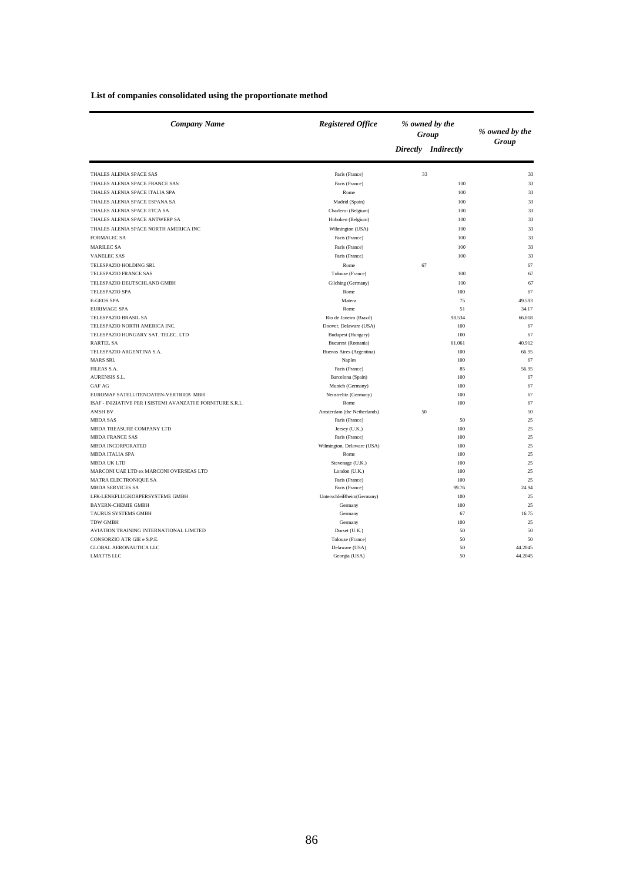**List of companies consolidated using the proportionate method**

| *Company Name* | *Registered Office* | *% owned by the Group* | | *% owned by the Group* |
|---|---|---|---|---|
| | | *Directly* | *Indirectly* | |
| THALES ALENIA SPACE SAS | Paris (France) | 33 | | 33 |
| THALES ALENIA SPACE FRANCE SAS | Paris (France) | | 100 | 33 |
| THALES ALENIA SPACE ITALIA SPA | Rome | | 100 | 33 |
| THALES ALENIA SPACE ESPANA SA | Madrid (Spain) | | 100 | 33 |
| THALES ALENIA SPACE ETCA SA | Charleroi (Belgium) | | 100 | 33 |
| THALES ALENIA SPACE ANTWERP SA | Hoboken (Belgium) | | 100 | 33 |
| THALES ALENIA SPACE NORTH AMERICA INC | Wilmington (USA) | | 100 | 33 |
| FORMALEC SA | Paris (France) | | 100 | 33 |
| MARILEC SA | Paris (France) | | 100 | 33 |
| VANELEC SAS | Paris (France) | | 100 | 33 |
| TELESPAZIO HOLDING SRL | Rome | 67 | | 67 |
| TELESPAZIO FRANCE SAS | Tolouse (France) | | 100 | 67 |
| TELESPAZIO DEUTSCHLAND GMBH | Gilching (Germany) | | 100 | 67 |
| TELESPAZIO SPA | Rome | | 100 | 67 |
| E-GEOS SPA | Matera | | 75 | 49.593 |
| EURIMAGE SPA | Rome | | 51 | 34.17 |
| TELESPAZIO BRASIL SA | Rio de Janeiro (Brazil) | | 98.534 | 66.018 |
| TELESPAZIO NORTH AMERICA INC. | Doover, Delaware (USA) | | 100 | 67 |
| TELESPAZIO HUNGARY SAT. TELEC. LTD | Budapest (Hungary) | | 100 | 67 |
| RARTEL SA | Bucarest (Romania) | | 61.061 | 40.912 |
| TELESPAZIO ARGENTINA S.A. | Buenos Aires (Argentina) | | 100 | 66.95 |
| MARS SRL | Naples | | 100 | 67 |
| FILEAS S.A. | Paris (France) | | 85 | 56.95 |
| AURENSIS S.L. | Barcelona (Spain) | | 100 | 67 |
| GAF AG | Munich (Germany) | | 100 | 67 |
| EUROMAP SATELLITENDATEN-VERTRIEB MBH | Neustrelitz (Germany) | | 100 | 67 |
| ISAF - INIZIATIVE PER I SISTEMI AVANZATI E FORNITURE S.R.L. | Rome | | 100 | 67 |
| AMSH BV | Amsterdam (the Netherlands) | 50 | | 50 |
| MBDA SAS | Paris (France) | | 50 | 25 |
| MBDA TREASURE COMPANY LTD | Jersey (U.K.) | | 100 | 25 |
| MBDA FRANCE SAS | Paris (France) | | 100 | 25 |
| MBDA INCORPORATED | Wilmington, Delaware (USA) | | 100 | 25 |
| MBDA ITALIA SPA | Rome | | 100 | 25 |
| MBDA UK LTD | Stevenage (U.K.) | | 100 | 25 |
| MARCONI UAE LTD ex MARCONI OVERSEAS LTD | London (U.K.) | | 100 | 25 |
| MATRA ELECTRONIQUE SA | Paris (France) | | 100 | 25 |
| MBDA SERVICES SA | Paris (France) | | 99.76 | 24.94 |
| LFK-LENKFLUGKORPERSYSTEME GMBH | UnterschleiBheim(Germany) | | 100 | 25 |
| BAYERN-CHEMIE GMBH | Germany | | 100 | 25 |
| TAURUS SYSTEMS GMBH | Germany | | 67 | 16.75 |
| TDW GMBH | Germany | | 100 | 25 |
| AVIATION TRAINING INTERNATIONAL LIMITED | Dorset (U.K.) | | 50 | 50 |
| CONSORZIO ATR GIE e S.P.E. | Tolouse (France) | | 50 | 50 |
| GLOBAL AERONAUTICA LLC | Delaware (USA) | | 50 | 44.2045 |
| LMATTS LLC | Georgia (USA) | | 50 | 44.2045 |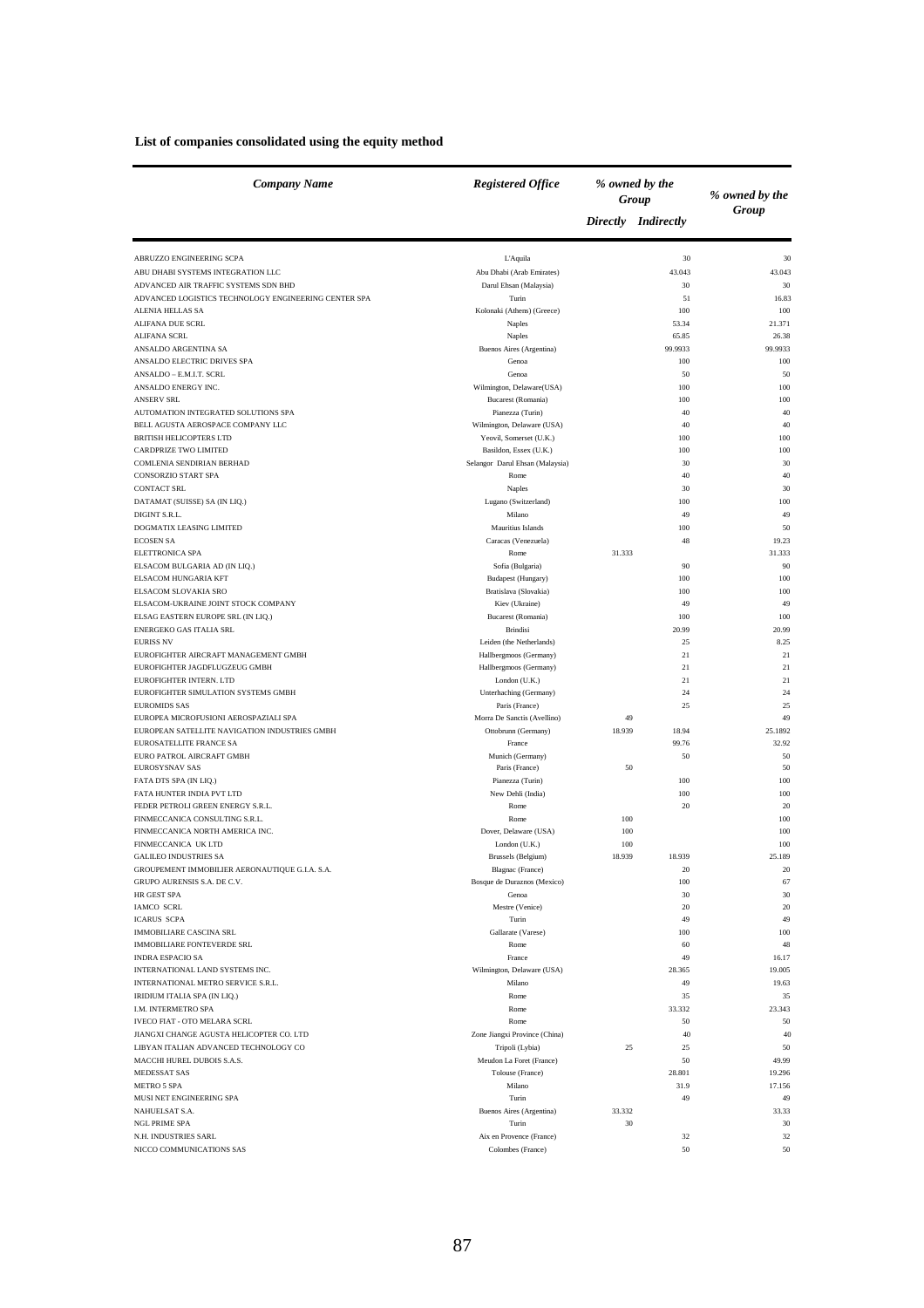**List of companies consolidated using the equity method**

| *Company Name* | *Registered Office* | *% owned by the Group* | | *% owned by the Group* |
|---|---|---|---|---|
| | | *Directly* | *Indirectly* | |
| ABRUZZO ENGINEERING SCPA | L'Aquila | | 30 | 30 |
| ABU DHABI SYSTEMS INTEGRATION LLC | Abu Dhabi (Arab Emirates) | | 43.043 | 43.043 |
| ADVANCED AIR TRAFFIC SYSTEMS SDN BHD | Darul Ehsan (Malaysia) | | 30 | 30 |
| ADVANCED LOGISTICS TECHNOLOGY ENGINEERING CENTER SPA | Turin | | 51 | 16.83 |
| ALENIA HELLAS SA | Kolonaki (Athens) (Greece) | | 100 | 100 |
| ALIFANA DUE SCRL | Naples | | 53.34 | 21.371 |
| ALIFANA SCRL | Naples | | 65.85 | 26.38 |
| ANSALDO ARGENTINA SA | Buenos Aires (Argentina) | | 99.9933 | 99.9933 |
| ANSALDO ELECTRIC DRIVES SPA | Genoa | | 100 | 100 |
| ANSALDO – E.M.I.T. SCRL | Genoa | | 50 | 50 |
| ANSALDO ENERGY INC. | Wilmington, Delaware(USA) | | 100 | 100 |
| ANSERV SRL | Bucarest (Romania) | | 100 | 100 |
| AUTOMATION INTEGRATED SOLUTIONS SPA | Pianezza (Turin) | | 40 | 40 |
| BELL AGUSTA AEROSPACE COMPANY LLC | Wilmington, Delaware (USA) | | 40 | 40 |
| BRITISH HELICOPTERS LTD | Yeovil, Somerset (U.K.) | | 100 | 100 |
| CARDPRIZE TWO LIMITED | Basildon, Essex (U.K.) | | 100 | 100 |
| COMLENIA SENDIRIAN BERHAD | Selangor Darul Ehsan (Malaysia) | | 30 | 30 |
| CONSORZIO START SPA | Rome | | 40 | 40 |
| CONTACT SRL | Naples | | 30 | 30 |
| DATAMAT (SUISSE) SA (IN LIQ.) | Lugano (Switzerland) | | 100 | 100 |
| DIGINT S.R.L. | Milano | | 49 | 49 |
| DOGMATIX LEASING LIMITED | Mauritius Islands | | 100 | 50 |
| ECOSEN SA | Caracas (Venezuela) | | 48 | 19.23 |
| ELETTRONICA SPA | Rome | 31.333 | | 31.333 |
| ELSACOM BULGARIA AD (IN LIQ.) | Sofia (Bulgaria) | | 90 | 90 |
| ELSACOM HUNGARIA KFT | Budapest (Hungary) | | 100 | 100 |
| ELSACOM SLOVAKIA SRO | Bratislava (Slovakia) | | 100 | 100 |
| ELSACOM-UKRAINE JOINT STOCK COMPANY | Kiev (Ukraine) | | 49 | 49 |
| ELSAG EASTERN EUROPE SRL (IN LIQ.) | Bucarest (Romania) | | 100 | 100 |
| ENERGEKO GAS ITALIA SRL | Brindisi | | 20.99 | 20.99 |
| EURISS NV | Leiden (the Netherlands) | | 25 | 8.25 |
| EUROFIGHTER AIRCRAFT MANAGEMENT GMBH | Hallbergmoos (Germany) | | 21 | 21 |
| EUROFIGHTER JAGDFLUGZEUG GMBH | Hallbergmoos (Germany) | | 21 | 21 |
| EUROFIGHTER INTERN. LTD | London (U.K.) | | 21 | 21 |
| EUROFIGHTER SIMULATION SYSTEMS GMBH | Unterhaching (Germany) | | 24 | 24 |
| EUROMIDS SAS | Paris (France) | | 25 | 25 |
| EUROPEA MICROFUSIONI AEROSPAZIALI SPA | Morra De Sanctis (Avellino) | 49 | | 49 |
| EUROPEAN SATELLITE NAVIGATION INDUSTRIES GMBH | Ottobrunn (Germany) | 18.939 | 18.94 | 25.1892 |
| EUROSATELLITE FRANCE SA | France | | 99.76 | 32.92 |
| EURO PATROL AIRCRAFT GMBH | Munich (Germany) | | 50 | 50 |
| EUROSYSNAV SAS | Paris (France) | 50 | | 50 |
| FATA DTS SPA (IN LIQ.) | Pianezza (Turin) | | 100 | 100 |
| FATA HUNTER INDIA PVT LTD | New Dehli (India) | | 100 | 100 |
| FEDER PETROLI GREEN ENERGY S.R.L. | Rome | | 20 | 20 |
| FINMECCANICA CONSULTING S.R.L. | Rome | 100 | | 100 |
| FINMECCANICA NORTH AMERICA INC. | Dover, Delaware (USA) | 100 | | 100 |
| FINMECCANICA UK LTD | London (U.K.) | 100 | | 100 |
| GALILEO INDUSTRIES SA | Brussels (Belgium) | 18.939 | 18.939 | 25.189 |
| GROUPEMENT IMMOBILIER AERONAUTIQUE G.I.A. S.A. | Blagnac (France) | | 20 | 20 |
| GRUPO AURENSIS S.A. DE C.V. | Bosque de Duraznos (Mexico) | | 100 | 67 |
| HR GEST SPA | Genoa | | 30 | 30 |
| IAMCO SCRL | Mestre (Venice) | | 20 | 20 |
| ICARUS SCPA | Turin | | 49 | 49 |
| IMMOBILIARE CASCINA SRL | Gallarate (Varese) | | 100 | 100 |
| IMMOBILIARE FONTEVERDE SRL | Rome | | 60 | 48 |
| INDRA ESPACIO SA | France | | 49 | 16.17 |
| INTERNATIONAL LAND SYSTEMS INC. | Wilmington, Delaware (USA) | | 28.365 | 19.005 |
| INTERNATIONAL METRO SERVICE S.R.L. | Milano | | 49 | 19.63 |
| IRIDIUM ITALIA SPA (IN LIQ.) | Rome | | 35 | 35 |
| I.M. INTERMETRO SPA | Rome | | 33.332 | 23.343 |
| IVECO FIAT - OTO MELARA SCRL | Rome | | 50 | 50 |
| JIANGXI CHANGE AGUSTA HELICOPTER CO. LTD | Zone Jiangxi Province (China) | | 40 | 40 |
| LIBYAN ITALIAN ADVANCED TECHNOLOGY CO | Tripoli (Lybia) | 25 | 25 | 50 |
| MACCHI HUREL DUBOIS S.A.S. | Meudon La Foret (France) | | 50 | 49.99 |
| MEDESSAT SAS | Tolouse (France) | | 28.801 | 19.296 |
| METRO 5 SPA | Milano | | 31.9 | 17.156 |
| MUSI NET ENGINEERING SPA | Turin | | 49 | 49 |
| NAHUELSAT S.A. | Buenos Aires (Argentina) | 33.332 | | 33.33 |
| NGL PRIME SPA | Turin | 30 | | 30 |
| N.H. INDUSTRIES SARL | Aix en Provence (France) | | 32 | 32 |
| NICCO COMMUNICATIONS SAS | Colombes (France) | | 50 | 50 |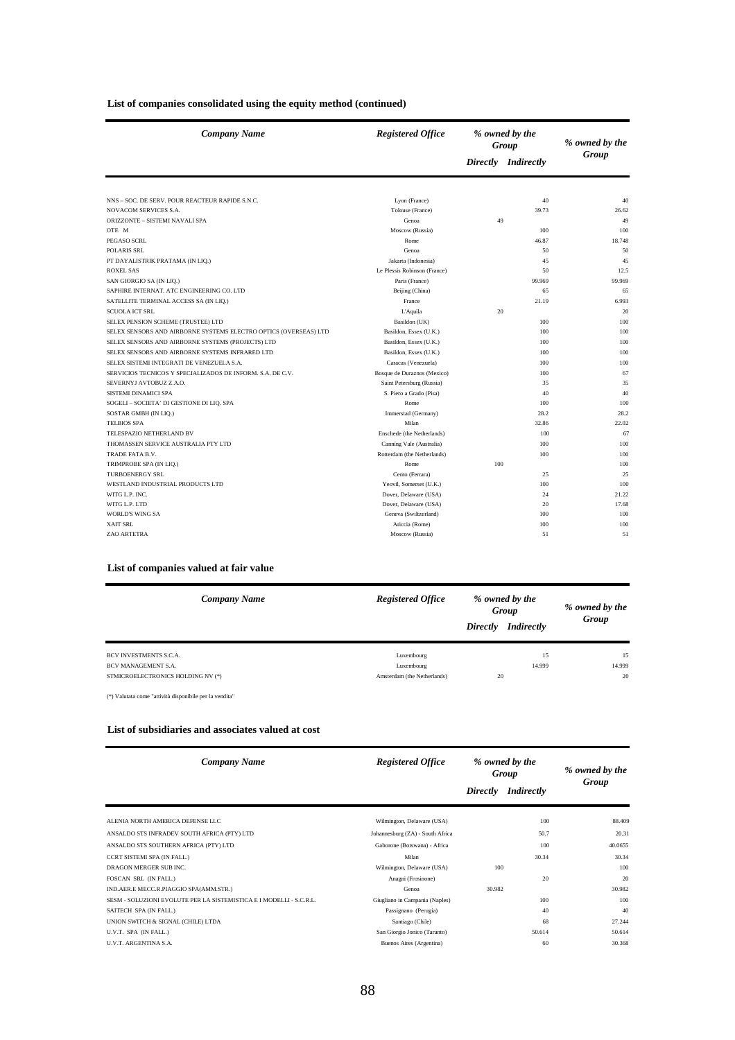**List of companies consolidated using the equity method (continued)**

| *Company Name* | *Registered Office* | *% owned by the Group* | | *% owned by the Group* |
|---|---|---|---|---|
| | | *Directly* | *Indirectly* | |
| NNS – SOC. DE SERV. POUR REACTEUR RAPIDE S.N.C. | Lyon (France) | | 40 | 40 |
| NOVACOM SERVICES S.A. | Tolouse (France) | | 39.73 | 26.62 |
| ORIZZONTE – SISTEMI NAVALI SPA | Genoa | 49 | | 49 |
| OTE M | Moscow (Russia) | | 100 | 100 |
| PEGASO SCRL | Rome | | 46.87 | 18.748 |
| POLARIS SRL | Genoa | | 50 | 50 |
| PT DAYALISTRIK PRATAMA (IN LIQ.) | Jakarta (Indonesia) | | 45 | 45 |
| ROXEL SAS | Le Plessis Robinson (France) | | 50 | 12.5 |
| SAN GIORGIO SA (IN LIQ.) | Paris (France) | | 99.969 | 99.969 |
| SAPHIRE INTERNAT. ATC ENGINEERING CO. LTD | Beijing (China) | | 65 | 65 |
| SATELLITE TERMINAL ACCESS SA (IN LIQ.) | France | | 21.19 | 6.993 |
| SCUOLA ICT SRL | L'Aquila | 20 | | 20 |
| SELEX PENSION SCHEME (TRUSTEE) LTD | Basildon (UK) | | 100 | 100 |
| SELEX SENSORS AND AIRBORNE SYSTEMS ELECTRO OPTICS (OVERSEAS) LTD | Basildon, Essex (U.K.) | | 100 | 100 |
| SELEX SENSORS AND AIRBORNE SYSTEMS (PROJECTS) LTD | Basildon, Essex (U.K.) | | 100 | 100 |
| SELEX SENSORS AND AIRBORNE SYSTEMS INFRARED LTD | Basildon, Essex (U.K.) | | 100 | 100 |
| SELEX SISTEMI INTEGRATI DE VENEZUELA S.A. | Caracas (Venezuela) | | 100 | 100 |
| SERVICIOS TECNICOS Y SPECIALIZADOS DE INFORM. S.A. DE C.V. | Bosque de Duraznos (Mexico) | | 100 | 67 |
| SEVERNYJ AVTOBUZ Z.A.O. | Saint Petersburg (Russia) | | 35 | 35 |
| SISTEMI DINAMICI SPA | S. Piero a Grado (Pisa) | | 40 | 40 |
| SOGELI – SOCIETA' DI GESTIONE DI LIQ. SPA | Rome | | 100 | 100 |
| SOSTAR GMBH (IN LIQ.) | Immerstad (Germany) | | 28.2 | 28.2 |
| TELBIOS SPA | Milan | | 32.86 | 22.02 |
| TELESPAZIO NETHERLAND BV | Enschede (the Netherlands) | | 100 | 67 |
| THOMASSEN SERVICE AUSTRALIA PTY LTD | Canning Vale (Australia) | | 100 | 100 |
| TRADE FATA B.V. | Rotterdam (the Netherlands) | | 100 | 100 |
| TRIMPROBE SPA (IN LIQ.) | Rome | 100 | | 100 |
| TURBOENERGY SRL | Cento (Ferrara) | | 25 | 25 |
| WESTLAND INDUSTRIAL PRODUCTS LTD | Yeovil, Somerset (U.K.) | | 100 | 100 |
| WITG L.P. INC. | Dover, Delaware (USA) | | 24 | 21.22 |
| WITG L.P. LTD | Dover, Delaware (USA) | | 20 | 17.68 |
| WORLD'S WING SA | Geneva (Swiltzerland) | | 100 | 100 |
| XAIT SRL | Ariccia (Rome) | | 100 | 100 |
| ZAO ARTETRA | Moscow (Russia) | | 51 | 51 |

**List of companies valued at fair value**

| *Company Name* | *Registered Office* | *% owned by the Group* | | *% owned by the Group* |
|---|---|---|---|---|
| | | *Directly* | *Indirectly* | |
| BCV INVESTMENTS S.C.A. | Luxembourg | | 15 | 15 |
| BCV MANAGEMENT S.A. | Luxembourg | | 14.999 | 14.999 |
| STMICROELECTRONICS HOLDING NV (*) | Amsterdam (the Netherlands) | 20 | | 20 |

(*) Valutata come "attività disponibile per la vendita"

**List of subsidiaries and associates valued at cost**

| *Company Name* | *Registered Office* | *% owned by the Group* | | *% owned by the Group* |
|---|---|---|---|---|
| | | *Directly* | *Indirectly* | |
| ALENIA NORTH AMERICA DEFENSE LLC | Wilmington, Delaware (USA) | | 100 | 88.409 |
| ANSALDO STS INFRADEV SOUTH AFRICA (PTY) LTD | Johannesburg (ZA) - South Africa | | 50.7 | 20.31 |
| ANSALDO STS SOUTHERN AFRICA (PTY) LTD | Gaborone (Botswana) - Africa | | 100 | 40.0655 |
| CCRT SISTEMI SPA (IN FALL.) | Milan | | 30.34 | 30.34 |
| DRAGON MERGER SUB INC. | Wilmington, Delaware (USA) | 100 | | 100 |
| FOSCAN SRL (IN FALL.) | Anagni (Frosinone) | | 20 | 20 |
| IND.AER.E MECC.R.PIAGGIO SPA(AMM.STR.) | Genoa | 30.982 | | 30.982 |
| SESM - SOLUZIONI EVOLUTE PER LA SISTEMISTICA E I MODELLI - S.C.R.L. | Giugliano in Campania (Naples) | | 100 | 100 |
| SAITECH SPA (IN FALL.) | Passignano (Perugia) | | 40 | 40 |
| UNION SWITCH & SIGNAL (CHILE) LTDA | Santiago (Chile) | | 68 | 27.244 |
| U.V.T. SPA (IN FALL.) | San Giorgio Jonico (Taranto) | | 50.614 | 50.614 |
| U.V.T. ARGENTINA S.A. | Buenos Aires (Argentina) | | 60 | 30.368 |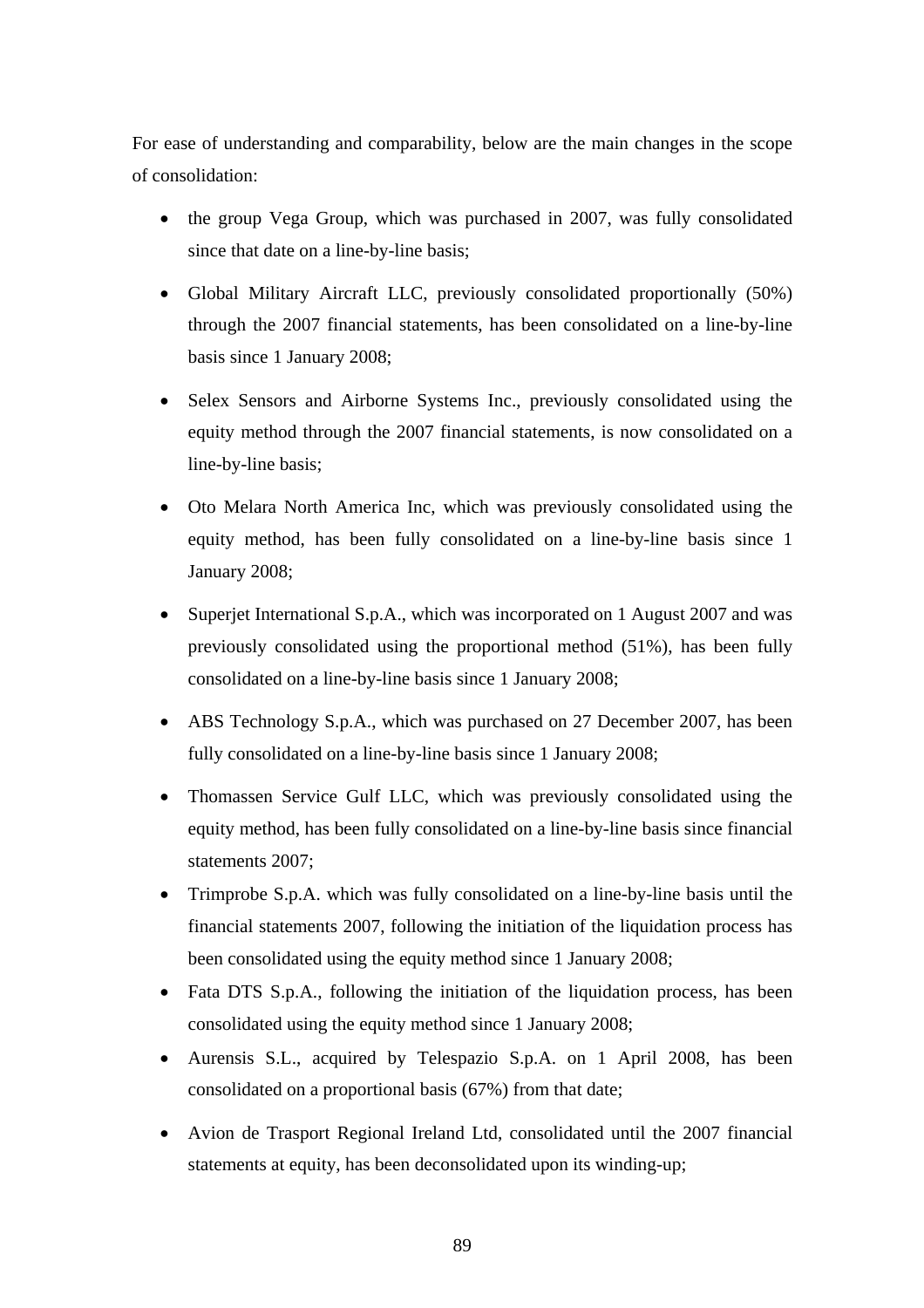For ease of understanding and comparability, below are the main changes in the scope of consolidation:

- the group Vega Group, which was purchased in 2007, was fully consolidated since that date on a line-by-line basis;
- Global Military Aircraft LLC, previously consolidated proportionally (50%) through the 2007 financial statements, has been consolidated on a line-by-line basis since 1 January 2008;
- Selex Sensors and Airborne Systems Inc., previously consolidated using the equity method through the 2007 financial statements, is now consolidated on a line-by-line basis;
- Oto Melara North America Inc, which was previously consolidated using the equity method, has been fully consolidated on a line-by-line basis since 1 January 2008;
- Superjet International S.p.A., which was incorporated on 1 August 2007 and was previously consolidated using the proportional method (51%), has been fully consolidated on a line-by-line basis since 1 January 2008;
- ABS Technology S.p.A., which was purchased on 27 December 2007, has been fully consolidated on a line-by-line basis since 1 January 2008;
- Thomassen Service Gulf LLC, which was previously consolidated using the equity method, has been fully consolidated on a line-by-line basis since financial statements 2007;
- Trimprobe S.p.A. which was fully consolidated on a line-by-line basis until the financial statements 2007, following the initiation of the liquidation process has been consolidated using the equity method since 1 January 2008;
- Fata DTS S.p.A., following the initiation of the liquidation process, has been consolidated using the equity method since 1 January 2008;
- Aurensis S.L., acquired by Telespazio S.p.A. on 1 April 2008, has been consolidated on a proportional basis (67%) from that date;
- Avion de Trasport Regional Ireland Ltd, consolidated until the 2007 financial statements at equity, has been deconsolidated upon its winding-up;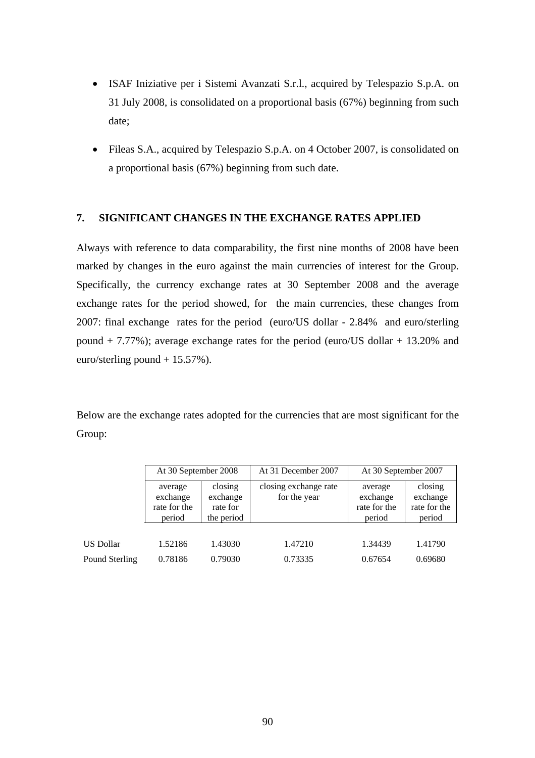- ISAF Iniziative per i Sistemi Avanzati S.r.l., acquired by Telespazio S.p.A. on 31 July 2008, is consolidated on a proportional basis (67%) beginning from such date;

- Fileas S.A., acquired by Telespazio S.p.A. on 4 October 2007, is consolidated on a proportional basis (67%) beginning from such date.

## 7. SIGNIFICANT CHANGES IN THE EXCHANGE RATES APPLIED

Always with reference to data comparability, the first nine months of 2008 have been marked by changes in the euro against the main currencies of interest for the Group. Specifically, the currency exchange rates at 30 September 2008 and the average exchange rates for the period showed, for the main currencies, these changes from 2007: final exchange rates for the period (euro/US dollar - 2.84% and euro/sterling pound + 7.77%); average exchange rates for the period (euro/US dollar + 13.20% and euro/sterling pound + 15.57%).

Below are the exchange rates adopted for the currencies that are most significant for the Group:

| | At 30 September 2008 | | At 31 December 2007 | At 30 September 2007 | |
|---|---|---|---|---|---|
| | average exchange rate for the period | closing exchange rate for the period | closing exchange rate for the year | average exchange rate for the period | closing exchange rate for the period |
| US Dollar | 1.52186 | 1.43030 | 1.47210 | 1.34439 | 1.41790 |
| Pound Sterling | 0.78186 | 0.79030 | 0.73335 | 0.67654 | 0.69680 |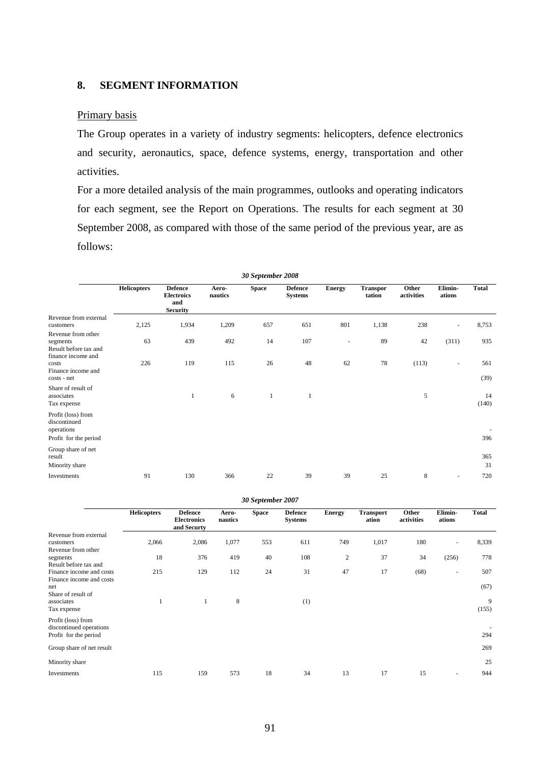## 8. SEGMENT INFORMATION

Primary basis

The Group operates in a variety of industry segments: helicopters, defence electronics and security, aeronautics, space, defence systems, energy, transportation and other activities.

For a more detailed analysis of the main programmes, outlooks and operating indicators for each segment, see the Report on Operations. The results for each segment at 30 September 2008, as compared with those of the same period of the previous year, are as follows:

*30 September 2008*

| | Helicopters | Defence Electroics and Security | Aero-nautics | Space | Defence Systems | Energy | Transpor tation | Other activities | Elimin-ations | Total |
|---|---|---|---|---|---|---|---|---|---|---|
| Revenue from external customers | 2,125 | 1,934 | 1,209 | 657 | 651 | 801 | 1,138 | 238 | - | 8,753 |
| Revenue from other segments | 63 | 439 | 492 | 14 | 107 | - | 89 | 42 | (311) | 935 |
| Result before tax and finance income and costs | 226 | 119 | 115 | 26 | 48 | 62 | 78 | (113) | - | 561 |
| Finance income and costs - net | | | | | | | | | | (39) |
| Share of result of associates | | 1 | 6 | 1 | 1 | | | 5 | | 14 |
| Tax expense | | | | | | | | | | (140) |
| Profit (loss) from discontinued operations | | | | | | | | | | - |
| Profit for the period | | | | | | | | | | 396 |
| Group share of net result | | | | | | | | | | 365 |
| Minority share | | | | | | | | | | 31 |
| Investments | 91 | 130 | 366 | 22 | 39 | 39 | 25 | 8 | - | 720 |

*30 September 2007*

| | Helicopters | Defence Electronics and Securty | Aero-nautics | Space | Defence Systems | Energy | Transport ation | Other activities | Elimin-ations | Total |
|---|---|---|---|---|---|---|---|---|---|---|
| Revenue from external customers | 2,066 | 2,086 | 1,077 | 553 | 611 | 749 | 1,017 | 180 | - | 8,339 |
| Revenue from other segments | 18 | 376 | 419 | 40 | 108 | 2 | 37 | 34 | (256) | 778 |
| Result before tax and Finance income and costs | 215 | 129 | 112 | 24 | 31 | 47 | 17 | (68) | - | 507 |
| Finance income and costs net | | | | | | | | | | (67) |
| Share of result of associates | 1 | 1 | 8 | | (1) | | | | | 9 |
| Tax expense | | | | | | | | | | (155) |
| Profit (loss) from discontinued operations | | | | | | | | | | - |
| Profit for the period | | | | | | | | | | 294 |
| Group share of net result | | | | | | | | | | 269 |
| Minority share | | | | | | | | | | 25 |
| Investments | 115 | 159 | 573 | 18 | 34 | 13 | 17 | 15 | - | 944 |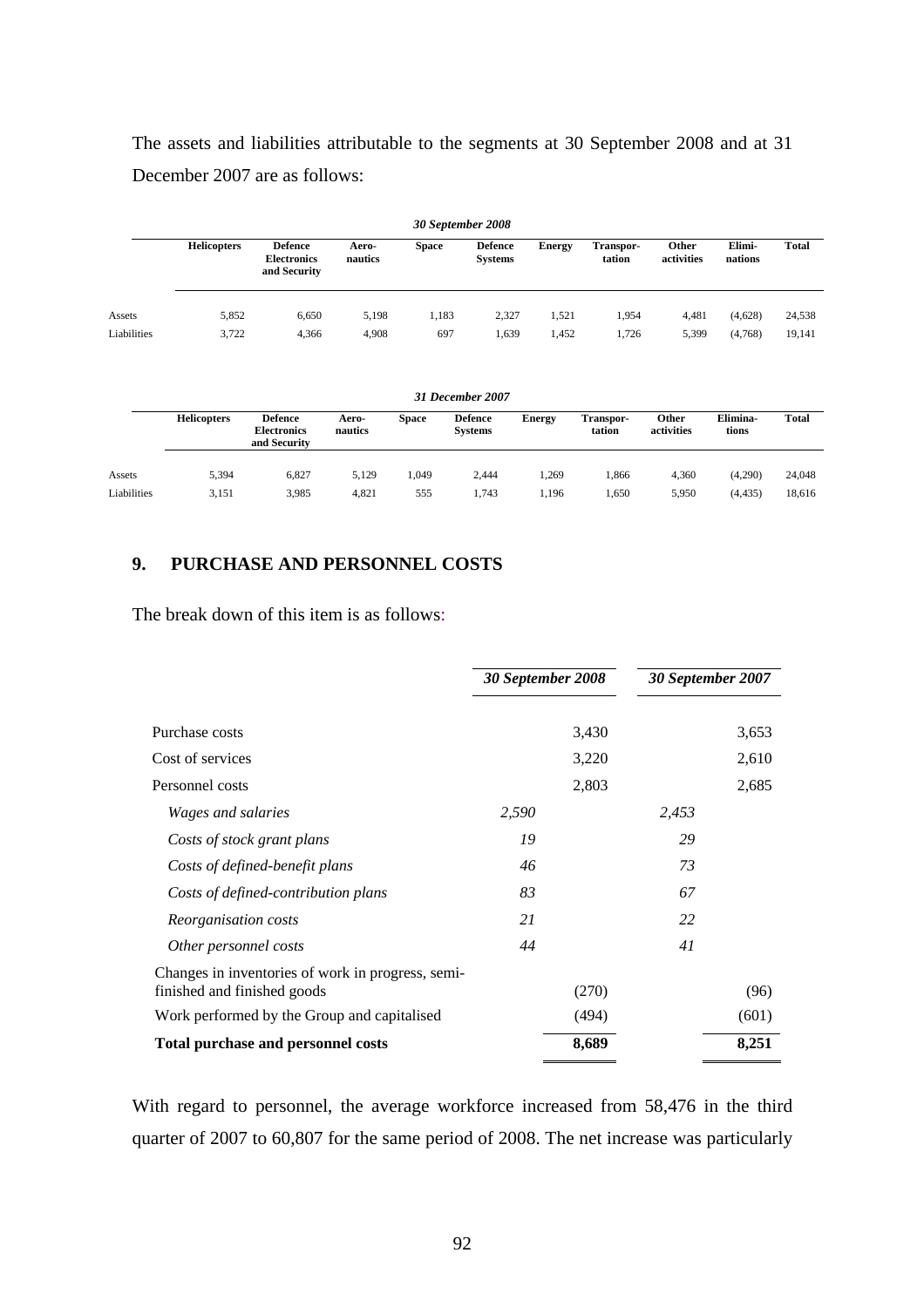The assets and liabilities attributable to the segments at 30 September 2008 and at 31 December 2007 are as follows:

| 30 September 2008 | Helicopters | Defence Electronics and Security | Aero-nautics | Space | Defence Systems | Energy | Transpor-tation | Other activities | Elimi-nations | Total |
|---|---|---|---|---|---|---|---|---|---|---|
| Assets | 5,852 | 6,650 | 5,198 | 1,183 | 2,327 | 1,521 | 1,954 | 4,481 | (4,628) | 24,538 |
| Liabilities | 3,722 | 4,366 | 4,908 | 697 | 1,639 | 1,452 | 1,726 | 5,399 | (4,768) | 19,141 |

| 31 December 2007 | Helicopters | Defence Electronics and Security | Aero-nautics | Space | Defence Systems | Energy | Transpor-tation | Other activities | Elimina-tions | Total |
|---|---|---|---|---|---|---|---|---|---|---|
| Assets | 5,394 | 6,827 | 5,129 | 1,049 | 2,444 | 1,269 | 1,866 | 4,360 | (4,290) | 24,048 |
| Liabilities | 3,151 | 3,985 | 4,821 | 555 | 1,743 | 1,196 | 1,650 | 5,950 | (4,435) | 18,616 |

## 9. PURCHASE AND PERSONNEL COSTS

The break down of this item is as follows:

| | 30 September 2008 | | 30 September 2007 | |
|---|---|---|---|---|
| Purchase costs | | 3,430 | | 3,653 |
| Cost of services | | 3,220 | | 2,610 |
| Personnel costs | | 2,803 | | 2,685 |
| *Wages and salaries* | *2,590* | | *2,453* | |
| *Costs of stock grant plans* | *19* | | *29* | |
| *Costs of defined-benefit plans* | *46* | | *73* | |
| *Costs of defined-contribution plans* | *83* | | *67* | |
| *Reorganisation costs* | *21* | | *22* | |
| *Other personnel costs* | *44* | | *41* | |
| Changes in inventories of work in progress, semi-finished and finished goods | | (270) | | (96) |
| Work performed by the Group and capitalised | | (494) | | (601) |
| **Total purchase and personnel costs** | | **8,689** | | **8,251** |

With regard to personnel, the average workforce increased from 58,476 in the third quarter of 2007 to 60,807 for the same period of 2008. The net increase was particularly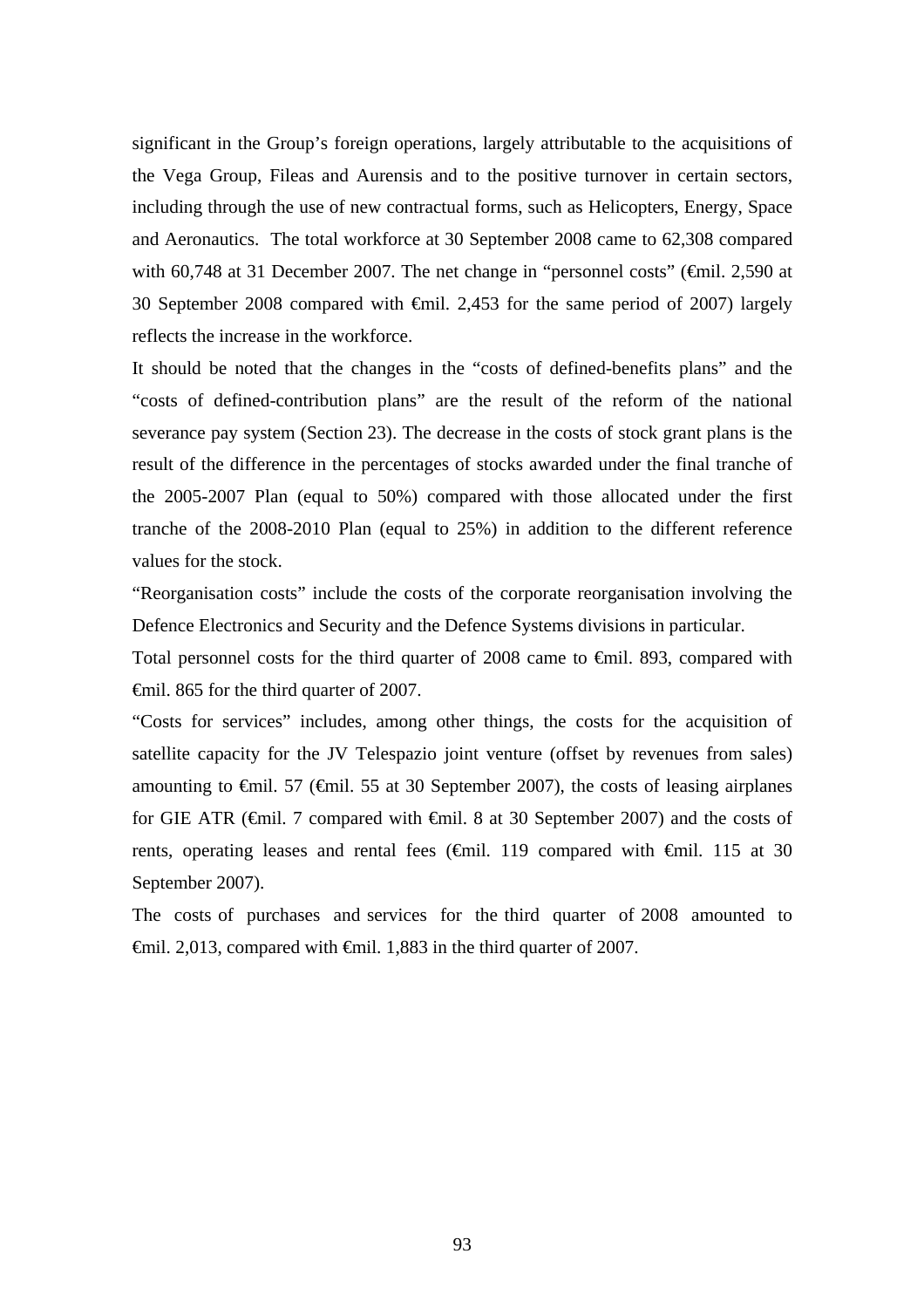significant in the Group's foreign operations, largely attributable to the acquisitions of the Vega Group, Fileas and Aurensis and to the positive turnover in certain sectors, including through the use of new contractual forms, such as Helicopters, Energy, Space and Aeronautics. The total workforce at 30 September 2008 came to 62,308 compared with 60,748 at 31 December 2007. The net change in "personnel costs" (€mil. 2,590 at 30 September 2008 compared with €mil. 2,453 for the same period of 2007) largely reflects the increase in the workforce.

It should be noted that the changes in the "costs of defined-benefits plans" and the "costs of defined-contribution plans" are the result of the reform of the national severance pay system (Section 23). The decrease in the costs of stock grant plans is the result of the difference in the percentages of stocks awarded under the final tranche of the 2005-2007 Plan (equal to 50%) compared with those allocated under the first tranche of the 2008-2010 Plan (equal to 25%) in addition to the different reference values for the stock.

"Reorganisation costs" include the costs of the corporate reorganisation involving the Defence Electronics and Security and the Defence Systems divisions in particular.

Total personnel costs for the third quarter of 2008 came to €mil. 893, compared with €mil. 865 for the third quarter of 2007.

"Costs for services" includes, among other things, the costs for the acquisition of satellite capacity for the JV Telespazio joint venture (offset by revenues from sales) amounting to €mil. 57 (€mil. 55 at 30 September 2007), the costs of leasing airplanes for GIE ATR (€mil. 7 compared with €mil. 8 at 30 September 2007) and the costs of rents, operating leases and rental fees (€mil. 119 compared with €mil. 115 at 30 September 2007).

The costs of purchases and services for the third quarter of 2008 amounted to €mil. 2,013, compared with €mil. 1,883 in the third quarter of 2007.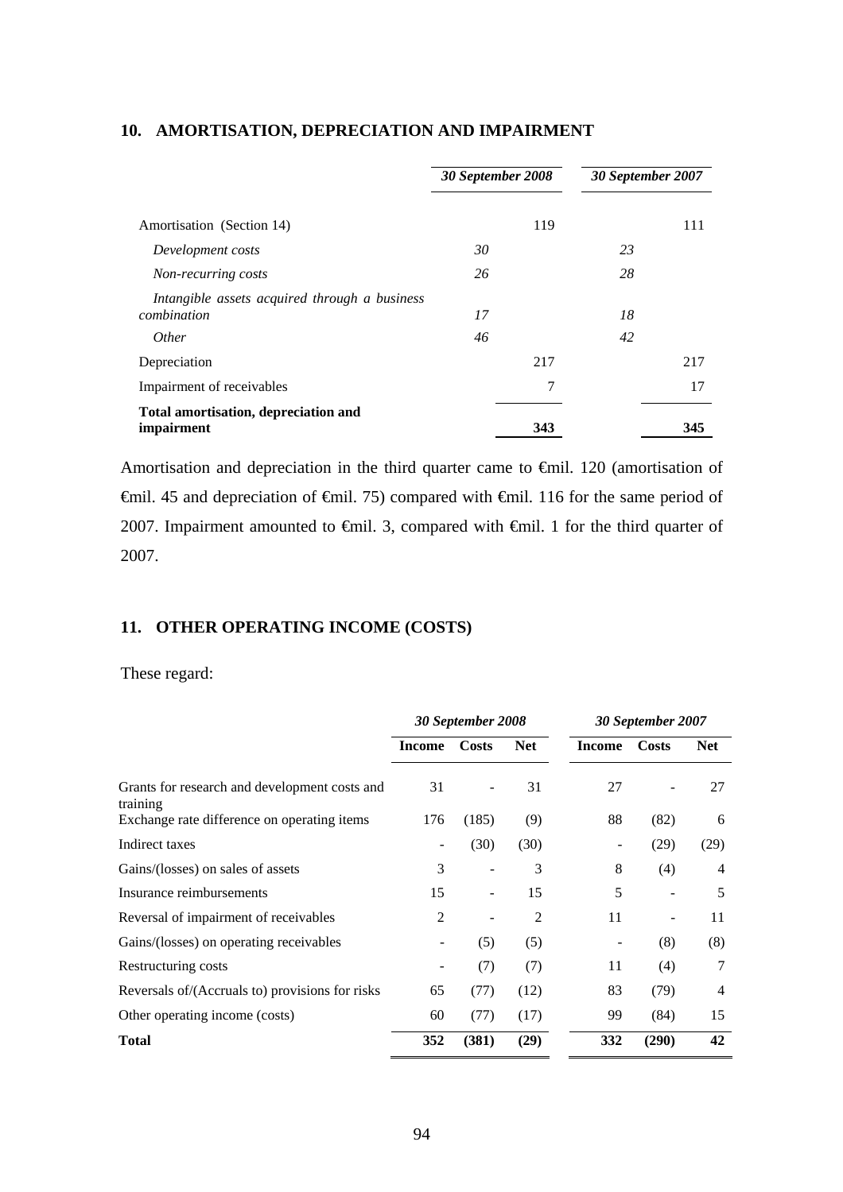## 10. AMORTISATION, DEPRECIATION AND IMPAIRMENT

| | *30 September 2008* | | *30 September 2007* | |
|---|---|---|---|---|
| Amortisation (Section 14) | | 119 | | 111 |
| *Development costs* | *30* | | *23* | |
| *Non-recurring costs* | *26* | | *28* | |
| *Intangible assets acquired through a business combination* | *17* | | *18* | |
| *Other* | *46* | | *42* | |
| Depreciation | | 217 | | 217 |
| Impairment of receivables | | 7 | | 17 |
| **Total amortisation, depreciation and impairment** | | **343** | | **345** |

Amortisation and depreciation in the third quarter came to €mil. 120 (amortisation of €mil. 45 and depreciation of €mil. 75) compared with €mil. 116 for the same period of 2007. Impairment amounted to €mil. 3, compared with €mil. 1 for the third quarter of 2007.

## 11. OTHER OPERATING INCOME (COSTS)

These regard:

| | *30 September 2008* | | | *30 September 2007* | | |
|---|---|---|---|---|---|---|
| | **Income** | **Costs** | **Net** | **Income** | **Costs** | **Net** |
| Grants for research and development costs and training | 31 | - | 31 | 27 | - | 27 |
| Exchange rate difference on operating items | 176 | (185) | (9) | 88 | (82) | 6 |
| Indirect taxes | - | (30) | (30) | - | (29) | (29) |
| Gains/(losses) on sales of assets | 3 | - | 3 | 8 | (4) | 4 |
| Insurance reimbursements | 15 | - | 15 | 5 | - | 5 |
| Reversal of impairment of receivables | 2 | - | 2 | 11 | - | 11 |
| Gains/(losses) on operating receivables | - | (5) | (5) | - | (8) | (8) |
| Restructuring costs | - | (7) | (7) | 11 | (4) | 7 |
| Reversals of/(Accruals to) provisions for risks | 65 | (77) | (12) | 83 | (79) | 4 |
| Other operating income (costs) | 60 | (77) | (17) | 99 | (84) | 15 |
| **Total** | **352** | **(381)** | **(29)** | **332** | **(290)** | **42** |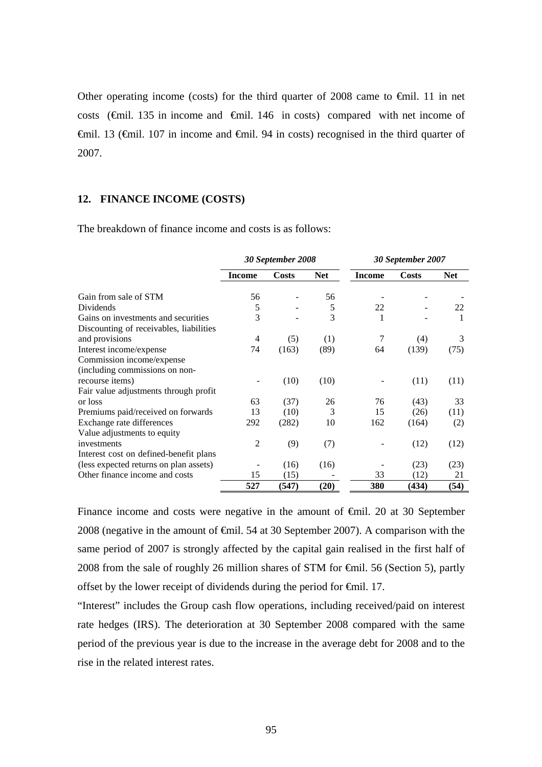Other operating income (costs) for the third quarter of 2008 came to €mil. 11 in net costs (€mil. 135 in income and €mil. 146 in costs) compared with net income of €mil. 13 (€mil. 107 in income and €mil. 94 in costs) recognised in the third quarter of 2007.

## 12. FINANCE INCOME (COSTS)

The breakdown of finance income and costs is as follows:

| | *30 September 2008* | | | *30 September 2007* | | |
|---|---|---|---|---|---|---|
| | **Income** | **Costs** | **Net** | **Income** | **Costs** | **Net** |
| Gain from sale of STM | 56 | - | 56 | - | - | - |
| Dividends | 5 | - | 5 | 22 | - | 22 |
| Gains on investments and securities | 3 | - | 3 | 1 | - | 1 |
| Discounting of receivables, liabilities and provisions | 4 | (5) | (1) | 7 | (4) | 3 |
| Interest income/expense | 74 | (163) | (89) | 64 | (139) | (75) |
| Commission income/expense (including commissions on non-recourse items) | - | (10) | (10) | - | (11) | (11) |
| Fair value adjustments through profit or loss | 63 | (37) | 26 | 76 | (43) | 33 |
| Premiums paid/received on forwards | 13 | (10) | 3 | 15 | (26) | (11) |
| Exchange rate differences | 292 | (282) | 10 | 162 | (164) | (2) |
| Value adjustments to equity investments | 2 | (9) | (7) | - | (12) | (12) |
| Interest cost on defined-benefit plans (less expected returns on plan assets) | - | (16) | (16) | - | (23) | (23) |
| Other finance income and costs | 15 | (15) | - | 33 | (12) | 21 |
| | **527** | **(547)** | **(20)** | **380** | **(434)** | **(54)** |

Finance income and costs were negative in the amount of €mil. 20 at 30 September 2008 (negative in the amount of €mil. 54 at 30 September 2007). A comparison with the same period of 2007 is strongly affected by the capital gain realised in the first half of 2008 from the sale of roughly 26 million shares of STM for €mil. 56 (Section 5), partly offset by the lower receipt of dividends during the period for €mil. 17.

"Interest" includes the Group cash flow operations, including received/paid on interest rate hedges (IRS). The deterioration at 30 September 2008 compared with the same period of the previous year is due to the increase in the average debt for 2008 and to the rise in the related interest rates.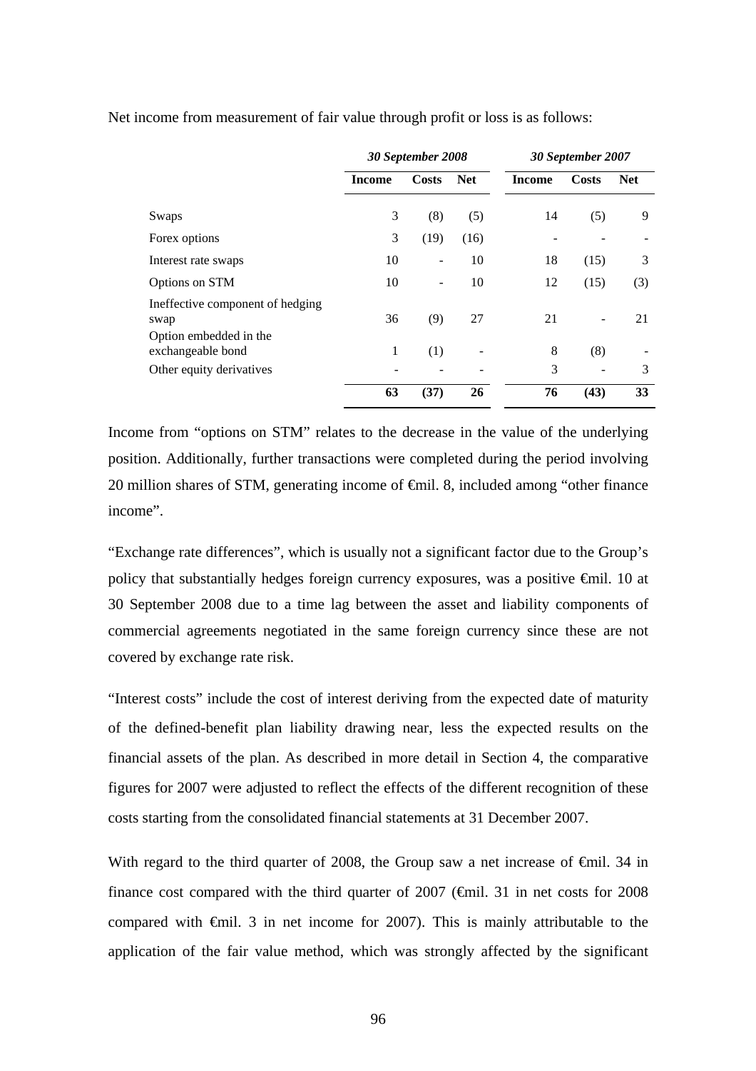Net income from measurement of fair value through profit or loss is as follows:

| | *30 September 2008* | | | *30 September 2007* | | |
|---|---|---|---|---|---|---|
| | **Income** | **Costs** | **Net** | **Income** | **Costs** | **Net** |
| Swaps | 3 | (8) | (5) | 14 | (5) | 9 |
| Forex options | 3 | (19) | (16) | - | - | - |
| Interest rate swaps | 10 | - | 10 | 18 | (15) | 3 |
| Options on STM | 10 | - | 10 | 12 | (15) | (3) |
| Ineffective component of hedging swap | 36 | (9) | 27 | 21 | - | 21 |
| Option embedded in the exchangeable bond | 1 | (1) | - | 8 | (8) | - |
| Other equity derivatives | - | - | - | 3 | - | 3 |
| | **63** | **(37)** | **26** | **76** | **(43)** | **33** |

Income from "options on STM" relates to the decrease in the value of the underlying position. Additionally, further transactions were completed during the period involving 20 million shares of STM, generating income of €mil. 8, included among "other finance income".

"Exchange rate differences", which is usually not a significant factor due to the Group's policy that substantially hedges foreign currency exposures, was a positive €mil. 10 at 30 September 2008 due to a time lag between the asset and liability components of commercial agreements negotiated in the same foreign currency since these are not covered by exchange rate risk.

"Interest costs" include the cost of interest deriving from the expected date of maturity of the defined-benefit plan liability drawing near, less the expected results on the financial assets of the plan. As described in more detail in Section 4, the comparative figures for 2007 were adjusted to reflect the effects of the different recognition of these costs starting from the consolidated financial statements at 31 December 2007.

With regard to the third quarter of 2008, the Group saw a net increase of €mil. 34 in finance cost compared with the third quarter of 2007 (€mil. 31 in net costs for 2008 compared with €mil. 3 in net income for 2007). This is mainly attributable to the application of the fair value method, which was strongly affected by the significant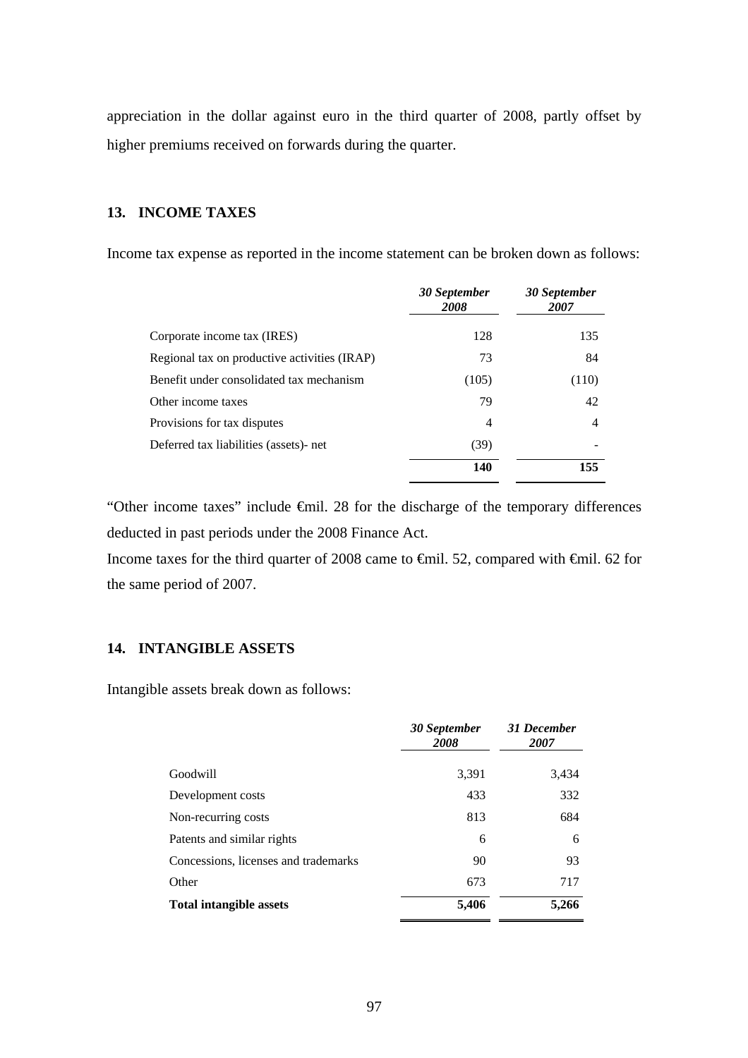appreciation in the dollar against euro in the third quarter of 2008, partly offset by higher premiums received on forwards during the quarter.

## 13. INCOME TAXES

Income tax expense as reported in the income statement can be broken down as follows:

| | *30 September 2008* | *30 September 2007* |
|---|---|---|
| Corporate income tax (IRES) | 128 | 135 |
| Regional tax on productive activities (IRAP) | 73 | 84 |
| Benefit under consolidated tax mechanism | (105) | (110) |
| Other income taxes | 79 | 42 |
| Provisions for tax disputes | 4 | 4 |
| Deferred tax liabilities (assets)- net | (39) | - |
| | **140** | **155** |

"Other income taxes" include €mil. 28 for the discharge of the temporary differences deducted in past periods under the 2008 Finance Act.

Income taxes for the third quarter of 2008 came to €mil. 52, compared with €mil. 62 for the same period of 2007.

## 14. INTANGIBLE ASSETS

Intangible assets break down as follows:

| | *30 September 2008* | *31 December 2007* |
|---|---|---|
| Goodwill | 3,391 | 3,434 |
| Development costs | 433 | 332 |
| Non-recurring costs | 813 | 684 |
| Patents and similar rights | 6 | 6 |
| Concessions, licenses and trademarks | 90 | 93 |
| Other | 673 | 717 |
| **Total intangible assets** | **5,406** | **5,266** |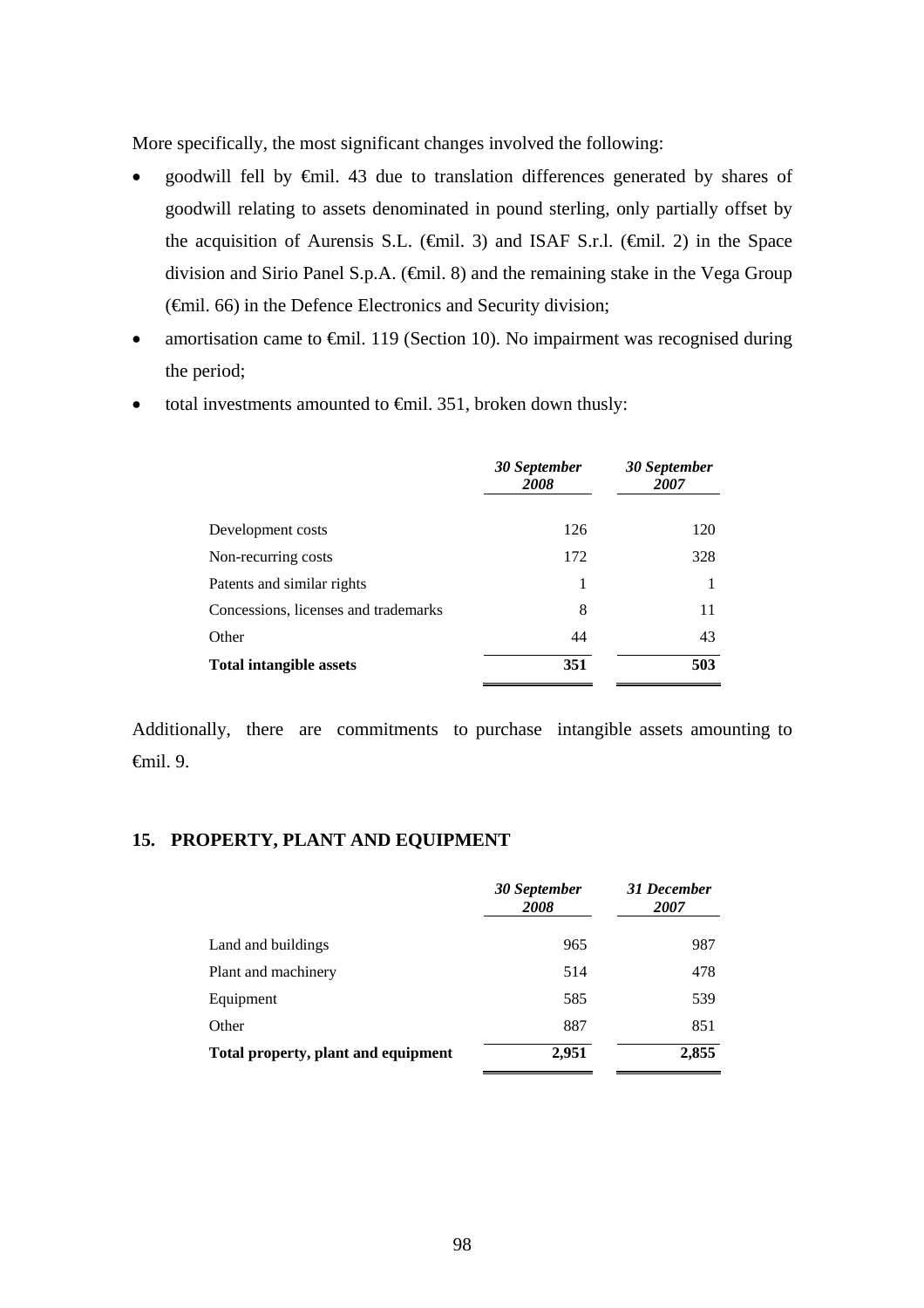More specifically, the most significant changes involved the following:

- goodwill fell by €mil. 43 due to translation differences generated by shares of goodwill relating to assets denominated in pound sterling, only partially offset by the acquisition of Aurensis S.L. (€mil. 3) and ISAF S.r.l. (€mil. 2) in the Space division and Sirio Panel S.p.A. (€mil. 8) and the remaining stake in the Vega Group (€mil. 66) in the Defence Electronics and Security division;
- amortisation came to €mil. 119 (Section 10). No impairment was recognised during the period;
- total investments amounted to €mil. 351, broken down thusly:

| | *30 September 2008* | *30 September 2007* |
|---|---|---|
| Development costs | 126 | 120 |
| Non-recurring costs | 172 | 328 |
| Patents and similar rights | 1 | 1 |
| Concessions, licenses and trademarks | 8 | 11 |
| Other | 44 | 43 |
| **Total intangible assets** | **351** | **503** |

Additionally, there are commitments to purchase intangible assets amounting to €mil. 9.

## 15. PROPERTY, PLANT AND EQUIPMENT

| | *30 September 2008* | *31 December 2007* |
|---|---|---|
| Land and buildings | 965 | 987 |
| Plant and machinery | 514 | 478 |
| Equipment | 585 | 539 |
| Other | 887 | 851 |
| **Total property, plant and equipment** | **2,951** | **2,855** |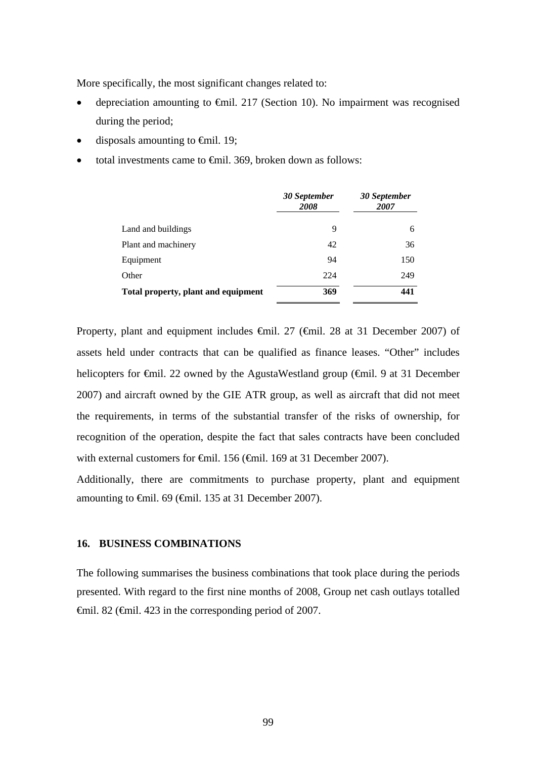More specifically, the most significant changes related to:

- depreciation amounting to €mil. 217 (Section 10). No impairment was recognised during the period;
- disposals amounting to €mil. 19;
- total investments came to €mil. 369, broken down as follows:

| | *30 September 2008* | *30 September 2007* |
|---|---|---|
| Land and buildings | 9 | 6 |
| Plant and machinery | 42 | 36 |
| Equipment | 94 | 150 |
| Other | 224 | 249 |
| **Total property, plant and equipment** | **369** | **441** |

Property, plant and equipment includes €mil. 27 (€mil. 28 at 31 December 2007) of assets held under contracts that can be qualified as finance leases. "Other" includes helicopters for €mil. 22 owned by the AgustaWestland group (€mil. 9 at 31 December 2007) and aircraft owned by the GIE ATR group, as well as aircraft that did not meet the requirements, in terms of the substantial transfer of the risks of ownership, for recognition of the operation, despite the fact that sales contracts have been concluded with external customers for €mil. 156 (€mil. 169 at 31 December 2007).

Additionally, there are commitments to purchase property, plant and equipment amounting to €mil. 69 (€mil. 135 at 31 December 2007).

## 16. BUSINESS COMBINATIONS

The following summarises the business combinations that took place during the periods presented. With regard to the first nine months of 2008, Group net cash outlays totalled €mil. 82 (€mil. 423 in the corresponding period of 2007.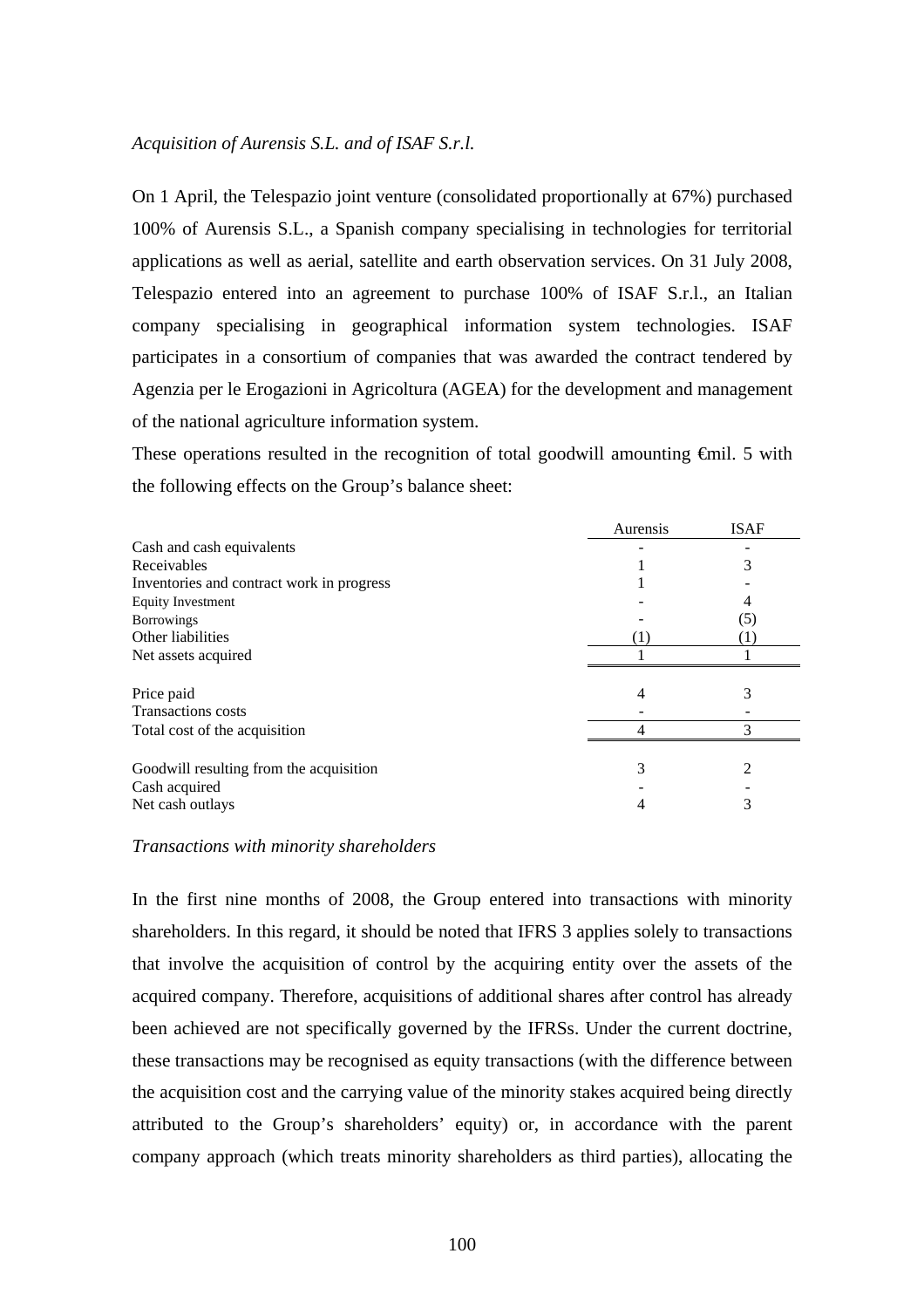*Acquisition of Aurensis S.L. and of ISAF S.r.l.*

On 1 April, the Telespazio joint venture (consolidated proportionally at 67%) purchased 100% of Aurensis S.L., a Spanish company specialising in technologies for territorial applications as well as aerial, satellite and earth observation services. On 31 July 2008, Telespazio entered into an agreement to purchase 100% of ISAF S.r.l., an Italian company specialising in geographical information system technologies. ISAF participates in a consortium of companies that was awarded the contract tendered by Agenzia per le Erogazioni in Agricoltura (AGEA) for the development and management of the national agriculture information system.

These operations resulted in the recognition of total goodwill amounting €mil. 5 with the following effects on the Group's balance sheet:

| | Aurensis | ISAF |
|---|---|---|
| Cash and cash equivalents | - | - |
| Receivables | 1 | 3 |
| Inventories and contract work in progress | 1 | - |
| Equity Investment | - | 4 |
| Borrowings | - | (5) |
| Other liabilities | (1) | (1) |
| Net assets acquired | 1 | 1 |
| | | |
| Price paid | 4 | 3 |
| Transactions costs | - | - |
| Total cost of the acquisition | 4 | 3 |
| | | |
| Goodwill resulting from the acquisition | 3 | 2 |
| Cash acquired | - | - |
| Net cash outlays | 4 | 3 |

*Transactions with minority shareholders*

In the first nine months of 2008, the Group entered into transactions with minority shareholders. In this regard, it should be noted that IFRS 3 applies solely to transactions that involve the acquisition of control by the acquiring entity over the assets of the acquired company. Therefore, acquisitions of additional shares after control has already been achieved are not specifically governed by the IFRSs. Under the current doctrine, these transactions may be recognised as equity transactions (with the difference between the acquisition cost and the carrying value of the minority stakes acquired being directly attributed to the Group's shareholders' equity) or, in accordance with the parent company approach (which treats minority shareholders as third parties), allocating the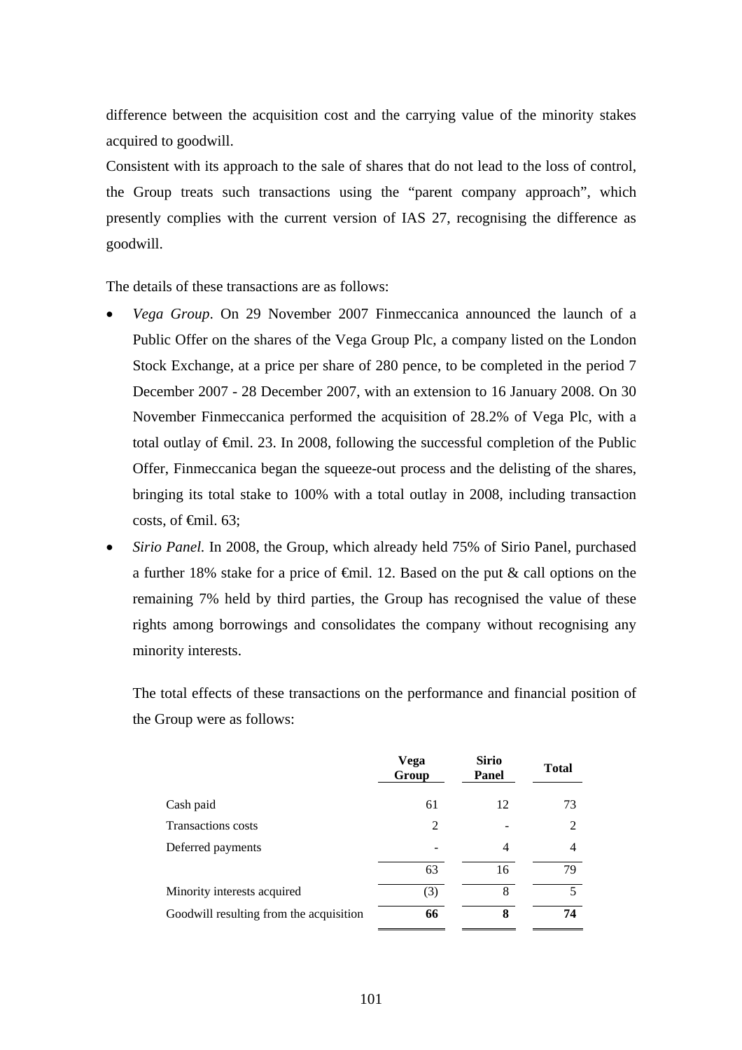difference between the acquisition cost and the carrying value of the minority stakes acquired to goodwill.

Consistent with its approach to the sale of shares that do not lead to the loss of control, the Group treats such transactions using the "parent company approach", which presently complies with the current version of IAS 27, recognising the difference as goodwill.

The details of these transactions are as follows:

- *Vega Group*. On 29 November 2007 Finmeccanica announced the launch of a Public Offer on the shares of the Vega Group Plc, a company listed on the London Stock Exchange, at a price per share of 280 pence, to be completed in the period 7 December 2007 - 28 December 2007, with an extension to 16 January 2008. On 30 November Finmeccanica performed the acquisition of 28.2% of Vega Plc, with a total outlay of €mil. 23. In 2008, following the successful completion of the Public Offer, Finmeccanica began the squeeze-out process and the delisting of the shares, bringing its total stake to 100% with a total outlay in 2008, including transaction costs, of €mil. 63;
- *Sirio Panel.* In 2008, the Group, which already held 75% of Sirio Panel, purchased a further 18% stake for a price of €mil. 12. Based on the put & call options on the remaining 7% held by third parties, the Group has recognised the value of these rights among borrowings and consolidates the company without recognising any minority interests.

  The total effects of these transactions on the performance and financial position of the Group were as follows:

| | Vega Group | Sirio Panel | Total |
|---|---|---|---|
| Cash paid | 61 | 12 | 73 |
| Transactions costs | 2 | - | 2 |
| Deferred payments | - | 4 | 4 |
| | 63 | 16 | 79 |
| Minority interests acquired | (3) | 8 | 5 |
| Goodwill resulting from the acquisition | **66** | **8** | **74** |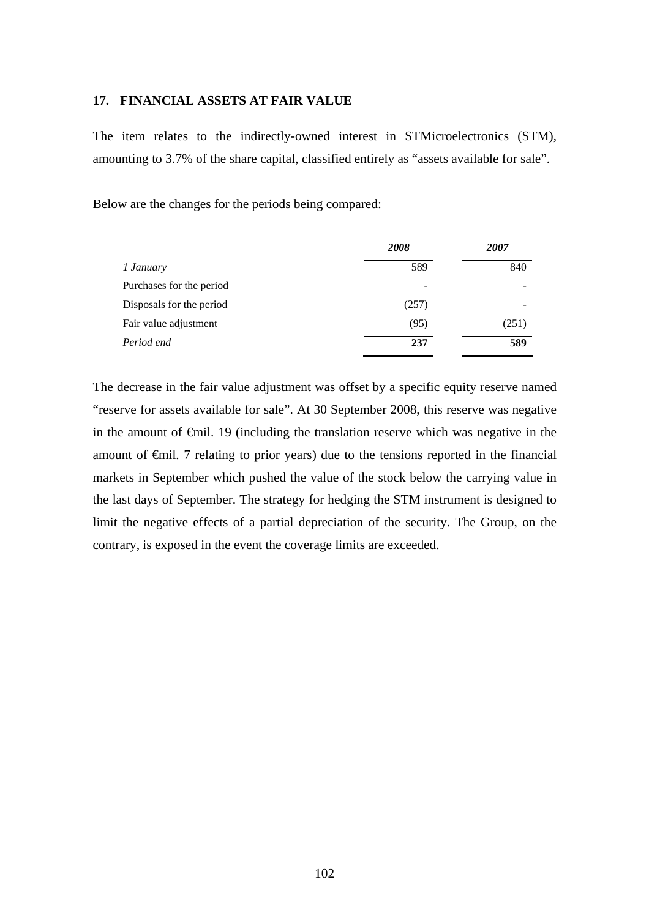## 17. FINANCIAL ASSETS AT FAIR VALUE

The item relates to the indirectly-owned interest in STMicroelectronics (STM), amounting to 3.7% of the share capital, classified entirely as “assets available for sale”.

Below are the changes for the periods being compared:

| | *2008* | *2007* |
|---|---|---|
| *1 January* | 589 | 840 |
| Purchases for the period | - | - |
| Disposals for the period | (257) | - |
| Fair value adjustment | (95) | (251) |
| *Period end* | **237** | **589** |

The decrease in the fair value adjustment was offset by a specific equity reserve named “reserve for assets available for sale”. At 30 September 2008, this reserve was negative in the amount of €mil. 19 (including the translation reserve which was negative in the amount of €mil. 7 relating to prior years) due to the tensions reported in the financial markets in September which pushed the value of the stock below the carrying value in the last days of September. The strategy for hedging the STM instrument is designed to limit the negative effects of a partial depreciation of the security. The Group, on the contrary, is exposed in the event the coverage limits are exceeded.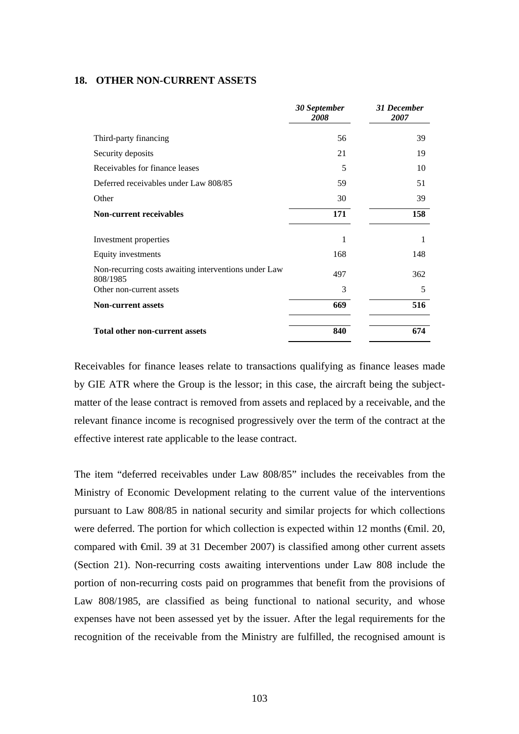## 18. OTHER NON-CURRENT ASSETS

| | *30 September 2008* | *31 December 2007* |
|---|---|---|
| Third-party financing | 56 | 39 |
| Security deposits | 21 | 19 |
| Receivables for finance leases | 5 | 10 |
| Deferred receivables under Law 808/85 | 59 | 51 |
| Other | 30 | 39 |
| **Non-current receivables** | **171** | **158** |
| Investment properties | 1 | 1 |
| Equity investments | 168 | 148 |
| Non-recurring costs awaiting interventions under Law 808/1985 | 497 | 362 |
| Other non-current assets | 3 | 5 |
| **Non-current assets** | **669** | **516** |
| **Total other non-current assets** | **840** | **674** |

Receivables for finance leases relate to transactions qualifying as finance leases made by GIE ATR where the Group is the lessor; in this case, the aircraft being the subject-matter of the lease contract is removed from assets and replaced by a receivable, and the relevant finance income is recognised progressively over the term of the contract at the effective interest rate applicable to the lease contract.

The item "deferred receivables under Law 808/85" includes the receivables from the Ministry of Economic Development relating to the current value of the interventions pursuant to Law 808/85 in national security and similar projects for which collections were deferred. The portion for which collection is expected within 12 months (€mil. 20, compared with €mil. 39 at 31 December 2007) is classified among other current assets (Section 21). Non-recurring costs awaiting interventions under Law 808 include the portion of non-recurring costs paid on programmes that benefit from the provisions of Law 808/1985, are classified as being functional to national security, and whose expenses have not been assessed yet by the issuer. After the legal requirements for the recognition of the receivable from the Ministry are fulfilled, the recognised amount is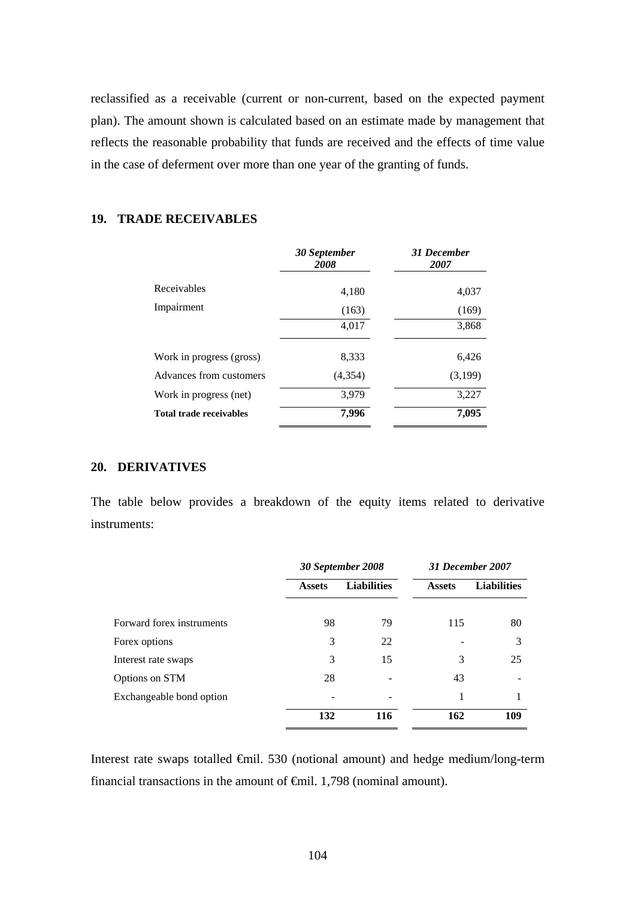reclassified as a receivable (current or non-current, based on the expected payment plan). The amount shown is calculated based on an estimate made by management that reflects the reasonable probability that funds are received and the effects of time value in the case of deferment over more than one year of the granting of funds.

## 19. TRADE RECEIVABLES

| | *30 September 2008* | *31 December 2007* |
|---|---|---|
| Receivables | 4,180 | 4,037 |
| Impairment | (163) | (169) |
| | 4,017 | 3,868 |
| Work in progress (gross) | 8,333 | 6,426 |
| Advances from customers | (4,354) | (3,199) |
| Work in progress (net) | 3,979 | 3,227 |
| **Total trade receivables** | **7,996** | **7,095** |

## 20. DERIVATIVES

The table below provides a breakdown of the equity items related to derivative instruments:

| | *30 September 2008* | | *31 December 2007* | |
|---|---|---|---|---|
| | **Assets** | **Liabilities** | **Assets** | **Liabilities** |
| Forward forex instruments | 98 | 79 | 115 | 80 |
| Forex options | 3 | 22 | - | 3 |
| Interest rate swaps | 3 | 15 | 3 | 25 |
| Options on STM | 28 | - | 43 | - |
| Exchangeable bond option | - | - | 1 | 1 |
| | **132** | **116** | **162** | **109** |

Interest rate swaps totalled €mil. 530 (notional amount) and hedge medium/long-term financial transactions in the amount of €mil. 1,798 (nominal amount).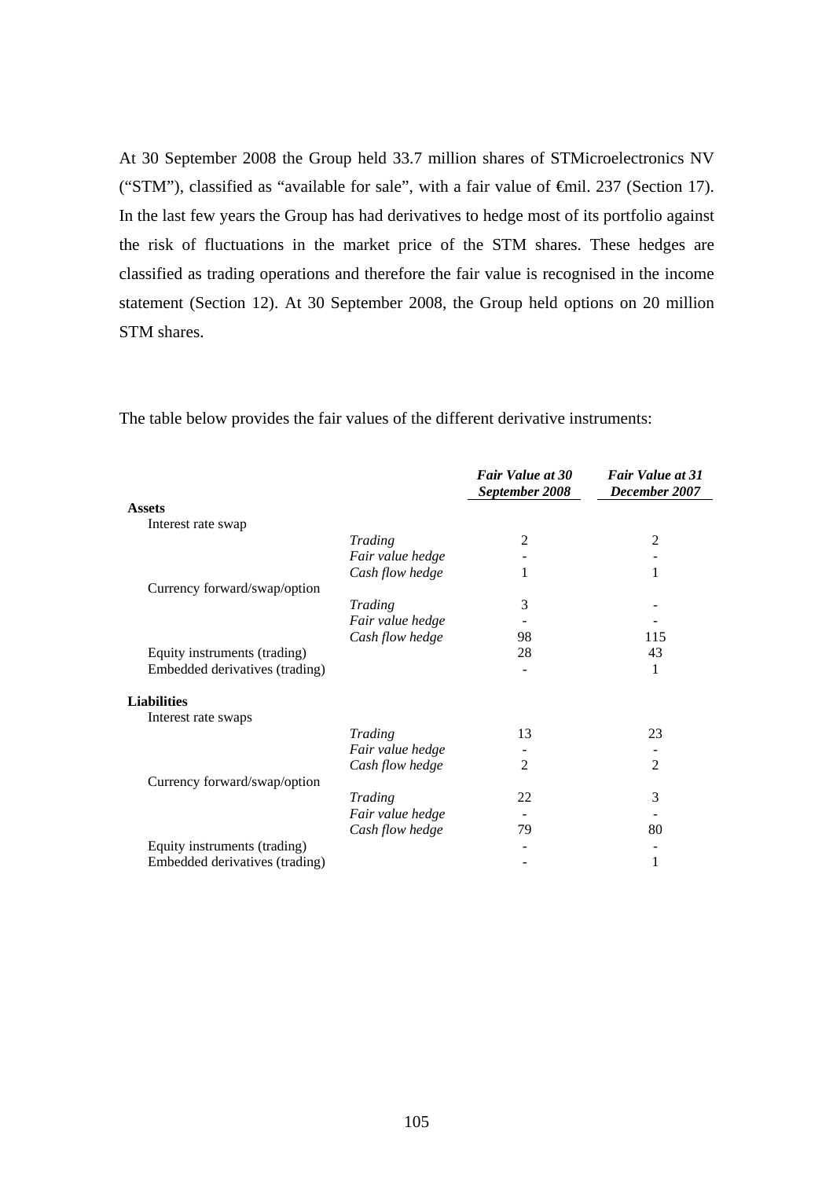At 30 September 2008 the Group held 33.7 million shares of STMicroelectronics NV ("STM"), classified as "available for sale", with a fair value of €mil. 237 (Section 17). In the last few years the Group has had derivatives to hedge most of its portfolio against the risk of fluctuations in the market price of the STM shares. These hedges are classified as trading operations and therefore the fair value is recognised in the income statement (Section 12). At 30 September 2008, the Group held options on 20 million STM shares.

The table below provides the fair values of the different derivative instruments:

| | | *Fair Value at 30 September 2008* | *Fair Value at 31 December 2007* |
|---|---|---|---|
| **Assets** | | | |
| Interest rate swap | | | |
| | *Trading* | 2 | 2 |
| | *Fair value hedge* | - | - |
| | *Cash flow hedge* | 1 | 1 |
| Currency forward/swap/option | | | |
| | *Trading* | 3 | - |
| | *Fair value hedge* | - | - |
| | *Cash flow hedge* | 98 | 115 |
| Equity instruments (trading) | | 28 | 43 |
| Embedded derivatives (trading) | | - | 1 |
| **Liabilities** | | | |
| Interest rate swaps | | | |
| | *Trading* | 13 | 23 |
| | *Fair value hedge* | - | - |
| | *Cash flow hedge* | 2 | 2 |
| Currency forward/swap/option | | | |
| | *Trading* | 22 | 3 |
| | *Fair value hedge* | - | - |
| | *Cash flow hedge* | 79 | 80 |
| Equity instruments (trading) | | - | - |
| Embedded derivatives (trading) | | - | 1 |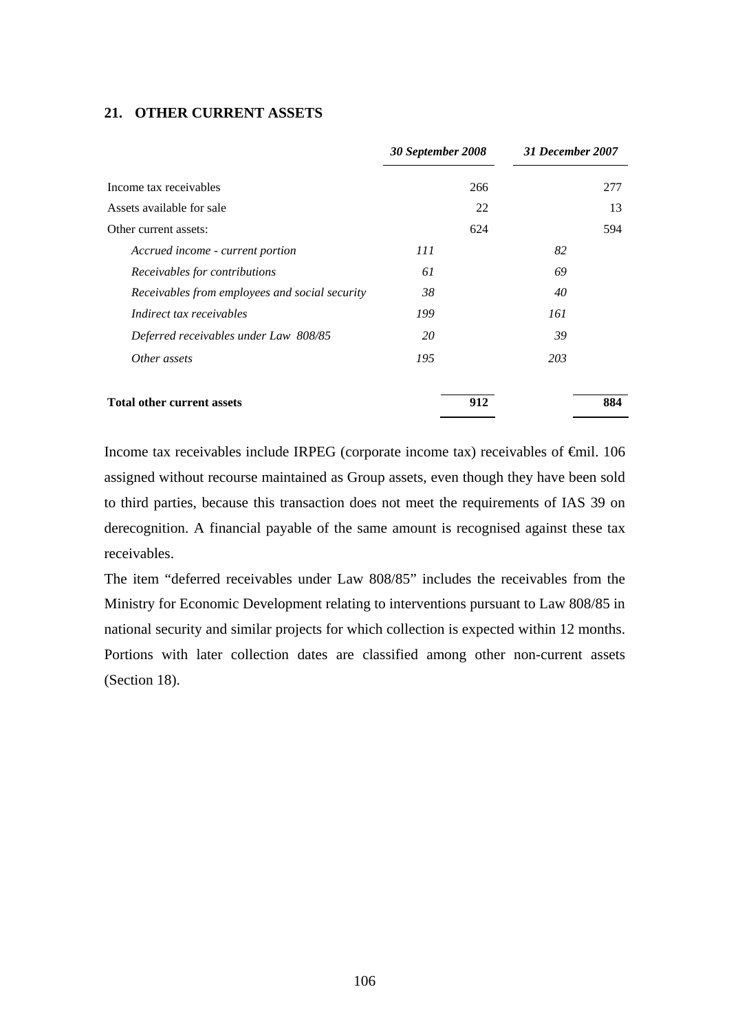## 21. OTHER CURRENT ASSETS

| | *30 September 2008* | | *31 December 2007* | |
|---|---|---|---|---|
| Income tax receivables | | 266 | | 277 |
| Assets available for sale | | 22 | | 13 |
| Other current assets: | | 624 | | 594 |
| *Accrued income - current portion* | *111* | | *82* | |
| *Receivables for contributions* | *61* | | *69* | |
| *Receivables from employees and social security* | *38* | | *40* | |
| *Indirect tax receivables* | *199* | | *161* | |
| *Deferred receivables under Law 808/85* | *20* | | *39* | |
| *Other assets* | *195* | | *203* | |
| **Total other current assets** | | **912** | | **884** |

Income tax receivables include IRPEG (corporate income tax) receivables of €mil. 106 assigned without recourse maintained as Group assets, even though they have been sold to third parties, because this transaction does not meet the requirements of IAS 39 on derecognition. A financial payable of the same amount is recognised against these tax receivables.

The item "deferred receivables under Law 808/85" includes the receivables from the Ministry for Economic Development relating to interventions pursuant to Law 808/85 in national security and similar projects for which collection is expected within 12 months. Portions with later collection dates are classified among other non-current assets (Section 18).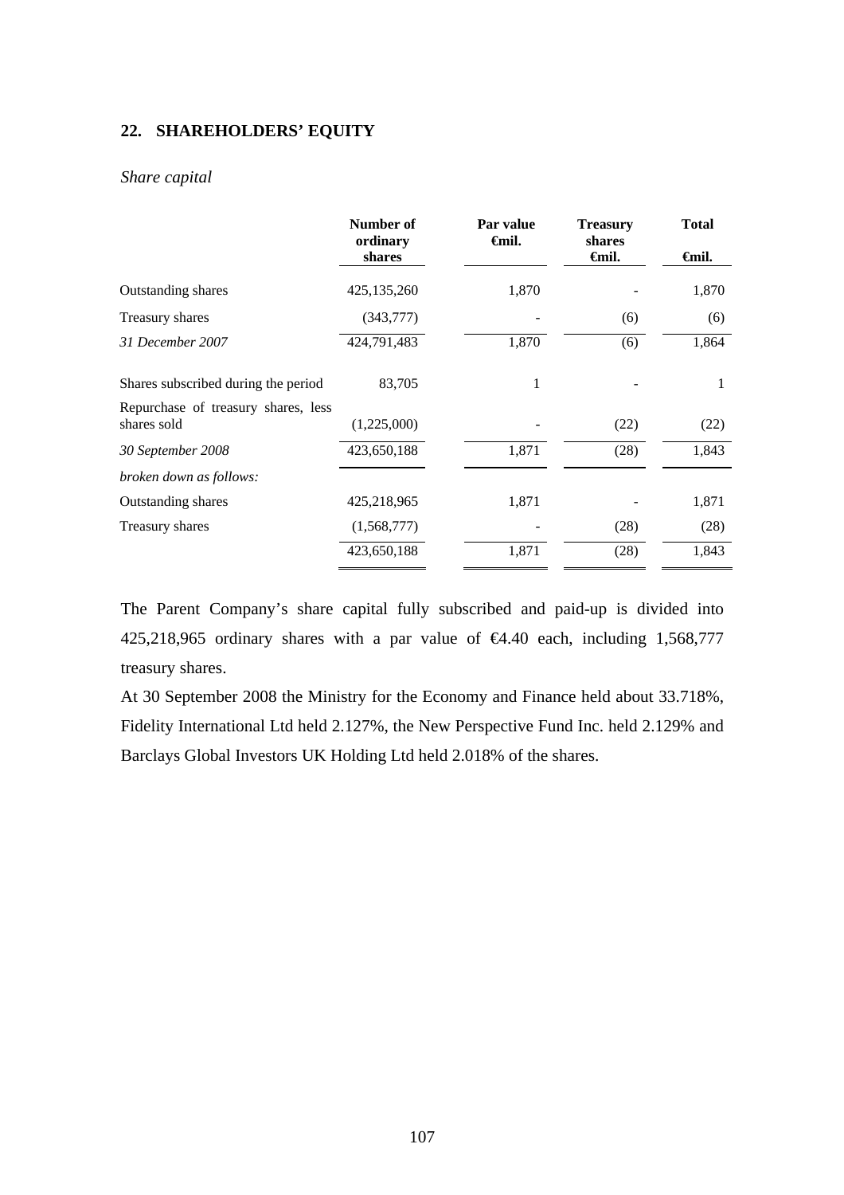## 22. SHAREHOLDERS' EQUITY

*Share capital*

| | Number of ordinary shares | Par value €mil. | Treasury shares €mil. | Total €mil. |
|---|---|---|---|---|
| Outstanding shares | 425,135,260 | 1,870 | - | 1,870 |
| Treasury shares | (343,777) | - | (6) | (6) |
| *31 December 2007* | 424,791,483 | 1,870 | (6) | 1,864 |
| Shares subscribed during the period | 83,705 | 1 | - | 1 |
| Repurchase of treasury shares, less shares sold | (1,225,000) | - | (22) | (22) |
| *30 September 2008* | 423,650,188 | 1,871 | (28) | 1,843 |
| *broken down as follows:* | | | | |
| Outstanding shares | 425,218,965 | 1,871 | - | 1,871 |
| Treasury shares | (1,568,777) | - | (28) | (28) |
| | 423,650,188 | 1,871 | (28) | 1,843 |

The Parent Company's share capital fully subscribed and paid-up is divided into 425,218,965 ordinary shares with a par value of €4.40 each, including 1,568,777 treasury shares.

At 30 September 2008 the Ministry for the Economy and Finance held about 33.718%, Fidelity International Ltd held 2.127%, the New Perspective Fund Inc. held 2.129% and Barclays Global Investors UK Holding Ltd held 2.018% of the shares.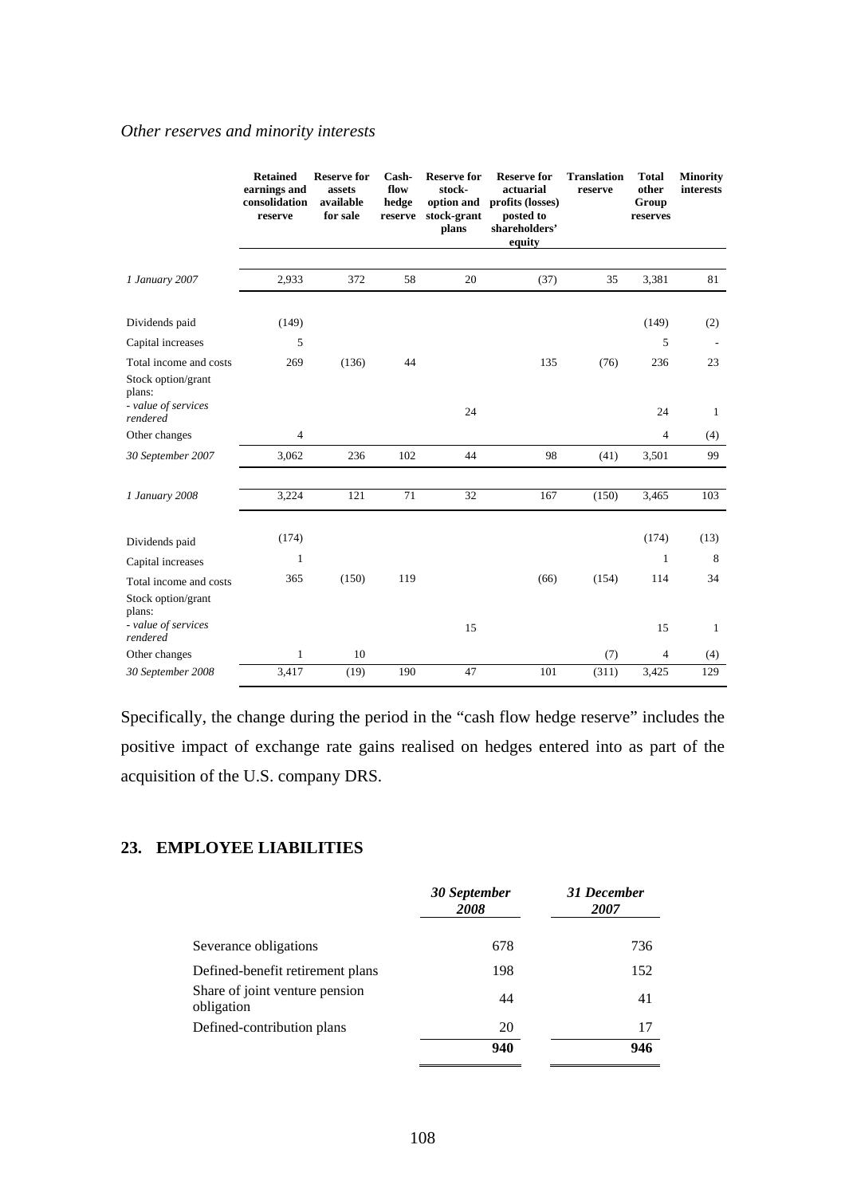*Other reserves and minority interests*

| | Retained earnings and consolidation reserve | Reserve for assets available for sale | Cash-flow hedge reserve | Reserve for stock-option and stock-grant plans | Reserve for actuarial profits (losses) posted to shareholders' equity | Translation reserve | Total other Group reserves | Minority interests |
|---|---|---|---|---|---|---|---|---|
| *1 January 2007* | 2,933 | 372 | 58 | 20 | (37) | 35 | 3,381 | 81 |
| Dividends paid | (149) | | | | | | (149) | (2) |
| Capital increases | 5 | | | | | | 5 | - |
| Total income and costs | 269 | (136) | 44 | | 135 | (76) | 236 | 23 |
| Stock option/grant plans: | | | | | | | | |
| *- value of services rendered* | | | | 24 | | | 24 | 1 |
| Other changes | 4 | | | | | | 4 | (4) |
| *30 September 2007* | 3,062 | 236 | 102 | 44 | 98 | (41) | 3,501 | 99 |
| *1 January 2008* | 3,224 | 121 | 71 | 32 | 167 | (150) | 3,465 | 103 |
| Dividends paid | (174) | | | | | | (174) | (13) |
| Capital increases | 1 | | | | | | 1 | 8 |
| Total income and costs | 365 | (150) | 119 | | (66) | (154) | 114 | 34 |
| Stock option/grant plans: | | | | | | | | |
| *- value of services rendered* | | | | 15 | | | 15 | 1 |
| Other changes | 1 | 10 | | | | (7) | 4 | (4) |
| *30 September 2008* | 3,417 | (19) | 190 | 47 | 101 | (311) | 3,425 | 129 |

Specifically, the change during the period in the "cash flow hedge reserve" includes the positive impact of exchange rate gains realised on hedges entered into as part of the acquisition of the U.S. company DRS.

## 23. EMPLOYEE LIABILITIES

| | *30 September 2008* | *31 December 2007* |
|---|---|---|
| Severance obligations | 678 | 736 |
| Defined-benefit retirement plans | 198 | 152 |
| Share of joint venture pension obligation | 44 | 41 |
| Defined-contribution plans | 20 | 17 |
| | **940** | **946** |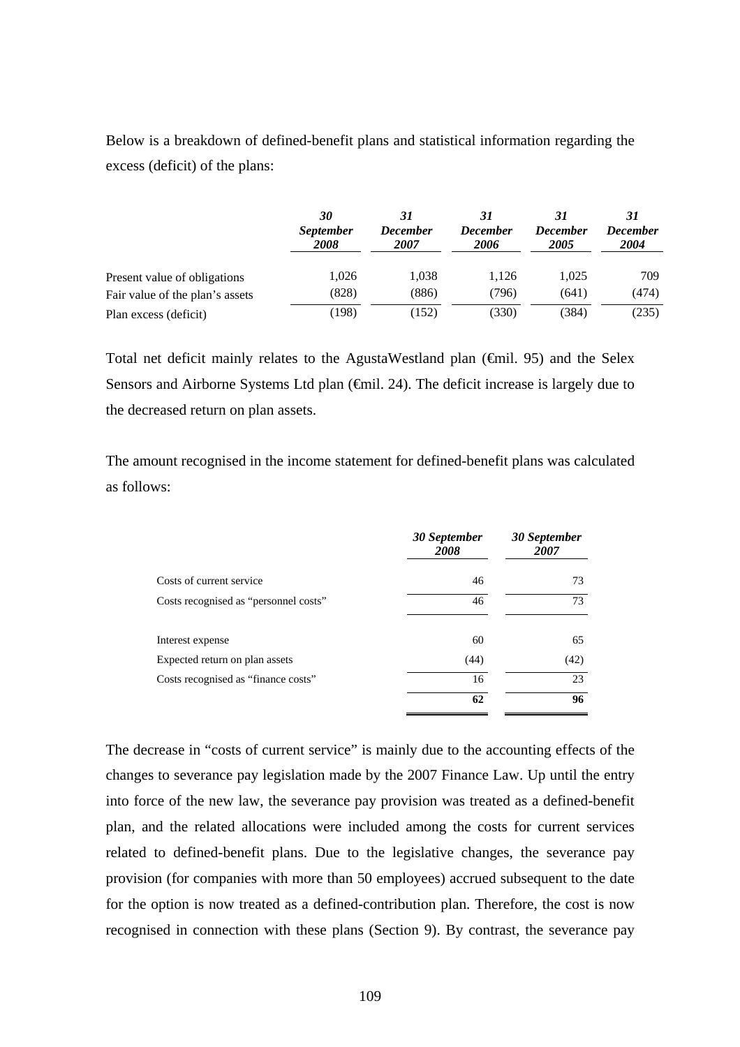Below is a breakdown of defined-benefit plans and statistical information regarding the excess (deficit) of the plans:

| | *30 September 2008* | *31 December 2007* | *31 December 2006* | *31 December 2005* | *31 December 2004* |
|---|---|---|---|---|---|
| Present value of obligations | 1,026 | 1,038 | 1,126 | 1,025 | 709 |
| Fair value of the plan's assets | (828) | (886) | (796) | (641) | (474) |
| Plan excess (deficit) | (198) | (152) | (330) | (384) | (235) |

Total net deficit mainly relates to the AgustaWestland plan (€mil. 95) and the Selex Sensors and Airborne Systems Ltd plan (€mil. 24). The deficit increase is largely due to the decreased return on plan assets.

The amount recognised in the income statement for defined-benefit plans was calculated as follows:

| | *30 September 2008* | *30 September 2007* |
|---|---|---|
| Costs of current service | 46 | 73 |
| Costs recognised as "personnel costs" | 46 | 73 |
| | | |
| Interest expense | 60 | 65 |
| Expected return on plan assets | (44) | (42) |
| Costs recognised as "finance costs" | 16 | 23 |
| | **62** | **96** |

The decrease in "costs of current service" is mainly due to the accounting effects of the changes to severance pay legislation made by the 2007 Finance Law. Up until the entry into force of the new law, the severance pay provision was treated as a defined-benefit plan, and the related allocations were included among the costs for current services related to defined-benefit plans. Due to the legislative changes, the severance pay provision (for companies with more than 50 employees) accrued subsequent to the date for the option is now treated as a defined-contribution plan. Therefore, the cost is now recognised in connection with these plans (Section 9). By contrast, the severance pay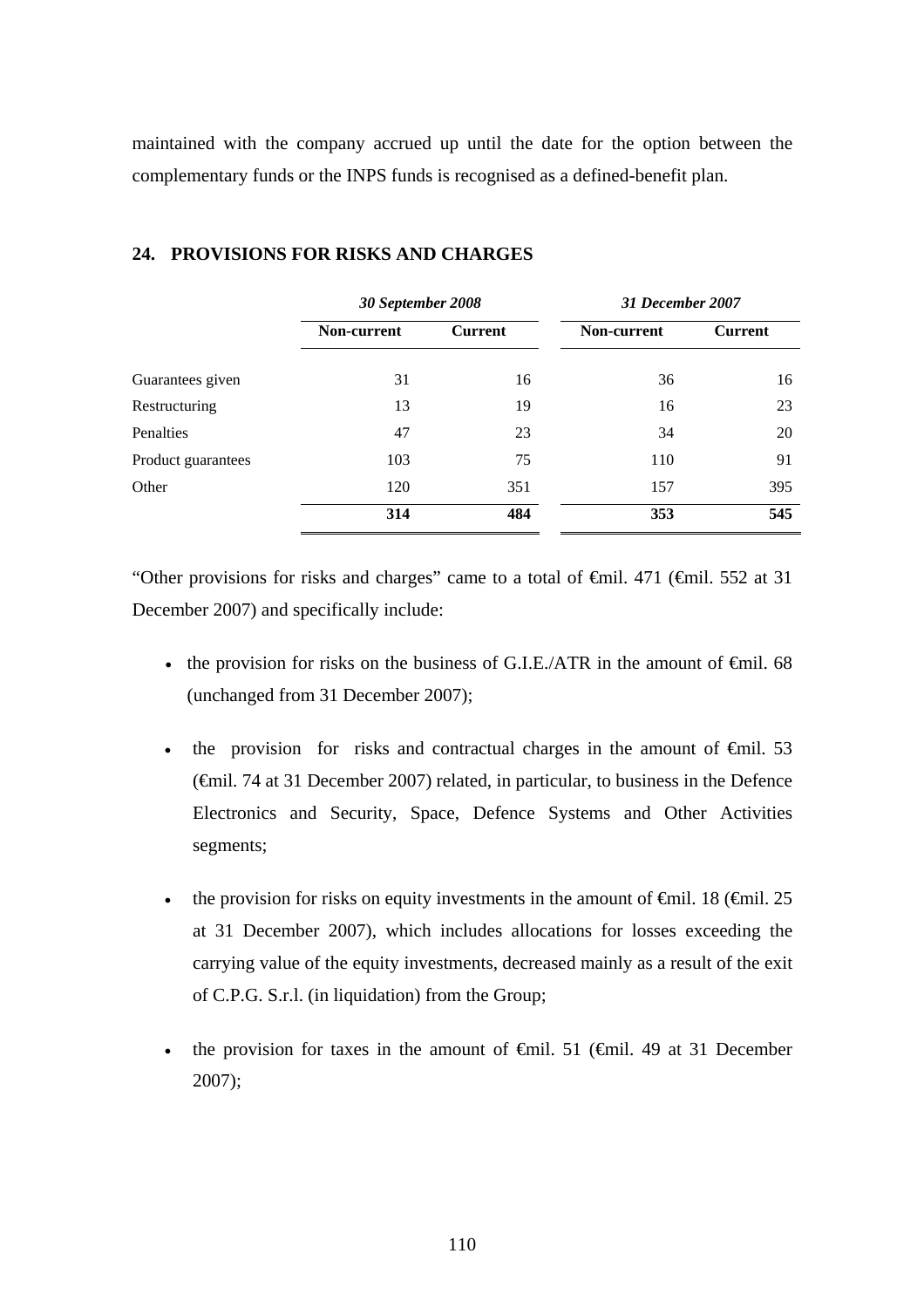maintained with the company accrued up until the date for the option between the complementary funds or the INPS funds is recognised as a defined-benefit plan.

## 24. PROVISIONS FOR RISKS AND CHARGES

| | *30 September 2008* | | *31 December 2007* | |
|---|---|---|---|---|
| | **Non-current** | **Current** | **Non-current** | **Current** |
| Guarantees given | 31 | 16 | 36 | 16 |
| Restructuring | 13 | 19 | 16 | 23 |
| Penalties | 47 | 23 | 34 | 20 |
| Product guarantees | 103 | 75 | 110 | 91 |
| Other | 120 | 351 | 157 | 395 |
| | **314** | **484** | **353** | **545** |

"Other provisions for risks and charges" came to a total of €mil. 471 (€mil. 552 at 31 December 2007) and specifically include:

- the provision for risks on the business of G.I.E./ATR in the amount of €mil. 68 (unchanged from 31 December 2007);
- the provision for risks and contractual charges in the amount of €mil. 53 (€mil. 74 at 31 December 2007) related, in particular, to business in the Defence Electronics and Security, Space, Defence Systems and Other Activities segments;
- the provision for risks on equity investments in the amount of €mil. 18 (€mil. 25 at 31 December 2007), which includes allocations for losses exceeding the carrying value of the equity investments, decreased mainly as a result of the exit of C.P.G. S.r.l. (in liquidation) from the Group;
- the provision for taxes in the amount of €mil. 51 (€mil. 49 at 31 December 2007);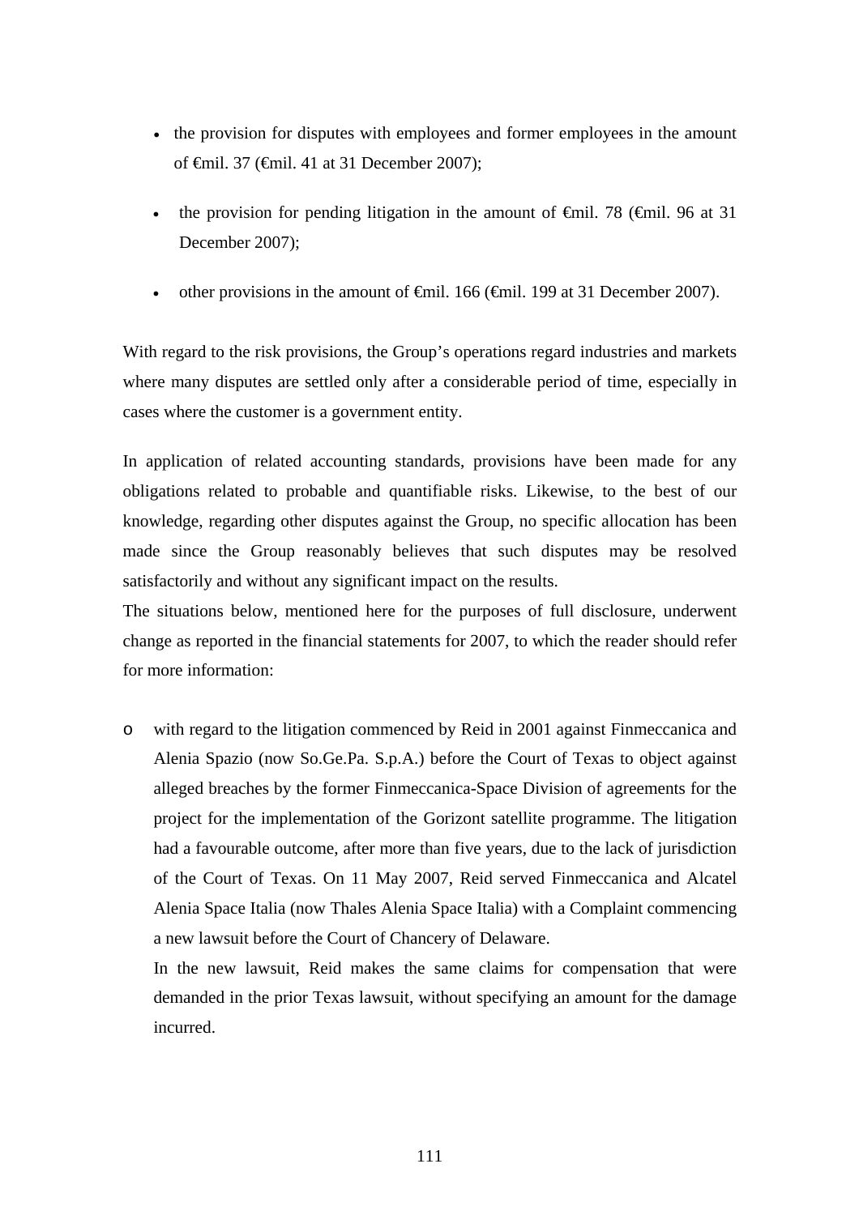- the provision for disputes with employees and former employees in the amount of €mil. 37 (€mil. 41 at 31 December 2007);
- the provision for pending litigation in the amount of €mil. 78 (€mil. 96 at 31 December 2007);
- other provisions in the amount of €mil. 166 (€mil. 199 at 31 December 2007).

With regard to the risk provisions, the Group's operations regard industries and markets where many disputes are settled only after a considerable period of time, especially in cases where the customer is a government entity.

In application of related accounting standards, provisions have been made for any obligations related to probable and quantifiable risks. Likewise, to the best of our knowledge, regarding other disputes against the Group, no specific allocation has been made since the Group reasonably believes that such disputes may be resolved satisfactorily and without any significant impact on the results.

The situations below, mentioned here for the purposes of full disclosure, underwent change as reported in the financial statements for 2007, to which the reader should refer for more information:

- with regard to the litigation commenced by Reid in 2001 against Finmeccanica and Alenia Spazio (now So.Ge.Pa. S.p.A.) before the Court of Texas to object against alleged breaches by the former Finmeccanica-Space Division of agreements for the project for the implementation of the Gorizont satellite programme. The litigation had a favourable outcome, after more than five years, due to the lack of jurisdiction of the Court of Texas. On 11 May 2007, Reid served Finmeccanica and Alcatel Alenia Space Italia (now Thales Alenia Space Italia) with a Complaint commencing a new lawsuit before the Court of Chancery of Delaware.

  In the new lawsuit, Reid makes the same claims for compensation that were demanded in the prior Texas lawsuit, without specifying an amount for the damage incurred.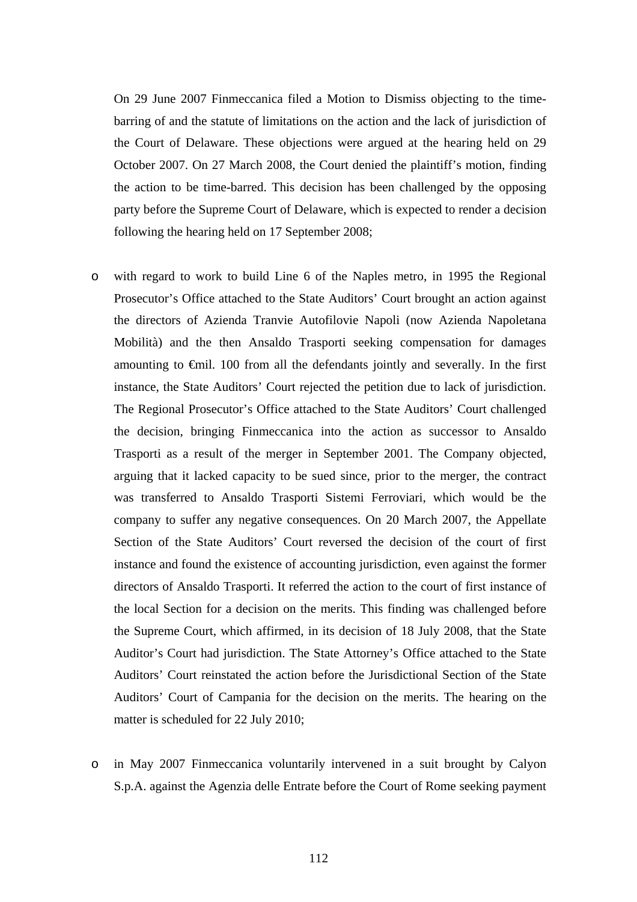On 29 June 2007 Finmeccanica filed a Motion to Dismiss objecting to the time-barring of and the statute of limitations on the action and the lack of jurisdiction of the Court of Delaware. These objections were argued at the hearing held on 29 October 2007. On 27 March 2008, the Court denied the plaintiff's motion, finding the action to be time-barred. This decision has been challenged by the opposing party before the Supreme Court of Delaware, which is expected to render a decision following the hearing held on 17 September 2008;

- with regard to work to build Line 6 of the Naples metro, in 1995 the Regional Prosecutor's Office attached to the State Auditors' Court brought an action against the directors of Azienda Tranvie Autofilovie Napoli (now Azienda Napoletana Mobilità) and the then Ansaldo Trasporti seeking compensation for damages amounting to €mil. 100 from all the defendants jointly and severally. In the first instance, the State Auditors' Court rejected the petition due to lack of jurisdiction. The Regional Prosecutor's Office attached to the State Auditors' Court challenged the decision, bringing Finmeccanica into the action as successor to Ansaldo Trasporti as a result of the merger in September 2001. The Company objected, arguing that it lacked capacity to be sued since, prior to the merger, the contract was transferred to Ansaldo Trasporti Sistemi Ferroviari, which would be the company to suffer any negative consequences. On 20 March 2007, the Appellate Section of the State Auditors' Court reversed the decision of the court of first instance and found the existence of accounting jurisdiction, even against the former directors of Ansaldo Trasporti. It referred the action to the court of first instance of the local Section for a decision on the merits. This finding was challenged before the Supreme Court, which affirmed, in its decision of 18 July 2008, that the State Auditor's Court had jurisdiction. The State Attorney's Office attached to the State Auditors' Court reinstated the action before the Jurisdictional Section of the State Auditors' Court of Campania for the decision on the merits. The hearing on the matter is scheduled for 22 July 2010;

- in May 2007 Finmeccanica voluntarily intervened in a suit brought by Calyon S.p.A. against the Agenzia delle Entrate before the Court of Rome seeking payment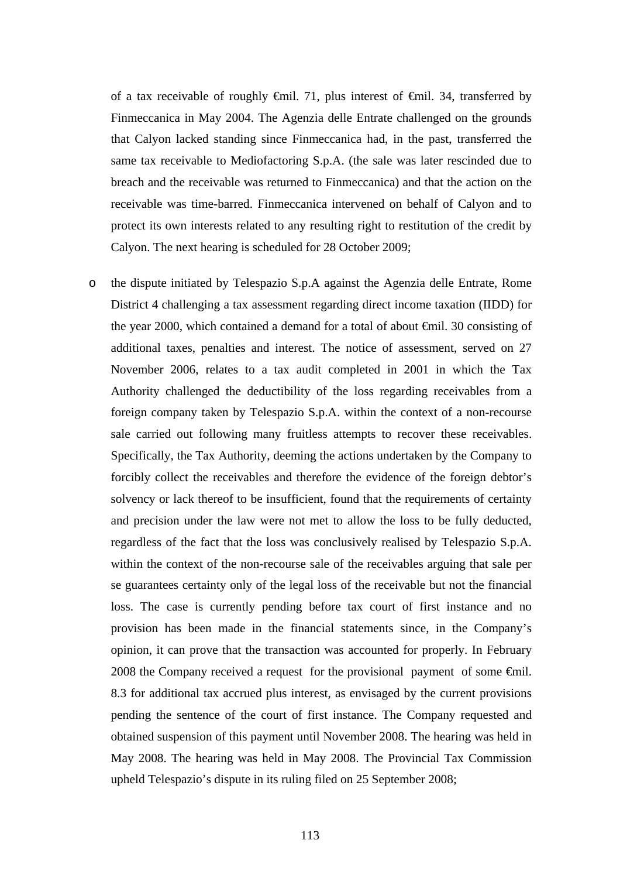of a tax receivable of roughly €mil. 71, plus interest of €mil. 34, transferred by Finmeccanica in May 2004. The Agenzia delle Entrate challenged on the grounds that Calyon lacked standing since Finmeccanica had, in the past, transferred the same tax receivable to Mediofactoring S.p.A. (the sale was later rescinded due to breach and the receivable was returned to Finmeccanica) and that the action on the receivable was time-barred. Finmeccanica intervened on behalf of Calyon and to protect its own interests related to any resulting right to restitution of the credit by Calyon. The next hearing is scheduled for 28 October 2009;

- the dispute initiated by Telespazio S.p.A against the Agenzia delle Entrate, Rome District 4 challenging a tax assessment regarding direct income taxation (IIDD) for the year 2000, which contained a demand for a total of about €mil. 30 consisting of additional taxes, penalties and interest. The notice of assessment, served on 27 November 2006, relates to a tax audit completed in 2001 in which the Tax Authority challenged the deductibility of the loss regarding receivables from a foreign company taken by Telespazio S.p.A. within the context of a non-recourse sale carried out following many fruitless attempts to recover these receivables. Specifically, the Tax Authority, deeming the actions undertaken by the Company to forcibly collect the receivables and therefore the evidence of the foreign debtor's solvency or lack thereof to be insufficient, found that the requirements of certainty and precision under the law were not met to allow the loss to be fully deducted, regardless of the fact that the loss was conclusively realised by Telespazio S.p.A. within the context of the non-recourse sale of the receivables arguing that sale per se guarantees certainty only of the legal loss of the receivable but not the financial loss. The case is currently pending before tax court of first instance and no provision has been made in the financial statements since, in the Company's opinion, it can prove that the transaction was accounted for properly. In February 2008 the Company received a request for the provisional payment of some €mil. 8.3 for additional tax accrued plus interest, as envisaged by the current provisions pending the sentence of the court of first instance. The Company requested and obtained suspension of this payment until November 2008. The hearing was held in May 2008. The hearing was held in May 2008. The Provincial Tax Commission upheld Telespazio's dispute in its ruling filed on 25 September 2008;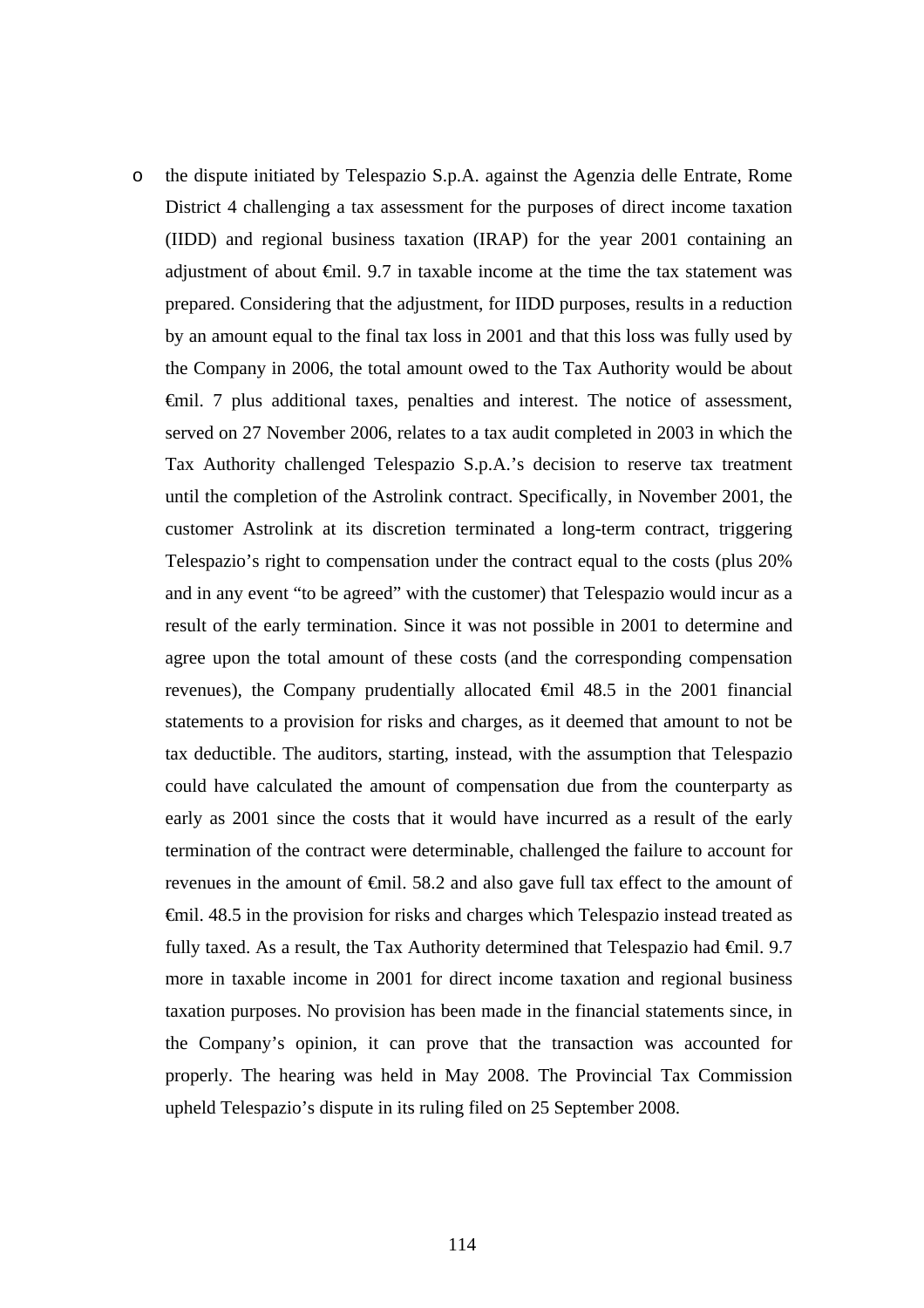- the dispute initiated by Telespazio S.p.A. against the Agenzia delle Entrate, Rome District 4 challenging a tax assessment for the purposes of direct income taxation (IIDD) and regional business taxation (IRAP) for the year 2001 containing an adjustment of about €mil. 9.7 in taxable income at the time the tax statement was prepared. Considering that the adjustment, for IIDD purposes, results in a reduction by an amount equal to the final tax loss in 2001 and that this loss was fully used by the Company in 2006, the total amount owed to the Tax Authority would be about €mil. 7 plus additional taxes, penalties and interest. The notice of assessment, served on 27 November 2006, relates to a tax audit completed in 2003 in which the Tax Authority challenged Telespazio S.p.A.'s decision to reserve tax treatment until the completion of the Astrolink contract. Specifically, in November 2001, the customer Astrolink at its discretion terminated a long-term contract, triggering Telespazio's right to compensation under the contract equal to the costs (plus 20% and in any event "to be agreed" with the customer) that Telespazio would incur as a result of the early termination. Since it was not possible in 2001 to determine and agree upon the total amount of these costs (and the corresponding compensation revenues), the Company prudentially allocated €mil 48.5 in the 2001 financial statements to a provision for risks and charges, as it deemed that amount to not be tax deductible. The auditors, starting, instead, with the assumption that Telespazio could have calculated the amount of compensation due from the counterparty as early as 2001 since the costs that it would have incurred as a result of the early termination of the contract were determinable, challenged the failure to account for revenues in the amount of €mil. 58.2 and also gave full tax effect to the amount of €mil. 48.5 in the provision for risks and charges which Telespazio instead treated as fully taxed. As a result, the Tax Authority determined that Telespazio had €mil. 9.7 more in taxable income in 2001 for direct income taxation and regional business taxation purposes. No provision has been made in the financial statements since, in the Company's opinion, it can prove that the transaction was accounted for properly. The hearing was held in May 2008. The Provincial Tax Commission upheld Telespazio's dispute in its ruling filed on 25 September 2008.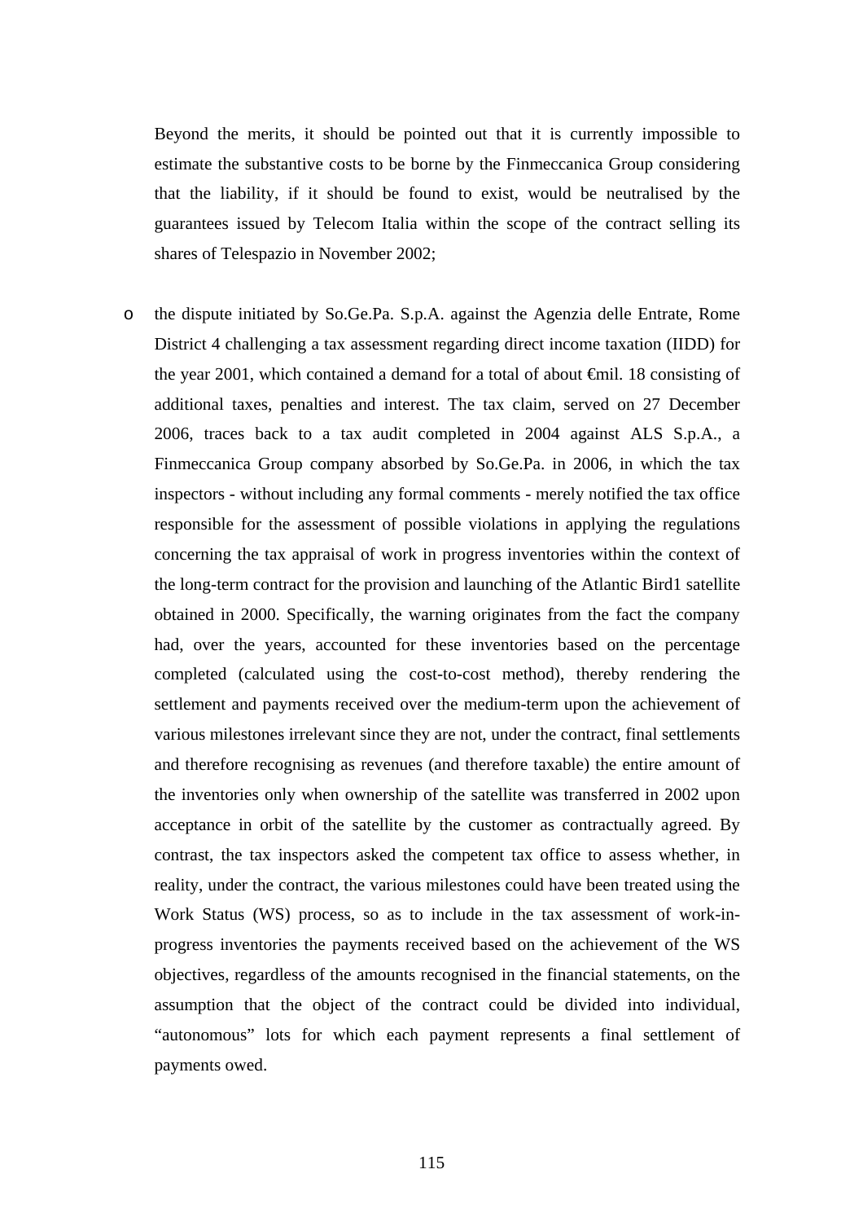Beyond the merits, it should be pointed out that it is currently impossible to estimate the substantive costs to be borne by the Finmeccanica Group considering that the liability, if it should be found to exist, would be neutralised by the guarantees issued by Telecom Italia within the scope of the contract selling its shares of Telespazio in November 2002;

- the dispute initiated by So.Ge.Pa. S.p.A. against the Agenzia delle Entrate, Rome District 4 challenging a tax assessment regarding direct income taxation (IIDD) for the year 2001, which contained a demand for a total of about €mil. 18 consisting of additional taxes, penalties and interest. The tax claim, served on 27 December 2006, traces back to a tax audit completed in 2004 against ALS S.p.A., a Finmeccanica Group company absorbed by So.Ge.Pa. in 2006, in which the tax inspectors - without including any formal comments - merely notified the tax office responsible for the assessment of possible violations in applying the regulations concerning the tax appraisal of work in progress inventories within the context of the long-term contract for the provision and launching of the Atlantic Bird1 satellite obtained in 2000. Specifically, the warning originates from the fact the company had, over the years, accounted for these inventories based on the percentage completed (calculated using the cost-to-cost method), thereby rendering the settlement and payments received over the medium-term upon the achievement of various milestones irrelevant since they are not, under the contract, final settlements and therefore recognising as revenues (and therefore taxable) the entire amount of the inventories only when ownership of the satellite was transferred in 2002 upon acceptance in orbit of the satellite by the customer as contractually agreed. By contrast, the tax inspectors asked the competent tax office to assess whether, in reality, under the contract, the various milestones could have been treated using the Work Status (WS) process, so as to include in the tax assessment of work-in-progress inventories the payments received based on the achievement of the WS objectives, regardless of the amounts recognised in the financial statements, on the assumption that the object of the contract could be divided into individual, "autonomous" lots for which each payment represents a final settlement of payments owed.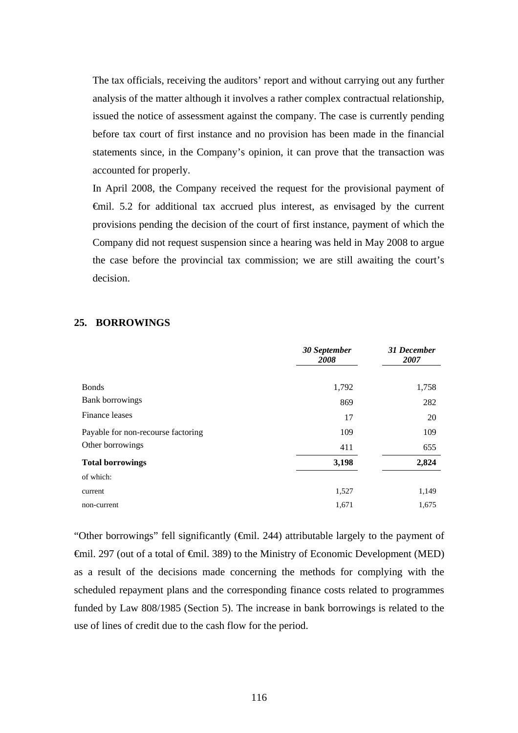The tax officials, receiving the auditors' report and without carrying out any further analysis of the matter although it involves a rather complex contractual relationship, issued the notice of assessment against the company. The case is currently pending before tax court of first instance and no provision has been made in the financial statements since, in the Company's opinion, it can prove that the transaction was accounted for properly.

In April 2008, the Company received the request for the provisional payment of €mil. 5.2 for additional tax accrued plus interest, as envisaged by the current provisions pending the decision of the court of first instance, payment of which the Company did not request suspension since a hearing was held in May 2008 to argue the case before the provincial tax commission; we are still awaiting the court's decision.

## 25. BORROWINGS

| | *30 September 2008* | *31 December 2007* |
|---|---|---|
| Bonds | 1,792 | 1,758 |
| Bank borrowings | 869 | 282 |
| Finance leases | 17 | 20 |
| Payable for non-recourse factoring | 109 | 109 |
| Other borrowings | 411 | 655 |
| **Total borrowings** | **3,198** | **2,824** |
| of which: | | |
| current | 1,527 | 1,149 |
| non-current | 1,671 | 1,675 |

"Other borrowings" fell significantly (€mil. 244) attributable largely to the payment of €mil. 297 (out of a total of €mil. 389) to the Ministry of Economic Development (MED) as a result of the decisions made concerning the methods for complying with the scheduled repayment plans and the corresponding finance costs related to programmes funded by Law 808/1985 (Section 5). The increase in bank borrowings is related to the use of lines of credit due to the cash flow for the period.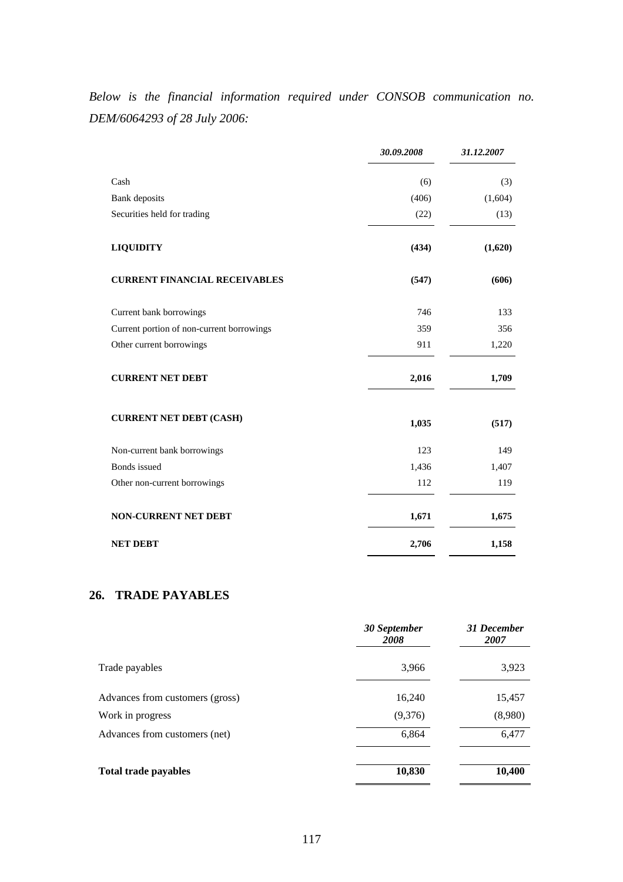*Below is the financial information required under CONSOB communication no. DEM/6064293 of 28 July 2006:*

| | *30.09.2008* | *31.12.2007* |
|---|---|---|
| Cash | (6) | (3) |
| Bank deposits | (406) | (1,604) |
| Securities held for trading | (22) | (13) |
| **LIQUIDITY** | **(434)** | **(1,620)** |
| **CURRENT FINANCIAL RECEIVABLES** | **(547)** | **(606)** |
| Current bank borrowings | 746 | 133 |
| Current portion of non-current borrowings | 359 | 356 |
| Other current borrowings | 911 | 1,220 |
| **CURRENT NET DEBT** | **2,016** | **1,709** |
| **CURRENT NET DEBT (CASH)** | **1,035** | **(517)** |
| Non-current bank borrowings | 123 | 149 |
| Bonds issued | 1,436 | 1,407 |
| Other non-current borrowings | 112 | 119 |
| **NON-CURRENT NET DEBT** | **1,671** | **1,675** |
| **NET DEBT** | **2,706** | **1,158** |

## 26. TRADE PAYABLES

| | *30 September 2008* | *31 December 2007* |
|---|---|---|
| Trade payables | 3,966 | 3,923 |
| Advances from customers (gross) | 16,240 | 15,457 |
| Work in progress | (9,376) | (8,980) |
| Advances from customers (net) | 6,864 | 6,477 |
| **Total trade payables** | **10,830** | **10,400** |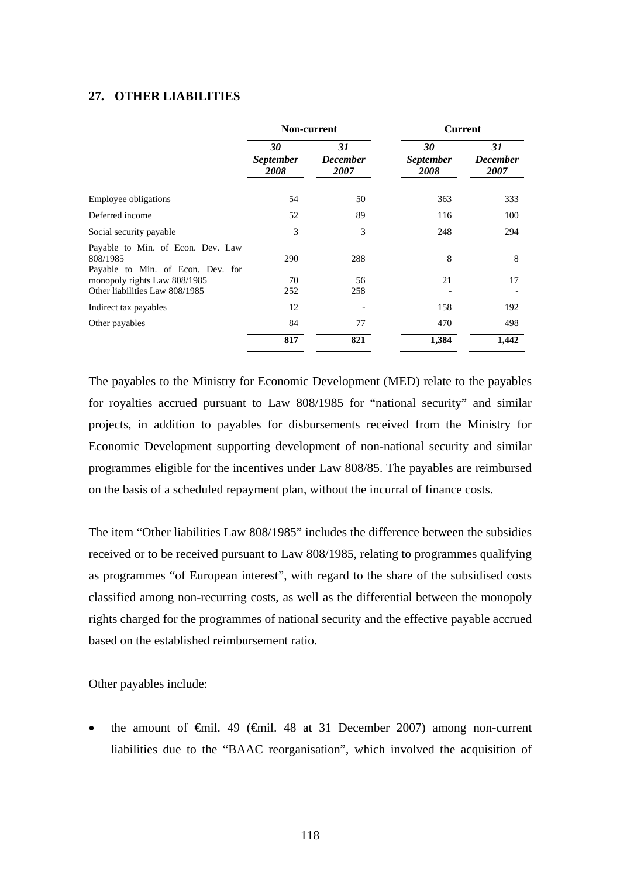## 27. OTHER LIABILITIES

| | Non-current | | Current | |
|---|---|---|---|---|
| | *30 September 2008* | *31 December 2007* | *30 September 2008* | *31 December 2007* |
| Employee obligations | 54 | 50 | 363 | 333 |
| Deferred income | 52 | 89 | 116 | 100 |
| Social security payable | 3 | 3 | 248 | 294 |
| Payable to Min. of Econ. Dev. Law 808/1985 | 290 | 288 | 8 | 8 |
| Payable to Min. of Econ. Dev. for monopoly rights Law 808/1985 | 70 | 56 | 21 | 17 |
| Other liabilities Law 808/1985 | 252 | 258 | - | - |
| Indirect tax payables | 12 | - | 158 | 192 |
| Other payables | 84 | 77 | 470 | 498 |
| | **817** | **821** | **1,384** | **1,442** |

The payables to the Ministry for Economic Development (MED) relate to the payables for royalties accrued pursuant to Law 808/1985 for "national security" and similar projects, in addition to payables for disbursements received from the Ministry for Economic Development supporting development of non-national security and similar programmes eligible for the incentives under Law 808/85. The payables are reimbursed on the basis of a scheduled repayment plan, without the incurral of finance costs.

The item "Other liabilities Law 808/1985" includes the difference between the subsidies received or to be received pursuant to Law 808/1985, relating to programmes qualifying as programmes "of European interest", with regard to the share of the subsidised costs classified among non-recurring costs, as well as the differential between the monopoly rights charged for the programmes of national security and the effective payable accrued based on the established reimbursement ratio.

Other payables include:

- the amount of €mil. 49 (€mil. 48 at 31 December 2007) among non-current liabilities due to the "BAAC reorganisation", which involved the acquisition of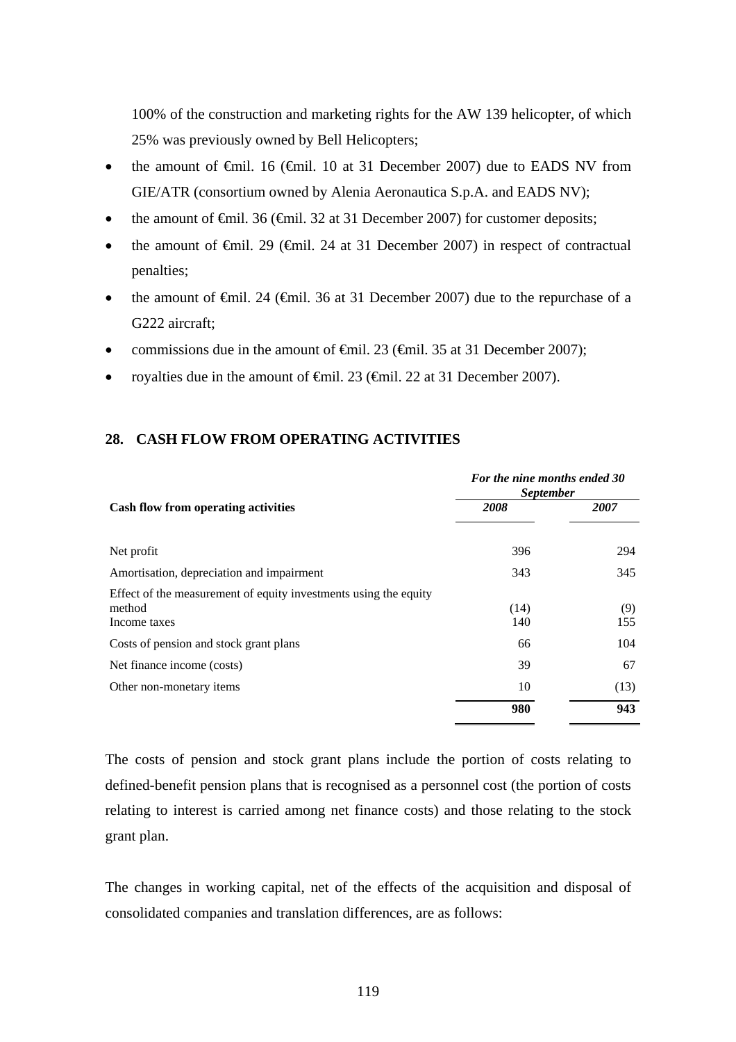100% of the construction and marketing rights for the AW 139 helicopter, of which 25% was previously owned by Bell Helicopters;

- the amount of €mil. 16 (€mil. 10 at 31 December 2007) due to EADS NV from GIE/ATR (consortium owned by Alenia Aeronautica S.p.A. and EADS NV);
- the amount of €mil. 36 (€mil. 32 at 31 December 2007) for customer deposits;
- the amount of €mil. 29 (€mil. 24 at 31 December 2007) in respect of contractual penalties;
- the amount of €mil. 24 (€mil. 36 at 31 December 2007) due to the repurchase of a G222 aircraft;
- commissions due in the amount of €mil. 23 (€mil. 35 at 31 December 2007);
- royalties due in the amount of €mil. 23 (€mil. 22 at 31 December 2007).

## 28. CASH FLOW FROM OPERATING ACTIVITIES

| | *For the nine months ended 30 September* | |
|---|---|---|
| **Cash flow from operating activities** | ***2008*** | ***2007*** |
| Net profit | 396 | 294 |
| Amortisation, depreciation and impairment | 343 | 345 |
| Effect of the measurement of equity investments using the equity method | (14) | (9) |
| Income taxes | 140 | 155 |
| Costs of pension and stock grant plans | 66 | 104 |
| Net finance income (costs) | 39 | 67 |
| Other non-monetary items | 10 | (13) |
| | **980** | **943** |

The costs of pension and stock grant plans include the portion of costs relating to defined-benefit pension plans that is recognised as a personnel cost (the portion of costs relating to interest is carried among net finance costs) and those relating to the stock grant plan.

The changes in working capital, net of the effects of the acquisition and disposal of consolidated companies and translation differences, are as follows: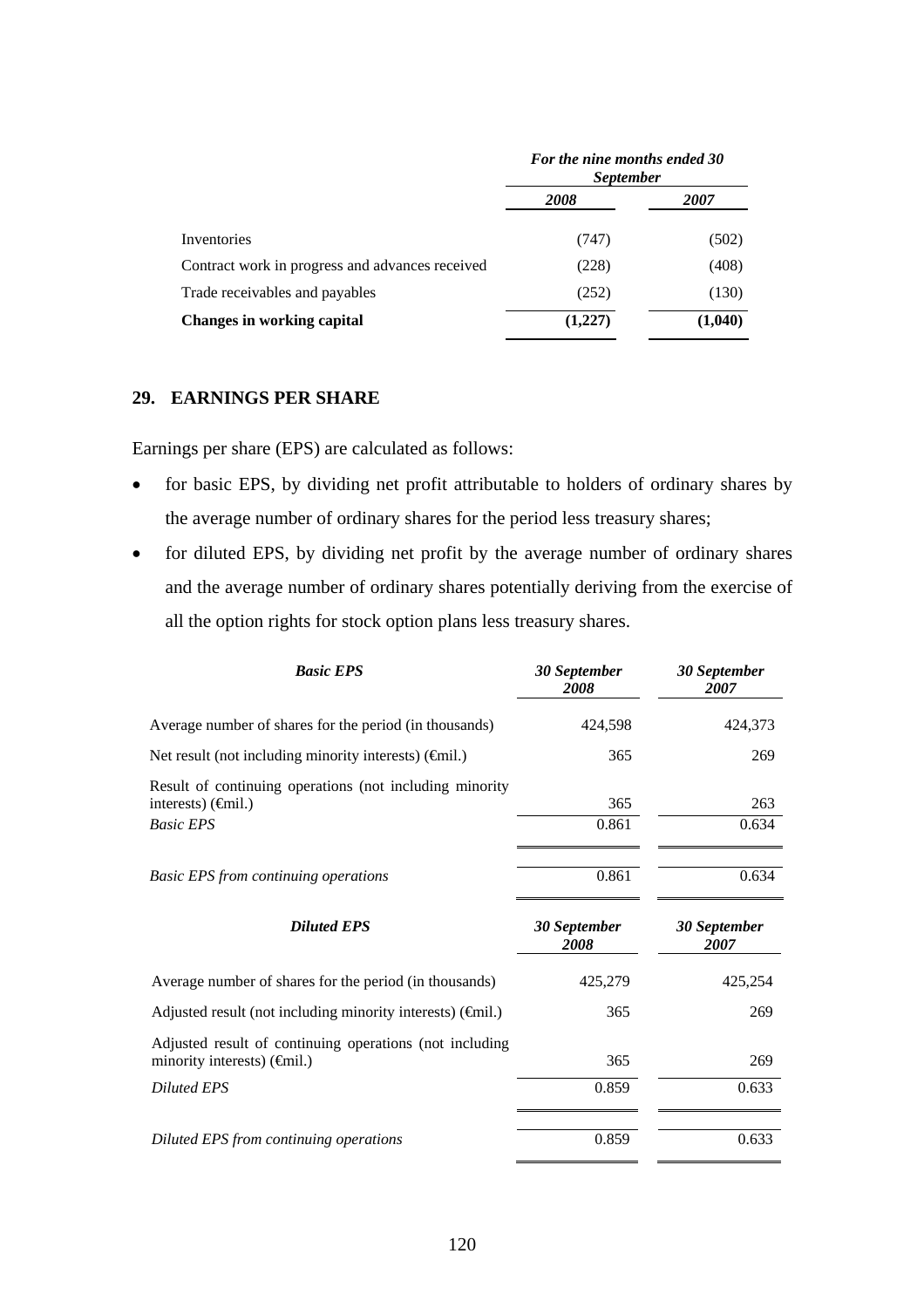| | *For the nine months ended 30 September* | |
|---|---|---|
| | ***2008*** | ***2007*** |
| Inventories | (747) | (502) |
| Contract work in progress and advances received | (228) | (408) |
| Trade receivables and payables | (252) | (130) |
| **Changes in working capital** | **(1,227)** | **(1,040)** |

## 29. EARNINGS PER SHARE

Earnings per share (EPS) are calculated as follows:

- for basic EPS, by dividing net profit attributable to holders of ordinary shares by the average number of ordinary shares for the period less treasury shares;
- for diluted EPS, by dividing net profit by the average number of ordinary shares and the average number of ordinary shares potentially deriving from the exercise of all the option rights for stock option plans less treasury shares.

| ***Basic EPS*** | ***30 September 2008*** | ***30 September 2007*** |
|---|---|---|
| Average number of shares for the period (in thousands) | 424,598 | 424,373 |
| Net result (not including minority interests) (€mil.) | 365 | 269 |
| Result of continuing operations (not including minority interests) (€mil.) | 365 | 263 |
| *Basic EPS* | 0.861 | 0.634 |
| *Basic EPS from continuing operations* | 0.861 | 0.634 |

| ***Diluted EPS*** | ***30 September 2008*** | ***30 September 2007*** |
|---|---|---|
| Average number of shares for the period (in thousands) | 425,279 | 425,254 |
| Adjusted result (not including minority interests) (€mil.) | 365 | 269 |
| Adjusted result of continuing operations (not including minority interests) (€mil.) | 365 | 269 |
| *Diluted EPS* | 0.859 | 0.633 |
| *Diluted EPS from continuing operations* | 0.859 | 0.633 |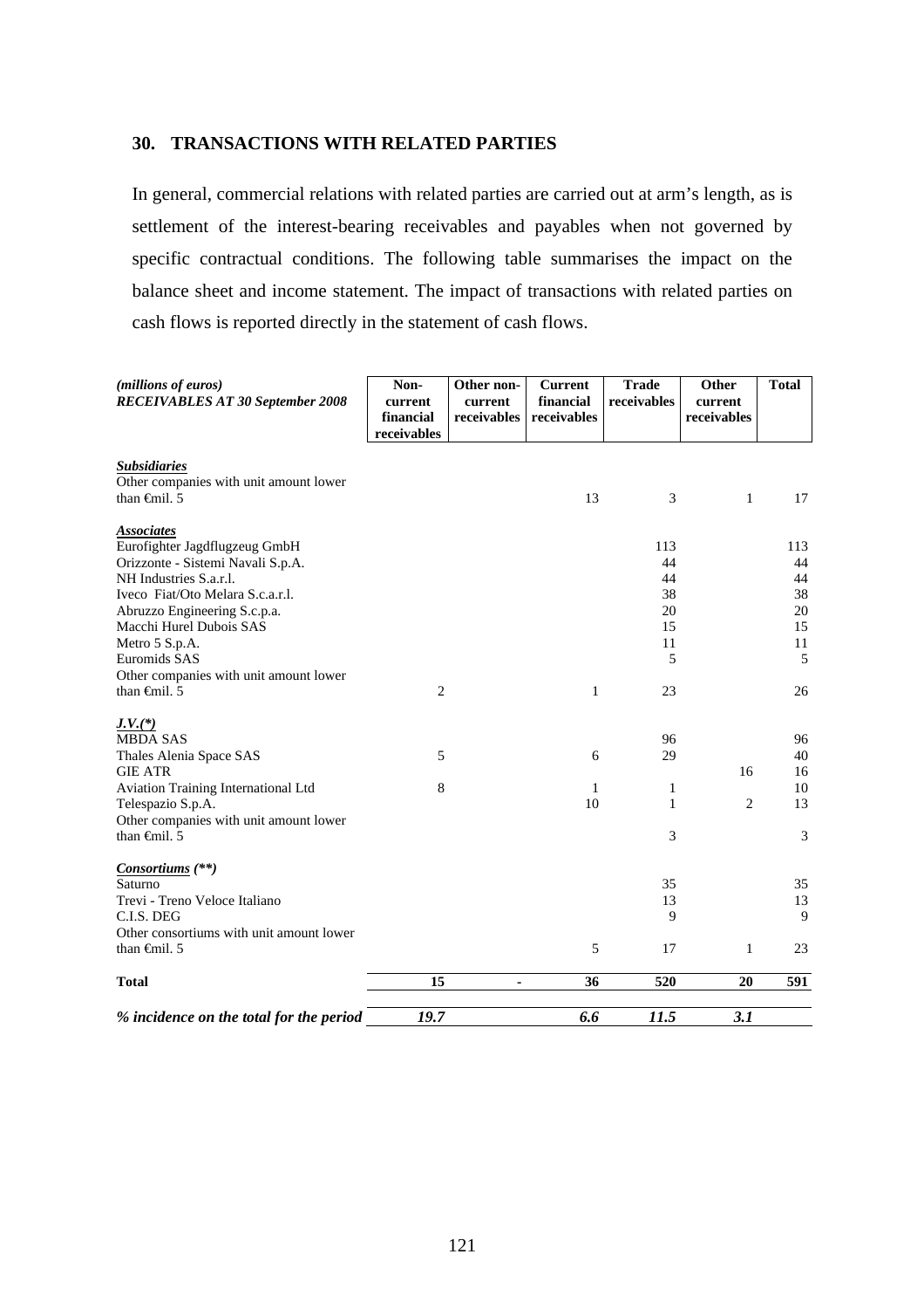## 30. TRANSACTIONS WITH RELATED PARTIES

In general, commercial relations with related parties are carried out at arm's length, as is settlement of the interest-bearing receivables and payables when not governed by specific contractual conditions. The following table summarises the impact on the balance sheet and income statement. The impact of transactions with related parties on cash flows is reported directly in the statement of cash flows.

| *(millions of euros)* ***RECEIVABLES AT 30 September 2008*** | **Non-current financial receivables** | **Other non-current receivables** | **Current financial receivables** | **Trade receivables** | **Other current receivables** | **Total** |
|---|---|---|---|---|---|---|
| ***Subsidiaries*** | | | | | | |
| Other companies with unit amount lower than €mil. 5 | | | 13 | 3 | 1 | 17 |
| ***Associates*** | | | | | | |
| Eurofighter Jagdflugzeug GmbH | | | | 113 | | 113 |
| Orizzonte - Sistemi Navali S.p.A. | | | | 44 | | 44 |
| NH Industries S.a.r.l. | | | | 44 | | 44 |
| Iveco Fiat/Oto Melara S.c.a.r.l. | | | | 38 | | 38 |
| Abruzzo Engineering S.c.p.a. | | | | 20 | | 20 |
| Macchi Hurel Dubois SAS | | | | 15 | | 15 |
| Metro 5 S.p.A. | | | | 11 | | 11 |
| Euromids SAS | | | | 5 | | 5 |
| Other companies with unit amount lower than €mil. 5 | 2 | | 1 | 23 | | 26 |
| ***J.V.(*)*** | | | | | | |
| MBDA SAS | | | | 96 | | 96 |
| Thales Alenia Space SAS | 5 | | 6 | 29 | | 40 |
| GIE ATR | | | | | 16 | 16 |
| Aviation Training International Ltd | 8 | | 1 | 1 | | 10 |
| Telespazio S.p.A. | | | 10 | 1 | 2 | 13 |
| Other companies with unit amount lower than €mil. 5 | | | | 3 | | 3 |
| ***Consortiums (**)*** | | | | | | |
| Saturno | | | | 35 | | 35 |
| Trevi - Treno Veloce Italiano | | | | 13 | | 13 |
| C.I.S. DEG | | | | 9 | | 9 |
| Other consortiums with unit amount lower than €mil. 5 | | | 5 | 17 | 1 | 23 |
| **Total** | **15** | **-** | **36** | **520** | **20** | **591** |
| ***% incidence on the total for the period*** | ***19.7*** | | ***6.6*** | ***11.5*** | ***3.1*** | |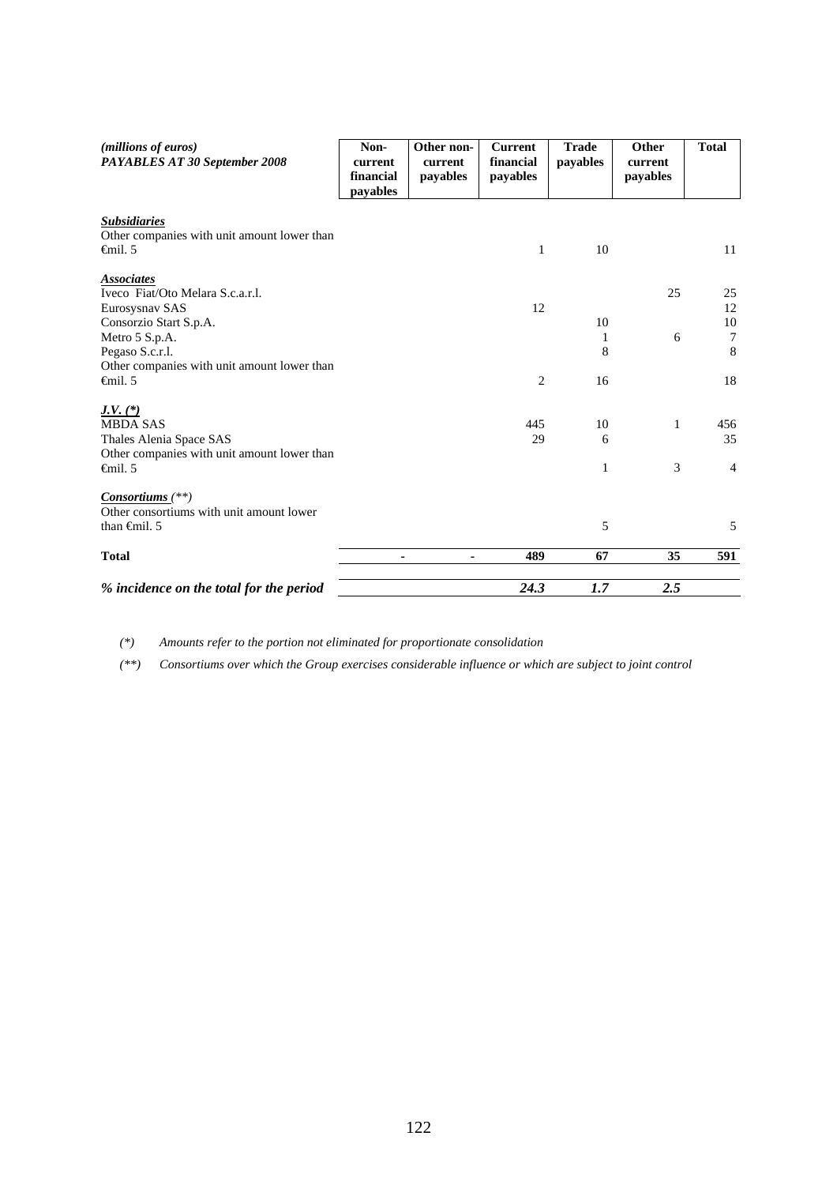| *(millions of euros)* ***PAYABLES AT 30 September 2008*** | **Non-current financial payables** | **Other non-current payables** | **Current financial payables** | **Trade payables** | **Other current payables** | **Total** |
|---|---|---|---|---|---|---|
| ***Subsidiaries*** | | | | | | |
| Other companies with unit amount lower than €mil. 5 | | | 1 | 10 | | 11 |
| ***Associates*** | | | | | | |
| Iveco Fiat/Oto Melara S.c.a.r.l. | | | | | 25 | 25 |
| Eurosysnav SAS | | | 12 | | | 12 |
| Consorzio Start S.p.A. | | | | 10 | | 10 |
| Metro 5 S.p.A. | | | | 1 | 6 | 7 |
| Pegaso S.c.r.l. | | | | 8 | | 8 |
| Other companies with unit amount lower than €mil. 5 | | | 2 | 16 | | 18 |
| ***J.V. (\*)*** | | | | | | |
| MBDA SAS | | | 445 | 10 | 1 | 456 |
| Thales Alenia Space SAS | | | 29 | 6 | | 35 |
| Other companies with unit amount lower than €mil. 5 | | | | 1 | 3 | 4 |
| ***Consortiums** (\*\*)* | | | | | | |
| Other consortiums with unit amount lower than €mil. 5 | | | | 5 | | 5 |
| **Total** | - | - | **489** | **67** | **35** | **591** |
| ***% incidence on the total for the period*** | | | ***24.3*** | ***1.7*** | ***2.5*** | |

*(\*) Amounts refer to the portion not eliminated for proportionate consolidation*

*(\*\*) Consortiums over which the Group exercises considerable influence or which are subject to joint control*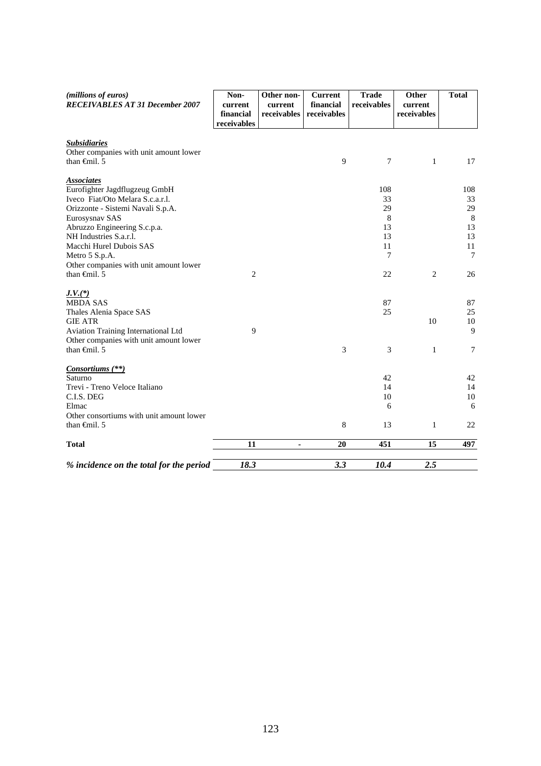| *(millions of euros)* ***RECEIVABLES AT 31 December 2007*** | **Non-current financial receivables** | **Other non-current receivables** | **Current financial receivables** | **Trade receivables** | **Other current receivables** | **Total** |
|---|---|---|---|---|---|---|
| ***Subsidiaries*** | | | | | | |
| Other companies with unit amount lower than €mil. 5 | | | 9 | 7 | 1 | 17 |
| ***Associates*** | | | | | | |
| Eurofighter Jagdflugzeug GmbH | | | | 108 | | 108 |
| Iveco Fiat/Oto Melara S.c.a.r.l. | | | | 33 | | 33 |
| Orizzonte - Sistemi Navali S.p.A. | | | | 29 | | 29 |
| Eurosysnav SAS | | | | 8 | | 8 |
| Abruzzo Engineering S.c.p.a. | | | | 13 | | 13 |
| NH Industries S.a.r.l. | | | | 13 | | 13 |
| Macchi Hurel Dubois SAS | | | | 11 | | 11 |
| Metro 5 S.p.A. | | | | 7 | | 7 |
| Other companies with unit amount lower than €mil. 5 | 2 | | | 22 | 2 | 26 |
| ***J.V.(\*)*** | | | | | | |
| MBDA SAS | | | | 87 | | 87 |
| Thales Alenia Space SAS | | | | 25 | | 25 |
| GIE ATR | | | | | 10 | 10 |
| Aviation Training International Ltd | 9 | | | | | 9 |
| Other companies with unit amount lower than €mil. 5 | | | 3 | 3 | 1 | 7 |
| ***Consortiums (\*\*)*** | | | | | | |
| Saturno | | | | 42 | | 42 |
| Trevi - Treno Veloce Italiano | | | | 14 | | 14 |
| C.I.S. DEG | | | | 10 | | 10 |
| Elmac | | | | 6 | | 6 |
| Other consortiums with unit amount lower than €mil. 5 | | | 8 | 13 | 1 | 22 |
| **Total** | **11** | **-** | **20** | **451** | **15** | **497** |
| ***% incidence on the total for the period*** | ***18.3*** | | ***3.3*** | ***10.4*** | ***2.5*** | |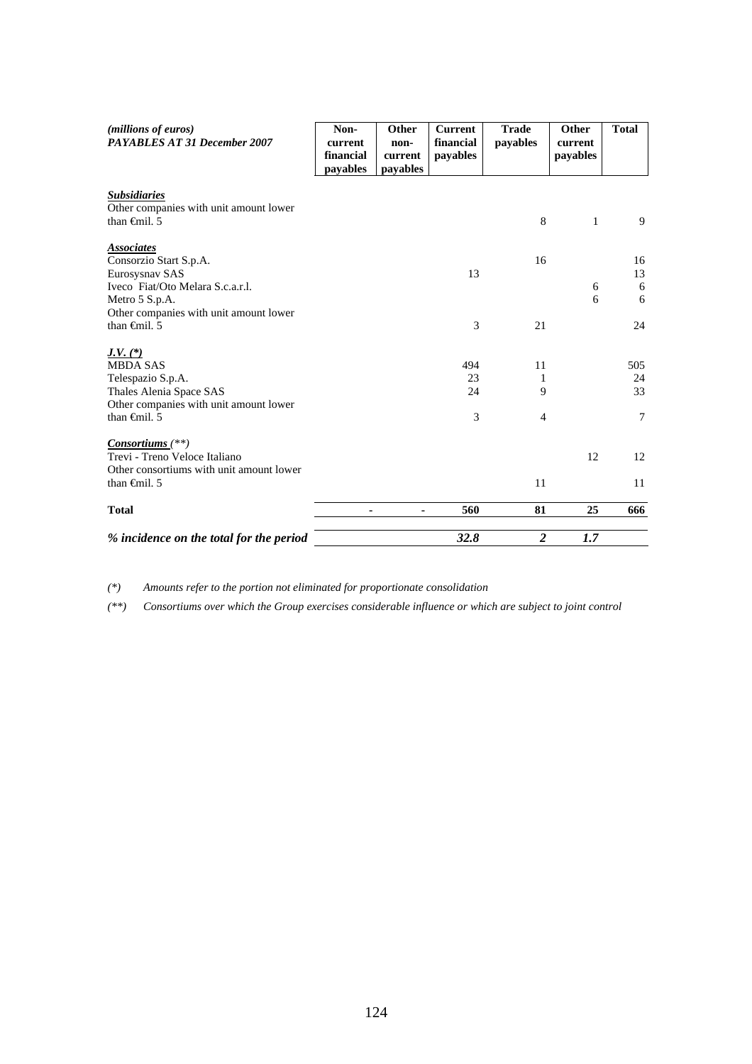| *(millions of euros)* *PAYABLES AT 31 December 2007* | Non-current financial payables | Other non-current payables | Current financial payables | Trade payables | Other current payables | Total |
|---|---|---|---|---|---|---|
| ***Subsidiaries*** | | | | | | |
| Other companies with unit amount lower than €mil. 5 | | | | 8 | 1 | 9 |
| ***Associates*** | | | | | | |
| Consorzio Start S.p.A. | | | | 16 | | 16 |
| Eurosysnav SAS | | | 13 | | | 13 |
| Iveco Fiat/Oto Melara S.c.a.r.l. | | | | | 6 | 6 |
| Metro 5 S.p.A. | | | | | 6 | 6 |
| Other companies with unit amount lower than €mil. 5 | | | 3 | 21 | | 24 |
| ***J.V. (\*)*** | | | | | | |
| MBDA SAS | | | 494 | 11 | | 505 |
| Telespazio S.p.A. | | | 23 | 1 | | 24 |
| Thales Alenia Space SAS | | | 24 | 9 | | 33 |
| Other companies with unit amount lower than €mil. 5 | | | 3 | 4 | | 7 |
| ***Consortiums** (\*\*)* | | | | | | |
| Trevi - Treno Veloce Italiano | | | | | 12 | 12 |
| Other consortiums with unit amount lower than €mil. 5 | | | | 11 | | 11 |
| **Total** | **-** | **-** | **560** | **81** | **25** | **666** |
| ***% incidence on the total for the period*** | | | ***32.8*** | ***2*** | ***1.7*** | |

*(\*) Amounts refer to the portion not eliminated for proportionate consolidation*

*(\*\*) Consortiums over which the Group exercises considerable influence or which are subject to joint control*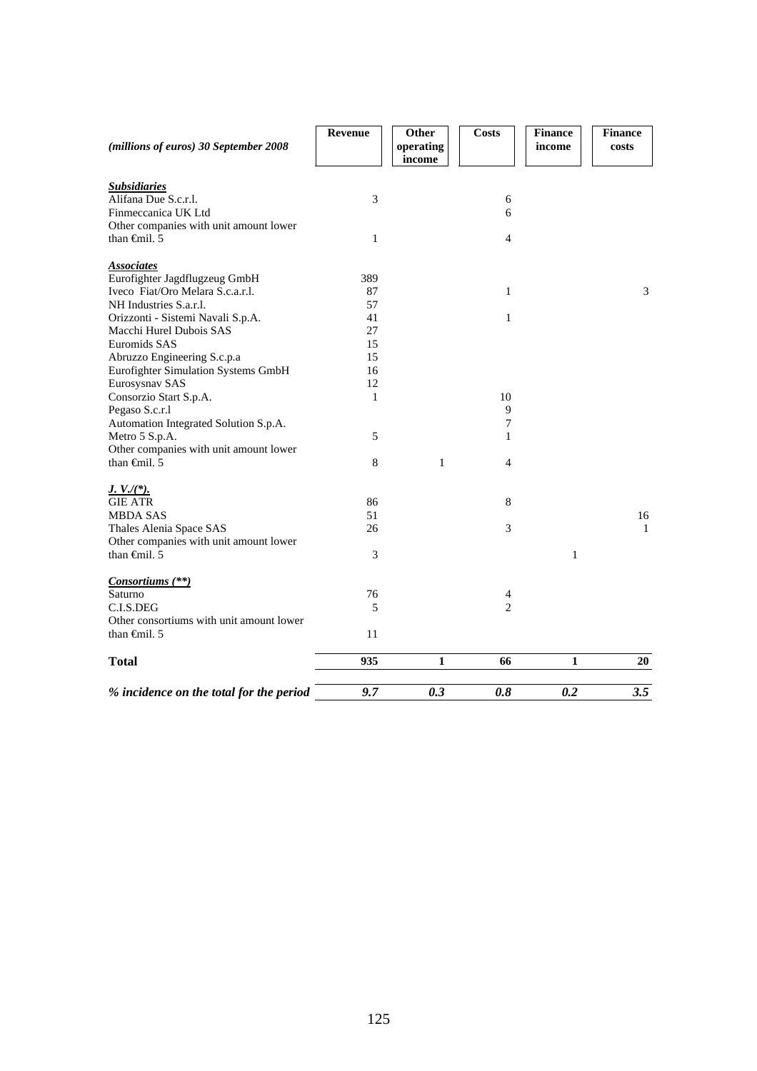| *(millions of euros) 30 September 2008* | **Revenue** | **Other operating income** | **Costs** | **Finance income** | **Finance costs** |
|---|---|---|---|---|---|
| ***Subsidiaries*** | | | | | |
| Alifana Due S.c.r.l. | 3 | | 6 | | |
| Finmeccanica UK Ltd | | | 6 | | |
| Other companies with unit amount lower than €mil. 5 | 1 | | 4 | | |
| ***Associates*** | | | | | |
| Eurofighter Jagdflugzeug GmbH | 389 | | | | |
| Iveco Fiat/Oro Melara S.c.a.r.l. | 87 | | 1 | | 3 |
| NH Industries S.a.r.l. | 57 | | | | |
| Orizzonti - Sistemi Navali S.p.A. | 41 | | 1 | | |
| Macchi Hurel Dubois SAS | 27 | | | | |
| Euromids SAS | 15 | | | | |
| Abruzzo Engineering S.c.p.a | 15 | | | | |
| Eurofighter Simulation Systems GmbH | 16 | | | | |
| Eurosysnav SAS | 12 | | | | |
| Consorzio Start S.p.A. | 1 | | 10 | | |
| Pegaso S.c.r.l | | | 9 | | |
| Automation Integrated Solution S.p.A. | | | 7 | | |
| Metro 5 S.p.A. | 5 | | 1 | | |
| Other companies with unit amount lower than €mil. 5 | 8 | 1 | 4 | | |
| ***J. V./(\*).*** | | | | | |
| GIE ATR | 86 | | 8 | | |
| MBDA SAS | 51 | | | | 16 |
| Thales Alenia Space SAS | 26 | | 3 | | 1 |
| Other companies with unit amount lower than €mil. 5 | 3 | | | 1 | |
| ***Consortiums (\*\*)*** | | | | | |
| Saturno | 76 | | 4 | | |
| C.I.S.DEG | 5 | | 2 | | |
| Other consortiums with unit amount lower than €mil. 5 | 11 | | | | |
| **Total** | **935** | **1** | **66** | **1** | **20** |
| ***% incidence on the total for the period*** | ***9.7*** | ***0.3*** | ***0.8*** | ***0.2*** | ***3.5*** |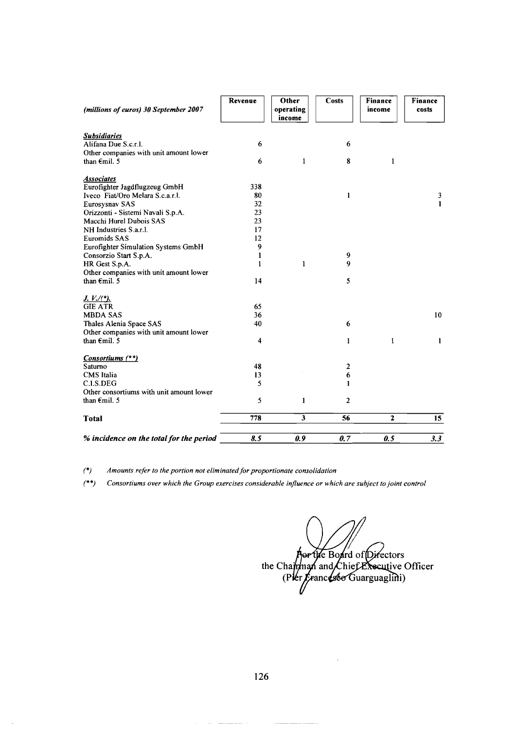| *(millions of euros) 30 September 2007* | Revenue | Other operating income | Costs | Finance income | Finance costs |
|---|---|---|---|---|---|
| ***Subsidiaries*** | | | | | |
| Alifana Due S.c.r.l. | 6 | | 6 | | |
| Other companies with unit amount lower than €mil. 5 | 6 | 1 | 8 | 1 | |
| ***Associates*** | | | | | |
| Eurofighter Jagdflugzeug GmbH | 338 | | | | |
| Iveco Fiat/Oto Melara S.c.a.r.l. | 80 | | 1 | | 3 |
| Eurosysnav SAS | 32 | | | | 1 |
| Orizzonti - Sistemi Navali S.p.A. | 23 | | | | |
| Macchi Hurel Dubois SAS | 23 | | | | |
| NH Industries S.a.r.l. | 17 | | | | |
| Euromids SAS | 12 | | | | |
| Eurofighter Simulation Systems GmbH | 9 | | | | |
| Consorzio Start S.p.A. | 1 | | 9 | | |
| HR Gest S.p.A. | 1 | 1 | 9 | | |
| Other companies with unit amount lower than €mil. 5 | 14 | | 5 | | |
| ***J. V.(\*)*** | | | | | |
| GIE ATR | 65 | | | | |
| MBDA SAS | 36 | | | | 10 |
| Thales Alenia Space SAS | 40 | | 6 | | |
| Other companies with unit amount lower than €mil. 5 | 4 | | 1 | 1 | 1 |
| ***Consortiums (\*\*)*** | | | | | |
| Saturno | 48 | | 2 | | |
| CMS Italia | 13 | | 6 | | |
| C.I.S.DEG | 5 | | 1 | | |
| Other consortiums with unit amount lower than €mil. 5 | 5 | 1 | 2 | | |
| **Total** | 778 | 3 | 56 | 2 | 15 |
| ***% incidence on the total for the period*** | ***8.5*** | ***0.9*** | ***0.7*** | ***0.5*** | ***3.3*** |

*(\*) Amounts refer to the portion not eliminated for proportionate consolidation*

*(\*\*) Consortiums over which the Group exercises considerable influence or which are subject to joint control*

For the Board of Directors
the Chairman and Chief Executive Officer
(Pier Francesco Guarguaglini)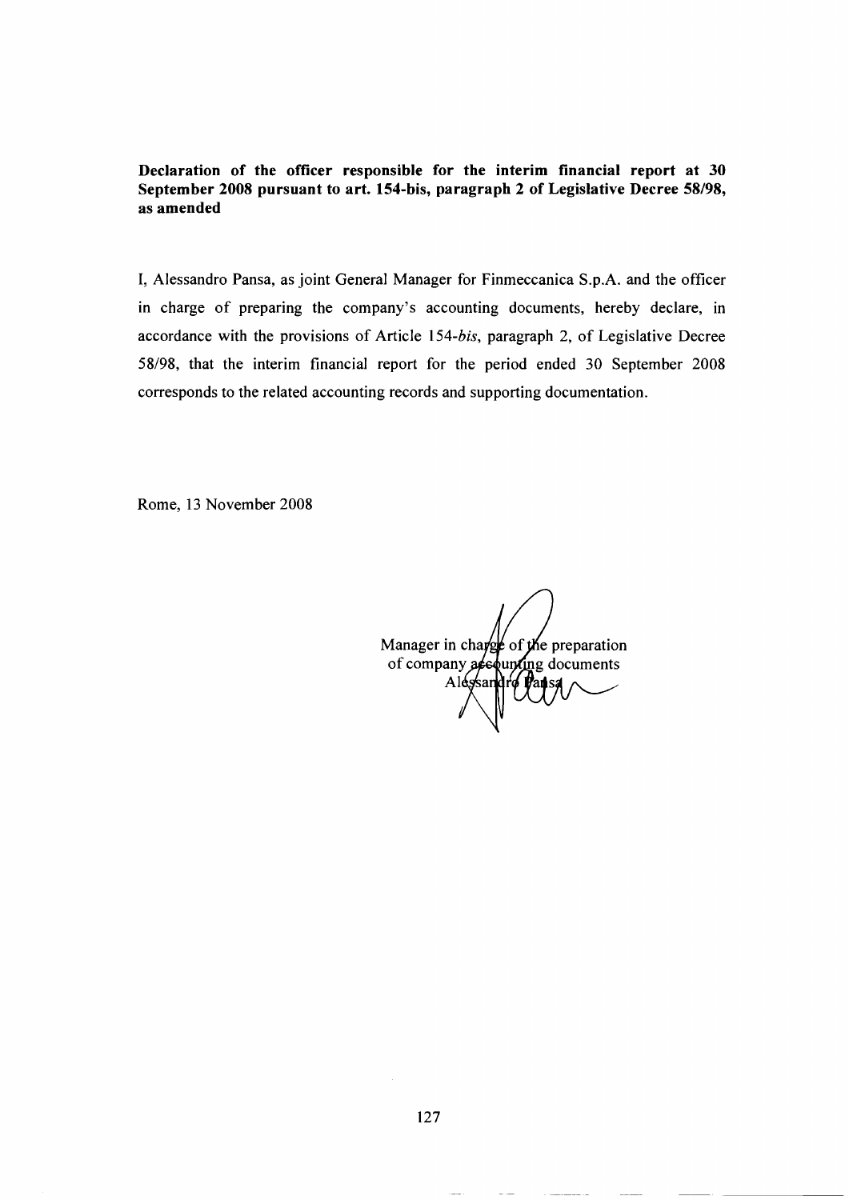**Declaration of the officer responsible for the interim financial report at 30 September 2008 pursuant to art. 154-bis, paragraph 2 of Legislative Decree 58/98, as amended**

I, Alessandro Pansa, as joint General Manager for Finmeccanica S.p.A. and the officer in charge of preparing the company's accounting documents, hereby declare, in accordance with the provisions of Article 154-*bis*, paragraph 2, of Legislative Decree 58/98, that the interim financial report for the period ended 30 September 2008 corresponds to the related accounting records and supporting documentation.

Rome, 13 November 2008

Manager in charge of the preparation
of company accounting documents
Alessandro Pansa